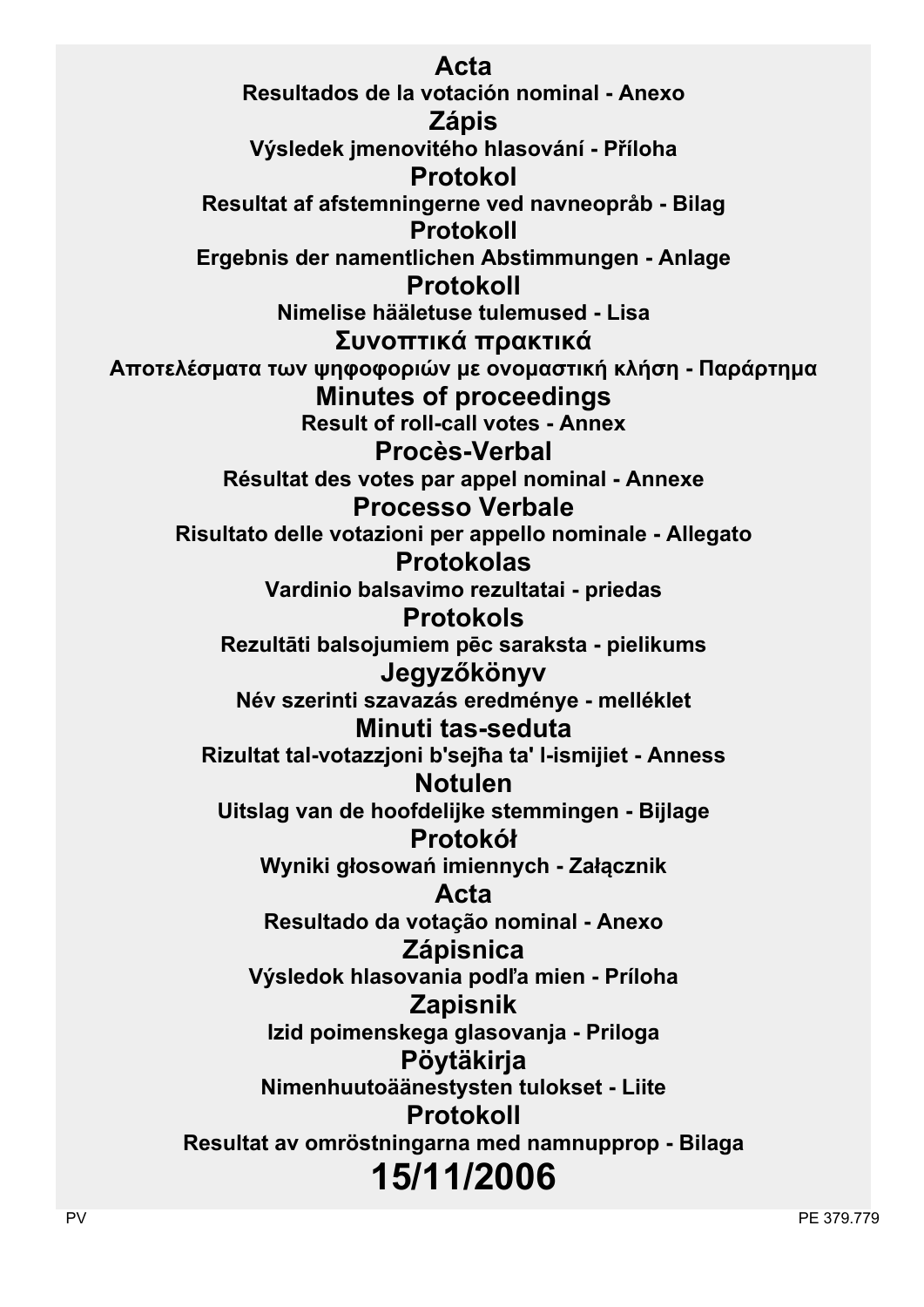# Acta
**Resultados de la votación nominal - Anexo**

# Zápis
**Výsledek jmenovitého hlasování - Příloha**

# Protokol
**Resultat af afstemningerne ved navneopråb - Bilag**

# Protokoll
**Ergebnis der namentlichen Abstimmungen - Anlage**

# Protokoll
**Nimelise hääletuse tulemused - Lisa**

# Συνοπτικά πρακτικά
**Αποτελέσματα των ψηφοφοριών με ονομαστική κλήση - Παράρτημα**

# Minutes of proceedings
**Result of roll-call votes - Annex**

# Procès-Verbal
**Résultat des votes par appel nominal - Annexe**

# Processo Verbale
**Risultato delle votazioni per appello nominale - Allegato**

# Protokolas
**Vardinio balsavimo rezultatai - priedas**

# Protokols
**Rezultāti balsojumiem pēc saraksta - pielikums**

# Jegyzőkönyv
**Név szerinti szavazás eredménye - melléklet**

# Minuti tas-seduta
**Rizultat tal-votazzjoni b'sejħa ta' l-ismijiet - Anness**

# Notulen
**Uitslag van de hoofdelijke stemmingen - Bijlage**

# Protokół
**Wyniki głosowań imiennych - Załącznik**

# Acta
**Resultado da votação nominal - Anexo**

# Zápisnica
**Výsledok hlasovania podľa mien - Príloha**

# Zapisnik
**Izid poimenskega glasovanja - Priloga**

# Pöytäkirja
**Nimenhuutoäänestysten tulokset - Liite**

# Protokoll
**Resultat av omröstningarna med namnupprop - Bilaga**

# 15/11/2006

PV

PE 379.779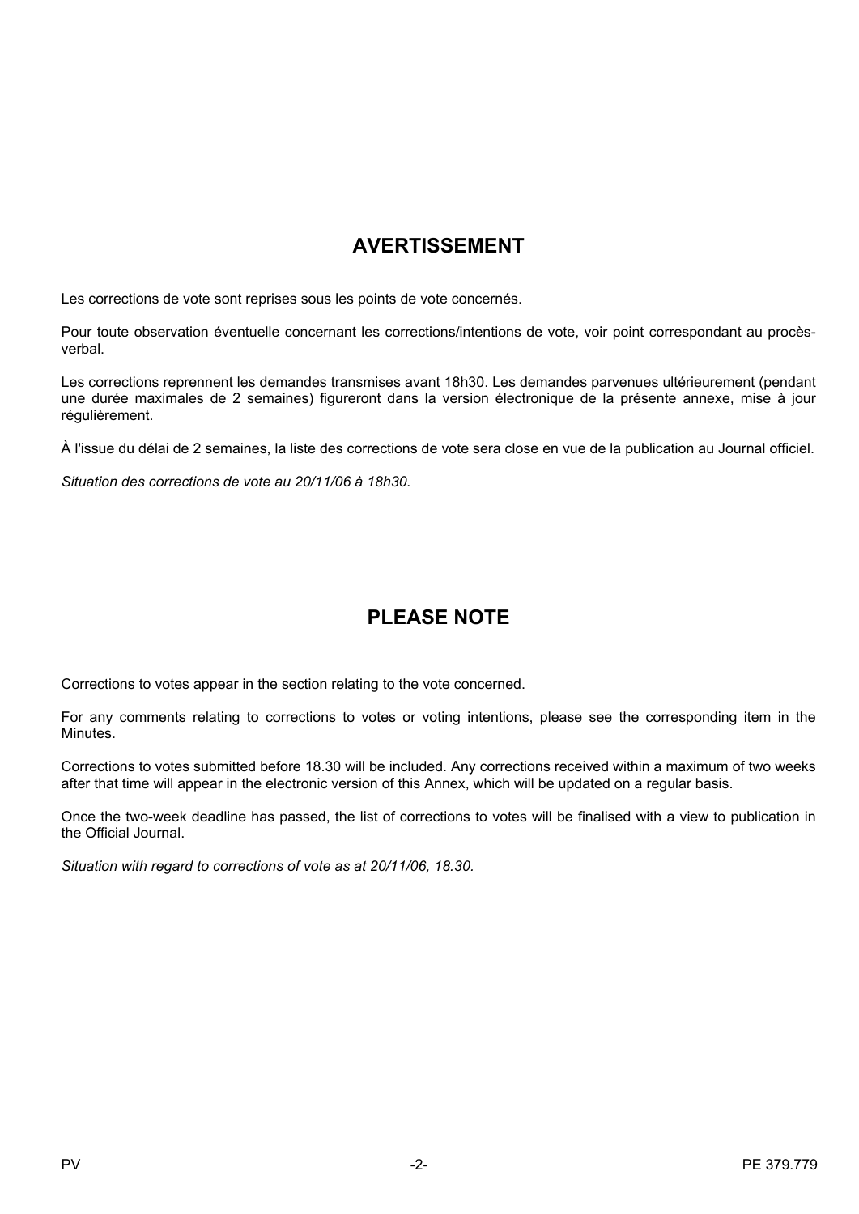## AVERTISSEMENT

Les corrections de vote sont reprises sous les points de vote concernés.

Pour toute observation éventuelle concernant les corrections/intentions de vote, voir point correspondant au procès-verbal.

Les corrections reprennent les demandes transmises avant 18h30. Les demandes parvenues ultérieurement (pendant une durée maximales de 2 semaines) figureront dans la version électronique de la présente annexe, mise à jour régulièrement.

À l'issue du délai de 2 semaines, la liste des corrections de vote sera close en vue de la publication au Journal officiel.

*Situation des corrections de vote au 20/11/06 à 18h30.*

## PLEASE NOTE

Corrections to votes appear in the section relating to the vote concerned.

For any comments relating to corrections to votes or voting intentions, please see the corresponding item in the Minutes.

Corrections to votes submitted before 18.30 will be included. Any corrections received within a maximum of two weeks after that time will appear in the electronic version of this Annex, which will be updated on a regular basis.

Once the two-week deadline has passed, the list of corrections to votes will be finalised with a view to publication in the Official Journal.

*Situation with regard to corrections of vote as at 20/11/06, 18.30.*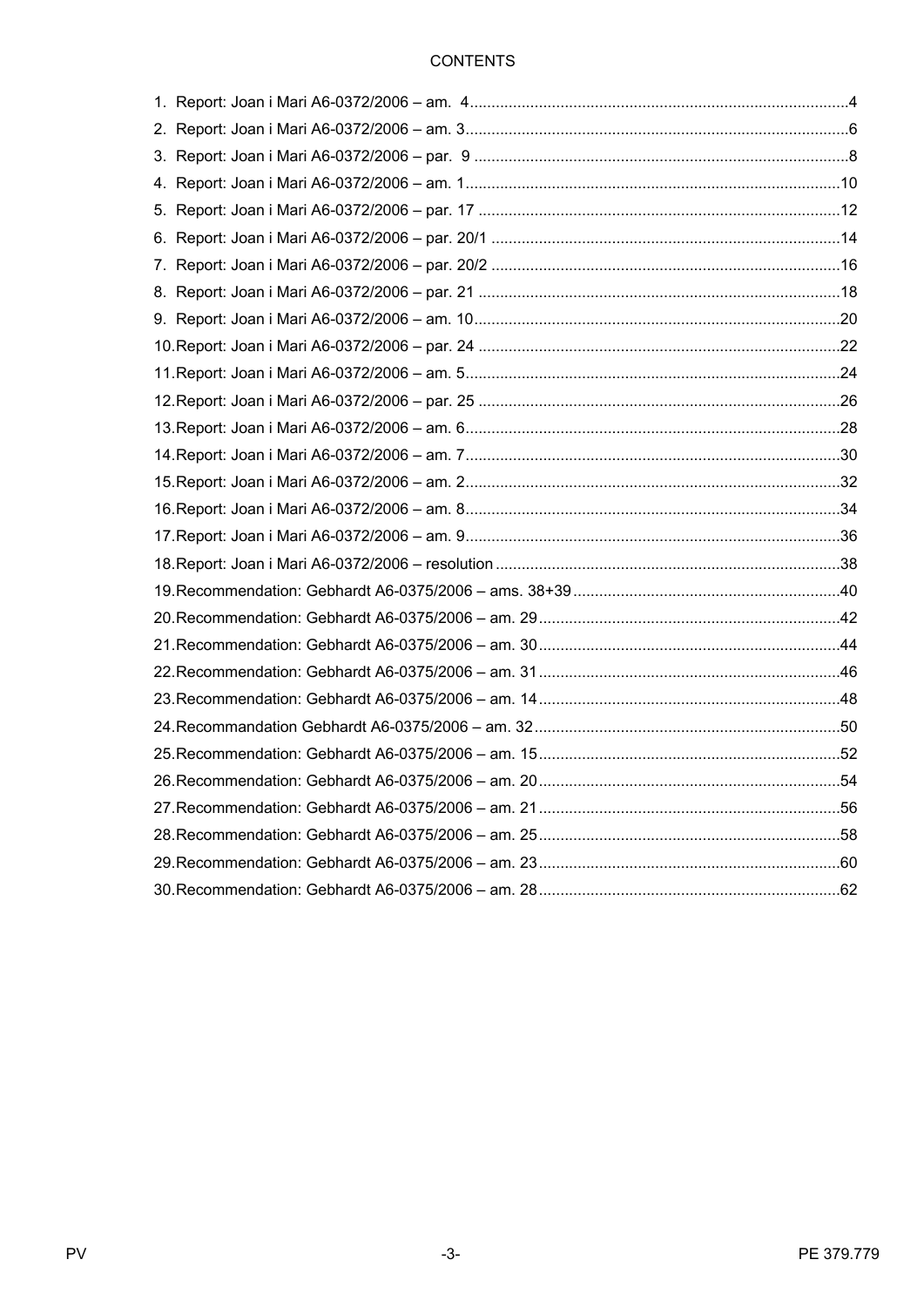# CONTENTS

1. Report: Joan i Mari A6-0372/2006 – am. 4 .......................................................................................4
2. Report: Joan i Mari A6-0372/2006 – am. 3 .......................................................................................6
3. Report: Joan i Mari A6-0372/2006 – par. 9 .......................................................................................8
4. Report: Joan i Mari A6-0372/2006 – am. 1 .......................................................................................10
5. Report: Joan i Mari A6-0372/2006 – par. 17 .....................................................................................12
6. Report: Joan i Mari A6-0372/2006 – par. 20/1 ..................................................................................14
7. Report: Joan i Mari A6-0372/2006 – par. 20/2 ..................................................................................16
8. Report: Joan i Mari A6-0372/2006 – par. 21 .....................................................................................18
9. Report: Joan i Mari A6-0372/2006 – am. 10 .....................................................................................20
10. Report: Joan i Mari A6-0372/2006 – par. 24 ...................................................................................22
11. Report: Joan i Mari A6-0372/2006 – am. 5 .....................................................................................24
12. Report: Joan i Mari A6-0372/2006 – par. 25 ...................................................................................26
13. Report: Joan i Mari A6-0372/2006 – am. 6 .....................................................................................28
14. Report: Joan i Mari A6-0372/2006 – am. 7 .....................................................................................30
15. Report: Joan i Mari A6-0372/2006 – am. 2 .....................................................................................32
16. Report: Joan i Mari A6-0372/2006 – am. 8 .....................................................................................34
17. Report: Joan i Mari A6-0372/2006 – am. 9 .....................................................................................36
18. Report: Joan i Mari A6-0372/2006 – resolution ...............................................................................38
19. Recommendation: Gebhardt A6-0375/2006 – ams. 38+39 .............................................................40
20. Recommendation: Gebhardt A6-0375/2006 – am. 29 .....................................................................42
21. Recommendation: Gebhardt A6-0375/2006 – am. 30 .....................................................................44
22. Recommendation: Gebhardt A6-0375/2006 – am. 31 .....................................................................46
23. Recommendation: Gebhardt A6-0375/2006 – am. 14 .....................................................................48
24. Recommandation Gebhardt A6-0375/2006 – am. 32 ......................................................................50
25. Recommendation: Gebhardt A6-0375/2006 – am. 15 .....................................................................52
26. Recommendation: Gebhardt A6-0375/2006 – am. 20 .....................................................................54
27. Recommendation: Gebhardt A6-0375/2006 – am. 21 .....................................................................56
28. Recommendation: Gebhardt A6-0375/2006 – am. 25 .....................................................................58
29. Recommendation: Gebhardt A6-0375/2006 – am. 23 .....................................................................60
30. Recommendation: Gebhardt A6-0375/2006 – am. 28 .....................................................................62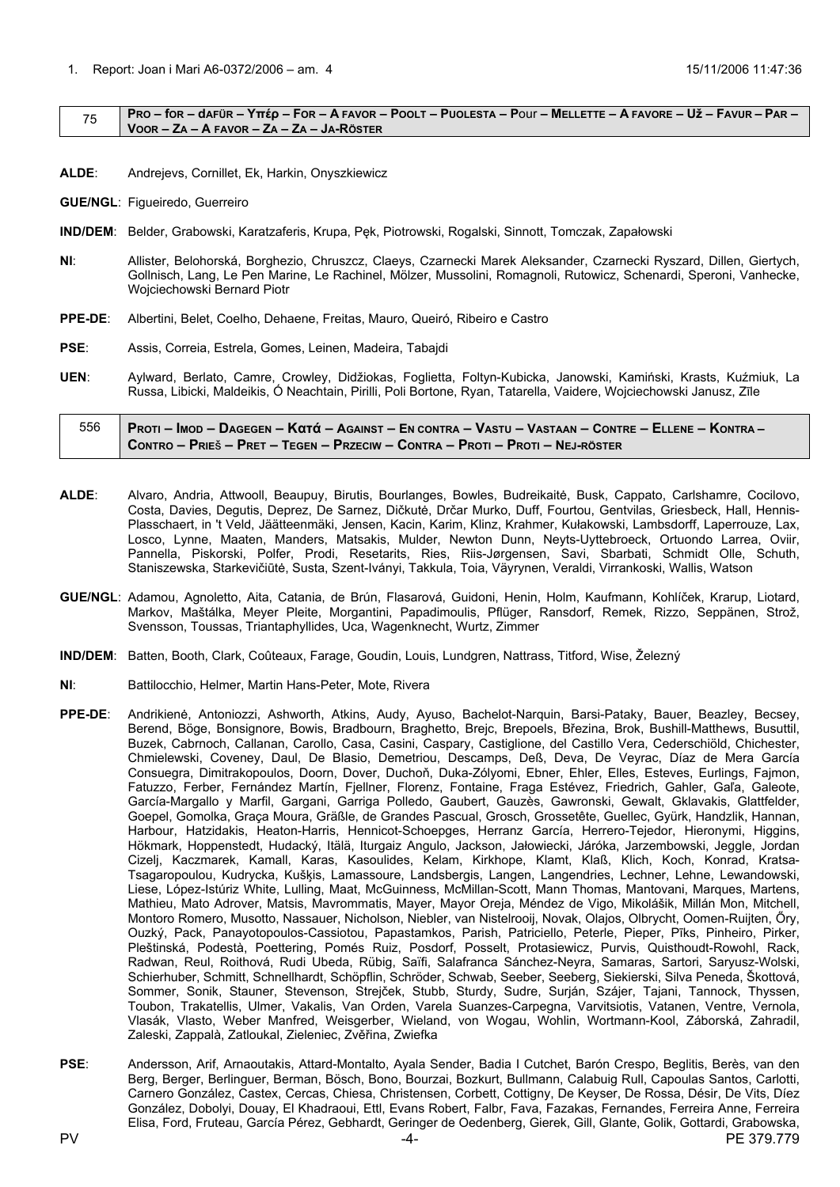1. Report: Joan i Mari A6-0372/2006 – am. 4 15/11/2006 11:47:36

| 75 | **PRO – for – dAFÜR – Υπέρ – FOR – A FAVOR – POOLT – PUOLESTA – Pour – MELLETTE – A FAVORE – Už – FAVUR – PAR – VOOR – ZA – A FAVOR – ZA – ZA – JA-RÖSTER** |
|---|---|

**ALDE**: Andrejevs, Cornillet, Ek, Harkin, Onyszkiewicz

**GUE/NGL**: Figueiredo, Guerreiro

**IND/DEM**: Belder, Grabowski, Karatzaferis, Krupa, Pęk, Piotrowski, Rogalski, Sinnott, Tomczak, Zapałowski

**NI**: Allister, Belohorská, Borghezio, Chruszcz, Claeys, Czarnecki Marek Aleksander, Czarnecki Ryszard, Dillen, Giertych, Gollnisch, Lang, Le Pen Marine, Le Rachinel, Mölzer, Mussolini, Romagnoli, Rutowicz, Schenardi, Speroni, Vanhecke, Wojciechowski Bernard Piotr

**PPE-DE**: Albertini, Belet, Coelho, Dehaene, Freitas, Mauro, Queiró, Ribeiro e Castro

**PSE**: Assis, Correia, Estrela, Gomes, Leinen, Madeira, Tabajdi

**UEN**: Aylward, Berlato, Camre, Crowley, Didžiokas, Foglietta, Foltyn-Kubicka, Janowski, Kamiński, Krasts, Kuźmiuk, La Russa, Libicki, Maldeikis, Ó Neachtain, Pirilli, Poli Bortone, Ryan, Tatarella, Vaidere, Wojciechowski Janusz, Zīle

| 556 | **PROTI – IMOD – DAGEGEN – Κατά – AGAINST – EN CONTRA – VASTU – VASTAAN – CONTRE – ELLENE – KONTRA – CONTRO – PRIEŠ – PRET – TEGEN – PRZECIW – CONTRA – PROTI – PROTI – NEJ-RÖSTER** |
|---|---|

**ALDE**: Alvaro, Andria, Attwooll, Beaupuy, Birutis, Bourlanges, Bowles, Budreikaitė, Busk, Cappato, Carlshamre, Cocilovo, Costa, Davies, Degutis, Deprez, De Sarnez, Dičkutė, Drčar Murko, Duff, Fourtou, Gentvilas, Griesbeck, Hall, Hennis-Plasschaert, in 't Veld, Jäätteenmäki, Jensen, Kacin, Karim, Klinz, Krahmer, Kułakowski, Lambsdorff, Laperrouze, Lax, Losco, Lynne, Maaten, Manders, Matsakis, Mulder, Newton Dunn, Neyts-Uyttebroeck, Ortuondo Larrea, Oviir, Pannella, Piskorski, Polfer, Prodi, Resetarits, Ries, Riis-Jørgensen, Savi, Sbarbati, Schmidt Olle, Schuth, Staniszewska, Starkevičiūtė, Susta, Szent-Iványi, Takkula, Toia, Väyrynen, Veraldi, Virrankoski, Wallis, Watson

**GUE/NGL**: Adamou, Agnoletto, Aita, Catania, de Brún, Flasarová, Guidoni, Henin, Holm, Kaufmann, Kohlíček, Krarup, Liotard, Markov, Maštálka, Meyer Pleite, Morgantini, Papadimoulis, Pflüger, Ransdorf, Remek, Rizzo, Seppänen, Strož, Svensson, Toussas, Triantaphyllides, Uca, Wagenknecht, Wurtz, Zimmer

**IND/DEM**: Batten, Booth, Clark, Coûteaux, Farage, Goudin, Louis, Lundgren, Nattrass, Titford, Wise, Železný

**NI**: Battilocchio, Helmer, Martin Hans-Peter, Mote, Rivera

**PPE-DE**: Andrikienė, Antoniozzi, Ashworth, Atkins, Audy, Ayuso, Bachelot-Narquin, Barsi-Pataky, Bauer, Beazley, Becsey, Berend, Böge, Bonsignore, Bowis, Bradbourn, Braghetto, Brejc, Brepoels, Březina, Brok, Bushill-Matthews, Busuttil, Buzek, Cabrnoch, Callanan, Carollo, Casa, Casini, Caspary, Castiglione, del Castillo Vera, Cederschiöld, Chichester, Chmielewski, Coveney, Daul, De Blasio, Demetriou, Descamps, Deß, Deva, De Veyrac, Díaz de Mera García Consuegra, Dimitrakopoulos, Doorn, Dover, Duchoň, Duka-Zólyomi, Ebner, Ehler, Elles, Esteves, Eurlings, Fajmon, Fatuzzo, Ferber, Fernández Martín, Fjellner, Florenz, Fontaine, Fraga Estévez, Friedrich, Gahler, Gaľa, Galeote, García-Margallo y Marfil, Gargani, Garriga Polledo, Gaubert, Gauzès, Gawronski, Gewalt, Gklavakis, Glattfelder, Goepel, Gomolka, Graça Moura, Gräßle, de Grandes Pascual, Grosch, Grossetête, Guellec, Gyürk, Handzlik, Hannan, Harbour, Hatzidakis, Heaton-Harris, Hennicot-Schoepges, Herranz García, Herrero-Tejedor, Hieronymi, Higgins, Hökmark, Hoppenstedt, Hudacký, Itälä, Iturgaiz Angulo, Jackson, Jałowiecki, Járóka, Jarzembowski, Jeggle, Jordan Cizelj, Kaczmarek, Kamall, Karas, Kasoulides, Kelam, Kirkhope, Klamt, Klaß, Klich, Koch, Konrad, Kratsa-Tsagaropoulou, Kudrycka, Kušķis, Lamassoure, Landsbergis, Langen, Langendries, Lechner, Lehne, Lewandowski, Liese, López-Istúriz White, Lulling, Maat, McGuinness, McMillan-Scott, Mann Thomas, Mantovani, Marques, Martens, Mathieu, Mato Adrover, Matsis, Mavrommatis, Mayer, Mayor Oreja, Méndez de Vigo, Mikolášik, Millán Mon, Mitchell, Montoro Romero, Musotto, Nassauer, Nicholson, Niebler, van Nistelrooij, Novak, Olajos, Olbrycht, Oomen-Ruijten, Őry, Ouzký, Pack, Panayotopoulos-Cassiotou, Papastamkos, Parish, Patriciello, Peterle, Pieper, Pīks, Pinheiro, Pirker, Pleštinská, Podestà, Poettering, Pomés Ruiz, Posdorf, Posselt, Protasiewicz, Purvis, Quisthoudt-Rowohl, Rack, Radwan, Reul, Roithová, Rudi Ubeda, Rübig, Saïfi, Salafranca Sánchez-Neyra, Samaras, Sartori, Saryusz-Wolski, Schierhuber, Schmitt, Schnellhardt, Schöpflin, Schröder, Schwab, Seeber, Seeberg, Siekierski, Silva Peneda, Škottová, Sommer, Sonik, Stauner, Stevenson, Strejček, Stubb, Sturdy, Sudre, Surján, Szájer, Tajani, Tannock, Thyssen, Toubon, Trakatellis, Ulmer, Vakalis, Van Orden, Varela Suanzes-Carpegna, Varvitsiotis, Vatanen, Ventre, Vernola, Vlasák, Vlasto, Weber Manfred, Weisgerber, Wieland, von Wogau, Wohlin, Wortmann-Kool, Záborská, Zahradil, Zaleski, Zappalà, Zatloukal, Zieleniec, Zvěřina, Zwiefka

**PSE**: Andersson, Arif, Arnaoutakis, Attard-Montalto, Ayala Sender, Badia I Cutchet, Barón Crespo, Beglitis, Berès, van den Berg, Berger, Berlinguer, Berman, Bösch, Bono, Bourzai, Bozkurt, Bullmann, Calabuig Rull, Capoulas Santos, Carlotti, Carnero González, Castex, Cercas, Chiesa, Christensen, Corbett, Cottigny, De Keyser, De Rossa, Désir, De Vits, Díez González, Dobolyi, Douay, El Khadraoui, Ettl, Evans Robert, Falbr, Fava, Fazakas, Fernandes, Ferreira Anne, Ferreira Elisa, Ford, Fruteau, García Pérez, Gebhardt, Geringer de Oedenberg, Gierek, Gill, Glante, Golik, Gottardi, Grabowska,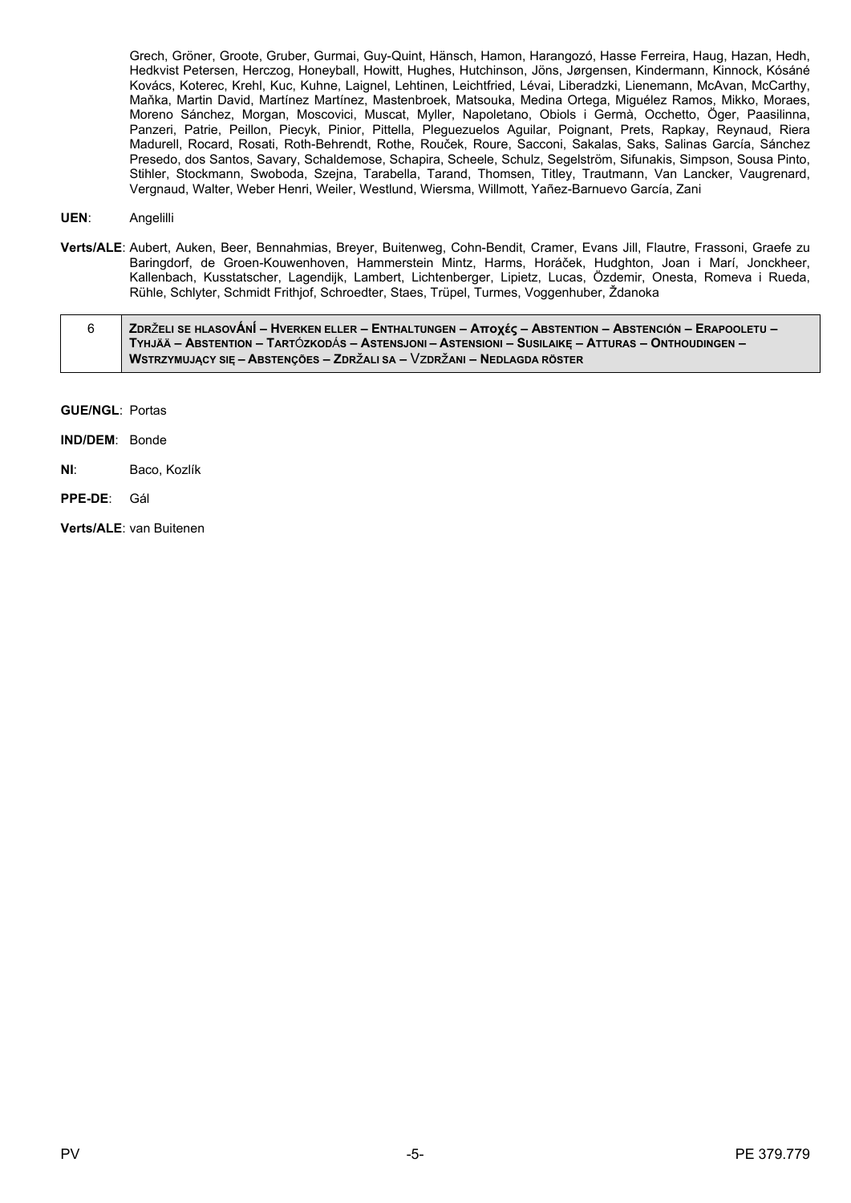Grech, Gröner, Groote, Gruber, Gurmai, Guy-Quint, Hänsch, Hamon, Harangozó, Hasse Ferreira, Haug, Hazan, Hedh, Hedkvist Petersen, Herczog, Honeyball, Howitt, Hughes, Hutchinson, Jöns, Jørgensen, Kindermann, Kinnock, Kósáné Kovács, Koterec, Krehl, Kuc, Kuhne, Laignel, Lehtinen, Leichtfried, Lévai, Liberadzki, Lienemann, McAvan, McCarthy, Maňka, Martin David, Martínez Martínez, Mastenbroek, Matsouka, Medina Ortega, Miguélez Ramos, Mikko, Moraes, Moreno Sánchez, Morgan, Moscovici, Muscat, Myller, Napoletano, Obiols i Germà, Occhetto, Öger, Paasilinna, Panzeri, Patrie, Peillon, Piecyk, Pinior, Pittella, Pleguezuelos Aguilar, Poignant, Prets, Rapkay, Reynaud, Riera Madurell, Rocard, Rosati, Roth-Behrendt, Rothe, Rouček, Roure, Sacconi, Sakalas, Saks, Salinas García, Sánchez Presedo, dos Santos, Savary, Schaldemose, Schapira, Scheele, Schulz, Segelström, Sifunakis, Simpson, Sousa Pinto, Stihler, Stockmann, Swoboda, Szejna, Tarabella, Tarand, Thomsen, Titley, Trautmann, Van Lancker, Vaugrenard, Vergnaud, Walter, Weber Henri, Weiler, Westlund, Wiersma, Willmott, Yañez-Barnuevo García, Zani

**UEN**: Angelilli

**Verts/ALE**: Aubert, Auken, Beer, Bennahmias, Breyer, Buitenweg, Cohn-Bendit, Cramer, Evans Jill, Flautre, Frassoni, Graefe zu Baringdorf, de Groen-Kouwenhoven, Hammerstein Mintz, Harms, Horáček, Hudghton, Joan i Marí, Jonckheer, Kallenbach, Kusstatscher, Lagendijk, Lambert, Lichtenberger, Lipietz, Lucas, Özdemir, Onesta, Romeva i Rueda, Rühle, Schlyter, Schmidt Frithjof, Schroedter, Staes, Trüpel, Turmes, Voggenhuber, Ždanoka

| 6 | **ZDRŽELI SE HLASOVÁNÍ – HVERKEN ELLER – ENTHALTUNGEN – Αποχές – ABSTENTION – ABSTENCIÓN – ERAPOOLETU – TYHJÄÄ – ABSTENTION – TARTÓZKODÁS – ASTENSJONI – ASTENSIONI – SUSILAIKĘ – ATTURAS – ONTHOUDINGEN – WSTRZYMUJĄCY SIĘ – ABSTENÇÕES – ZDRŽALI SA – VZDRŽANI – NEDLAGDA RÖSTER** |
|---|---|

**GUE/NGL**: Portas

**IND/DEM**: Bonde

**NI**: Baco, Kozlík

**PPE-DE**: Gál

**Verts/ALE**: van Buitenen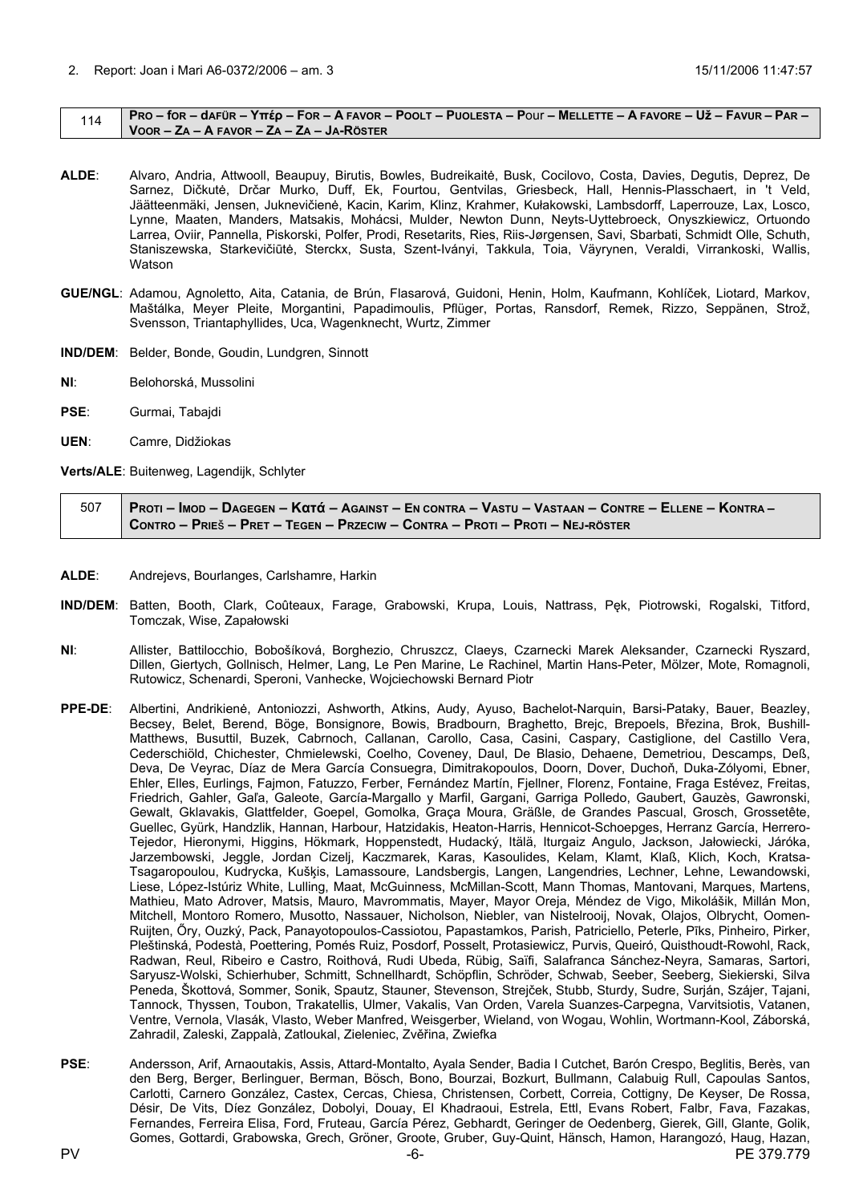2. Report: Joan i Mari A6-0372/2006 – am. 3 15/11/2006 11:47:57

| 114 | **PRO – for – dAFÜR – Υπέρ – FOR – A FAVOR – POOLT – PUOLESTA – POur – MELLETTE – A FAVORE – Už – FAVUR – PAR – VOOR – ZA – A FAVOR – ZA – ZA – JA-RÖSTER** |
|---|---|

**ALDE**: Alvaro, Andria, Attwooll, Beaupuy, Birutis, Bowles, Budreikaitė, Busk, Cocilovo, Costa, Davies, Degutis, Deprez, De Sarnez, Dičkutė, Drčar Murko, Duff, Ek, Fourtou, Gentvilas, Griesbeck, Hall, Hennis-Plasschaert, in 't Veld, Jäätteenmäki, Jensen, Juknevičienė, Kacin, Karim, Klinz, Krahmer, Kułakowski, Lambsdorff, Laperrouze, Lax, Losco, Lynne, Maaten, Manders, Matsakis, Mohácsi, Mulder, Newton Dunn, Neyts-Uyttebroeck, Onyszkiewicz, Ortuondo Larrea, Oviir, Pannella, Piskorski, Polfer, Prodi, Resetarits, Ries, Riis-Jørgensen, Savi, Sbarbati, Schmidt Olle, Schuth, Staniszewska, Starkevičiūtė, Sterckx, Susta, Szent-Iványi, Takkula, Toia, Väyrynen, Veraldi, Virrankoski, Wallis, Watson

**GUE/NGL**: Adamou, Agnoletto, Aita, Catania, de Brún, Flasarová, Guidoni, Henin, Holm, Kaufmann, Kohlíček, Liotard, Markov, Maštálka, Meyer Pleite, Morgantini, Papadimoulis, Pflüger, Portas, Ransdorf, Remek, Rizzo, Seppänen, Strož, Svensson, Triantaphyllides, Uca, Wagenknecht, Wurtz, Zimmer

**IND/DEM**: Belder, Bonde, Goudin, Lundgren, Sinnott

**NI**: Belohorská, Mussolini

**PSE**: Gurmai, Tabajdi

**UEN**: Camre, Didžiokas

**Verts/ALE**: Buitenweg, Lagendijk, Schlyter

| 507 | **PROTI – IMOD – DAGEGEN – Κατά – AGAINST – EN CONTRA – VASTU – VASTAAN – CONTRE – ELLENE – KONTRA – CONTRO – PRIEŠ – PRET – TEGEN – PRZECIW – CONTRA – PROTI – PROTI – NEJ-RÖSTER** |
|---|---|

**ALDE**: Andrejevs, Bourlanges, Carlshamre, Harkin

**IND/DEM**: Batten, Booth, Clark, Coûteaux, Farage, Grabowski, Krupa, Louis, Nattrass, Pęk, Piotrowski, Rogalski, Titford, Tomczak, Wise, Zapałowski

**NI**: Allister, Battilocchio, Bobošíková, Borghezio, Chruszcz, Claeys, Czarnecki Marek Aleksander, Czarnecki Ryszard, Dillen, Giertych, Gollnisch, Helmer, Lang, Le Pen Marine, Le Rachinel, Martin Hans-Peter, Mölzer, Mote, Romagnoli, Rutowicz, Schenardi, Speroni, Vanhecke, Wojciechowski Bernard Piotr

**PPE-DE**: Albertini, Andrikienė, Antoniozzi, Ashworth, Atkins, Audy, Ayuso, Bachelot-Narquin, Barsi-Pataky, Bauer, Beazley, Becsey, Belet, Berend, Böge, Bonsignore, Bowis, Bradbourn, Braghetto, Brejc, Brepoels, Březina, Brok, Bushill-Matthews, Busuttil, Buzek, Cabrnoch, Callanan, Carollo, Casa, Casini, Caspary, Castiglione, del Castillo Vera, Cederschiöld, Chichester, Chmielewski, Coelho, Coveney, Daul, De Blasio, Dehaene, Demetriou, Descamps, Deß, Deva, De Veyrac, Díaz de Mera García Consuegra, Dimitrakopoulos, Doorn, Dover, Duchoň, Duka-Zólyomi, Ebner, Ehler, Elles, Eurlings, Fajmon, Fatuzzo, Ferber, Fernández Martín, Fjellner, Florenz, Fontaine, Fraga Estévez, Freitas, Friedrich, Gahler, Gaľa, Galeote, García-Margallo y Marfil, Gargani, Garriga Polledo, Gaubert, Gauzès, Gawronski, Gewalt, Gklavakis, Glattfelder, Goepel, Gomolka, Graça Moura, Gräßle, de Grandes Pascual, Grosch, Grossetête, Guellec, Gyürk, Handzlik, Hannan, Harbour, Hatzidakis, Heaton-Harris, Hennicot-Schoepges, Herranz García, Herrero-Tejedor, Hieronymi, Higgins, Hökmark, Hoppenstedt, Hudacký, Itälä, Iturgaiz Angulo, Jackson, Jałowiecki, Járóka, Jarzembowski, Jeggle, Jordan Cizelj, Kaczmarek, Karas, Kasoulides, Kelam, Klamt, Klaß, Klich, Koch, Kratsa-Tsagaropoulou, Kudrycka, Kušķis, Lamassoure, Landsbergis, Langen, Langendries, Lechner, Lehne, Lewandowski, Liese, López-Istúriz White, Lulling, Maat, McGuinness, McMillan-Scott, Mann Thomas, Mantovani, Marques, Martens, Mathieu, Mato Adrover, Matsis, Mauro, Mavrommatis, Mayer, Mayor Oreja, Méndez de Vigo, Mikolášik, Millán Mon, Mitchell, Montoro Romero, Musotto, Nassauer, Nicholson, Niebler, van Nistelrooij, Novak, Olajos, Olbrycht, Oomen-Ruijten, Őry, Ouzký, Pack, Panayotopoulos-Cassiotou, Papastamkos, Parish, Patriciello, Peterle, Pīks, Pinheiro, Pirker, Pleštinská, Podestà, Poettering, Pomés Ruiz, Posdorf, Posselt, Protasiewicz, Purvis, Queiró, Quisthoudt-Rowohl, Rack, Radwan, Reul, Ribeiro e Castro, Roithová, Rudi Ubeda, Rübig, Saïfi, Salafranca Sánchez-Neyra, Samaras, Sartori, Saryusz-Wolski, Schierhuber, Schmitt, Schnellhardt, Schöpflin, Schröder, Schwab, Seeber, Seeberg, Siekierski, Silva Peneda, Škottová, Sommer, Sonik, Spautz, Stauner, Stevenson, Strejček, Stubb, Sturdy, Sudre, Surján, Szájer, Tajani, Tannock, Thyssen, Toubon, Trakatellis, Ulmer, Vakalis, Van Orden, Varela Suanzes-Carpegna, Varvitsiotis, Vatanen, Ventre, Vernola, Vlasák, Vlasto, Weber Manfred, Weisgerber, Wieland, von Wogau, Wohlin, Wortmann-Kool, Záborská, Zahradil, Zaleski, Zappalà, Zatloukal, Zieleniec, Zvěřina, Zwiefka

**PSE**: Andersson, Arif, Arnaoutakis, Assis, Attard-Montalto, Ayala Sender, Badia I Cutchet, Barón Crespo, Beglitis, Berès, van den Berg, Berger, Berlinguer, Berman, Bösch, Bono, Bourzai, Bozkurt, Bullmann, Calabuig Rull, Capoulas Santos, Carlotti, Carnero González, Castex, Cercas, Chiesa, Christensen, Corbett, Correia, Cottigny, De Keyser, De Rossa, Désir, De Vits, Díez González, Dobolyi, Douay, El Khadraoui, Estrela, Ettl, Evans Robert, Falbr, Fava, Fazakas, Fernandes, Ferreira Elisa, Ford, Fruteau, García Pérez, Gebhardt, Geringer de Oedenberg, Gierek, Gill, Glante, Golik, Gomes, Gottardi, Grabowska, Grech, Gröner, Groote, Gruber, Guy-Quint, Hänsch, Hamon, Harangozó, Haug, Hazan,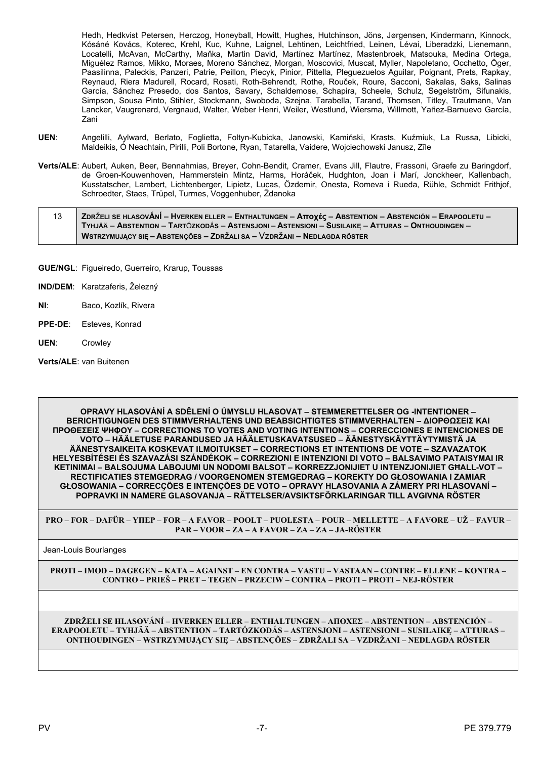Hedh, Hedkvist Petersen, Herczog, Honeyball, Howitt, Hughes, Hutchinson, Jöns, Jørgensen, Kindermann, Kinnock, Kósáné Kovács, Koterec, Krehl, Kuc, Kuhne, Laignel, Lehtinen, Leichtfried, Leinen, Lévai, Liberadzki, Lienemann, Locatelli, McAvan, McCarthy, Maňka, Martin David, Martínez Martínez, Mastenbroek, Matsouka, Medina Ortega, Miguélez Ramos, Mikko, Moraes, Moreno Sánchez, Morgan, Moscovici, Muscat, Myller, Napoletano, Occhetto, Öger, Paasilinna, Paleckis, Panzeri, Patrie, Peillon, Piecyk, Pinior, Pittella, Pleguezuelos Aguilar, Poignant, Prets, Rapkay, Reynaud, Riera Madurell, Rocard, Rosati, Roth-Behrendt, Rothe, Rouček, Roure, Sacconi, Sakalas, Saks, Salinas García, Sánchez Presedo, dos Santos, Savary, Schaldemose, Schapira, Scheele, Schulz, Segelström, Sifunakis, Simpson, Sousa Pinto, Stihler, Stockmann, Swoboda, Szejna, Tarabella, Tarand, Thomsen, Titley, Trautmann, Van Lancker, Vaugrenard, Vergnaud, Walter, Weber Henri, Weiler, Westlund, Wiersma, Willmott, Yañez-Barnuevo García, Zani

**UEN**: Angelilli, Aylward, Berlato, Foglietta, Foltyn-Kubicka, Janowski, Kamiński, Krasts, Kuźmiuk, La Russa, Libicki, Maldeikis, Ó Neachtain, Pirilli, Poli Bortone, Ryan, Tatarella, Vaidere, Wojciechowski Janusz, Zīle

**Verts/ALE**: Aubert, Auken, Beer, Bennahmias, Breyer, Cohn-Bendit, Cramer, Evans Jill, Flautre, Frassoni, Graefe zu Baringdorf, de Groen-Kouwenhoven, Hammerstein Mintz, Harms, Horáček, Hudghton, Joan i Marí, Jonckheer, Kallenbach, Kusstatscher, Lambert, Lichtenberger, Lipietz, Lucas, Özdemir, Onesta, Romeva i Rueda, Rühle, Schmidt Frithjof, Schroedter, Staes, Trüpel, Turmes, Voggenhuber, Ždanoka

| 13 | **ZDRŽELI SE HLASOVÁNÍ – HVERKEN ELLER – ENTHALTUNGEN – Αποχές – ABSTENTION – ABSTENCIÓN – ERAPOOLETU – TYHJÄÄ – ABSTENTION – TARTÓZKODÁS – ASTENSJONI – ASTENSIONI – SUSILAIKĘ – ATTURAS – ONTHOUDINGEN – WSTRZYMUJĄCY SIĘ – ABSTENÇÕES – ZDRŽALI SA – VZDRŽANI – NEDLAGDA RÖSTER** |
|---|---|

**GUE/NGL**: Figueiredo, Guerreiro, Krarup, Toussas

**IND/DEM**: Karatzaferis, Železný

**NI**: Baco, Kozlík, Rivera

**PPE-DE**: Esteves, Konrad

**UEN**: Crowley

**Verts/ALE**: van Buitenen

| **OPRAVY HLASOVÁNÍ A SDĚLENÍ O ÚMYSLU HLASOVAT – STEMMERETTELSER OG -INTENTIONER – BERICHTIGUNGEN DES STIMMVERHALTENS UND BEABSICHTIGTES STIMMVERHALTEN – ΔΙΟΡΘΩΣΕΙΣ ΚΑΙ ΠΡΟΘΕΣΕΙΣ ΨΗΦΟΥ – CORRECTIONS TO VOTES AND VOTING INTENTIONS – CORRECCIONES E INTENCIONES DE VOTO – HÄÄLETUSE PARANDUSED JA HÄÄLETUSKAVATSUSED – ÄÄNESTYSKÄYTTÄYTYMISTÄ JA ÄÄNESTYSAIKEITA KOSKEVAT ILMOITUKSET – CORRECTIONS ET INTENTIONS DE VOTE – SZAVAZATOK HELYESBÍTÉSEI ÉS SZAVAZÁSI SZÁNDÉKOK – CORREZIONI E INTENZIONI DI VOTO – BALSAVIMO PATAISYMAI IR KETINIMAI – BALSOJUMA LABOJUMI UN NODOMI BALSOT – KORREZZJONIJIET U INTENZJONIJIET GĦALL-VOT – RECTIFICATIES STEMGEDRAG / VOORGENOMEN STEMGEDRAG – KOREKTY DO GŁOSOWANIA I ZAMIAR GŁOSOWANIA – CORRECÇÕES E INTENÇÕES DE VOTO – OPRAVY HLASOVANIA A ZÁMERY PRI HLASOVANÍ – POPRAVKI IN NAMERE GLASOVANJA – RÄTTELSER/AVSIKTSFÖRKLARINGAR TILL AVGIVNA RÖSTER** |
|---|
| **PRO – FOR – DAFÜR – ΥΠΕΡ – FOR – A FAVOR – POOLT – PUOLESTA – POUR – MELLETTE – A FAVORE – UŽ – FAVUR – PAR – VOOR – ZA – A FAVOR – ZA – ZA – JA-RÖSTER** |
| Jean-Louis Bourlanges |
| **PROTI – IMOD – DAGEGEN – ΚΑΤΑ – AGAINST – EN CONTRA – VASTU – VASTAAN – CONTRE – ELLENE – KONTRA – CONTRO – PRIEŠ – PRET – TEGEN – PRZECIW – CONTRA – PROTI – PROTI – NEJ-RÖSTER** |
| |
| **ZDRŽELI SE HLASOVÁNÍ – HVERKEN ELLER – ENTHALTUNGEN – ΑΠΟΧΕΣ – ABSTENTION – ABSTENCIÓN – ERAPOOLETU – TYHJÄÄ – ABSTENTION – TARTÓZKODÁS – ASTENSJONI – ASTENSIONI – SUSILAIKĘ – ATTURAS – ONTHOUDINGEN – WSTRZYMUJĄCY SIĘ – ABSTENÇÕES – ZDRŽALI SA – VZDRŽANI – NEDLAGDA RÖSTER** |
| |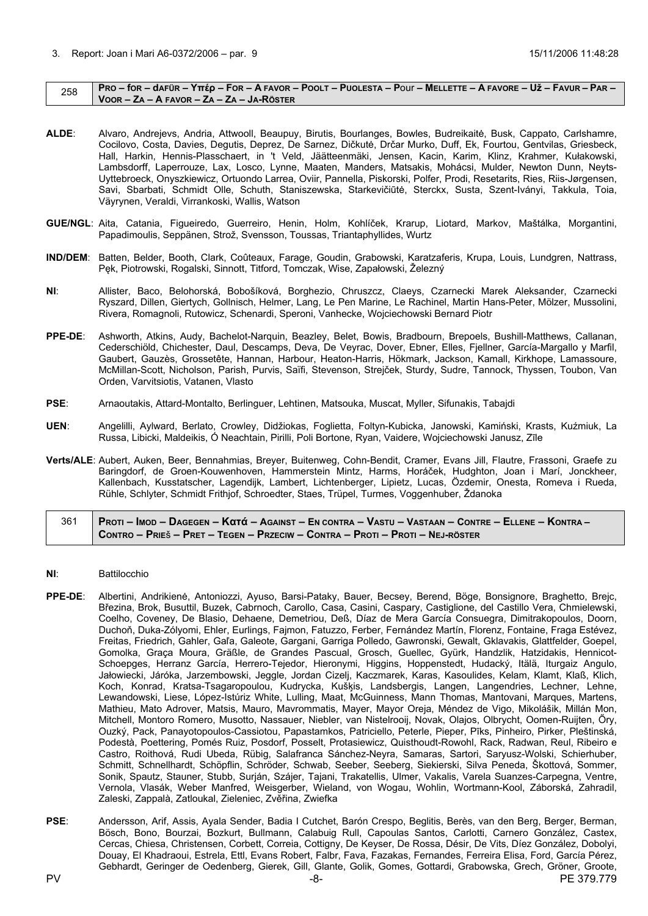3. Report: Joan i Mari A6-0372/2006 – par. 9 15/11/2006 11:48:28

| 258 | **Pro – for – dafür – Υπέρ – For – A favor – Poolt – Puolesta – Pour – Mellette – A favore – Už – Favur – Par – Voor – Za – A favor – Za – Za – Ja-Röster** |
|---|---|

**ALDE**: Alvaro, Andrejevs, Andria, Attwooll, Beaupuy, Birutis, Bourlanges, Bowles, Budreikaitė, Busk, Cappato, Carlshamre, Cocilovo, Costa, Davies, Degutis, Deprez, De Sarnez, Dičkutė, Drčar Murko, Duff, Ek, Fourtou, Gentvilas, Griesbeck, Hall, Harkin, Hennis-Plasschaert, in 't Veld, Jäätteenmäki, Jensen, Kacin, Karim, Klinz, Krahmer, Kułakowski, Lambsdorff, Laperrouze, Lax, Losco, Lynne, Maaten, Manders, Matsakis, Mohácsi, Mulder, Newton Dunn, Neyts-Uyttebroeck, Onyszkiewicz, Ortuondo Larrea, Oviir, Pannella, Piskorski, Polfer, Prodi, Resetarits, Ries, Riis-Jørgensen, Savi, Sbarbati, Schmidt Olle, Schuth, Staniszewska, Starkevičiūtė, Sterckx, Susta, Szent-Iványi, Takkula, Toia, Väyrynen, Veraldi, Virrankoski, Wallis, Watson

**GUE/NGL**: Aita, Catania, Figueiredo, Guerreiro, Henin, Holm, Kohlíček, Krarup, Liotard, Markov, Maštálka, Morgantini, Papadimoulis, Seppänen, Strož, Svensson, Toussas, Triantaphyllides, Wurtz

**IND/DEM**: Batten, Belder, Booth, Clark, Coûteaux, Farage, Goudin, Grabowski, Karatzaferis, Krupa, Louis, Lundgren, Nattrass, Pęk, Piotrowski, Rogalski, Sinnott, Titford, Tomczak, Wise, Zapałowski, Železný

**NI**: Allister, Baco, Belohorská, Bobošíková, Borghezio, Chruszcz, Claeys, Czarnecki Marek Aleksander, Czarnecki Ryszard, Dillen, Giertych, Gollnisch, Helmer, Lang, Le Pen Marine, Le Rachinel, Martin Hans-Peter, Mölzer, Mussolini, Rivera, Romagnoli, Rutowicz, Schenardi, Speroni, Vanhecke, Wojciechowski Bernard Piotr

**PPE-DE**: Ashworth, Atkins, Audy, Bachelot-Narquin, Beazley, Belet, Bowis, Bradbourn, Brepoels, Bushill-Matthews, Callanan, Cederschiöld, Chichester, Daul, Descamps, Deva, De Veyrac, Dover, Ebner, Elles, Fjellner, García-Margallo y Marfil, Gaubert, Gauzès, Grossetête, Hannan, Harbour, Heaton-Harris, Hökmark, Jackson, Kamall, Kirkhope, Lamassoure, McMillan-Scott, Nicholson, Parish, Purvis, Saïfi, Stevenson, Strejček, Sturdy, Sudre, Tannock, Thyssen, Toubon, Van Orden, Varvitsiotis, Vatanen, Vlasto

**PSE**: Arnaoutakis, Attard-Montalto, Berlinguer, Lehtinen, Matsouka, Muscat, Myller, Sifunakis, Tabajdi

**UEN**: Angelilli, Aylward, Berlato, Crowley, Didžiokas, Foglietta, Foltyn-Kubicka, Janowski, Kamiński, Krasts, Kuźmiuk, La Russa, Libicki, Maldeikis, Ó Neachtain, Pirilli, Poli Bortone, Ryan, Vaidere, Wojciechowski Janusz, Zīle

**Verts/ALE**: Aubert, Auken, Beer, Bennahmias, Breyer, Buitenweg, Cohn-Bendit, Cramer, Evans Jill, Flautre, Frassoni, Graefe zu Baringdorf, de Groen-Kouwenhoven, Hammerstein Mintz, Harms, Horáček, Hudghton, Joan i Marí, Jonckheer, Kallenbach, Kusstatscher, Lagendijk, Lambert, Lichtenberger, Lipietz, Lucas, Özdemir, Onesta, Romeva i Rueda, Rühle, Schlyter, Schmidt Frithjof, Schroedter, Staes, Trüpel, Turmes, Voggenhuber, Ždanoka

| 361 | **Proti – Imod – Dagegen – Κατά – Against – En contra – Vastu – Vastaan – Contre – Ellene – Kontra – Contro – Prieš – Pret – Tegen – Przeciw – Contra – Proti – Proti – Nej-röster** |
|---|---|

**NI**: Battilocchio

**PPE-DE**: Albertini, Andrikienė, Antoniozzi, Ayuso, Barsi-Pataky, Bauer, Becsey, Berend, Böge, Bonsignore, Braghetto, Brejc, Březina, Brok, Busuttil, Buzek, Cabrnoch, Carollo, Casa, Casini, Caspary, Castiglione, del Castillo Vera, Chmielewski, Coelho, Coveney, De Blasio, Dehaene, Demetriou, Deß, Díaz de Mera García Consuegra, Dimitrakopoulos, Doorn, Duchoň, Duka-Zólyomi, Ehler, Eurlings, Fajmon, Fatuzzo, Ferber, Fernández Martín, Florenz, Fontaine, Fraga Estévez, Freitas, Friedrich, Gahler, Gaľa, Galeote, Gargani, Garriga Polledo, Gawronski, Gewalt, Gklavakis, Glattfelder, Goepel, Gomolka, Graça Moura, Gräßle, de Grandes Pascual, Grosch, Guellec, Gyürk, Handzlik, Hatzidakis, Hennicot-Schoepges, Herranz García, Herrero-Tejedor, Hieronymi, Higgins, Hoppenstedt, Hudacký, Itälä, Iturgaiz Angulo, Jałowiecki, Járóka, Jarzembowski, Jeggle, Jordan Cizelj, Kaczmarek, Karas, Kasoulides, Kelam, Klamt, Klaß, Klich, Koch, Konrad, Kratsa-Tsagaropoulou, Kudrycka, Kušķis, Landsbergis, Langen, Langendries, Lechner, Lehne, Lewandowski, Liese, López-Istúriz White, Lulling, Maat, McGuinness, Mann Thomas, Mantovani, Marques, Martens, Mathieu, Mato Adrover, Matsis, Mauro, Mavrommatis, Mayer, Mayor Oreja, Méndez de Vigo, Mikolášik, Millán Mon, Mitchell, Montoro Romero, Musotto, Nassauer, Niebler, van Nistelrooij, Novak, Olajos, Olbrycht, Oomen-Ruijten, Őry, Ouzký, Pack, Panayotopoulos-Cassiotou, Papastamkos, Patriciello, Peterle, Pieper, Pīks, Pinheiro, Pirker, Pleštinská, Podestà, Poettering, Pomés Ruiz, Posdorf, Posselt, Protasiewicz, Quisthoudt-Rowohl, Rack, Radwan, Reul, Ribeiro e Castro, Roithová, Rudi Ubeda, Rübig, Salafranca Sánchez-Neyra, Samaras, Sartori, Saryusz-Wolski, Schierhuber, Schmitt, Schnellhardt, Schöpflin, Schröder, Schwab, Seeber, Seeberg, Siekierski, Silva Peneda, Škottová, Sommer, Sonik, Spautz, Stauner, Stubb, Surján, Szájer, Tajani, Trakatellis, Ulmer, Vakalis, Varela Suanzes-Carpegna, Ventre, Vernola, Vlasák, Weber Manfred, Weisgerber, Wieland, von Wogau, Wohlin, Wortmann-Kool, Záborská, Zahradil, Zaleski, Zappalà, Zatloukal, Zieleniec, Zvěřina, Zwiefka

**PSE**: Andersson, Arif, Assis, Ayala Sender, Badia I Cutchet, Barón Crespo, Beglitis, Berès, van den Berg, Berger, Berman, Bösch, Bono, Bourzai, Bozkurt, Bullmann, Calabuig Rull, Capoulas Santos, Carlotti, Carnero González, Castex, Cercas, Chiesa, Christensen, Corbett, Correia, Cottigny, De Keyser, De Rossa, Désir, De Vits, Díez González, Dobolyi, Douay, El Khadraoui, Estrela, Ettl, Evans Robert, Falbr, Fava, Fazakas, Fernandes, Ferreira Elisa, Ford, García Pérez, Gebhardt, Geringer de Oedenberg, Gierek, Gill, Glante, Golik, Gomes, Gottardi, Grabowska, Grech, Gröner, Groote,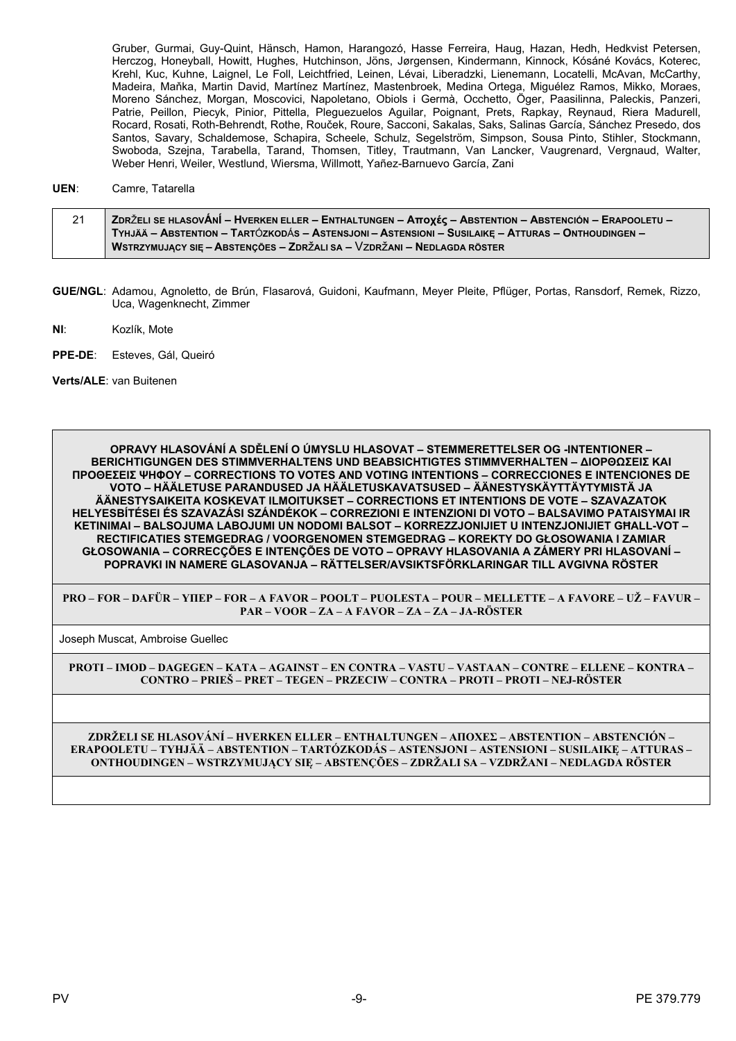Gruber, Gurmai, Guy-Quint, Hänsch, Hamon, Harangozó, Hasse Ferreira, Haug, Hazan, Hedh, Hedkvist Petersen, Herczog, Honeyball, Howitt, Hughes, Hutchinson, Jöns, Jørgensen, Kindermann, Kinnock, Kósáné Kovács, Koterec, Krehl, Kuc, Kuhne, Laignel, Le Foll, Leichtfried, Leinen, Lévai, Liberadzki, Lienemann, Locatelli, McAvan, McCarthy, Madeira, Maňka, Martin David, Martínez Martínez, Mastenbroek, Medina Ortega, Miguélez Ramos, Mikko, Moraes, Moreno Sánchez, Morgan, Moscovici, Napoletano, Obiols i Germà, Occhetto, Öger, Paasilinna, Paleckis, Panzeri, Patrie, Peillon, Piecyk, Pinior, Pittella, Pleguezuelos Aguilar, Poignant, Prets, Rapkay, Reynaud, Riera Madurell, Rocard, Rosati, Roth-Behrendt, Rothe, Rouček, Roure, Sacconi, Sakalas, Saks, Salinas García, Sánchez Presedo, dos Santos, Savary, Schaldemose, Schapira, Scheele, Schulz, Segelström, Simpson, Sousa Pinto, Stihler, Stockmann, Swoboda, Szejna, Tarabella, Tarand, Thomsen, Titley, Trautmann, Van Lancker, Vaugrenard, Vergnaud, Walter, Weber Henri, Weiler, Westlund, Wiersma, Willmott, Yañez-Barnuevo García, Zani

**UEN**: Camre, Tatarella

| 21 | **ZDRŽELI SE HLASOVÁNÍ – HVERKEN ELLER – ENTHALTUNGEN – Αποχές – ABSTENTION – ABSTENCIÓN – ERAPOOLETU – TYHJÄÄ – ABSTENTION – TARTÓZKODÁS – ASTENSJONI – ASTENSIONI – SUSILAIKĘ – ATTURAS – ONTHOUDINGEN – WSTRZYMUJĄCY SIĘ – ABSTENÇÕES – ZDRŽALI SA – VZDRŽANI – NEDLAGDA RÖSTER** |
|---|---|

**GUE/NGL**: Adamou, Agnoletto, de Brún, Flasarová, Guidoni, Kaufmann, Meyer Pleite, Pflüger, Portas, Ransdorf, Remek, Rizzo, Uca, Wagenknecht, Zimmer

**NI**: Kozlík, Mote

**PPE-DE**: Esteves, Gál, Queiró

**Verts/ALE**: van Buitenen

| **OPRAVY HLASOVÁNÍ A SDĚLENÍ O ÚMYSLU HLASOVAT – STEMMERETTELSER OG -INTENTIONER – BERICHTIGUNGEN DES STIMMVERHALTENS UND BEABSICHTIGTES STIMMVERHALTEN – ΔΙΟΡΘΩΣΕΙΣ ΚΑΙ ΠΡΟΘΕΣΕΙΣ ΨΗΦΟΥ – CORRECTIONS TO VOTES AND VOTING INTENTIONS – CORRECCIONES E INTENCIONES DE VOTO – HÄÄLETUSE PARANDUSED JA HÄÄLETUSKAVATSUSED – ÄÄNESTYSKÄYTTÄYTYMISTÄ JA ÄÄNESTYSAIKEITA KOSKEVAT ILMOITUKSET – CORRECTIONS ET INTENTIONS DE VOTE – SZAVAZATOK HELYESBÍTÉSEI ÉS SZAVAZÁSI SZÁNDÉKOK – CORREZIONI E INTENZIONI DI VOTO – BALSAVIMO PATAISYMAI IR KETINIMAI – BALSOJUMA LABOJUMI UN NODOMI BALSOT – KORREZZJONIJIET U INTENZJONIJIET GĦALL-VOT – RECTIFICATIES STEMGEDRAG / VOORGENOMEN STEMGEDRAG – KOREKTY DO GŁOSOWANIA I ZAMIAR GŁOSOWANIA – CORRECÇÕES E INTENÇÕES DE VOTO – OPRAVY HLASOVANIA A ZÁMERY PRI HLASOVANÍ – POPRAVKI IN NAMERE GLASOVANJA – RÄTTELSER/AVSIKTSFÖRKLARINGAR TILL AVGIVNA RÖSTER** |
|---|
| **PRO – FOR – DAFÜR – ΥΠΕΡ – FOR – A FAVOR – POOLT – PUOLESTA – POUR – MELLETTE – A FAVORE – UŽ – FAVUR – PAR – VOOR – ZA – A FAVOR – ZA – ZA – JA-RÖSTER** |
| Joseph Muscat, Ambroise Guellec |
| **PROTI – IMOD – DAGEGEN – ΚΑΤΑ – AGAINST – EN CONTRA – VASTU – VASTAAN – CONTRE – ELLENE – KONTRA – CONTRO – PRIEŠ – PRET – TEGEN – PRZECIW – CONTRA – PROTI – PROTI – NEJ-RÖSTER** |
| |
| **ZDRŽELI SE HLASOVÁNÍ – HVERKEN ELLER – ENTHALTUNGEN – ΑΠΟΧΕΣ – ABSTENTION – ABSTENCIÓN – ERAPOOLETU – TYHJÄÄ – ABSTENTION – TARTÓZKODÁS – ASTENSJONI – ASTENSIONI – SUSILAIKĘ – ATTURAS – ONTHOUDINGEN – WSTRZYMUJĄCY SIĘ – ABSTENÇÕES – ZDRŽALI SA – VZDRŽANI – NEDLAGDA RÖSTER** |
| |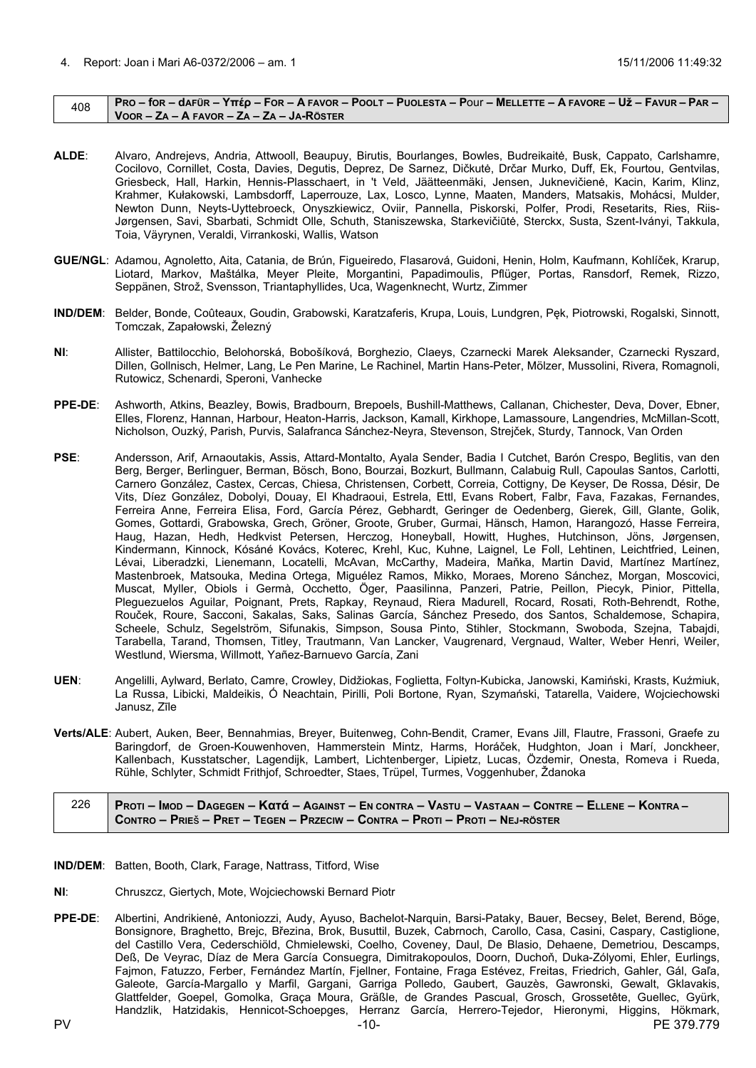4. Report: Joan i Mari A6-0372/2006 – am. 1 15/11/2006 11:49:32

| 408 | **Pro – for – dafür – Υπέρ – For – A favor – Poolt – Puolesta – Pour – Mellette – A favore – Už – Favur – Par – Voor – Za – A favor – Za – Za – Ja-Röster** |
|---|---|

**ALDE**: Alvaro, Andrejevs, Andria, Attwooll, Beaupuy, Birutis, Bourlanges, Bowles, Budreikaitė, Busk, Cappato, Carlshamre, Cocilovo, Cornillet, Costa, Davies, Degutis, Deprez, De Sarnez, Dičkutė, Drčar Murko, Duff, Ek, Fourtou, Gentvilas, Griesbeck, Hall, Harkin, Hennis-Plasschaert, in 't Veld, Jäätteenmäki, Jensen, Juknevičienė, Kacin, Karim, Klinz, Krahmer, Kułakowski, Lambsdorff, Laperrouze, Lax, Losco, Lynne, Maaten, Manders, Matsakis, Mohácsi, Mulder, Newton Dunn, Neyts-Uyttebroeck, Onyszkiewicz, Oviir, Pannella, Piskorski, Polfer, Prodi, Resetarits, Ries, Riis-Jørgensen, Savi, Sbarbati, Schmidt Olle, Schuth, Staniszewska, Starkevičiūtė, Sterckx, Susta, Szent-Iványi, Takkula, Toia, Väyrynen, Veraldi, Virrankoski, Wallis, Watson

**GUE/NGL**: Adamou, Agnoletto, Aita, Catania, de Brún, Figueiredo, Flasarová, Guidoni, Henin, Holm, Kaufmann, Kohlíček, Krarup, Liotard, Markov, Maštálka, Meyer Pleite, Morgantini, Papadimoulis, Pflüger, Portas, Ransdorf, Remek, Rizzo, Seppänen, Strož, Svensson, Triantaphyllides, Uca, Wagenknecht, Wurtz, Zimmer

**IND/DEM**: Belder, Bonde, Coûteaux, Goudin, Grabowski, Karatzaferis, Krupa, Louis, Lundgren, Pęk, Piotrowski, Rogalski, Sinnott, Tomczak, Zapałowski, Železný

**NI**: Allister, Battilocchio, Belohorská, Bobošíková, Borghezio, Claeys, Czarnecki Marek Aleksander, Czarnecki Ryszard, Dillen, Gollnisch, Helmer, Lang, Le Pen Marine, Le Rachinel, Martin Hans-Peter, Mölzer, Mussolini, Rivera, Romagnoli, Rutowicz, Schenardi, Speroni, Vanhecke

**PPE-DE**: Ashworth, Atkins, Beazley, Bowis, Bradbourn, Brepoels, Bushill-Matthews, Callanan, Chichester, Deva, Dover, Ebner, Elles, Florenz, Hannan, Harbour, Heaton-Harris, Jackson, Kamall, Kirkhope, Lamassoure, Langendries, McMillan-Scott, Nicholson, Ouzký, Parish, Purvis, Salafranca Sánchez-Neyra, Stevenson, Strejček, Sturdy, Tannock, Van Orden

**PSE**: Andersson, Arif, Arnaoutakis, Assis, Attard-Montalto, Ayala Sender, Badia I Cutchet, Barón Crespo, Beglitis, van den Berg, Berger, Berlinguer, Berman, Bösch, Bono, Bourzai, Bozkurt, Bullmann, Calabuig Rull, Capoulas Santos, Carlotti, Carnero González, Castex, Cercas, Chiesa, Christensen, Corbett, Correia, Cottigny, De Keyser, De Rossa, Désir, De Vits, Díez González, Dobolyi, Douay, El Khadraoui, Estrela, Ettl, Evans Robert, Falbr, Fava, Fazakas, Fernandes, Ferreira Anne, Ferreira Elisa, Ford, García Pérez, Gebhardt, Geringer de Oedenberg, Gierek, Gill, Glante, Golik, Gomes, Gottardi, Grabowska, Grech, Gröner, Groote, Gruber, Gurmai, Hänsch, Hamon, Harangozó, Hasse Ferreira, Haug, Hazan, Hedh, Hedkvist Petersen, Herczog, Honeyball, Howitt, Hughes, Hutchinson, Jöns, Jørgensen, Kindermann, Kinnock, Kósáné Kovács, Koterec, Krehl, Kuc, Kuhne, Laignel, Le Foll, Lehtinen, Leichtfried, Leinen, Lévai, Liberadzki, Lienemann, Locatelli, McAvan, McCarthy, Madeira, Maňka, Martin David, Martínez Martínez, Mastenbroek, Matsouka, Medina Ortega, Miguélez Ramos, Mikko, Moraes, Moreno Sánchez, Morgan, Moscovici, Muscat, Myller, Obiols i Germà, Occhetto, Öger, Paasilinna, Panzeri, Patrie, Peillon, Piecyk, Pinior, Pittella, Pleguezuelos Aguilar, Poignant, Prets, Rapkay, Reynaud, Riera Madurell, Rocard, Rosati, Roth-Behrendt, Rothe, Rouček, Roure, Sacconi, Sakalas, Saks, Salinas García, Sánchez Presedo, dos Santos, Schaldemose, Schapira, Scheele, Schulz, Segelström, Sifunakis, Simpson, Sousa Pinto, Stihler, Stockmann, Swoboda, Szejna, Tabajdi, Tarabella, Tarand, Thomsen, Titley, Trautmann, Van Lancker, Vaugrenard, Vergnaud, Walter, Weber Henri, Weiler, Westlund, Wiersma, Willmott, Yañez-Barnuevo García, Zani

**UEN**: Angelilli, Aylward, Berlato, Camre, Crowley, Didžiokas, Foglietta, Foltyn-Kubicka, Janowski, Kamiński, Krasts, Kuźmiuk, La Russa, Libicki, Maldeikis, Ó Neachtain, Pirilli, Poli Bortone, Ryan, Szymański, Tatarella, Vaidere, Wojciechowski Janusz, Zīle

**Verts/ALE**: Aubert, Auken, Beer, Bennahmias, Breyer, Buitenweg, Cohn-Bendit, Cramer, Evans Jill, Flautre, Frassoni, Graefe zu Baringdorf, de Groen-Kouwenhoven, Hammerstein Mintz, Harms, Horáček, Hudghton, Joan i Marí, Jonckheer, Kallenbach, Kusstatscher, Lagendijk, Lambert, Lichtenberger, Lipietz, Lucas, Özdemir, Onesta, Romeva i Rueda, Rühle, Schlyter, Schmidt Frithjof, Schroedter, Staes, Trüpel, Turmes, Voggenhuber, Ždanoka

| 226 | **Proti – Imod – Dagegen – Κατά – Against – En contra – Vastu – Vastaan – Contre – Ellene – Kontra – Contro – Prieš – Pret – Tegen – Przeciw – Contra – Proti – Proti – Nej-röster** |
|---|---|

**IND/DEM**: Batten, Booth, Clark, Farage, Nattrass, Titford, Wise

**NI**: Chruszcz, Giertych, Mote, Wojciechowski Bernard Piotr

**PPE-DE**: Albertini, Andrikienė, Antoniozzi, Audy, Ayuso, Bachelot-Narquin, Barsi-Pataky, Bauer, Becsey, Belet, Berend, Böge, Bonsignore, Braghetto, Brejc, Březina, Brok, Busuttil, Buzek, Cabrnoch, Carollo, Casa, Casini, Caspary, Castiglione, del Castillo Vera, Cederschiöld, Chmielewski, Coelho, Coveney, Daul, De Blasio, Dehaene, Demetriou, Descamps, Deß, De Veyrac, Díaz de Mera García Consuegra, Dimitrakopoulos, Doorn, Duchoň, Duka-Zólyomi, Ehler, Eurlings, Fajmon, Fatuzzo, Ferber, Fernández Martín, Fjellner, Fontaine, Fraga Estévez, Freitas, Friedrich, Gahler, Gál, Gaľa, Galeote, García-Margallo y Marfil, Gargani, Garriga Polledo, Gaubert, Gauzès, Gawronski, Gewalt, Gklavakis, Glattfelder, Goepel, Gomolka, Graça Moura, Gräßle, de Grandes Pascual, Grosch, Grossetête, Guellec, Gyürk, Handzlik, Hatzidakis, Hennicot-Schoepges, Herranz García, Herrero-Tejedor, Hieronymi, Higgins, Hökmark,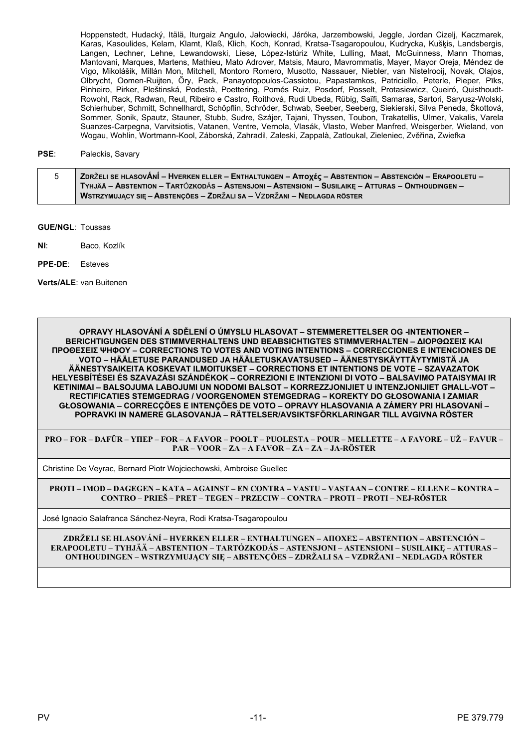Hoppenstedt, Hudacký, Itälä, Iturgaiz Angulo, Jałowiecki, Járóka, Jarzembowski, Jeggle, Jordan Cizelj, Kaczmarek, Karas, Kasoulides, Kelam, Klamt, Klaß, Klich, Koch, Konrad, Kratsa-Tsagaropoulou, Kudrycka, Kušķis, Landsbergis, Langen, Lechner, Lehne, Lewandowski, Liese, López-Istúriz White, Lulling, Maat, McGuinness, Mann Thomas, Mantovani, Marques, Martens, Mathieu, Mato Adrover, Matsis, Mauro, Mavrommatis, Mayer, Mayor Oreja, Méndez de Vigo, Mikolášik, Millán Mon, Mitchell, Montoro Romero, Musotto, Nassauer, Niebler, van Nistelrooij, Novak, Olajos, Olbrycht, Oomen-Ruijten, Őry, Pack, Panayotopoulos-Cassiotou, Papastamkos, Patriciello, Peterle, Pieper, Pīks, Pinheiro, Pirker, Pleštinská, Podestà, Poettering, Pomés Ruiz, Posdorf, Posselt, Protasiewicz, Queiró, Quisthoudt-Rowohl, Rack, Radwan, Reul, Ribeiro e Castro, Roithová, Rudi Ubeda, Rübig, Saïfi, Samaras, Sartori, Saryusz-Wolski, Schierhuber, Schmitt, Schnellhardt, Schöpflin, Schröder, Schwab, Seeber, Seeberg, Siekierski, Silva Peneda, Škottová, Sommer, Sonik, Spautz, Stauner, Stubb, Sudre, Szájer, Tajani, Thyssen, Toubon, Trakatellis, Ulmer, Vakalis, Varela Suanzes-Carpegna, Varvitsiotis, Vatanen, Ventre, Vernola, Vlasák, Vlasto, Weber Manfred, Weisgerber, Wieland, von Wogau, Wohlin, Wortmann-Kool, Záborská, Zahradil, Zaleski, Zappalà, Zatloukal, Zieleniec, Zvěřina, Zwiefka

**PSE**: Paleckis, Savary

| 5 | **ZDRŽELI SE HLASOVÁNÍ – HVERKEN ELLER – ENTHALTUNGEN – Αποχές – ABSTENTION – ABSTENCIÓN – ERAPOOLETU – TYHJÄÄ – ABSTENTION – TARTÓZKODÁS – ASTENSJONI – ASTENSIONI – SUSILAIKĘ – ATTURAS – ONTHOUDINGEN – WSTRZYMUJĄCY SIĘ – ABSTENÇÕES – ZDRŽALI SA – VZDRŽANI – NEDLAGDA RÖSTER** |
|---|---|

**GUE/NGL**: Toussas

**NI**: Baco, Kozlík

**PPE-DE**: Esteves

**Verts/ALE**: van Buitenen

| **OPRAVY HLASOVÁNÍ A SDĚLENÍ O ÚMYSLU HLASOVAT – STEMMERETTELSER OG -INTENTIONER – BERICHTIGUNGEN DES STIMMVERHALTENS UND BEABSICHTIGTES STIMMVERHALTEN – ΔΙΟΡΘΩΣΕΙΣ ΚΑΙ ΠΡΟΘΕΣΕΙΣ ΨΗΦΟΥ – CORRECTIONS TO VOTES AND VOTING INTENTIONS – CORRECCIONES E INTENCIONES DE VOTO – HÄÄLETUSE PARANDUSED JA HÄÄLETUSKAVATSUSED – ÄÄNESTYSKÄYTTÄYTYMISTÄ JA ÄÄNESTYSAIKEITA KOSKEVAT ILMOITUKSET – CORRECTIONS ET INTENTIONS DE VOTE – SZAVAZATOK HELYESBÍTÉSEI ÉS SZAVAZÁSI SZÁNDÉKOK – CORREZIONI E INTENZIONI DI VOTO – BALSAVIMO PATAISYMAI IR KETINIMAI – BALSOJUMA LABOJUMI UN NODOMI BALSOT – KORREZZJONIJIET U INTENZJONIJIET GĦALL-VOT – RECTIFICATIES STEMGEDRAG / VOORGENOMEN STEMGEDRAG – KOREKTY DO GŁOSOWANIA I ZAMIAR GŁOSOWANIA – CORRECÇÕES E INTENÇÕES DE VOTO – OPRAVY HLASOVANIA A ZÁMERY PRI HLASOVANÍ – POPRAVKI IN NAMERE GLASOVANJA – RÄTTELSER/AVSIKTSFÖRKLARINGAR TILL AVGIVNA RÖSTER** |
|---|
| **PRO – FOR – DAFÜR – ΥΠΕΡ – FOR – A FAVOR – POOLT – PUOLESTA – POUR – MELLETTE – A FAVORE – UŽ – FAVUR – PAR – VOOR – ZA – A FAVOR – ZA – ZA – JA-RÖSTER** |
| Christine De Veyrac, Bernard Piotr Wojciechowski, Ambroise Guellec |
| **PROTI – IMOD – DAGEGEN – ΚΑΤΑ – AGAINST – EN CONTRA – VASTU – VASTAAN – CONTRE – ELLENE – KONTRA – CONTRO – PRIEŠ – PRET – TEGEN – PRZECIW – CONTRA – PROTI – PROTI – NEJ-RÖSTER** |
| José Ignacio Salafranca Sánchez-Neyra, Rodi Kratsa-Tsagaropoulou |
| **ZDRŽELI SE HLASOVÁNÍ – HVERKEN ELLER – ENTHALTUNGEN – ΑΠΟΧΕΣ – ABSTENTION – ABSTENCIÓN – ERAPOOLETU – TYHJÄÄ – ABSTENTION – TARTÓZKODÁS – ASTENSJONI – ASTENSIONI – SUSILAIKĘ – ATTURAS – ONTHOUDINGEN – WSTRZYMUJĄCY SIĘ – ABSTENÇÕES – ZDRŽALI SA – VZDRŽANI – NEDLAGDA RÖSTER** |
| |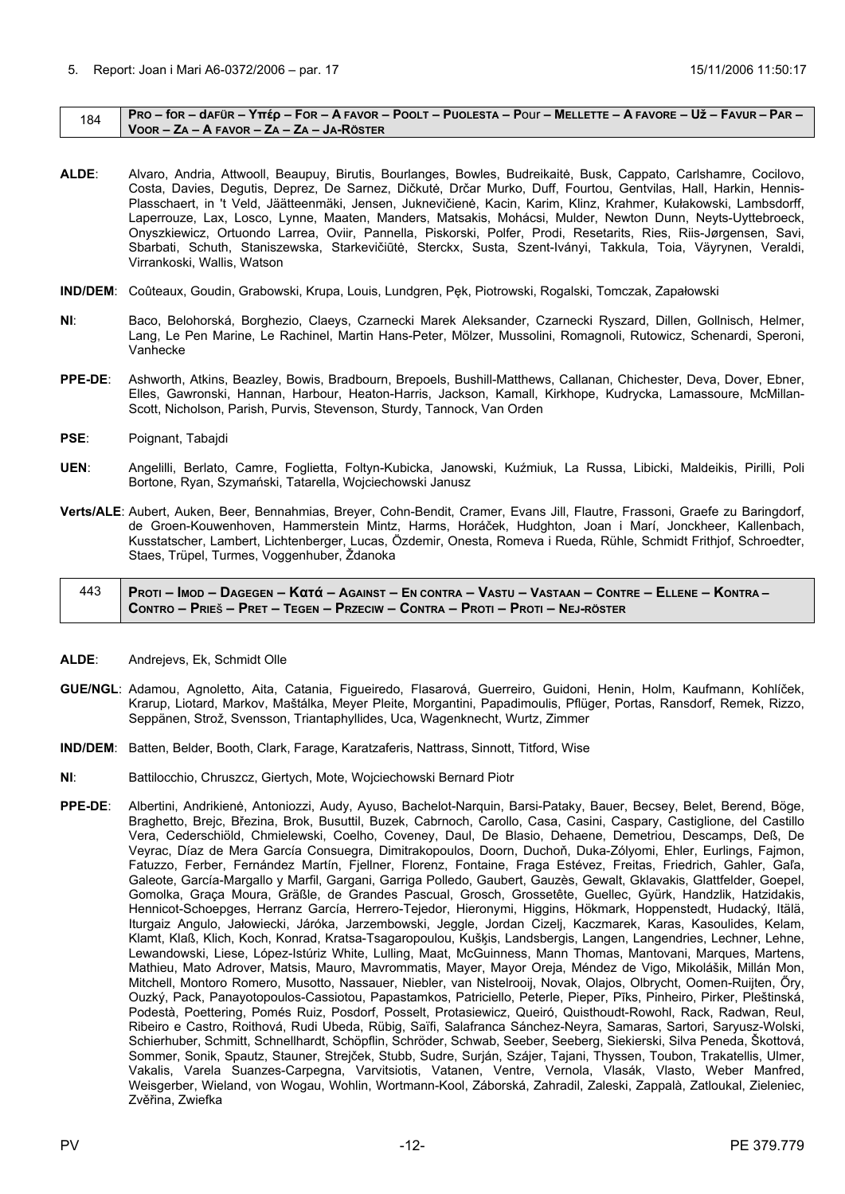5. Report: Joan i Marí A6-0372/2006 – par. 17 15/11/2006 11:50:17

| 184 | PRO – for – dAFÜR – Υπέρ – FOR – A FAVOR – POOLT – PUOLESTA – POur – MELLETTE – A FAVORE – UŽ – FAVUR – PAR – VOOR – ZA – A FAVOR – ZA – ZA – JA-RÖSTER |
|---|---|

**ALDE**: Alvaro, Andria, Attwooll, Beaupuy, Birutis, Bourlanges, Bowles, Budreikaitė, Busk, Cappato, Carlshamre, Cocilovo, Costa, Davies, Degutis, Deprez, De Sarnez, Dičkutė, Drčar Murko, Duff, Fourtou, Gentvilas, Hall, Harkin, Hennis-Plasschaert, in 't Veld, Jäätteenmäki, Jensen, Juknevičienė, Kacin, Karim, Klinz, Krahmer, Kułakowski, Lambsdorff, Laperrouze, Lax, Losco, Lynne, Maaten, Manders, Matsakis, Mohácsi, Mulder, Newton Dunn, Neyts-Uyttebroeck, Onyszkiewicz, Ortuondo Larrea, Oviir, Pannella, Piskorski, Polfer, Prodi, Resetarits, Ries, Riis-Jørgensen, Savi, Sbarbati, Schuth, Staniszewska, Starkevičiūtė, Sterckx, Susta, Szent-Iványi, Takkula, Toia, Väyrynen, Veraldi, Virrankoski, Wallis, Watson

**IND/DEM**: Coûteaux, Goudin, Grabowski, Krupa, Louis, Lundgren, Pęk, Piotrowski, Rogalski, Tomczak, Zapałowski

**NI**: Baco, Belohorská, Borghezio, Claeys, Czarnecki Marek Aleksander, Czarnecki Ryszard, Dillen, Gollnisch, Helmer, Lang, Le Pen Marine, Le Rachinel, Martin Hans-Peter, Mölzer, Mussolini, Romagnoli, Rutowicz, Schenardi, Speroni, Vanhecke

**PPE-DE**: Ashworth, Atkins, Beazley, Bowis, Bradbourn, Brepoels, Bushill-Matthews, Callanan, Chichester, Deva, Dover, Ebner, Elles, Gawronski, Hannan, Harbour, Heaton-Harris, Jackson, Kamall, Kirkhope, Kudrycka, Lamassoure, McMillan-Scott, Nicholson, Parish, Purvis, Stevenson, Sturdy, Tannock, Van Orden

**PSE**: Poignant, Tabajdi

**UEN**: Angelilli, Berlato, Camre, Foglietta, Foltyn-Kubicka, Janowski, Kuźmiuk, La Russa, Libicki, Maldeikis, Pirilli, Poli Bortone, Ryan, Szymański, Tatarella, Wojciechowski Janusz

**Verts/ALE**: Aubert, Auken, Beer, Bennahmias, Breyer, Cohn-Bendit, Cramer, Evans Jill, Flautre, Frassoni, Graefe zu Baringdorf, de Groen-Kouwenhoven, Hammerstein Mintz, Harms, Horáček, Hudghton, Joan i Marí, Jonckheer, Kallenbach, Kusstatscher, Lambert, Lichtenberger, Lucas, Özdemir, Onesta, Romeva i Rueda, Rühle, Schmidt Frithjof, Schroedter, Staes, Trüpel, Turmes, Voggenhuber, Ždanoka

| 443 | PROTI – IMOD – DAGEGEN – Κατά – AGAINST – EN CONTRA – VASTU – VASTAAN – CONTRE – ELLENE – KONTRA – CONTRO – PRIEŠ – PRET – TEGEN – PRZECIW – CONTRA – PROTI – PROTI – NEJ-RÖSTER |
|---|---|

**ALDE**: Andrejevs, Ek, Schmidt Olle

**GUE/NGL**: Adamou, Agnoletto, Aita, Catania, Figueiredo, Flasarová, Guerreiro, Guidoni, Henin, Holm, Kaufmann, Kohlíček, Krarup, Liotard, Markov, Maštálka, Meyer Pleite, Morgantini, Papadimoulis, Pflüger, Portas, Ransdorf, Remek, Rizzo, Seppänen, Strož, Svensson, Triantaphyllides, Uca, Wagenknecht, Wurtz, Zimmer

**IND/DEM**: Batten, Belder, Booth, Clark, Farage, Karatzaferis, Nattrass, Sinnott, Titford, Wise

**NI**: Battilocchio, Chruszcz, Giertych, Mote, Wojciechowski Bernard Piotr

**PPE-DE**: Albertini, Andrikienė, Antoniozzi, Audy, Ayuso, Bachelot-Narquin, Barsi-Pataky, Bauer, Becsey, Belet, Berend, Böge, Braghetto, Brejc, Březina, Brok, Busuttil, Buzek, Cabrnoch, Carollo, Casa, Casini, Caspary, Castiglione, del Castillo Vera, Cederschiöld, Chmielewski, Coelho, Coveney, Daul, De Blasio, Dehaene, Demetriou, Descamps, Deß, De Veyrac, Díaz de Mera García Consuegra, Dimitrakopoulos, Doorn, Duchoň, Duka-Zólyomi, Ehler, Eurlings, Fajmon, Fatuzzo, Ferber, Fernández Martín, Fjellner, Florenz, Fontaine, Fraga Estévez, Freitas, Friedrich, Gahler, Gaľa, Galeote, García-Margallo y Marfil, Gargani, Garriga Polledo, Gaubert, Gauzès, Gewalt, Gklavakis, Glattfelder, Goepel, Gomolka, Graça Moura, Gräßle, de Grandes Pascual, Grosch, Grossetête, Guellec, Gyürk, Handzlik, Hatzidakis, Hennicot-Schoepges, Herranz García, Herrero-Tejedor, Hieronymi, Higgins, Hökmark, Hoppenstedt, Hudacký, Itälä, Iturgaiz Angulo, Jałowiecki, Járóka, Jarzembowski, Jeggle, Jordan Cizelj, Kaczmarek, Karas, Kasoulides, Kelam, Klamt, Klaß, Klich, Koch, Konrad, Kratsa-Tsagaropoulou, Kušķis, Landsbergis, Langen, Langendries, Lechner, Lehne, Lewandowski, Liese, López-Istúriz White, Lulling, Maat, McGuinness, Mann Thomas, Mantovani, Marques, Martens, Mathieu, Mato Adrover, Matsis, Mauro, Mavrommatis, Mayer, Mayor Oreja, Méndez de Vigo, Mikolášik, Millán Mon, Mitchell, Montoro Romero, Musotto, Nassauer, Niebler, van Nistelrooij, Novak, Olajos, Olbrycht, Oomen-Ruijten, Őry, Ouzký, Pack, Panayotopoulos-Cassiotou, Papastamkos, Patriciello, Peterle, Pieper, Pīks, Pinheiro, Pirker, Pleštinská, Podestà, Poettering, Pomés Ruiz, Posdorf, Posselt, Protasiewicz, Queiró, Quisthoudt-Rowohl, Rack, Radwan, Reul, Ribeiro e Castro, Roithová, Rudi Ubeda, Rübig, Saïfi, Salafranca Sánchez-Neyra, Samaras, Sartori, Saryusz-Wolski, Schierhuber, Schmitt, Schnellhardt, Schöpflin, Schröder, Schwab, Seeber, Seeberg, Siekierski, Silva Peneda, Škottová, Sommer, Sonik, Spautz, Stauner, Strejček, Stubb, Sudre, Surján, Szájer, Tajani, Thyssen, Toubon, Trakatellis, Ulmer, Vakalis, Varela Suanzes-Carpegna, Varvitsiotis, Vatanen, Ventre, Vernola, Vlasák, Vlasto, Weber Manfred, Weisgerber, Wieland, von Wogau, Wohlin, Wortmann-Kool, Záborská, Zahradil, Zaleski, Zappalà, Zatloukal, Zieleniec, Zvěřina, Zwiefka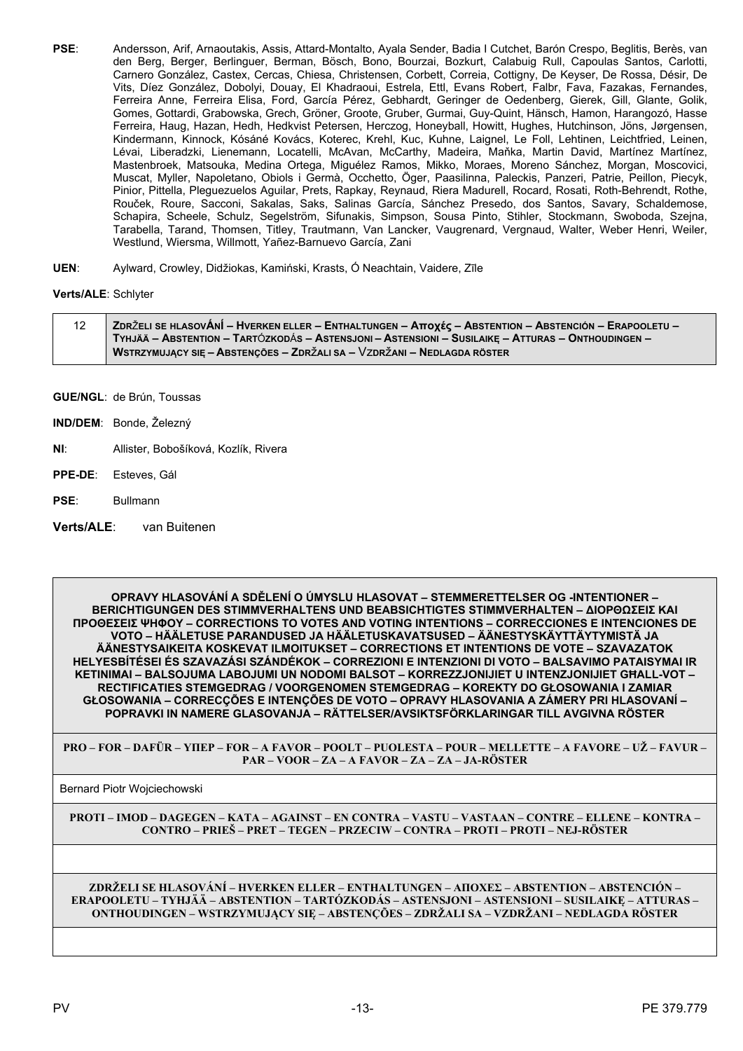**PSE**: Andersson, Arif, Arnaoutakis, Assis, Attard-Montalto, Ayala Sender, Badia I Cutchet, Barón Crespo, Beglitis, Berès, van den Berg, Berger, Berlinguer, Berman, Bösch, Bono, Bourzai, Bozkurt, Calabuig Rull, Capoulas Santos, Carlotti, Carnero González, Castex, Cercas, Chiesa, Christensen, Corbett, Correia, Cottigny, De Keyser, De Rossa, Désir, De Vits, Díez González, Dobolyi, Douay, El Khadraoui, Estrela, Ettl, Evans Robert, Falbr, Fava, Fazakas, Fernandes, Ferreira Anne, Ferreira Elisa, Ford, García Pérez, Gebhardt, Geringer de Oedenberg, Gierek, Gill, Glante, Golik, Gomes, Gottardi, Grabowska, Grech, Gröner, Groote, Gruber, Gurmai, Guy-Quint, Hänsch, Hamon, Harangozó, Hasse Ferreira, Haug, Hazan, Hedh, Hedkvist Petersen, Herczog, Honeyball, Howitt, Hughes, Hutchinson, Jöns, Jørgensen, Kindermann, Kinnock, Kósáné Kovács, Koterec, Krehl, Kuc, Kuhne, Laignel, Le Foll, Lehtinen, Leichtfried, Leinen, Lévai, Liberadzki, Lienemann, Locatelli, McAvan, McCarthy, Madeira, Maňka, Martin David, Martínez Martínez, Mastenbroek, Matsouka, Medina Ortega, Miguélez Ramos, Mikko, Moraes, Moreno Sánchez, Morgan, Moscovici, Muscat, Myller, Napoletano, Obiols i Germà, Occhetto, Öger, Paasilinna, Paleckis, Panzeri, Patrie, Peillon, Piecyk, Pinior, Pittella, Pleguezuelos Aguilar, Prets, Rapkay, Reynaud, Riera Madurell, Rocard, Rosati, Roth-Behrendt, Rothe, Rouček, Roure, Sacconi, Sakalas, Saks, Salinas García, Sánchez Presedo, dos Santos, Savary, Schaldemose, Schapira, Scheele, Schulz, Segelström, Sifunakis, Simpson, Sousa Pinto, Stihler, Stockmann, Swoboda, Szejna, Tarabella, Tarand, Thomsen, Titley, Trautmann, Van Lancker, Vaugrenard, Vergnaud, Walter, Weber Henri, Weiler, Westlund, Wiersma, Willmott, Yañez-Barnuevo García, Zani

**UEN**: Aylward, Crowley, Didžiokas, Kamiński, Krasts, Ó Neachtain, Vaidere, Zīle

**Verts/ALE**: Schlyter

| 12 | **ZDRŽELI SE HLASOVÁNÍ – HVERKEN ELLER – ENTHALTUNGEN – Αποχές – ABSTENTION – ABSTENCIÓN – ERAPOOLETU – TYHJÄÄ – ABSTENTION – TARTÓZKODÁS – ASTENSJONI – ASTENSIONI – SUSILAIKĘ – ATTURAS – ONTHOUDINGEN – WSTRZYMUJĄCY SIĘ – ABSTENÇÕES – ZDRŽALI SA – VZDRŽANI – NEDLAGDA RÖSTER** |
|---|---|

**GUE/NGL**: de Brún, Toussas

**IND/DEM**: Bonde, Železný

**NI**: Allister, Bobošíková, Kozlík, Rivera

**PPE-DE**: Esteves, Gál

**PSE**: Bullmann

**Verts/ALE**: van Buitenen

| **OPRAVY HLASOVÁNÍ A SDĚLENÍ O ÚMYSLU HLASOVAT – STEMMERETTELSER OG -INTENTIONER – BERICHTIGUNGEN DES STIMMVERHALTENS UND BEABSICHTIGTES STIMMVERHALTEN – ΔΙΟΡΘΩΣΕΙΣ ΚΑΙ ΠΡΟΘΕΣΕΙΣ ΨΗΦΟΥ – CORRECTIONS TO VOTES AND VOTING INTENTIONS – CORRECCIONES E INTENCIONES DE VOTO – HÄÄLETUSE PARANDUSED JA HÄÄLETUSKAVATSUSED – ÄÄNESTYSKÄYTTÄYTYMISTÄ JA ÄÄNESTYSAIKEITA KOSKEVAT ILMOITUKSET – CORRECTIONS ET INTENTIONS DE VOTE – SZAVAZATOK HELYESBÍTÉSEI ÉS SZAVAZÁSI SZÁNDÉKOK – CORREZIONI E INTENZIONI DI VOTO – BALSAVIMO PATAISYMAI IR KETINIMAI – BALSOJUMA LABOJUMI UN NODOMI BALSOT – KORREZZJONIJIET U INTENZJONIJIET GĦALL-VOT – RECTIFICATIES STEMGEDRAG / VOORGENOMEN STEMGEDRAG – KOREKTY DO GŁOSOWANIA I ZAMIAR GŁOSOWANIA – CORRECÇÕES E INTENÇÕES DE VOTO – OPRAVY HLASOVANIA A ZÁMERY PRI HLASOVANÍ – POPRAVKI IN NAMERE GLASOVANJA – RÄTTELSER/AVSIKTSFÖRKLARINGAR TILL AVGIVNA RÖSTER** |
|---|
| **PRO – FOR – DAFÜR – ΥΠΕΡ – FOR – A FAVOR – POOLT – PUOLESTA – POUR – MELLETTE – A FAVORE – UŽ – FAVUR – PAR – VOOR – ZA – A FAVOR – ZA – ZA – JA-RÖSTER** |
| Bernard Piotr Wojciechowski |
| **PROTI – IMOD – DAGEGEN – ΚΑΤΑ – AGAINST – EN CONTRA – VASTU – VASTAAN – CONTRE – ELLENE – KONTRA – CONTRO – PRIEŠ – PRET – TEGEN – PRZECIW – CONTRA – PROTI – PROTI – NEJ-RÖSTER** |
| |
| **ZDRŽELI SE HLASOVÁNÍ – HVERKEN ELLER – ENTHALTUNGEN – ΑΠΟΧΕΣ – ABSTENTION – ABSTENCIÓN – ERAPOOLETU – TYHJÄÄ – ABSTENTION – TARTÓZKODÁS – ASTENSJONI – ASTENSIONI – SUSILAIKĘ – ATTURAS – ONTHOUDINGEN – WSTRZYMUJĄCY SIĘ – ABSTENÇÕES – ZDRŽALI SA – VZDRŽANI – NEDLAGDA RÖSTER** |
| |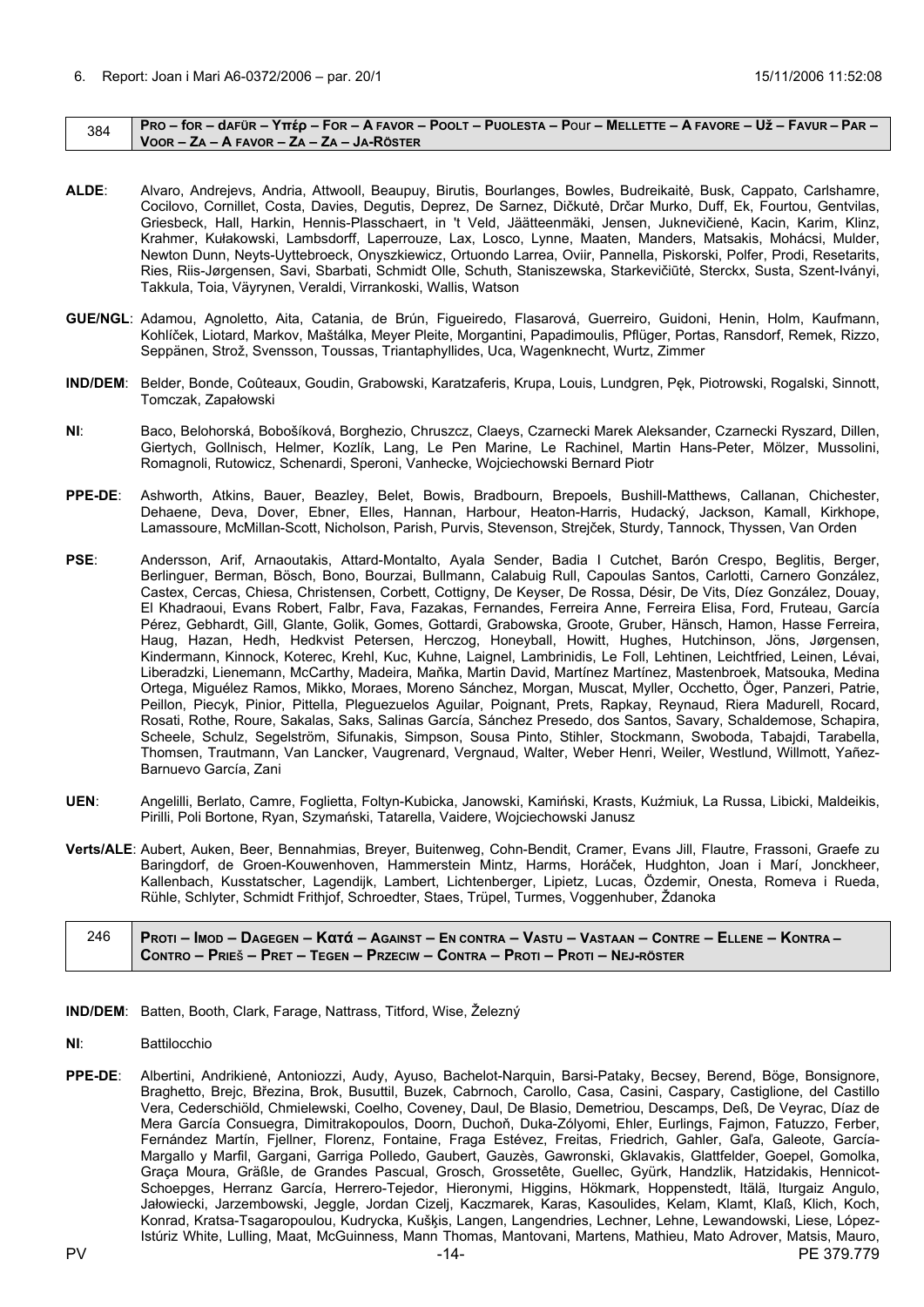6. Report: Joan i Mari A6-0372/2006 – par. 20/1 15/11/2006 11:52:08

| 384 | **PRO – for – dAFÜR – Υπέρ – FOR – A FAVOR – POOLT – PUOLESTA – Pour – MELLETTE – A FAVORE – Už – FAVUR – PAR – VOOR – ZA – A FAVOR – ZA – ZA – JA-RÖSTER** |
|---|---|

**ALDE**: Alvaro, Andrejevs, Andria, Attwooll, Beaupuy, Birutis, Bourlanges, Bowles, Budreikaitė, Busk, Cappato, Carlshamre, Cocilovo, Cornillet, Costa, Davies, Degutis, Deprez, De Sarnez, Dičkutė, Drčar Murko, Duff, Ek, Fourtou, Gentvilas, Griesbeck, Hall, Harkin, Hennis-Plasschaert, in 't Veld, Jäätteenmäki, Jensen, Juknevičienė, Kacin, Karim, Klinz, Krahmer, Kułakowski, Lambsdorff, Laperrouze, Lax, Losco, Lynne, Maaten, Manders, Matsakis, Mohácsi, Mulder, Newton Dunn, Neyts-Uyttebroeck, Onyszkiewicz, Ortuondo Larrea, Oviir, Pannella, Piskorski, Polfer, Prodi, Resetarits, Ries, Riis-Jørgensen, Savi, Sbarbati, Schmidt Olle, Schuth, Staniszewska, Starkevičiūtė, Sterckx, Susta, Szent-Iványi, Takkula, Toia, Väyrynen, Veraldi, Virrankoski, Wallis, Watson

**GUE/NGL**: Adamou, Agnoletto, Aita, Catania, de Brún, Figueiredo, Flasarová, Guerreiro, Guidoni, Henin, Holm, Kaufmann, Kohlíček, Liotard, Markov, Maštálka, Meyer Pleite, Morgantini, Papadimoulis, Pflüger, Portas, Ransdorf, Remek, Rizzo, Seppänen, Strož, Svensson, Toussas, Triantaphyllides, Uca, Wagenknecht, Wurtz, Zimmer

**IND/DEM**: Belder, Bonde, Coûteaux, Goudin, Grabowski, Karatzaferis, Krupa, Louis, Lundgren, Pęk, Piotrowski, Rogalski, Sinnott, Tomczak, Zapałowski

**NI**: Baco, Belohorská, Bobošíková, Borghezio, Chruszcz, Claeys, Czarnecki Marek Aleksander, Czarnecki Ryszard, Dillen, Giertych, Gollnisch, Helmer, Kozlík, Lang, Le Pen Marine, Le Rachinel, Martin Hans-Peter, Mölzer, Mussolini, Romagnoli, Rutowicz, Schenardi, Speroni, Vanhecke, Wojciechowski Bernard Piotr

**PPE-DE**: Ashworth, Atkins, Bauer, Beazley, Belet, Bowis, Bradbourn, Brepoels, Bushill-Matthews, Callanan, Chichester, Dehaene, Deva, Dover, Ebner, Elles, Hannan, Harbour, Heaton-Harris, Hudacký, Jackson, Kamall, Kirkhope, Lamassoure, McMillan-Scott, Nicholson, Parish, Purvis, Stevenson, Strejček, Sturdy, Tannock, Thyssen, Van Orden

**PSE**: Andersson, Arif, Arnaoutakis, Attard-Montalto, Ayala Sender, Badia I Cutchet, Barón Crespo, Beglitis, Berger, Berlinguer, Berman, Bösch, Bono, Bourzai, Bullmann, Calabuig Rull, Capoulas Santos, Carlotti, Carnero González, Castex, Cercas, Chiesa, Christensen, Corbett, Cottigny, De Keyser, De Rossa, Désir, De Vits, Díez González, Douay, El Khadraoui, Evans Robert, Falbr, Fava, Fazakas, Fernandes, Ferreira Anne, Ferreira Elisa, Ford, Fruteau, García Pérez, Gebhardt, Gill, Glante, Golik, Gomes, Gottardi, Grabowska, Groote, Gruber, Hänsch, Hamon, Hasse Ferreira, Haug, Hazan, Hedh, Hedkvist Petersen, Herczog, Honeyball, Howitt, Hughes, Hutchinson, Jöns, Jørgensen, Kindermann, Kinnock, Koterec, Krehl, Kuc, Kuhne, Laignel, Lambrinidis, Le Foll, Lehtinen, Leichtfried, Leinen, Lévai, Liberadzki, Lienemann, McCarthy, Madeira, Maňka, Martin David, Martínez Martínez, Mastenbroek, Matsouka, Medina Ortega, Miguélez Ramos, Mikko, Moraes, Moreno Sánchez, Morgan, Muscat, Myller, Occhetto, Öger, Panzeri, Patrie, Peillon, Piecyk, Pinior, Pittella, Pleguezuelos Aguilar, Poignant, Prets, Rapkay, Reynaud, Riera Madurell, Rocard, Rosati, Rothe, Roure, Sakalas, Saks, Salinas García, Sánchez Presedo, dos Santos, Savary, Schaldemose, Schapira, Scheele, Schulz, Segelström, Sifunakis, Simpson, Sousa Pinto, Stihler, Stockmann, Swoboda, Tabajdi, Tarabella, Thomsen, Trautmann, Van Lancker, Vaugrenard, Vergnaud, Walter, Weber Henri, Weiler, Westlund, Willmott, Yañez-Barnuevo García, Zani

**UEN**: Angelilli, Berlato, Camre, Foglietta, Foltyn-Kubicka, Janowski, Kamiński, Krasts, Kuźmiuk, La Russa, Libicki, Maldeikis, Pirilli, Poli Bortone, Ryan, Szymański, Tatarella, Vaidere, Wojciechowski Janusz

**Verts/ALE**: Aubert, Auken, Beer, Bennahmias, Breyer, Buitenweg, Cohn-Bendit, Cramer, Evans Jill, Flautre, Frassoni, Graefe zu Baringdorf, de Groen-Kouwenhoven, Hammerstein Mintz, Harms, Horáček, Hudghton, Joan i Marí, Jonckheer, Kallenbach, Kusstatscher, Lagendijk, Lambert, Lichtenberger, Lipietz, Lucas, Özdemir, Onesta, Romeva i Rueda, Rühle, Schlyter, Schmidt Frithjof, Schroedter, Staes, Trüpel, Turmes, Voggenhuber, Ždanoka

| 246 | **PROTI – IMOD – DAGEGEN – Κατά – AGAINST – EN CONTRA – VASTU – VASTAAN – CONTRE – ELLENE – KONTRA – CONTRO – PRIEš – PRET – TEGEN – PRZECIW – CONTRA – PROTI – PROTI – NEJ-RÖSTER** |
|---|---|

**IND/DEM**: Batten, Booth, Clark, Farage, Nattrass, Titford, Wise, Železný

**NI**: Battilocchio

**PPE-DE**: Albertini, Andrikienė, Antoniozzi, Audy, Ayuso, Bachelot-Narquin, Barsi-Pataky, Becsey, Berend, Böge, Bonsignore, Braghetto, Brejc, Březina, Brok, Busuttil, Buzek, Cabrnoch, Carollo, Casa, Casini, Caspary, Castiglione, del Castillo Vera, Cederschiöld, Chmielewski, Coelho, Coveney, Daul, De Blasio, Demetriou, Descamps, Deß, De Veyrac, Díaz de Mera García Consuegra, Dimitrakopoulos, Doorn, Duchoň, Duka-Zólyomi, Ehler, Eurlings, Fajmon, Fatuzzo, Ferber, Fernández Martín, Fjellner, Florenz, Fontaine, Fraga Estévez, Freitas, Friedrich, Gahler, Gaľa, Galeote, García-Margallo y Marfil, Gargani, Garriga Polledo, Gaubert, Gauzès, Gawronski, Gklavakis, Glattfelder, Goepel, Gomolka, Graça Moura, Gräßle, de Grandes Pascual, Grosch, Grossetête, Guellec, Gyürk, Handzlik, Hatzidakis, Hennicot-Schoepges, Herranz García, Herrero-Tejedor, Hieronymi, Higgins, Hökmark, Hoppenstedt, Itälä, Iturgaiz Angulo, Jałowiecki, Jarzembowski, Jeggle, Jordan Cizelj, Kaczmarek, Karas, Kasoulides, Kelam, Klamt, Klaß, Klich, Koch, Konrad, Kratsa-Tsagaropoulou, Kudrycka, Kušķis, Langen, Langendries, Lechner, Lehne, Lewandowski, Liese, López-Istúriz White, Lulling, Maat, McGuinness, Mann Thomas, Mantovani, Martens, Mathieu, Mato Adrover, Matsis, Mauro,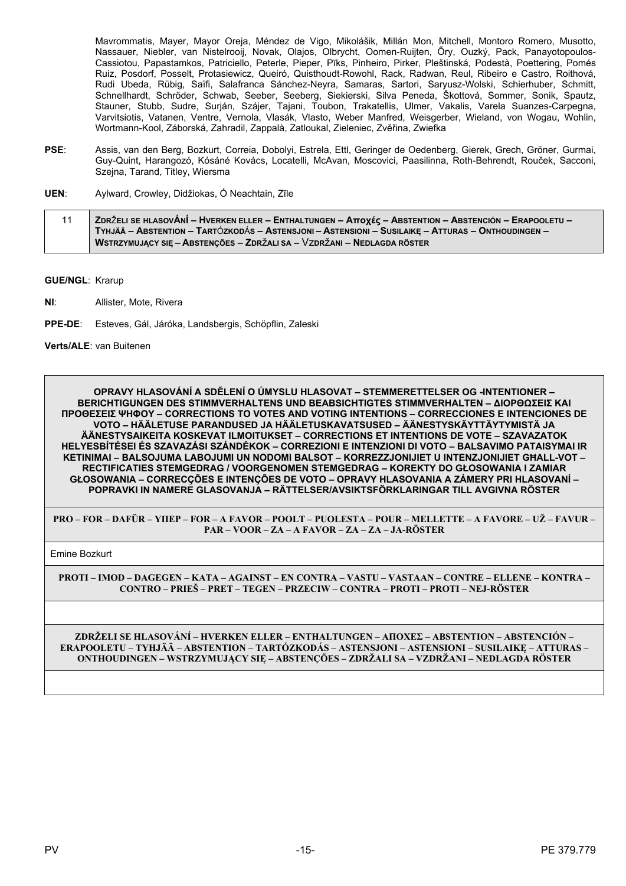Mavrommatis, Mayer, Mayor Oreja, Méndez de Vigo, Mikolášik, Millán Mon, Mitchell, Montoro Romero, Musotto, Nassauer, Niebler, van Nistelrooij, Novak, Olajos, Olbrycht, Oomen-Ruijten, Őry, Ouzký, Pack, Panayotopoulos-Cassiotou, Papastamkos, Patriciello, Peterle, Pieper, Pīks, Pinheiro, Pirker, Pleštinská, Podestà, Poettering, Pomés Ruiz, Posdorf, Posselt, Protasiewicz, Queiró, Quisthoudt-Rowohl, Rack, Radwan, Reul, Ribeiro e Castro, Roithová, Rudi Ubeda, Rübig, Saïfi, Salafranca Sánchez-Neyra, Samaras, Sartori, Saryusz-Wolski, Schierhuber, Schmitt, Schnellhardt, Schröder, Schwab, Seeber, Seeberg, Siekierski, Silva Peneda, Škottová, Sommer, Sonik, Spautz, Stauner, Stubb, Sudre, Surján, Szájer, Tajani, Toubon, Trakatellis, Ulmer, Vakalis, Varela Suanzes-Carpegna, Varvitsiotis, Vatanen, Ventre, Vernola, Vlasák, Vlasto, Weber Manfred, Weisgerber, Wieland, von Wogau, Wohlin, Wortmann-Kool, Záborská, Zahradil, Zappalà, Zatloukal, Zieleniec, Zvěřina, Zwiefka

**PSE**: Assis, van den Berg, Bozkurt, Correia, Dobolyi, Estrela, Ettl, Geringer de Oedenberg, Gierek, Grech, Gröner, Gurmai, Guy-Quint, Harangozó, Kósáné Kovács, Locatelli, McAvan, Moscovici, Paasilinna, Roth-Behrendt, Rouček, Sacconi, Szejna, Tarand, Titley, Wiersma

**UEN**: Aylward, Crowley, Didžiokas, Ó Neachtain, Zīle

| 11 | **ZDRŽELI SE HLASOVÁNÍ – HVERKEN ELLER – ENTHALTUNGEN – Αποχές – ABSTENTION – ABSTENCIÓN – ERAPOOLETU – TYHJÄÄ – ABSTENTION – TARTÓZKODÁS – ASTENSJONI – ASTENSIONI – SUSILAIKĘ – ATTURAS – ONTHOUDINGEN – WSTRZYMUJĄCY SIĘ – ABSTENÇÕES – ZDRŽALI SA – VZDRŽANI – NEDLAGDA RÖSTER** |
|---|---|

**GUE/NGL**: Krarup

**NI**: Allister, Mote, Rivera

**PPE-DE**: Esteves, Gál, Járóka, Landsbergis, Schöpflin, Zaleski

**Verts/ALE**: van Buitenen

| **OPRAVY HLASOVÁNÍ A SDĚLENÍ O ÚMYSLU HLASOVAT – STEMMERETTELSER OG -INTENTIONER – BERICHTIGUNGEN DES STIMMVERHALTENS UND BEABSICHTIGTES STIMMVERHALTEN – ΔΙΟΡΘΩΣΕΙΣ ΚΑΙ ΠΡΟΘΕΣΕΙΣ ΨΗΦΟΥ – CORRECTIONS TO VOTES AND VOTING INTENTIONS – CORRECCIONES E INTENCIONES DE VOTO – HÄÄLETUSE PARANDUSED JA HÄÄLETUSKAVATSUSED – ÄÄNESTYSKÄYTTÄYTYMISTÄ JA ÄÄNESTYSAIKEITA KOSKEVAT ILMOITUKSET – CORRECTIONS ET INTENTIONS DE VOTE – SZAVAZATOK HELYESBÍTÉSEI ÉS SZAVAZÁSI SZÁNDÉKOK – CORREZIONI E INTENZIONI DI VOTO – BALSAVIMO PATAISYMAI IR KETINIMAI – BALSOJUMA LABOJUMI UN NODOMI BALSOT – KORREZZJONIJIET U INTENZJONIJIET GĦALL-VOT – RECTIFICATIES STEMGEDRAG / VOORGENOMEN STEMGEDRAG – KOREKTY DO GŁOSOWANIA I ZAMIAR GŁOSOWANIA – CORRECÇÕES E INTENÇÕES DE VOTO – OPRAVY HLASOVANIA A ZÁMERY PRI HLASOVANÍ – POPRAVKI IN NAMERE GLASOVANJA – RÄTTELSER/AVSIKTSFÖRKLARINGAR TILL AVGIVNA RÖSTER** |
|---|
| **PRO – FOR – DAFÜR – ΥΠΕΡ – FOR – A FAVOR – POOLT – PUOLESTA – POUR – MELLETTE – A FAVORE – UŽ – FAVUR – PAR – VOOR – ZA – A FAVOR – ZA – ZA – JA-RÖSTER** |
| Emine Bozkurt |
| **PROTI – IMOD – DAGEGEN – ΚΑΤΑ – AGAINST – EN CONTRA – VASTU – VASTAAN – CONTRE – ELLENE – KONTRA – CONTRO – PRIEŠ – PRET – TEGEN – PRZECIW – CONTRA – PROTI – PROTI – NEJ-RÖSTER** |
| |
| **ZDRŽELI SE HLASOVÁNÍ – HVERKEN ELLER – ENTHALTUNGEN – ΑΠΟΧΕΣ – ABSTENTION – ABSTENCIÓN – ERAPOOLETU – TYHJÄÄ – ABSTENTION – TARTÓZKODÁS – ASTENSJONI – ASTENSIONI – SUSILAIKĘ – ATTURAS – ONTHOUDINGEN – WSTRZYMUJĄCY SIĘ – ABSTENÇÕES – ZDRŽALI SA – VZDRŽANI – NEDLAGDA RÖSTER** |
| |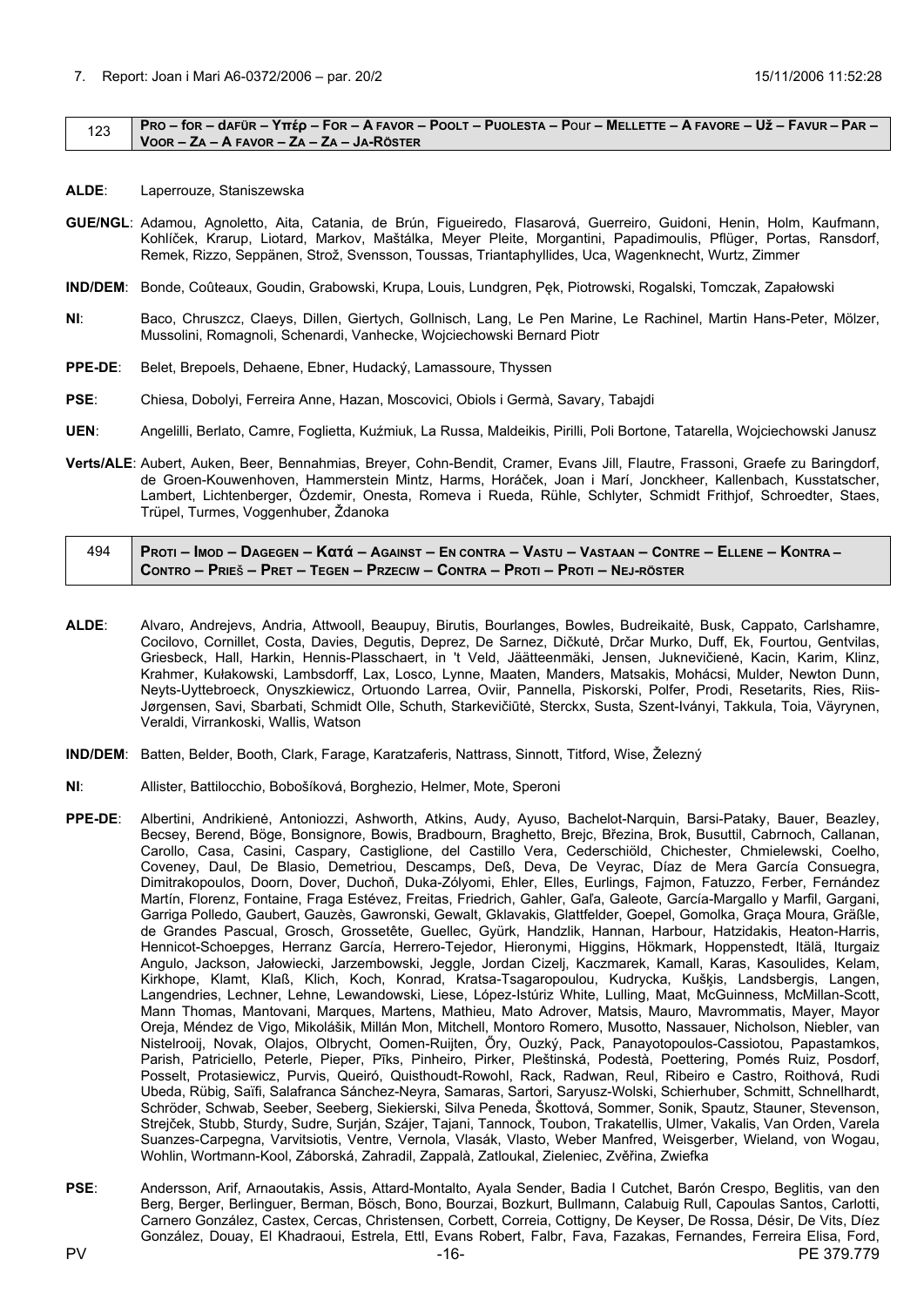7. Report: Joan i Mari A6-0372/2006 – par. 20/2 15/11/2006 11:52:28

| 123 | **PRO – fOR – dAFÜR – Υπέρ – FOR – A FAVOR – POOLT – PUOLESTA – POUr – MELLETTE – A FAVORE – UŽ – FAVUR – PAR – VOOR – ZA – A FAVOR – ZA – ZA – JA-RÖSTER** |
|---|---|

**ALDE**: Laperrouze, Staniszewska

**GUE/NGL**: Adamou, Agnoletto, Aita, Catania, de Brún, Figueiredo, Flasarová, Guerreiro, Guidoni, Henin, Holm, Kaufmann, Kohlíček, Krarup, Liotard, Markov, Maštálka, Meyer Pleite, Morgantini, Papadimoulis, Pflüger, Portas, Ransdorf, Remek, Rizzo, Seppänen, Strož, Svensson, Toussas, Triantaphyllides, Uca, Wagenknecht, Wurtz, Zimmer

**IND/DEM**: Bonde, Coûteaux, Goudin, Grabowski, Krupa, Louis, Lundgren, Pęk, Piotrowski, Rogalski, Tomczak, Zapałowski

**NI**: Baco, Chruszcz, Claeys, Dillen, Giertych, Gollnisch, Lang, Le Pen Marine, Le Rachinel, Martin Hans-Peter, Mölzer, Mussolini, Romagnoli, Schenardi, Vanhecke, Wojciechowski Bernard Piotr

**PPE-DE**: Belet, Brepoels, Dehaene, Ebner, Hudacký, Lamassoure, Thyssen

**PSE**: Chiesa, Dobolyi, Ferreira Anne, Hazan, Moscovici, Obiols i Germà, Savary, Tabajdi

**UEN**: Angelilli, Berlato, Camre, Foglietta, Kuźmiuk, La Russa, Maldeikis, Pirilli, Poli Bortone, Tatarella, Wojciechowski Janusz

**Verts/ALE**: Aubert, Auken, Beer, Bennahmias, Breyer, Cohn-Bendit, Cramer, Evans Jill, Flautre, Frassoni, Graefe zu Baringdorf, de Groen-Kouwenhoven, Hammerstein Mintz, Harms, Horáček, Joan i Marí, Jonckheer, Kallenbach, Kusstatscher, Lambert, Lichtenberger, Özdemir, Onesta, Romeva i Rueda, Rühle, Schlyter, Schmidt Frithjof, Schroedter, Staes, Trüpel, Turmes, Voggenhuber, Ždanoka

| 494 | **PROTI – IMOD – DAGEGEN – Κατά – AGAINST – EN CONTRA – VASTU – VASTAAN – CONTRE – ELLENE – KONTRA – CONTRO – PRIEŠ – PRET – TEGEN – PRZECIW – CONTRA – PROTI – PROTI – NEJ-RÖSTER** |
|---|---|

**ALDE**: Alvaro, Andrejevs, Andria, Attwooll, Beaupuy, Birutis, Bourlanges, Bowles, Budreikaitė, Busk, Cappato, Carlshamre, Cocilovo, Cornillet, Costa, Davies, Degutis, Deprez, De Sarnez, Dičkutė, Drčar Murko, Duff, Ek, Fourtou, Gentvilas, Griesbeck, Hall, Harkin, Hennis-Plasschaert, in 't Veld, Jäätteenmäki, Jensen, Juknevičienė, Kacin, Karim, Klinz, Krahmer, Kułakowski, Lambsdorff, Lax, Losco, Lynne, Maaten, Manders, Matsakis, Mohácsi, Mulder, Newton Dunn, Neyts-Uyttebroeck, Onyszkiewicz, Ortuondo Larrea, Oviir, Pannella, Piskorski, Polfer, Prodi, Resetarits, Ries, Riis-Jørgensen, Savi, Sbarbati, Schmidt Olle, Schuth, Starkevičiūtė, Sterckx, Susta, Szent-Iványi, Takkula, Toia, Väyrynen, Veraldi, Virrankoski, Wallis, Watson

**IND/DEM**: Batten, Belder, Booth, Clark, Farage, Karatzaferis, Nattrass, Sinnott, Titford, Wise, Železný

**NI**: Allister, Battilocchio, Bobošíková, Borghezio, Helmer, Mote, Speroni

**PPE-DE**: Albertini, Andrikienė, Antoniozzi, Ashworth, Atkins, Audy, Ayuso, Bachelot-Narquin, Barsi-Pataky, Bauer, Beazley, Becsey, Berend, Böge, Bonsignore, Bowis, Bradbourn, Braghetto, Brejc, Březina, Brok, Busuttil, Cabrnoch, Callanan, Carollo, Casa, Casini, Caspary, Castiglione, del Castillo Vera, Cederschiöld, Chichester, Chmielewski, Coelho, Coveney, Daul, De Blasio, Demetriou, Descamps, Deß, Deva, De Veyrac, Díaz de Mera García Consuegra, Dimitrakopoulos, Doorn, Dover, Duchoň, Duka-Zólyomi, Ehler, Elles, Eurlings, Fajmon, Fatuzzo, Ferber, Fernández Martín, Florenz, Fontaine, Fraga Estévez, Freitas, Friedrich, Gahler, Gaľa, Galeote, García-Margallo y Marfil, Gargani, Garriga Polledo, Gaubert, Gauzès, Gawronski, Gewalt, Gklavakis, Glattfelder, Goepel, Gomolka, Graça Moura, Gräßle, de Grandes Pascual, Grosch, Grossetête, Guellec, Gyürk, Handzlik, Hannan, Harbour, Hatzidakis, Heaton-Harris, Hennicot-Schoepges, Herranz García, Herrero-Tejedor, Hieronymi, Higgins, Hökmark, Hoppenstedt, Itälä, Iturgaiz Angulo, Jackson, Jałowiecki, Jarzembowski, Jeggle, Jordan Cizelj, Kaczmarek, Kamall, Karas, Kasoulides, Kelam, Kirkhope, Klamt, Klaß, Klich, Koch, Konrad, Kratsa-Tsagaropoulou, Kudrycka, Kušķis, Landsbergis, Langen, Langendries, Lechner, Lehne, Lewandowski, Liese, López-Istúriz White, Lulling, Maat, McGuinness, McMillan-Scott, Mann Thomas, Mantovani, Marques, Martens, Mathieu, Mato Adrover, Matsis, Mauro, Mavrommatis, Mayer, Mayor Oreja, Méndez de Vigo, Mikolášik, Millán Mon, Mitchell, Montoro Romero, Musotto, Nassauer, Nicholson, Niebler, van Nistelrooij, Novak, Olajos, Olbrycht, Oomen-Ruijten, Őry, Ouzký, Pack, Panayotopoulos-Cassiotou, Papastamkos, Parish, Patriciello, Peterle, Pieper, Pīks, Pinheiro, Pirker, Pleštinská, Podestà, Poettering, Pomés Ruiz, Posdorf, Posselt, Protasiewicz, Purvis, Queiró, Quisthoudt-Rowohl, Rack, Radwan, Reul, Ribeiro e Castro, Roithová, Rudi Ubeda, Rübig, Saïfi, Salafranca Sánchez-Neyra, Samaras, Sartori, Saryusz-Wolski, Schierhuber, Schmitt, Schnellhardt, Schröder, Schwab, Seeber, Seeberg, Siekierski, Silva Peneda, Škottová, Sommer, Sonik, Spautz, Stauner, Stevenson, Strejček, Stubb, Sturdy, Sudre, Surján, Szájer, Tajani, Tannock, Toubon, Trakatellis, Ulmer, Vakalis, Van Orden, Varela Suanzes-Carpegna, Varvitsiotis, Ventre, Vernola, Vlasák, Vlasto, Weber Manfred, Weisgerber, Wieland, von Wogau, Wohlin, Wortmann-Kool, Záborská, Zahradil, Zappalà, Zatloukal, Zieleniec, Zvěřina, Zwiefka

**PSE**: Andersson, Arif, Arnaoutakis, Assis, Attard-Montalto, Ayala Sender, Badia I Cutchet, Barón Crespo, Beglitis, van den Berg, Berger, Berlinguer, Berman, Bösch, Bono, Bourzai, Bozkurt, Bullmann, Calabuig Rull, Capoulas Santos, Carlotti, Carnero González, Castex, Cercas, Christensen, Corbett, Correia, Cottigny, De Keyser, De Rossa, Désir, De Vits, Díez González, Douay, El Khadraoui, Estrela, Ettl, Evans Robert, Falbr, Fava, Fazakas, Fernandes, Ferreira Elisa, Ford,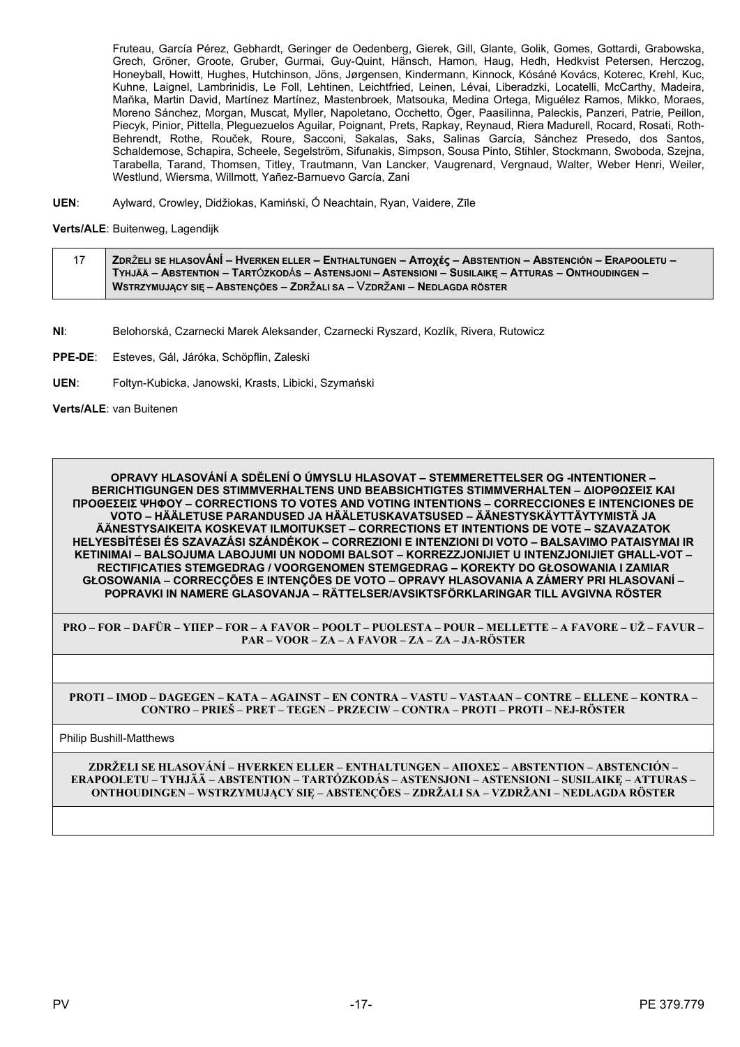Fruteau, García Pérez, Gebhardt, Geringer de Oedenberg, Gierek, Gill, Glante, Golik, Gomes, Gottardi, Grabowska, Grech, Gröner, Groote, Gruber, Gurmai, Guy-Quint, Hänsch, Hamon, Haug, Hedh, Hedkvist Petersen, Herczog, Honeyball, Howitt, Hughes, Hutchinson, Jöns, Jørgensen, Kindermann, Kinnock, Kósáné Kovács, Koterec, Krehl, Kuc, Kuhne, Laignel, Lambrinidis, Le Foll, Lehtinen, Leichtfried, Leinen, Lévai, Liberadzki, Locatelli, McCarthy, Madeira, Maňka, Martin David, Martínez Martínez, Mastenbroek, Matsouka, Medina Ortega, Miguélez Ramos, Mikko, Moraes, Moreno Sánchez, Morgan, Muscat, Myller, Napoletano, Occhetto, Öger, Paasilinna, Paleckis, Panzeri, Patrie, Peillon, Piecyk, Pinior, Pittella, Pleguezuelos Aguilar, Poignant, Prets, Rapkay, Reynaud, Riera Madurell, Rocard, Rosati, Roth-Behrendt, Rothe, Rouček, Roure, Sacconi, Sakalas, Saks, Salinas García, Sánchez Presedo, dos Santos, Schaldemose, Schapira, Scheele, Segelström, Sifunakis, Simpson, Sousa Pinto, Stihler, Stockmann, Swoboda, Szejna, Tarabella, Tarand, Thomsen, Titley, Trautmann, Van Lancker, Vaugrenard, Vergnaud, Walter, Weber Henri, Weiler, Westlund, Wiersma, Willmott, Yañez-Barnuevo García, Zani

**UEN**: Aylward, Crowley, Didžiokas, Kamiński, Ó Neachtain, Ryan, Vaidere, Zīle

**Verts/ALE**: Buitenweg, Lagendijk

| 17 | **ZDRŽELI SE HLASOVÁNÍ – HVERKEN ELLER – ENTHALTUNGEN – Αποχές – ABSTENTION – ABSTENCIÓN – ERAPOOLETU – TYHJÄÄ – ABSTENTION – TARTÓZKODÁS – ASTENSJONI – ASTENSIONI – SUSILAIKĘ – ATTURAS – ONTHOUDINGEN – WSTRZYMUJĄCY SIĘ – ABSTENÇÕES – ZDRŽALI SA – VZDRŽANI – NEDLAGDA RÖSTER** |
|---|---|

**NI**: Belohorská, Czarnecki Marek Aleksander, Czarnecki Ryszard, Kozlík, Rivera, Rutowicz

**PPE-DE**: Esteves, Gál, Járóka, Schöpflin, Zaleski

**UEN**: Foltyn-Kubicka, Janowski, Krasts, Libicki, Szymański

**Verts/ALE**: van Buitenen

| **OPRAVY HLASOVÁNÍ A SDĚLENÍ O ÚMYSLU HLASOVAT – STEMMERETTELSER OG -INTENTIONER – BERICHTIGUNGEN DES STIMMVERHALTENS UND BEABSICHTIGTES STIMMVERHALTEN – ΔΙΟΡΘΩΣΕΙΣ ΚΑΙ ΠΡΟΘΕΣΕΙΣ ΨΗΦΟΥ – CORRECTIONS TO VOTES AND VOTING INTENTIONS – CORRECCIONES E INTENCIONES DE VOTO – HÄÄLETUSE PARANDUSED JA HÄÄLETUSKAVATSUSED – ÄÄNESTYSKÄYTTÄYTYMISTÄ JA ÄÄNESTYSAIKEITA KOSKEVAT ILMOITUKSET – CORRECTIONS ET INTENTIONS DE VOTE – SZAVAZATOK HELYESBÍTÉSEI ÉS SZAVAZÁSI SZÁNDÉKOK – CORREZIONI E INTENZIONI DI VOTO – BALSAVIMO PATAISYMAI IR KETINIMAI – BALSOJUMA LABOJUMI UN NODOMI BALSOT – KORREZZJONIJIET U INTENZJONIJIET GĦALL-VOT – RECTIFICATIES STEMGEDRAG / VOORGENOMEN STEMGEDRAG – KOREKTY DO GŁOSOWANIA I ZAMIAR GŁOSOWANIA – CORRECÇÕES E INTENÇÕES DE VOTO – OPRAVY HLASOVANIA A ZÁMERY PRI HLASOVANÍ – POPRAVKI IN NAMERE GLASOVANJA – RÄTTELSER/AVSIKTSFÖRKLARINGAR TILL AVGIVNA RÖSTER** |
|---|
| **PRO – FOR – DAFÜR – ΥΠΕΡ – FOR – A FAVOR – POOLT – PUOLESTA – POUR – MELLETTE – A FAVORE – UŽ – FAVUR – PAR – VOOR – ZA – A FAVOR – ZA – ZA – JA-RÖSTER** |
| |
| **PROTI – IMOD – DAGEGEN – ΚΑΤΑ – AGAINST – EN CONTRA – VASTU – VASTAAN – CONTRE – ELLENE – KONTRA – CONTRO – PRIEŠ – PRET – TEGEN – PRZECIW – CONTRA – PROTI – PROTI – NEJ-RÖSTER** |
| Philip Bushill-Matthews |
| **ZDRŽELI SE HLASOVÁNÍ – HVERKEN ELLER – ENTHALTUNGEN – ΑΠΟΧΕΣ – ABSTENTION – ABSTENCIÓN – ERAPOOLETU – TYHJÄÄ – ABSTENTION – TARTÓZKODÁS – ASTENSJONI – ASTENSIONI – SUSILAIKĘ – ATTURAS – ONTHOUDINGEN – WSTRZYMUJĄCY SIĘ – ABSTENÇÕES – ZDRŽALI SA – VZDRŽANI – NEDLAGDA RÖSTER** |
| |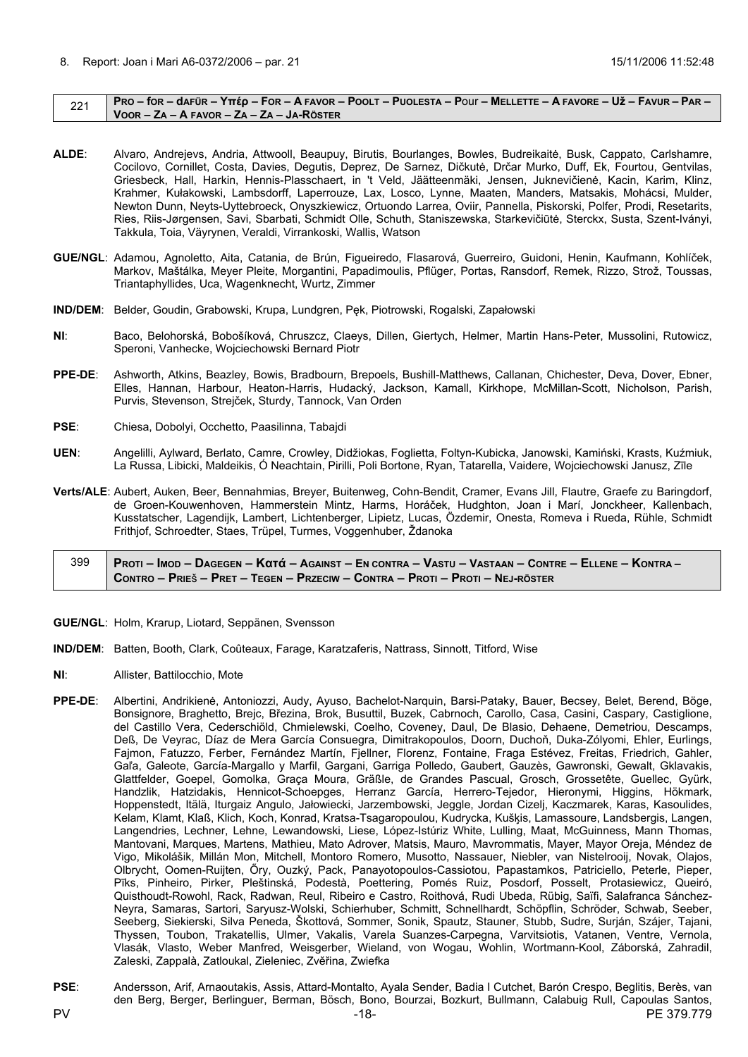8. Report: Joan i Mari A6-0372/2006 – par. 21 15/11/2006 11:52:48

| 221 | **Pro – for – dafür – Υπέρ – For – A favor – Poolt – Puolesta – Pour – Mellette – A favore – Už – Favur – Par – Voor – Za – A favor – Za – Za – Ja-Röster** |
|---|---|

**ALDE**: Alvaro, Andrejevs, Andria, Attwooll, Beaupuy, Birutis, Bourlanges, Bowles, Budreikaitė, Busk, Cappato, Carlshamre, Cocilovo, Cornillet, Costa, Davies, Degutis, Deprez, De Sarnez, Dičkutė, Drčar Murko, Duff, Ek, Fourtou, Gentvilas, Griesbeck, Hall, Harkin, Hennis-Plasschaert, in 't Veld, Jäätteenmäki, Jensen, Juknevičienė, Kacin, Karim, Klinz, Krahmer, Kułakowski, Lambsdorff, Laperrouze, Lax, Losco, Lynne, Maaten, Manders, Matsakis, Mohácsi, Mulder, Newton Dunn, Neyts-Uyttebroeck, Onyszkiewicz, Ortuondo Larrea, Oviir, Pannella, Piskorski, Polfer, Prodi, Resetarits, Ries, Riis-Jørgensen, Savi, Sbarbati, Schmidt Olle, Schuth, Staniszewska, Starkevičiūtė, Sterckx, Susta, Szent-Iványi, Takkula, Toia, Väyrynen, Veraldi, Virrankoski, Wallis, Watson

**GUE/NGL**: Adamou, Agnoletto, Aita, Catania, de Brún, Figueiredo, Flasarová, Guerreiro, Guidoni, Henin, Kaufmann, Kohlíček, Markov, Maštálka, Meyer Pleite, Morgantini, Papadimoulis, Pflüger, Portas, Ransdorf, Remek, Rizzo, Strož, Toussas, Triantaphyllides, Uca, Wagenknecht, Wurtz, Zimmer

**IND/DEM**: Belder, Goudin, Grabowski, Krupa, Lundgren, Pęk, Piotrowski, Rogalski, Zapałowski

**NI**: Baco, Belohorská, Bobošíková, Chruszcz, Claeys, Dillen, Giertych, Helmer, Martin Hans-Peter, Mussolini, Rutowicz, Speroni, Vanhecke, Wojciechowski Bernard Piotr

**PPE-DE**: Ashworth, Atkins, Beazley, Bowis, Bradbourn, Brepoels, Bushill-Matthews, Callanan, Chichester, Deva, Dover, Ebner, Elles, Hannan, Harbour, Heaton-Harris, Hudacký, Jackson, Kamall, Kirkhope, McMillan-Scott, Nicholson, Parish, Purvis, Stevenson, Strejček, Sturdy, Tannock, Van Orden

**PSE**: Chiesa, Dobolyi, Occhetto, Paasilinna, Tabajdi

**UEN**: Angelilli, Aylward, Berlato, Camre, Crowley, Didžiokas, Foglietta, Foltyn-Kubicka, Janowski, Kamiński, Krasts, Kuźmiuk, La Russa, Libicki, Maldeikis, Ó Neachtain, Pirilli, Poli Bortone, Ryan, Tatarella, Vaidere, Wojciechowski Janusz, Zīle

**Verts/ALE**: Aubert, Auken, Beer, Bennahmias, Breyer, Buitenweg, Cohn-Bendit, Cramer, Evans Jill, Flautre, Graefe zu Baringdorf, de Groen-Kouwenhoven, Hammerstein Mintz, Harms, Horáček, Hudghton, Joan i Marí, Jonckheer, Kallenbach, Kusstatscher, Lagendijk, Lambert, Lichtenberger, Lipietz, Lucas, Özdemir, Onesta, Romeva i Rueda, Rühle, Schmidt Frithjof, Schroedter, Staes, Trüpel, Turmes, Voggenhuber, Ždanoka

| 399 | **Proti – Imod – Dagegen – Κατά – Against – En contra – Vastu – Vastaan – Contre – Ellene – Kontra – Contro – Prieš – Pret – Tegen – Przeciw – Contra – Proti – Proti – Nej-röster** |
|---|---|

**GUE/NGL**: Holm, Krarup, Liotard, Seppänen, Svensson

**IND/DEM**: Batten, Booth, Clark, Coûteaux, Farage, Karatzaferis, Nattrass, Sinnott, Titford, Wise

**NI**: Allister, Battilocchio, Mote

**PPE-DE**: Albertini, Andrikienė, Antoniozzi, Audy, Ayuso, Bachelot-Narquin, Barsi-Pataky, Bauer, Becsey, Belet, Berend, Böge, Bonsignore, Braghetto, Brejc, Březina, Brok, Busuttil, Buzek, Cabrnoch, Carollo, Casa, Casini, Caspary, Castiglione, del Castillo Vera, Cederschiöld, Chmielewski, Coelho, Coveney, Daul, De Blasio, Dehaene, Demetriou, Descamps, Deß, De Veyrac, Díaz de Mera García Consuegra, Dimitrakopoulos, Doorn, Duchoň, Duka-Zólyomi, Ehler, Eurlings, Fajmon, Fatuzzo, Ferber, Fernández Martín, Fjellner, Florenz, Fontaine, Fraga Estévez, Freitas, Friedrich, Gahler, Gaľa, Galeote, García-Margallo y Marfil, Gargani, Garriga Polledo, Gaubert, Gauzès, Gawronski, Gewalt, Gklavakis, Glattfelder, Goepel, Gomolka, Graça Moura, Gräßle, de Grandes Pascual, Grosch, Grossetête, Guellec, Gyürk, Handzlik, Hatzidakis, Hennicot-Schoepges, Herranz García, Herrero-Tejedor, Hieronymi, Higgins, Hökmark, Hoppenstedt, Itälä, Iturgaiz Angulo, Jałowiecki, Jarzembowski, Jeggle, Jordan Cizelj, Kaczmarek, Karas, Kasoulides, Kelam, Klamt, Klaß, Klich, Koch, Konrad, Kratsa-Tsagaropoulou, Kudrycka, Kušķis, Lamassoure, Landsbergis, Langen, Langendries, Lechner, Lehne, Lewandowski, Liese, López-Istúriz White, Lulling, Maat, McGuinness, Mann Thomas, Mantovani, Marques, Martens, Mathieu, Mato Adrover, Matsis, Mauro, Mavrommatis, Mayer, Mayor Oreja, Méndez de Vigo, Mikolášik, Millán Mon, Mitchell, Montoro Romero, Musotto, Nassauer, Niebler, van Nistelrooij, Novak, Olajos, Olbrycht, Oomen-Ruijten, Őry, Ouzký, Pack, Panayotopoulos-Cassiotou, Papastamkos, Patriciello, Peterle, Pieper, Pīks, Pinheiro, Pirker, Pleštinská, Podestà, Poettering, Pomés Ruiz, Posdorf, Posselt, Protasiewicz, Queiró, Quisthoudt-Rowohl, Rack, Radwan, Reul, Ribeiro e Castro, Roithová, Rudi Ubeda, Rübig, Saïfi, Salafranca Sánchez-Neyra, Samaras, Sartori, Saryusz-Wolski, Schierhuber, Schmitt, Schnellhardt, Schöpflin, Schröder, Schwab, Seeber, Seeberg, Siekierski, Silva Peneda, Škottová, Sommer, Sonik, Spautz, Stauner, Stubb, Sudre, Surján, Szájer, Tajani, Thyssen, Toubon, Trakatellis, Ulmer, Vakalis, Varela Suanzes-Carpegna, Varvitsiotis, Vatanen, Ventre, Vernola, Vlasák, Vlasto, Weber Manfred, Weisgerber, Wieland, von Wogau, Wohlin, Wortmann-Kool, Záborská, Zahradil, Zaleski, Zappalà, Zatloukal, Zieleniec, Zvěřina, Zwiefka

**PSE**: Andersson, Arif, Arnaoutakis, Assis, Attard-Montalto, Ayala Sender, Badia I Cutchet, Barón Crespo, Beglitis, Berès, van den Berg, Berger, Berlinguer, Berman, Bösch, Bono, Bourzai, Bozkurt, Bullmann, Calabuig Rull, Capoulas Santos,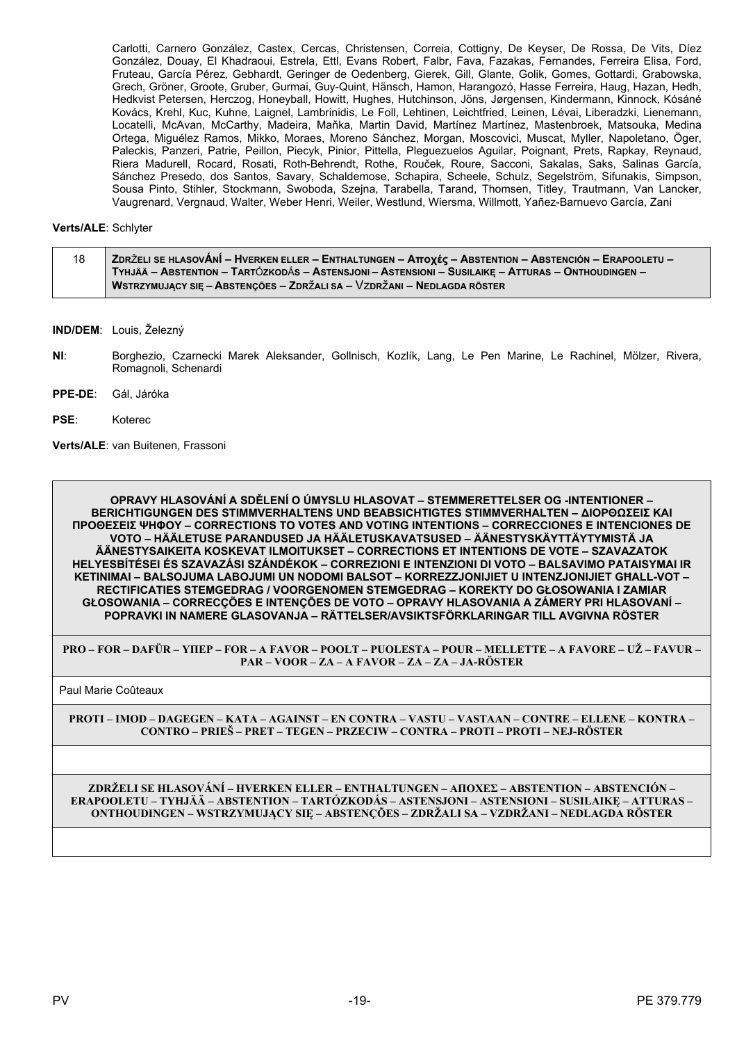Carlotti, Carnero González, Castex, Cercas, Christensen, Correia, Cottigny, De Keyser, De Rossa, De Vits, Díez González, Douay, El Khadraoui, Estrela, Ettl, Evans Robert, Falbr, Fava, Fazakas, Fernandes, Ferreira Elisa, Ford, Fruteau, García Pérez, Gebhardt, Geringer de Oedenberg, Gierek, Gill, Glante, Golik, Gomes, Gottardi, Grabowska, Grech, Gröner, Groote, Gruber, Gurmai, Guy-Quint, Hänsch, Hamon, Harangozó, Hasse Ferreira, Haug, Hazan, Hedh, Hedkvist Petersen, Herczog, Honeyball, Howitt, Hughes, Hutchinson, Jöns, Jørgensen, Kindermann, Kinnock, Kósáné Kovács, Krehl, Kuc, Kuhne, Laignel, Lambrinidis, Le Foll, Lehtinen, Leichtfried, Leinen, Lévai, Liberadzki, Lienemann, Locatelli, McAvan, McCarthy, Madeira, Maňka, Martin David, Martínez Martínez, Mastenbroek, Matsouka, Medina Ortega, Miguélez Ramos, Mikko, Moraes, Moreno Sánchez, Morgan, Moscovici, Muscat, Myller, Napoletano, Öger, Paleckis, Panzeri, Patrie, Peillon, Piecyk, Pinior, Pittella, Pleguezuelos Aguilar, Poignant, Prets, Rapkay, Reynaud, Riera Madurell, Rocard, Rosati, Roth-Behrendt, Rothe, Rouček, Roure, Sacconi, Sakalas, Saks, Salinas García, Sánchez Presedo, dos Santos, Savary, Schaldemose, Schapira, Scheele, Schulz, Segelström, Sifunakis, Simpson, Sousa Pinto, Stihler, Stockmann, Swoboda, Szejna, Tarabella, Tarand, Thomsen, Titley, Trautmann, Van Lancker, Vaugrenard, Vergnaud, Walter, Weber Henri, Weiler, Westlund, Wiersma, Willmott, Yañez-Barnuevo García, Zani

**Verts/ALE**: Schlyter

| 18 | **ZDRŽELI SE HLASOVÁNÍ – HVERKEN ELLER – ENTHALTUNGEN – Αποχές – ABSTENTION – ABSTENCIÓN – ERAPOOLETU – TYHJÄÄ – ABSTENTION – TARTÓZKODÁS – ASTENSJONI – ASTENSIONI – SUSILAIKĘ – ATTURAS – ONTHOUDINGEN – WSTRZYMUJĄCY SIĘ – ABSTENÇÕES – ZDRŽALI SA – VZDRŽANI – NEDLAGDA RÖSTER** |
|---|---|

**IND/DEM**: Louis, Železný

**NI**: Borghezio, Czarnecki Marek Aleksander, Gollnisch, Kozlík, Lang, Le Pen Marine, Le Rachinel, Mölzer, Rivera, Romagnoli, Schenardi

**PPE-DE**: Gál, Járóka

**PSE**: Koterec

**Verts/ALE**: van Buitenen, Frassoni

| **OPRAVY HLASOVÁNÍ A SDĚLENÍ O ÚMYSLU HLASOVAT – STEMMERETTELSER OG -INTENTIONER – BERICHTIGUNGEN DES STIMMVERHALTENS UND BEABSICHTIGTES STIMMVERHALTEN – ΔΙΟΡΘΩΣΕΙΣ ΚΑΙ ΠΡΟΘΕΣΕΙΣ ΨΗΦΟΥ – CORRECTIONS TO VOTES AND VOTING INTENTIONS – CORRECCIONES E INTENCIONES DE VOTO – HÄÄLETUSE PARANDUSED JA HÄÄLETUSKAVATSUSED – ÄÄNESTYSKÄYTTÄYTYMISTÄ JA ÄÄNESTYSAIKEITA KOSKEVAT ILMOITUKSET – CORRECTIONS ET INTENTIONS DE VOTE – SZAVAZATOK HELYESBÍTÉSEI ÉS SZAVAZÁSI SZÁNDÉKOK – CORREZIONI E INTENZIONI DI VOTO – BALSAVIMO PATAISYMAI IR KETINIMAI – BALSOJUMA LABOJUMI UN NODOMI BALSOT – KORREZZJONIJIET U INTENZJONIJIET GĦALL-VOT – RECTIFICATIES STEMGEDRAG / VOORGENOMEN STEMGEDRAG – KOREKTY DO GŁOSOWANIA I ZAMIAR GŁOSOWANIA – CORRECÇÕES E INTENÇÕES DE VOTO – OPRAVY HLASOVANIA A ZÁMERY PRI HLASOVANÍ – POPRAVKI IN NAMERE GLASOVANJA – RÄTTELSER/AVSIKTSFÖRKLARINGAR TILL AVGIVNA RÖSTER** |
|---|
| **PRO – FOR – DAFÜR – ΥΠΕΡ – FOR – A FAVOR – POOLT – PUOLESTA – POUR – MELLETTE – A FAVORE – UŽ – FAVUR – PAR – VOOR – ZA – A FAVOR – ZA – ZA – JA-RÖSTER** |
| Paul Marie Coûteaux |
| **PROTI – IMOD – DAGEGEN – ΚΑΤΑ – AGAINST – EN CONTRA – VASTU – VASTAAN – CONTRE – ELLENE – KONTRA – CONTRO – PRIEŠ – PRET – TEGEN – PRZECIW – CONTRA – PROTI – PROTI – NEJ-RÖSTER** |
| |
| **ZDRŽELI SE HLASOVÁNÍ – HVERKEN ELLER – ENTHALTUNGEN – ΑΠΟΧΕΣ – ABSTENTION – ABSTENCIÓN – ERAPOOLETU – TYHJÄÄ – ABSTENTION – TARTÓZKODÁS – ASTENSJONI – ASTENSIONI – SUSILAIKĘ – ATTURAS – ONTHOUDINGEN – WSTRZYMUJĄCY SIĘ – ABSTENÇÕES – ZDRŽALI SA – VZDRŽANI – NEDLAGDA RÖSTER** |
| |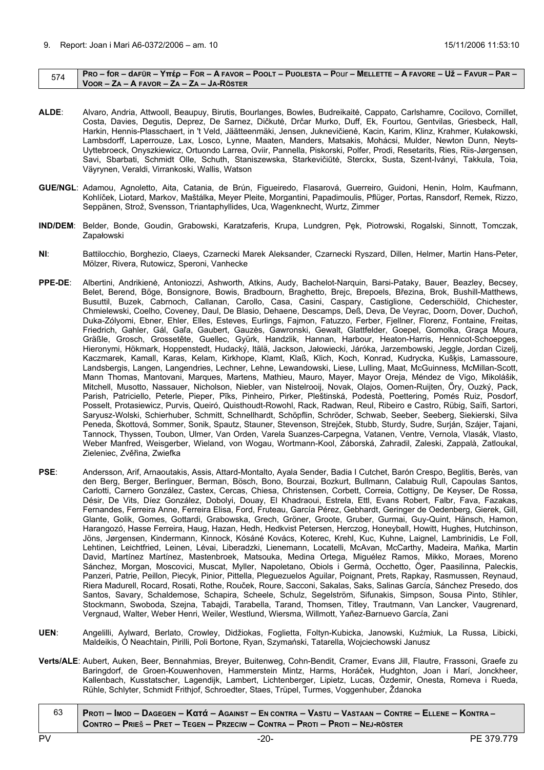9. Report: Joan i Mari A6-0372/2006 – am. 10 15/11/2006 11:53:10

| 574 | PRO – for – dAFÜR – Υπέρ – FOR – A FAVOR – POOLT – PUOLESTA – POur – MELLETTE – A FAVORE – UŽ – FAVUR – PAR – VOOR – ZA – A FAVOR – ZA – ZA – JA-RÖSTER |
|---|---|

**ALDE**: Alvaro, Andria, Attwooll, Beaupuy, Birutis, Bourlanges, Bowles, Budreikaitė, Cappato, Carlshamre, Cocilovo, Cornillet, Costa, Davies, Degutis, Deprez, De Sarnez, Dičkutė, Drčar Murko, Duff, Ek, Fourtou, Gentvilas, Griesbeck, Hall, Harkin, Hennis-Plasschaert, in 't Veld, Jäätteenmäki, Jensen, Juknevičienė, Kacin, Karim, Klinz, Krahmer, Kułakowski, Lambsdorff, Laperrouze, Lax, Losco, Lynne, Maaten, Manders, Matsakis, Mohácsi, Mulder, Newton Dunn, Neyts-Uyttebroeck, Onyszkiewicz, Ortuondo Larrea, Oviir, Pannella, Piskorski, Polfer, Prodi, Resetarits, Ries, Riis-Jørgensen, Savi, Sbarbati, Schmidt Olle, Schuth, Staniszewska, Starkevičiūtė, Sterckx, Susta, Szent-Iványi, Takkula, Toia, Väyrynen, Veraldi, Virrankoski, Wallis, Watson

**GUE/NGL**: Adamou, Agnoletto, Aita, Catania, de Brún, Figueiredo, Flasarová, Guerreiro, Guidoni, Henin, Holm, Kaufmann, Kohlíček, Liotard, Markov, Maštálka, Meyer Pleite, Morgantini, Papadimoulis, Pflüger, Portas, Ransdorf, Remek, Rizzo, Seppänen, Strož, Svensson, Triantaphyllides, Uca, Wagenknecht, Wurtz, Zimmer

**IND/DEM**: Belder, Bonde, Goudin, Grabowski, Karatzaferis, Krupa, Lundgren, Pęk, Piotrowski, Rogalski, Sinnott, Tomczak, Zapałowski

**NI**: Battilocchio, Borghezio, Claeys, Czarnecki Marek Aleksander, Czarnecki Ryszard, Dillen, Helmer, Martin Hans-Peter, Mölzer, Rivera, Rutowicz, Speroni, Vanhecke

**PPE-DE**: Albertini, Andrikienė, Antoniozzi, Ashworth, Atkins, Audy, Bachelot-Narquin, Barsi-Pataky, Bauer, Beazley, Becsey, Belet, Berend, Böge, Bonsignore, Bowis, Bradbourn, Braghetto, Brejc, Brepoels, Březina, Brok, Bushill-Matthews, Busuttil, Buzek, Cabrnoch, Callanan, Carollo, Casa, Casini, Caspary, Castiglione, Cederschiöld, Chichester, Chmielewski, Coelho, Coveney, Daul, De Blasio, Dehaene, Descamps, Deß, Deva, De Veyrac, Doorn, Dover, Duchoň, Duka-Zólyomi, Ebner, Ehler, Elles, Esteves, Eurlings, Fajmon, Fatuzzo, Ferber, Fjellner, Florenz, Fontaine, Freitas, Friedrich, Gahler, Gál, Gaľa, Gaubert, Gauzès, Gawronski, Gewalt, Glattfelder, Goepel, Gomolka, Graça Moura, Gräßle, Grosch, Grossetête, Guellec, Gyürk, Handzlik, Hannan, Harbour, Heaton-Harris, Hennicot-Schoepges, Hieronymi, Hökmark, Hoppenstedt, Hudacký, Itälä, Jackson, Jałowiecki, Járóka, Jarzembowski, Jeggle, Jordan Cizelj, Kaczmarek, Kamall, Karas, Kelam, Kirkhope, Klamt, Klaß, Klich, Koch, Konrad, Kudrycka, Kušķis, Lamassoure, Landsbergis, Langen, Langendries, Lechner, Lehne, Lewandowski, Liese, Lulling, Maat, McGuinness, McMillan-Scott, Mann Thomas, Mantovani, Marques, Martens, Mathieu, Mauro, Mayer, Mayor Oreja, Méndez de Vigo, Mikolášik, Mitchell, Musotto, Nassauer, Nicholson, Niebler, van Nistelrooij, Novak, Olajos, Oomen-Ruijten, Őry, Ouzký, Pack, Parish, Patriciello, Peterle, Pieper, Pīks, Pinheiro, Pirker, Pleštinská, Podestà, Poettering, Pomés Ruiz, Posdorf, Posselt, Protasiewicz, Purvis, Queiró, Quisthoudt-Rowohl, Rack, Radwan, Reul, Ribeiro e Castro, Rübig, Saïfi, Sartori, Saryusz-Wolski, Schierhuber, Schmitt, Schnellhardt, Schöpflin, Schröder, Schwab, Seeber, Seeberg, Siekierski, Silva Peneda, Škottová, Sommer, Sonik, Spautz, Stauner, Stevenson, Strejček, Stubb, Sturdy, Sudre, Surján, Szájer, Tajani, Tannock, Thyssen, Toubon, Ulmer, Van Orden, Varela Suanzes-Carpegna, Vatanen, Ventre, Vernola, Vlasák, Vlasto, Weber Manfred, Weisgerber, Wieland, von Wogau, Wortmann-Kool, Záborská, Zahradil, Zaleski, Zappalà, Zatloukal, Zieleniec, Zvěřina, Zwiefka

**PSE**: Andersson, Arif, Arnaoutakis, Assis, Attard-Montalto, Ayala Sender, Badia I Cutchet, Barón Crespo, Beglitis, Berès, van den Berg, Berger, Berlinguer, Berman, Bösch, Bono, Bourzai, Bozkurt, Bullmann, Calabuig Rull, Capoulas Santos, Carlotti, Carnero González, Castex, Cercas, Chiesa, Christensen, Corbett, Correia, Cottigny, De Keyser, De Rossa, Désir, De Vits, Díez González, Dobolyi, Douay, El Khadraoui, Estrela, Ettl, Evans Robert, Falbr, Fava, Fazakas, Fernandes, Ferreira Anne, Ferreira Elisa, Ford, Fruteau, García Pérez, Gebhardt, Geringer de Oedenberg, Gierek, Gill, Glante, Golik, Gomes, Gottardi, Grabowska, Grech, Gröner, Groote, Gruber, Gurmai, Guy-Quint, Hänsch, Hamon, Harangozó, Hasse Ferreira, Haug, Hazan, Hedh, Hedkvist Petersen, Herczog, Honeyball, Howitt, Hughes, Hutchinson, Jöns, Jørgensen, Kindermann, Kinnock, Kósáné Kovács, Koterec, Krehl, Kuc, Kuhne, Laignel, Lambrinidis, Le Foll, Lehtinen, Leichtfried, Leinen, Lévai, Liberadzki, Lienemann, Locatelli, McAvan, McCarthy, Madeira, Maňka, Martin David, Martínez Martínez, Mastenbroek, Matsouka, Medina Ortega, Miguélez Ramos, Mikko, Moraes, Moreno Sánchez, Morgan, Moscovici, Muscat, Myller, Napoletano, Obiols i Germà, Occhetto, Öger, Paasilinna, Paleckis, Panzeri, Patrie, Peillon, Piecyk, Pinior, Pittella, Pleguezuelos Aguilar, Poignant, Prets, Rapkay, Rasmussen, Reynaud, Riera Madurell, Rocard, Rosati, Rothe, Rouček, Roure, Sacconi, Sakalas, Saks, Salinas García, Sánchez Presedo, dos Santos, Savary, Schaldemose, Schapira, Scheele, Schulz, Segelström, Sifunakis, Simpson, Sousa Pinto, Stihler, Stockmann, Swoboda, Szejna, Tabajdi, Tarabella, Tarand, Thomsen, Titley, Trautmann, Van Lancker, Vaugrenard, Vergnaud, Walter, Weber Henri, Weiler, Westlund, Wiersma, Willmott, Yañez-Barnuevo García, Zani

**UEN**: Angelilli, Aylward, Berlato, Crowley, Didžiokas, Foglietta, Foltyn-Kubicka, Janowski, Kuźmiuk, La Russa, Libicki, Maldeikis, Ó Neachtain, Pirilli, Poli Bortone, Ryan, Szymański, Tatarella, Wojciechowski Janusz

**Verts/ALE**: Aubert, Auken, Beer, Bennahmias, Breyer, Buitenweg, Cohn-Bendit, Cramer, Evans Jill, Flautre, Frassoni, Graefe zu Baringdorf, de Groen-Kouwenhoven, Hammerstein Mintz, Harms, Horáček, Hudghton, Joan i Marí, Jonckheer, Kallenbach, Kusstatscher, Lagendijk, Lambert, Lichtenberger, Lipietz, Lucas, Özdemir, Onesta, Romeva i Rueda, Rühle, Schlyter, Schmidt Frithjof, Schroedter, Staes, Trüpel, Turmes, Voggenhuber, Ždanoka

| 63 | PROTI – IMOD – DAGEGEN – Κατά – AGAINST – EN CONTRA – VASTU – VASTAAN – CONTRE – ELLENE – KONTRA – CONTRO – PRIEŠ – PRET – TEGEN – PRZECIW – CONTRA – PROTI – PROTI – NEJ-RÖSTER |
|---|---|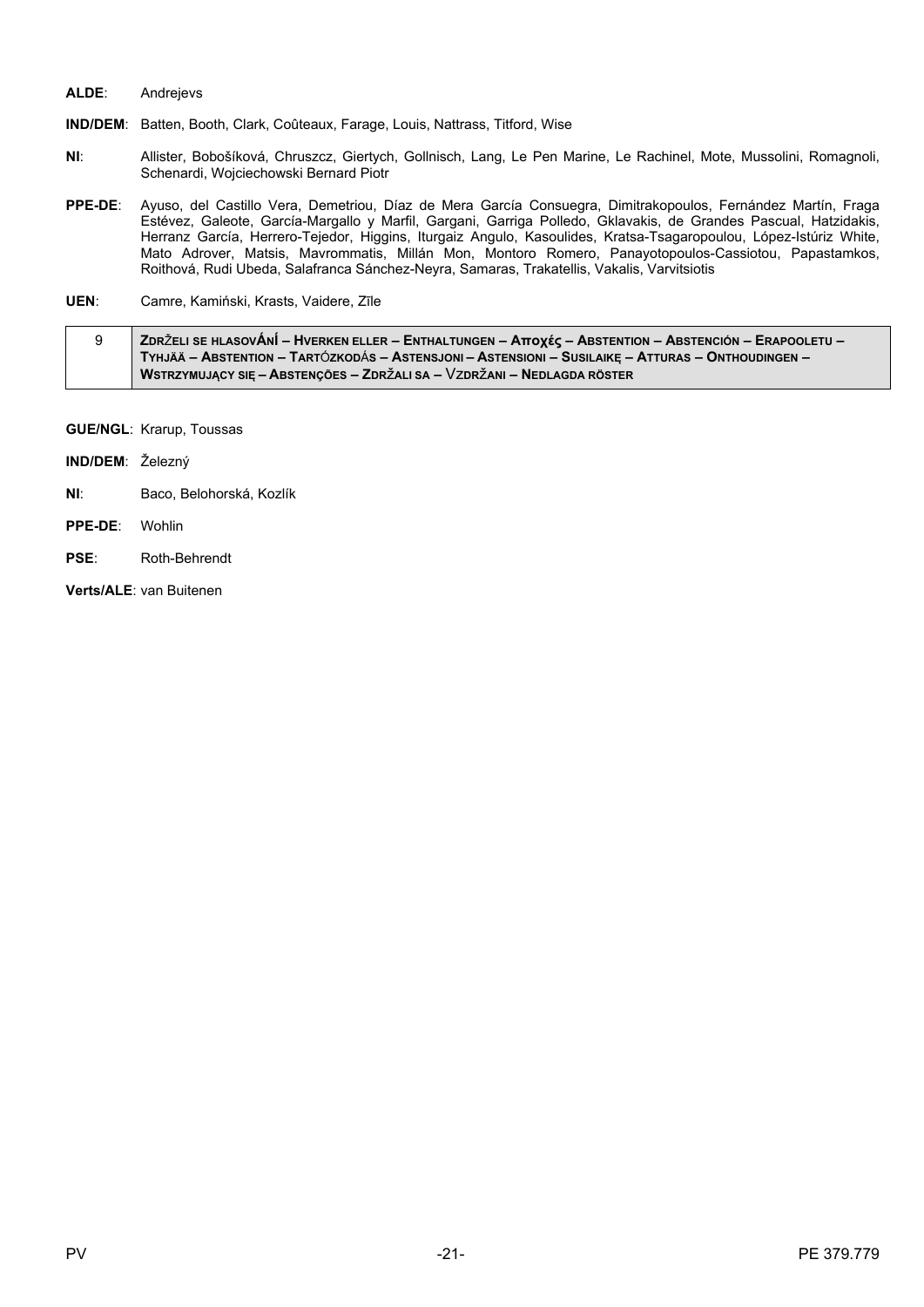**ALDE**: Andrejevs

**IND/DEM**: Batten, Booth, Clark, Coûteaux, Farage, Louis, Nattrass, Titford, Wise

**NI**: Allister, Bobošíková, Chruszcz, Giertych, Gollnisch, Lang, Le Pen Marine, Le Rachinel, Mote, Mussolini, Romagnoli, Schenardi, Wojciechowski Bernard Piotr

**PPE-DE**: Ayuso, del Castillo Vera, Demetriou, Díaz de Mera García Consuegra, Dimitrakopoulos, Fernández Martín, Fraga Estévez, Galeote, García-Margallo y Marfil, Gargani, Garriga Polledo, Gklavakis, de Grandes Pascual, Hatzidakis, Herranz García, Herrero-Tejedor, Higgins, Iturgaiz Angulo, Kasoulides, Kratsa-Tsagaropoulou, López-Istúriz White, Mato Adrover, Matsis, Mavrommatis, Millán Mon, Montoro Romero, Panayotopoulos-Cassiotou, Papastamkos, Roithová, Rudi Ubeda, Salafranca Sánchez-Neyra, Samaras, Trakatellis, Vakalis, Varvitsiotis

**UEN**: Camre, Kamiński, Krasts, Vaidere, Zīle

| 9 | **ZDRŽELI SE HLASOVÁNÍ – HVERKEN ELLER – ENTHALTUNGEN – Αποχές – ABSTENTION – ABSTENCIÓN – ERAPOOLETU – TYHJÄÄ – ABSTENTION – TARTÓZKODÁS – ASTENSJONI – ASTENSIONI – SUSILAIKĘ – ATTURAS – ONTHOUDINGEN – WSTRZYMUJĄCY SIĘ – ABSTENÇÕES – ZDRŽALI SA – VZDRŽANI – NEDLAGDA RÖSTER** |
|---|---|

**GUE/NGL**: Krarup, Toussas

**IND/DEM**: Železný

**NI**: Baco, Belohorská, Kozlík

**PPE-DE**: Wohlin

**PSE**: Roth-Behrendt

**Verts/ALE**: van Buitenen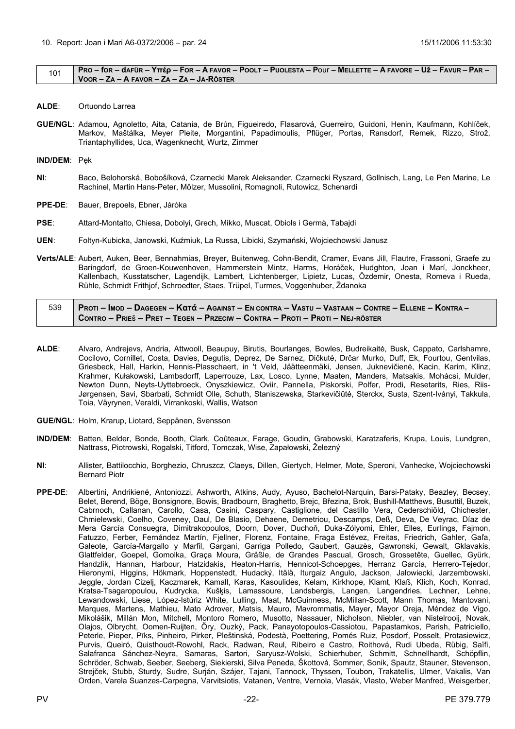10. Report: Joan i Marí A6-0372/2006 – par. 24 15/11/2006 11:53:30

| 101 | **PRO – FOR – DAFÜR – ΥΠΈΡ – FOR – A FAVOR – POOLT – PUOLESTA – POUR – MELLETTE – A FAVORE – UŽ – FAVUR – PAR – VOOR – ZA – A FAVOR – ZA – ZA – JA-RÖSTER** |
|---|---|

**ALDE**: Ortuondo Larrea

**GUE/NGL**: Adamou, Agnoletto, Aita, Catania, de Brún, Figueiredo, Flasarová, Guerreiro, Guidoni, Henin, Kaufmann, Kohlíček, Markov, Maštálka, Meyer Pleite, Morgantini, Papadimoulis, Pflüger, Portas, Ransdorf, Remek, Rizzo, Strož, Triantaphyllides, Uca, Wagenknecht, Wurtz, Zimmer

**IND/DEM**: Pęk

**NI**: Baco, Belohorská, Bobošíková, Czarnecki Marek Aleksander, Czarnecki Ryszard, Gollnisch, Lang, Le Pen Marine, Le Rachinel, Martin Hans-Peter, Mölzer, Mussolini, Romagnoli, Rutowicz, Schenardi

**PPE-DE**: Bauer, Brepoels, Ebner, Járóka

**PSE**: Attard-Montalto, Chiesa, Dobolyi, Grech, Mikko, Muscat, Obiols i Germà, Tabajdi

**UEN**: Foltyn-Kubicka, Janowski, Kuźmiuk, La Russa, Libicki, Szymański, Wojciechowski Janusz

**Verts/ALE**: Aubert, Auken, Beer, Bennahmias, Breyer, Buitenweg, Cohn-Bendit, Cramer, Evans Jill, Flautre, Frassoni, Graefe zu Baringdorf, de Groen-Kouwenhoven, Hammerstein Mintz, Harms, Horáček, Hudghton, Joan i Marí, Jonckheer, Kallenbach, Kusstatscher, Lagendijk, Lambert, Lichtenberger, Lipietz, Lucas, Özdemir, Onesta, Romeva i Rueda, Rühle, Schmidt Frithjof, Schroedter, Staes, Trüpel, Turmes, Voggenhuber, Ždanoka

| 539 | **PROTI – IMOD – DAGEGEN – ΚΑΤΆ – AGAINST – EN CONTRA – VASTU – VASTAAN – CONTRE – ELLENE – KONTRA – CONTRO – PRIEŠ – PRET – TEGEN – PRZECIW – CONTRA – PROTI – PROTI – NEJ-RÖSTER** |
|---|---|

**ALDE**: Alvaro, Andrejevs, Andria, Attwooll, Beaupuy, Birutis, Bourlanges, Bowles, Budreikaitė, Busk, Cappato, Carlshamre, Cocilovo, Cornillet, Costa, Davies, Degutis, Deprez, De Sarnez, Dičkutė, Drčar Murko, Duff, Ek, Fourtou, Gentvilas, Griesbeck, Hall, Harkin, Hennis-Plasschaert, in 't Veld, Jäätteenmäki, Jensen, Juknevičienė, Kacin, Karim, Klinz, Krahmer, Kułakowski, Lambsdorff, Laperrouze, Lax, Losco, Lynne, Maaten, Manders, Matsakis, Mohácsi, Mulder, Newton Dunn, Neyts-Uyttebroeck, Onyszkiewicz, Oviir, Pannella, Piskorski, Polfer, Prodi, Resetarits, Ries, Riis-Jørgensen, Savi, Sbarbati, Schmidt Olle, Schuth, Staniszewska, Starkevičiūtė, Sterckx, Susta, Szent-Iványi, Takkula, Toia, Väyrynen, Veraldi, Virrankoski, Wallis, Watson

**GUE/NGL**: Holm, Krarup, Liotard, Seppänen, Svensson

**IND/DEM**: Batten, Belder, Bonde, Booth, Clark, Coûteaux, Farage, Goudin, Grabowski, Karatzaferis, Krupa, Louis, Lundgren, Nattrass, Piotrowski, Rogalski, Titford, Tomczak, Wise, Zapałowski, Železný

**NI**: Allister, Battilocchio, Borghezio, Chruszcz, Claeys, Dillen, Giertych, Helmer, Mote, Speroni, Vanhecke, Wojciechowski Bernard Piotr

**PPE-DE**: Albertini, Andrikienė, Antoniozzi, Ashworth, Atkins, Audy, Ayuso, Bachelot-Narquin, Barsi-Pataky, Beazley, Becsey, Belet, Berend, Böge, Bonsignore, Bowis, Bradbourn, Braghetto, Brejc, Březina, Brok, Bushill-Matthews, Busuttil, Buzek, Cabrnoch, Callanan, Carollo, Casa, Casini, Caspary, Castiglione, del Castillo Vera, Cederschiöld, Chichester, Chmielewski, Coelho, Coveney, Daul, De Blasio, Dehaene, Demetriou, Descamps, Deß, Deva, De Veyrac, Díaz de Mera García Consuegra, Dimitrakopoulos, Doorn, Dover, Duchoň, Duka-Zólyomi, Ehler, Elles, Eurlings, Fajmon, Fatuzzo, Ferber, Fernández Martín, Fjellner, Florenz, Fontaine, Fraga Estévez, Freitas, Friedrich, Gahler, Gaľa, Galeote, García-Margallo y Marfil, Gargani, Garriga Polledo, Gaubert, Gauzès, Gawronski, Gewalt, Gklavakis, Glattfelder, Goepel, Gomolka, Graça Moura, Gräßle, de Grandes Pascual, Grosch, Grossetête, Guellec, Gyürk, Handzlik, Hannan, Harbour, Hatzidakis, Heaton-Harris, Hennicot-Schoepges, Herranz García, Herrero-Tejedor, Hieronymi, Higgins, Hökmark, Hoppenstedt, Hudacký, Itälä, Iturgaiz Angulo, Jackson, Jałowiecki, Jarzembowski, Jeggle, Jordan Cizelj, Kaczmarek, Kamall, Karas, Kasoulides, Kelam, Kirkhope, Klamt, Klaß, Klich, Koch, Konrad, Kratsa-Tsagaropoulou, Kudrycka, Kušķis, Lamassoure, Landsbergis, Langen, Langendries, Lechner, Lehne, Lewandowski, Liese, López-Istúriz White, Lulling, Maat, McGuinness, McMillan-Scott, Mann Thomas, Mantovani, Marques, Martens, Mathieu, Mato Adrover, Matsis, Mauro, Mavrommatis, Mayer, Mayor Oreja, Méndez de Vigo, Mikolášik, Millán Mon, Mitchell, Montoro Romero, Musotto, Nassauer, Nicholson, Niebler, van Nistelrooij, Novak, Olajos, Olbrycht, Oomen-Ruijten, Őry, Ouzký, Pack, Panayotopoulos-Cassiotou, Papastamkos, Parish, Patriciello, Peterle, Pieper, Pīks, Pinheiro, Pirker, Pleštinská, Podestà, Poettering, Pomés Ruiz, Posdorf, Posselt, Protasiewicz, Purvis, Queiró, Quisthoudt-Rowohl, Rack, Radwan, Reul, Ribeiro e Castro, Roithová, Rudi Ubeda, Rübig, Saïfi, Salafranca Sánchez-Neyra, Samaras, Sartori, Saryusz-Wolski, Schierhuber, Schmitt, Schnellhardt, Schöpflin, Schröder, Schwab, Seeber, Seeberg, Siekierski, Silva Peneda, Škottová, Sommer, Sonik, Spautz, Stauner, Stevenson, Strejček, Stubb, Sturdy, Sudre, Surján, Szájer, Tajani, Tannock, Thyssen, Toubon, Trakatellis, Ulmer, Vakalis, Van Orden, Varela Suanzes-Carpegna, Varvitsiotis, Vatanen, Ventre, Vernola, Vlasák, Vlasto, Weber Manfred, Weisgerber,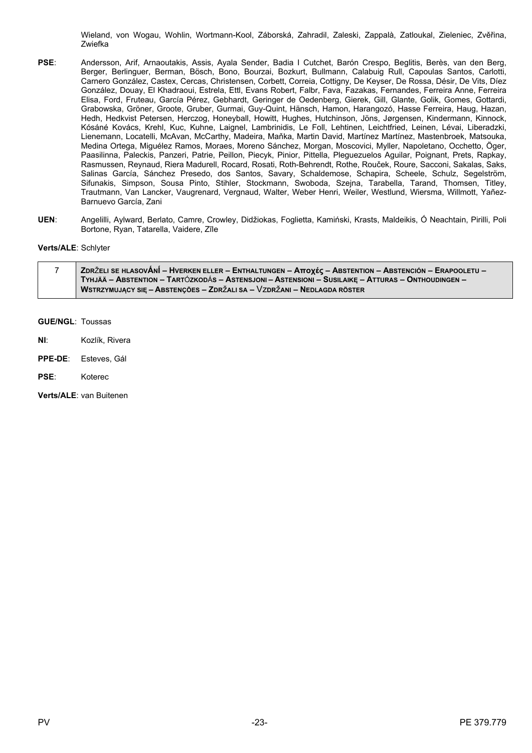Wieland, von Wogau, Wohlin, Wortmann-Kool, Záborská, Zahradil, Zaleski, Zappalà, Zatloukal, Zieleniec, Zvěřina, Zwiefka

**PSE**: Andersson, Arif, Arnaoutakis, Assis, Ayala Sender, Badia I Cutchet, Barón Crespo, Beglitis, Berès, van den Berg, Berger, Berlinguer, Berman, Bösch, Bono, Bourzai, Bozkurt, Bullmann, Calabuig Rull, Capoulas Santos, Carlotti, Carnero González, Castex, Cercas, Christensen, Corbett, Correia, Cottigny, De Keyser, De Rossa, Désir, De Vits, Díez González, Douay, El Khadraoui, Estrela, Ettl, Evans Robert, Falbr, Fava, Fazakas, Fernandes, Ferreira Anne, Ferreira Elisa, Ford, Fruteau, García Pérez, Gebhardt, Geringer de Oedenberg, Gierek, Gill, Glante, Golik, Gomes, Gottardi, Grabowska, Gröner, Groote, Gruber, Gurmai, Guy-Quint, Hänsch, Hamon, Harangozó, Hasse Ferreira, Haug, Hazan, Hedh, Hedkvist Petersen, Herczog, Honeyball, Howitt, Hughes, Hutchinson, Jöns, Jørgensen, Kindermann, Kinnock, Kósáné Kovács, Krehl, Kuc, Kuhne, Laignel, Lambrinidis, Le Foll, Lehtinen, Leichtfried, Leinen, Lévai, Liberadzki, Lienemann, Locatelli, McAvan, McCarthy, Madeira, Maňka, Martin David, Martínez Martínez, Mastenbroek, Matsouka, Medina Ortega, Miguélez Ramos, Moraes, Moreno Sánchez, Morgan, Moscovici, Myller, Napoletano, Occhetto, Öger, Paasilinna, Paleckis, Panzeri, Patrie, Peillon, Piecyk, Pinior, Pittella, Pleguezuelos Aguilar, Poignant, Prets, Rapkay, Rasmussen, Reynaud, Riera Madurell, Rocard, Rosati, Roth-Behrendt, Rothe, Rouček, Roure, Sacconi, Sakalas, Saks, Salinas García, Sánchez Presedo, dos Santos, Savary, Schaldemose, Schapira, Scheele, Schulz, Segelström, Sifunakis, Simpson, Sousa Pinto, Stihler, Stockmann, Swoboda, Szejna, Tarabella, Tarand, Thomsen, Titley, Trautmann, Van Lancker, Vaugrenard, Vergnaud, Walter, Weber Henri, Weiler, Westlund, Wiersma, Willmott, Yañez-Barnuevo García, Zani

**UEN**: Angelilli, Aylward, Berlato, Camre, Crowley, Didžiokas, Foglietta, Kamiński, Krasts, Maldeikis, Ó Neachtain, Pirilli, Poli Bortone, Ryan, Tatarella, Vaidere, Zīle

**Verts/ALE**: Schlyter

| 7 | **ZDRŽELI SE HLASOVÁNÍ – HVERKEN ELLER – ENTHALTUNGEN – Αποχές – ABSTENTION – ABSTENCIÓN – ERAPOOLETU – TYHJÄÄ – ABSTENTION – TARTÓZKODÁS – ASTENSJONI – ASTENSIONI – SUSILAIKĘ – ATTURAS – ONTHOUDINGEN – WSTRZYMUJĄCY SIĘ – ABSTENÇÕES – ZDRŽALI SA – VZDRŽANI – NEDLAGDA RÖSTER** |
|---|---|

**GUE/NGL**: Toussas

**NI**: Kozlík, Rivera

**PPE-DE**: Esteves, Gál

**PSE**: Koterec

**Verts/ALE**: van Buitenen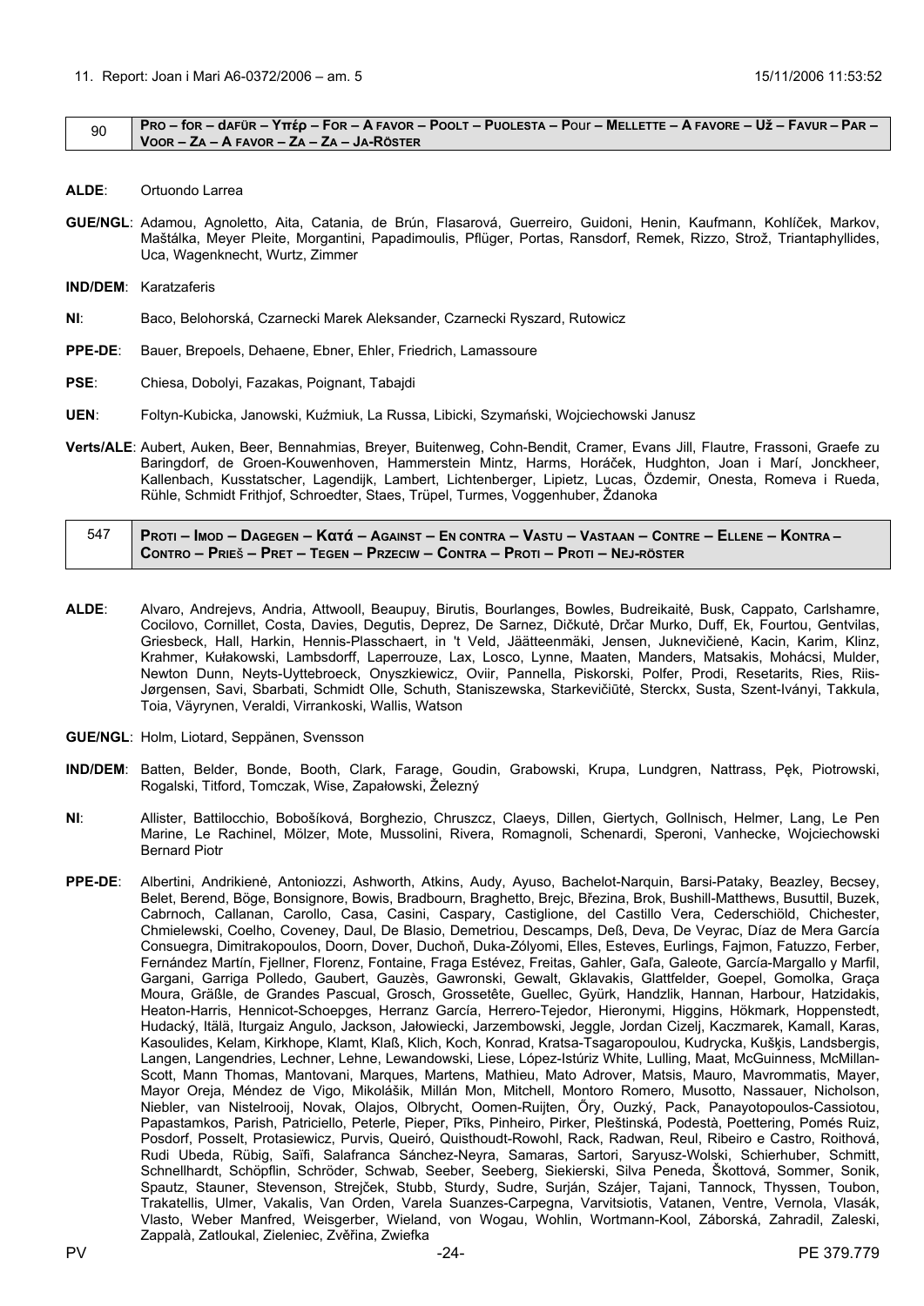11. Report: Joan i Mari A6-0372/2006 – am. 5 15/11/2006 11:53:52

| 90 | **Pro – for – dafür – Υπέρ – For – A favor – Poolt – Puolesta – Pour – Mellette – A favore – Už – Favur – Par – Voor – Za – A favor – Za – Za – Ja-Röster** |
|---|---|

**ALDE**: Ortuondo Larrea

**GUE/NGL**: Adamou, Agnoletto, Aita, Catania, de Brún, Flasarová, Guerreiro, Guidoni, Henin, Kaufmann, Kohlíček, Markov, Maštálka, Meyer Pleite, Morgantini, Papadimoulis, Pflüger, Portas, Ransdorf, Remek, Rizzo, Strož, Triantaphyllides, Uca, Wagenknecht, Wurtz, Zimmer

**IND/DEM**: Karatzaferis

**NI**: Baco, Belohorská, Czarnecki Marek Aleksander, Czarnecki Ryszard, Rutowicz

**PPE-DE**: Bauer, Brepoels, Dehaene, Ebner, Ehler, Friedrich, Lamassoure

**PSE**: Chiesa, Dobolyi, Fazakas, Poignant, Tabajdi

**UEN**: Foltyn-Kubicka, Janowski, Kuźmiuk, La Russa, Libicki, Szymański, Wojciechowski Janusz

**Verts/ALE**: Aubert, Auken, Beer, Bennahmias, Breyer, Buitenweg, Cohn-Bendit, Cramer, Evans Jill, Flautre, Frassoni, Graefe zu Baringdorf, de Groen-Kouwenhoven, Hammerstein Mintz, Harms, Horáček, Hudghton, Joan i Marí, Jonckheer, Kallenbach, Kusstatscher, Lagendijk, Lambert, Lichtenberger, Lipietz, Lucas, Özdemir, Onesta, Romeva i Rueda, Rühle, Schmidt Frithjof, Schroedter, Staes, Trüpel, Turmes, Voggenhuber, Ždanoka

| 547 | **Proti – Imod – Dagegen – Κατά – Against – En contra – Vastu – Vastaan – Contre – Ellene – Kontra – Contro – Prieš – Pret – Tegen – Przeciw – Contra – Proti – Proti – Nej-röster** |
|---|---|

**ALDE**: Alvaro, Andrejevs, Andria, Attwooll, Beaupuy, Birutis, Bourlanges, Bowles, Budreikaitė, Busk, Cappato, Carlshamre, Cocilovo, Cornillet, Costa, Davies, Degutis, Deprez, De Sarnez, Dičkutė, Drčar Murko, Duff, Ek, Fourtou, Gentvilas, Griesbeck, Hall, Harkin, Hennis-Plasschaert, in 't Veld, Jäätteenmäki, Jensen, Juknevičienė, Kacin, Karim, Klinz, Krahmer, Kułakowski, Lambsdorff, Laperrouze, Lax, Losco, Lynne, Maaten, Manders, Matsakis, Mohácsi, Mulder, Newton Dunn, Neyts-Uyttebroeck, Onyszkiewicz, Oviir, Pannella, Piskorski, Polfer, Prodi, Resetarits, Ries, Riis-Jørgensen, Savi, Sbarbati, Schmidt Olle, Schuth, Staniszewska, Starkevičiūtė, Sterckx, Susta, Szent-Iványi, Takkula, Toia, Väyrynen, Veraldi, Virrankoski, Wallis, Watson

**GUE/NGL**: Holm, Liotard, Seppänen, Svensson

**IND/DEM**: Batten, Belder, Bonde, Booth, Clark, Farage, Goudin, Grabowski, Krupa, Lundgren, Nattrass, Pęk, Piotrowski, Rogalski, Titford, Tomczak, Wise, Zapałowski, Železný

**NI**: Allister, Battilocchio, Bobošíková, Borghezio, Chruszcz, Claeys, Dillen, Giertych, Gollnisch, Helmer, Lang, Le Pen Marine, Le Rachinel, Mölzer, Mote, Mussolini, Rivera, Romagnoli, Schenardi, Speroni, Vanhecke, Wojciechowski Bernard Piotr

**PPE-DE**: Albertini, Andrikienė, Antoniozzi, Ashworth, Atkins, Audy, Ayuso, Bachelot-Narquin, Barsi-Pataky, Beazley, Becsey, Belet, Berend, Böge, Bonsignore, Bowis, Bradbourn, Braghetto, Brejc, Březina, Brok, Bushill-Matthews, Busuttil, Buzek, Cabrnoch, Callanan, Carollo, Casa, Casini, Caspary, Castiglione, del Castillo Vera, Cederschiöld, Chichester, Chmielewski, Coelho, Coveney, Daul, De Blasio, Demetriou, Descamps, Deß, Deva, De Veyrac, Díaz de Mera García Consuegra, Dimitrakopoulos, Doorn, Dover, Duchoň, Duka-Zólyomi, Elles, Esteves, Eurlings, Fajmon, Fatuzzo, Ferber, Fernández Martín, Fjellner, Florenz, Fontaine, Fraga Estévez, Freitas, Gahler, Gaľa, Galeote, García-Margallo y Marfil, Gargani, Garriga Polledo, Gaubert, Gauzès, Gawronski, Gewalt, Gklavakis, Glattfelder, Goepel, Gomolka, Graça Moura, Gräßle, de Grandes Pascual, Grosch, Grossetête, Guellec, Gyürk, Handzlik, Hannan, Harbour, Hatzidakis, Heaton-Harris, Hennicot-Schoepges, Herranz García, Herrero-Tejedor, Hieronymi, Higgins, Hökmark, Hoppenstedt, Hudacký, Itälä, Iturgaiz Angulo, Jackson, Jałowiecki, Jarzembowski, Jeggle, Jordan Cizelj, Kaczmarek, Kamall, Karas, Kasoulides, Kelam, Kirkhope, Klamt, Klaß, Klich, Koch, Konrad, Kratsa-Tsagaropoulou, Kudrycka, Kušķis, Landsbergis, Langen, Langendries, Lechner, Lehne, Lewandowski, Liese, López-Istúriz White, Lulling, Maat, McGuinness, McMillan-Scott, Mann Thomas, Mantovani, Marques, Martens, Mathieu, Mato Adrover, Matsis, Mauro, Mavrommatis, Mayer, Mayor Oreja, Méndez de Vigo, Mikolášik, Millán Mon, Mitchell, Montoro Romero, Musotto, Nassauer, Nicholson, Niebler, van Nistelrooij, Novak, Olajos, Olbrycht, Oomen-Ruijten, Őry, Ouzký, Pack, Panayotopoulos-Cassiotou, Papastamkos, Parish, Patriciello, Peterle, Pieper, Pīks, Pinheiro, Pirker, Pleštinská, Podestà, Poettering, Pomés Ruiz, Posdorf, Posselt, Protasiewicz, Purvis, Queiró, Quisthoudt-Rowohl, Rack, Radwan, Reul, Ribeiro e Castro, Roithová, Rudi Ubeda, Rübig, Saïfi, Salafranca Sánchez-Neyra, Samaras, Sartori, Saryusz-Wolski, Schierhuber, Schmitt, Schnellhardt, Schöpflin, Schröder, Schwab, Seeber, Seeberg, Siekierski, Silva Peneda, Škottová, Sommer, Sonik, Spautz, Stauner, Stevenson, Strejček, Stubb, Sturdy, Sudre, Surján, Szájer, Tajani, Tannock, Thyssen, Toubon, Trakatellis, Ulmer, Vakalis, Van Orden, Varela Suanzes-Carpegna, Varvitsiotis, Vatanen, Ventre, Vernola, Vlasák, Vlasto, Weber Manfred, Weisgerber, Wieland, von Wogau, Wohlin, Wortmann-Kool, Záborská, Zahradil, Zaleski, Zappalà, Zatloukal, Zieleniec, Zvěřina, Zwiefka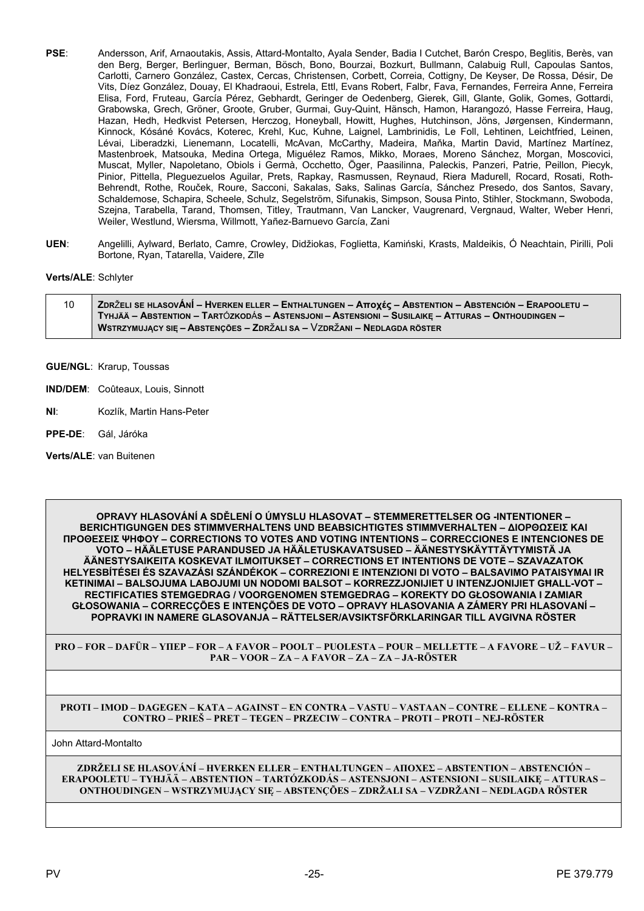**PSE**: Andersson, Arif, Arnaoutakis, Assis, Attard-Montalto, Ayala Sender, Badia I Cutchet, Barón Crespo, Beglitis, Berès, van den Berg, Berger, Berlinguer, Berman, Bösch, Bono, Bourzai, Bozkurt, Bullmann, Calabuig Rull, Capoulas Santos, Carlotti, Carnero González, Castex, Cercas, Christensen, Corbett, Correia, Cottigny, De Keyser, De Rossa, Désir, De Vits, Díez González, Douay, El Khadraoui, Estrela, Ettl, Evans Robert, Falbr, Fava, Fernandes, Ferreira Anne, Ferreira Elisa, Ford, Fruteau, García Pérez, Gebhardt, Geringer de Oedenberg, Gierek, Gill, Glante, Golik, Gomes, Gottardi, Grabowska, Grech, Gröner, Groote, Gruber, Gurmai, Guy-Quint, Hänsch, Hamon, Harangozó, Hasse Ferreira, Haug, Hazan, Hedh, Hedkvist Petersen, Herczog, Honeyball, Howitt, Hughes, Hutchinson, Jöns, Jørgensen, Kindermann, Kinnock, Kósáné Kovács, Koterec, Krehl, Kuc, Kuhne, Laignel, Lambrinidis, Le Foll, Lehtinen, Leichtfried, Leinen, Lévai, Liberadzki, Lienemann, Locatelli, McAvan, McCarthy, Madeira, Maňka, Martin David, Martínez Martínez, Mastenbroek, Matsouka, Medina Ortega, Miguélez Ramos, Mikko, Moraes, Moreno Sánchez, Morgan, Moscovici, Muscat, Myller, Napoletano, Obiols i Germà, Occhetto, Öger, Paasilinna, Paleckis, Panzeri, Patrie, Peillon, Piecyk, Pinior, Pittella, Pleguezuelos Aguilar, Prets, Rapkay, Rasmussen, Reynaud, Riera Madurell, Rocard, Rosati, Roth-Behrendt, Rothe, Rouček, Roure, Sacconi, Sakalas, Saks, Salinas García, Sánchez Presedo, dos Santos, Savary, Schaldemose, Schapira, Scheele, Schulz, Segelström, Sifunakis, Simpson, Sousa Pinto, Stihler, Stockmann, Swoboda, Szejna, Tarabella, Tarand, Thomsen, Titley, Trautmann, Van Lancker, Vaugrenard, Vergnaud, Walter, Weber Henri, Weiler, Westlund, Wiersma, Willmott, Yañez-Barnuevo García, Zani

**UEN**: Angelilli, Aylward, Berlato, Camre, Crowley, Didžiokas, Foglietta, Kamiński, Krasts, Maldeikis, Ó Neachtain, Pirilli, Poli Bortone, Ryan, Tatarella, Vaidere, Zīle

**Verts/ALE**: Schlyter

| 10 | ZDRŽELI SE HLASOVÁNÍ – HVERKEN ELLER – ENTHALTUNGEN – Αποχές – ABSTENTION – ABSTENCIÓN – ERAPOOLETU – TYHJÄÄ – ABSTENTION – TARTÓZKODÁS – ASTENSJONI – ASTENSIONI – SUSILAIKĘ – ATTURAS – ONTHOUDINGEN – WSTRZYMUJĄCY SIĘ – ABSTENÇÕES – ZDRŽALI SA – VZDRŽANI – NEDLAGDA RÖSTER |
|---|---|

**GUE/NGL**: Krarup, Toussas

**IND/DEM**: Coûteaux, Louis, Sinnott

**NI**: Kozlík, Martin Hans-Peter

**PPE-DE**: Gál, Járóka

**Verts/ALE**: van Buitenen

| OPRAVY HLASOVÁNÍ A SDĚLENÍ O ÚMYSLU HLASOVAT – STEMMERETTELSER OG -INTENTIONER – BERICHTIGUNGEN DES STIMMVERHALTENS UND BEABSICHTIGTES STIMMVERHALTEN – ΔΙΟΡΘΩΣΕΙΣ ΚΑΙ ΠΡΟΘΕΣΕΙΣ ΨΗΦΟΥ – CORRECTIONS TO VOTES AND VOTING INTENTIONS – CORRECCIONES E INTENCIONES DE VOTO – HÄÄLETUSE PARANDUSED JA HÄÄLETUSKAVATSUSED – ÄÄNESTYSKÄYTTÄYTYMISTÄ JA ÄÄNESTYSAIKEITA KOSKEVAT ILMOITUKSET – CORRECTIONS ET INTENTIONS DE VOTE – SZAVAZATOK HELYESBÍTÉSEI ÉS SZAVAZÁSI SZÁNDÉKOK – CORREZIONI E INTENZIONI DI VOTO – BALSAVIMO PATAISYMAI IR KETINIMAI – BALSOJUMA LABOJUMI UN NODOMI BALSOT – KORREZZJONIJIET U INTENZJONIJIET GĦALL-VOT – RECTIFICATIES STEMGEDRAG / VOORGENOMEN STEMGEDRAG – KOREKTY DO GŁOSOWANIA I ZAMIAR GŁOSOWANIA – CORRECÇÕES E INTENÇÕES DE VOTO – OPRAVY HLASOVANIA A ZÁMERY PRI HLASOVANÍ – POPRAVKI IN NAMERE GLASOVANJA – RÄTTELSER/AVSIKTSFÖRKLARINGAR TILL AVGIVNA RÖSTER |
|---|
| PRO – FOR – DAFÜR – ΥΠΕΡ – FOR – A FAVOR – POOLT – PUOLESTA – POUR – MELLETTE – A FAVORE – UŽ – FAVUR – PAR – VOOR – ZA – A FAVOR – ZA – ZA – JA-RÖSTER |
| |
| PROTI – IMOD – DAGEGEN – ΚΑΤΑ – AGAINST – EN CONTRA – VASTU – VASTAAN – CONTRE – ELLENE – KONTRA – CONTRO – PRIEŠ – PRET – TEGEN – PRZECIW – CONTRA – PROTI – PROTI – NEJ-RÖSTER |
| John Attard-Montalto |
| ZDRŽELI SE HLASOVÁNÍ – HVERKEN ELLER – ENTHALTUNGEN – ΑΠΟΧΕΣ – ABSTENTION – ABSTENCIÓN – ERAPOOLETU – TYHJÄÄ – ABSTENTION – TARTÓZKODÁS – ASTENSJONI – ASTENSIONI – SUSILAIKĘ – ATTURAS – ONTHOUDINGEN – WSTRZYMUJĄCY SIĘ – ABSTENÇÕES – ZDRŽALI SA – VZDRŽANI – NEDLAGDA RÖSTER |
| |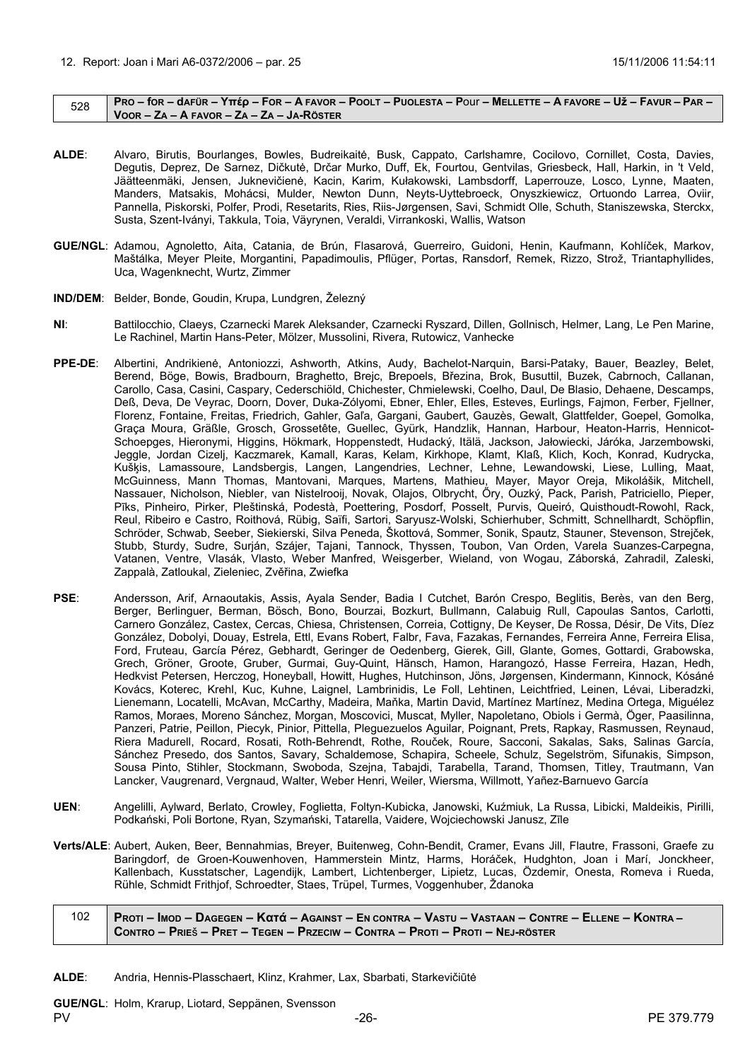12. Report: Joan i Mari A6-0372/2006 – par. 25 15/11/2006 11:54:11

| 528 | **PRO – for – dAFÜR – Υπέρ – FOR – A FAVOR – POOLT – PUOLESTA – POur – MELLETTE – A FAVORE – Už – FAVUR – PAR – VOOR – ZA – A FAVOR – ZA – ZA – JA-RÖSTER** |
|---|---|

**ALDE**: Alvaro, Birutis, Bourlanges, Bowles, Budreikaitė, Busk, Cappato, Carlshamre, Cocilovo, Cornillet, Costa, Davies, Degutis, Deprez, De Sarnez, Dičkutė, Drčar Murko, Duff, Ek, Fourtou, Gentvilas, Griesbeck, Hall, Harkin, in 't Veld, Jäätteenmäki, Jensen, Juknevičienė, Kacin, Karim, Kułakowski, Lambsdorff, Laperrouze, Losco, Lynne, Maaten, Manders, Matsakis, Mohácsi, Mulder, Newton Dunn, Neyts-Uyttebroeck, Onyszkiewicz, Ortuondo Larrea, Oviir, Pannella, Piskorski, Polfer, Prodi, Resetarits, Ries, Riis-Jørgensen, Savi, Schmidt Olle, Schuth, Staniszewska, Sterckx, Susta, Szent-Iványi, Takkula, Toia, Väyrynen, Veraldi, Virrankoski, Wallis, Watson

**GUE/NGL**: Adamou, Agnoletto, Aita, Catania, de Brún, Flasarová, Guerreiro, Guidoni, Henin, Kaufmann, Kohlíček, Markov, Maštálka, Meyer Pleite, Morgantini, Papadimoulis, Pflüger, Portas, Ransdorf, Remek, Rizzo, Strož, Triantaphyllides, Uca, Wagenknecht, Wurtz, Zimmer

**IND/DEM**: Belder, Bonde, Goudin, Krupa, Lundgren, Železný

**NI**: Battilocchio, Claeys, Czarnecki Marek Aleksander, Czarnecki Ryszard, Dillen, Gollnisch, Helmer, Lang, Le Pen Marine, Le Rachinel, Martin Hans-Peter, Mölzer, Mussolini, Rivera, Rutowicz, Vanhecke

**PPE-DE**: Albertini, Andrikienė, Antoniozzi, Ashworth, Atkins, Audy, Bachelot-Narquin, Barsi-Pataky, Bauer, Beazley, Belet, Berend, Böge, Bowis, Bradbourn, Braghetto, Brejc, Brepoels, Březina, Brok, Busuttil, Buzek, Cabrnoch, Callanan, Carollo, Casa, Casini, Caspary, Cederschiöld, Chichester, Chmielewski, Coelho, Daul, De Blasio, Dehaene, Descamps, Deß, Deva, De Veyrac, Doorn, Dover, Duka-Zólyomi, Ebner, Ehler, Elles, Esteves, Eurlings, Fajmon, Ferber, Fjellner, Florenz, Fontaine, Freitas, Friedrich, Gahler, Gaľa, Gargani, Gaubert, Gauzès, Gewalt, Glattfelder, Goepel, Gomolka, Graça Moura, Gräßle, Grosch, Grossetête, Guellec, Gyürk, Handzlik, Hannan, Harbour, Heaton-Harris, Hennicot-Schoepges, Hieronymi, Higgins, Hökmark, Hoppenstedt, Hudacký, Itälä, Jackson, Jałowiecki, Járóka, Jarzembowski, Jeggle, Jordan Cizelj, Kaczmarek, Kamall, Karas, Kelam, Kirkhope, Klamt, Klaß, Klich, Koch, Konrad, Kudrycka, Kušķis, Lamassoure, Landsbergis, Langen, Langendries, Lechner, Lehne, Lewandowski, Liese, Lulling, Maat, McGuinness, Mann Thomas, Mantovani, Marques, Martens, Mathieu, Mayer, Mayor Oreja, Mikolášik, Mitchell, Nassauer, Nicholson, Niebler, van Nistelrooij, Novak, Olajos, Olbrycht, Őry, Ouzký, Pack, Parish, Patriciello, Pieper, Pīks, Pinheiro, Pirker, Pleštinská, Podestà, Poettering, Posdorf, Posselt, Purvis, Queiró, Quisthoudt-Rowohl, Rack, Reul, Ribeiro e Castro, Roithová, Rübig, Saïfi, Sartori, Saryusz-Wolski, Schierhuber, Schmitt, Schnellhardt, Schöpflin, Schröder, Schwab, Seeber, Siekierski, Silva Peneda, Škottová, Sommer, Sonik, Spautz, Stauner, Stevenson, Strejček, Stubb, Sturdy, Sudre, Surján, Szájer, Tajani, Tannock, Thyssen, Toubon, Van Orden, Varela Suanzes-Carpegna, Vatanen, Ventre, Vlasák, Vlasto, Weber Manfred, Weisgerber, Wieland, von Wogau, Záborská, Zahradil, Zaleski, Zappalà, Zatloukal, Zieleniec, Zvěřina, Zwiefka

**PSE**: Andersson, Arif, Arnaoutakis, Assis, Ayala Sender, Badia I Cutchet, Barón Crespo, Beglitis, Berès, van den Berg, Berger, Berlinguer, Berman, Bösch, Bono, Bourzai, Bozkurt, Bullmann, Calabuig Rull, Capoulas Santos, Carlotti, Carnero González, Castex, Cercas, Chiesa, Christensen, Correia, Cottigny, De Keyser, De Rossa, Désir, De Vits, Díez González, Dobolyi, Douay, Estrela, Ettl, Evans Robert, Falbr, Fava, Fazakas, Fernandes, Ferreira Anne, Ferreira Elisa, Ford, Fruteau, García Pérez, Gebhardt, Geringer de Oedenberg, Gierek, Gill, Glante, Gomes, Gottardi, Grabowska, Grech, Gröner, Groote, Gruber, Gurmai, Guy-Quint, Hänsch, Hamon, Harangozó, Hasse Ferreira, Hazan, Hedh, Hedkvist Petersen, Herczog, Honeyball, Howitt, Hughes, Hutchinson, Jöns, Jørgensen, Kindermann, Kinnock, Kósáné Kovács, Koterec, Krehl, Kuc, Kuhne, Laignel, Lambrinidis, Le Foll, Lehtinen, Leichtfried, Leinen, Lévai, Liberadzki, Lienemann, Locatelli, McAvan, McCarthy, Madeira, Maňka, Martin David, Martínez Martínez, Medina Ortega, Miguélez Ramos, Moraes, Moreno Sánchez, Morgan, Moscovici, Muscat, Myller, Napoletano, Obiols i Germà, Öger, Paasilinna, Panzeri, Patrie, Peillon, Piecyk, Pinior, Pittella, Pleguezuelos Aguilar, Poignant, Prets, Rapkay, Rasmussen, Reynaud, Riera Madurell, Rocard, Rosati, Roth-Behrendt, Rothe, Rouček, Roure, Sacconi, Sakalas, Saks, Salinas García, Sánchez Presedo, dos Santos, Savary, Schaldemose, Schapira, Scheele, Schulz, Segelström, Sifunakis, Simpson, Sousa Pinto, Stihler, Stockmann, Swoboda, Szejna, Tabajdi, Tarabella, Tarand, Thomsen, Titley, Trautmann, Van Lancker, Vaugrenard, Vergnaud, Walter, Weber Henri, Weiler, Wiersma, Willmott, Yañez-Barnuevo García

**UEN**: Angelilli, Aylward, Berlato, Crowley, Foglietta, Foltyn-Kubicka, Janowski, Kuźmiuk, La Russa, Libicki, Maldeikis, Pirilli, Podkański, Poli Bortone, Ryan, Szymański, Tatarella, Vaidere, Wojciechowski Janusz, Zīle

**Verts/ALE**: Aubert, Auken, Beer, Bennahmias, Breyer, Buitenweg, Cohn-Bendit, Cramer, Evans Jill, Flautre, Frassoni, Graefe zu Baringdorf, de Groen-Kouwenhoven, Hammerstein Mintz, Harms, Horáček, Hudghton, Joan i Marí, Jonckheer, Kallenbach, Kusstatscher, Lagendijk, Lambert, Lichtenberger, Lipietz, Lucas, Özdemir, Onesta, Romeva i Rueda, Rühle, Schmidt Frithjof, Schroedter, Staes, Trüpel, Turmes, Voggenhuber, Ždanoka

| 102 | **PROTI – IMOD – DAGEGEN – Κατά – AGAINST – EN CONTRA – VASTU – VASTAAN – CONTRE – ELLENE – KONTRA – CONTRO – PRIEŠ – PRET – TEGEN – PRZECIW – CONTRA – PROTI – PROTI – NEJ-RÖSTER** |
|---|---|

**ALDE**: Andria, Hennis-Plasschaert, Klinz, Krahmer, Lax, Sbarbati, Starkevičiūtė

**GUE/NGL**: Holm, Krarup, Liotard, Seppänen, Svensson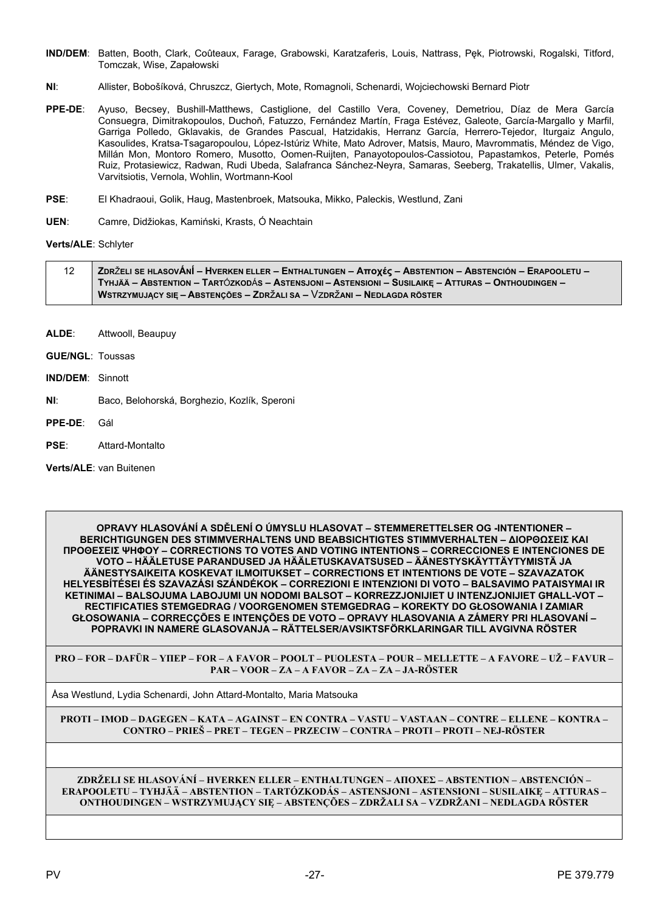**IND/DEM**: Batten, Booth, Clark, Coûteaux, Farage, Grabowski, Karatzaferis, Louis, Nattrass, Pęk, Piotrowski, Rogalski, Titford, Tomczak, Wise, Zapałowski

**NI**: Allister, Bobošíková, Chruszcz, Giertych, Mote, Romagnoli, Schenardi, Wojciechowski Bernard Piotr

**PPE-DE**: Ayuso, Becsey, Bushill-Matthews, Castiglione, del Castillo Vera, Coveney, Demetriou, Díaz de Mera García Consuegra, Dimitrakopoulos, Duchoň, Fatuzzo, Fernández Martín, Fraga Estévez, Galeote, García-Margallo y Marfil, Garriga Polledo, Gklavakis, de Grandes Pascual, Hatzidakis, Herranz García, Herrero-Tejedor, Iturgaiz Angulo, Kasoulides, Kratsa-Tsagaropoulou, López-Istúriz White, Mato Adrover, Matsis, Mauro, Mavrommatis, Méndez de Vigo, Millán Mon, Montoro Romero, Musotto, Oomen-Ruijten, Panayotopoulos-Cassiotou, Papastamkos, Peterle, Pomés Ruiz, Protasiewicz, Radwan, Rudi Ubeda, Salafranca Sánchez-Neyra, Samaras, Seeberg, Trakatellis, Ulmer, Vakalis, Varvitsiotis, Vernola, Wohlin, Wortmann-Kool

**PSE**: El Khadraoui, Golik, Haug, Mastenbroek, Matsouka, Mikko, Paleckis, Westlund, Zani

**UEN**: Camre, Didžiokas, Kamiński, Krasts, Ó Neachtain

**Verts/ALE**: Schlyter

| 12 | **ZDRŽELI SE HLASOVÁNÍ – HVERKEN ELLER – ENTHALTUNGEN – Αποχές – ABSTENTION – ABSTENCIÓN – ERAPOOLETU – TYHJÄÄ – ABSTENTION – TARTÓZKODÁS – ASTENSJONI – ASTENSIONI – SUSILAIKĘ – ATTURAS – ONTHOUDINGEN – WSTRZYMUJĄCY SIĘ – ABSTENÇÕES – ZDRŽALI SA – VZDRŽANI – NEDLAGDA RÖSTER** |
|---|---|

**ALDE**: Attwooll, Beaupuy

**GUE/NGL**: Toussas

**IND/DEM**: Sinnott

**NI**: Baco, Belohorská, Borghezio, Kozlík, Speroni

**PPE-DE**: Gál

**PSE**: Attard-Montalto

**Verts/ALE**: van Buitenen

| **OPRAVY HLASOVÁNÍ A SDĚLENÍ O ÚMYSLU HLASOVAT – STEMMERETTELSER OG -INTENTIONER – BERICHTIGUNGEN DES STIMMVERHALTENS UND BEABSICHTIGTES STIMMVERHALTEN – ΔΙΟΡΘΩΣΕΙΣ ΚΑΙ ΠΡΟΘΕΣΕΙΣ ΨΗΦΟΥ – CORRECTIONS TO VOTES AND VOTING INTENTIONS – CORRECCIONES E INTENCIONES DE VOTO – HÄÄLETUSE PARANDUSED JA HÄÄLETUSKAVATSUSED – ÄÄNESTYSKÄYTTÄYTYMISTÄ JA ÄÄNESTYSAIKEITA KOSKEVAT ILMOITUKSET – CORRECTIONS ET INTENTIONS DE VOTE – SZAVAZATOK HELYESBÍTÉSEI ÉS SZAVAZÁSI SZÁNDÉKOK – CORREZIONI E INTENZIONI DI VOTO – BALSAVIMO PATAISYMAI IR KETINIMAI – BALSOJUMA LABOJUMI UN NODOMI BALSOT – KORREZZJONIJIET U INTENZJONIJIET GĦALL-VOT – RECTIFICATIES STEMGEDRAG / VOORGENOMEN STEMGEDRAG – KOREKTY DO GŁOSOWANIA I ZAMIAR GŁOSOWANIA – CORRECÇÕES E INTENÇÕES DE VOTO – OPRAVY HLASOVANIA A ZÁMERY PRI HLASOVANÍ – POPRAVKI IN NAMERE GLASOVANJA – RÄTTELSER/AVSIKTSFÖRKLARINGAR TILL AVGIVNA RÖSTER** |
|---|
| **PRO – FOR – DAFÜR – ΥΠΕΡ – FOR – A FAVOR – POOLT – PUOLESTA – POUR – MELLETTE – A FAVORE – UŽ – FAVUR – PAR – VOOR – ZA – A FAVOR – ZA – ZA – JA-RÖSTER** |
| Åsa Westlund, Lydia Schenardi, John Attard-Montalto, Maria Matsouka |
| **PROTI – IMOD – DAGEGEN – ΚΑΤΑ – AGAINST – EN CONTRA – VASTU – VASTAAN – CONTRE – ELLENE – KONTRA – CONTRO – PRIEŠ – PRET – TEGEN – PRZECIW – CONTRA – PROTI – PROTI – NEJ-RÖSTER** |
| |
| **ZDRŽELI SE HLASOVÁNÍ – HVERKEN ELLER – ENTHALTUNGEN – ΑΠΟΧΕΣ – ABSTENTION – ABSTENCIÓN – ERAPOOLETU – TYHJÄÄ – ABSTENTION – TARTÓZKODÁS – ASTENSJONI – ASTENSIONI – SUSILAIKĘ – ATTURAS – ONTHOUDINGEN – WSTRZYMUJĄCY SIĘ – ABSTENÇÕES – ZDRŽALI SA – VZDRŽANI – NEDLAGDA RÖSTER** |
| |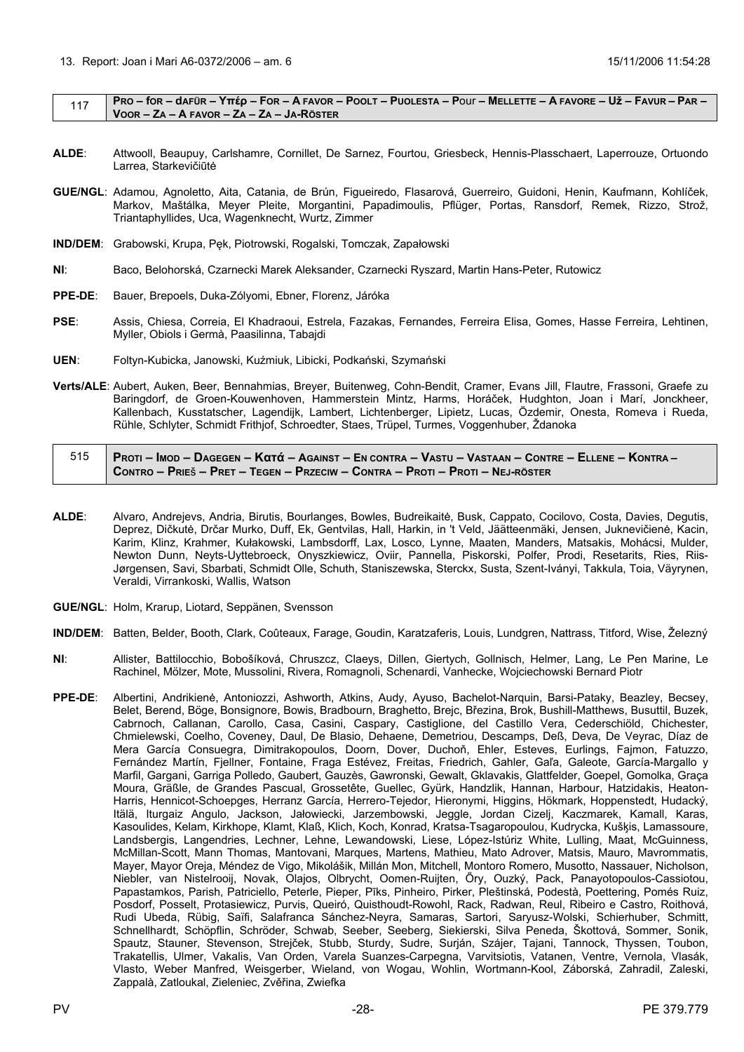13. Report: Joan i Mari A6-0372/2006 – am. 6 15/11/2006 11:54:28

| 117 | **PRO – for – dAFÜR – Υπέρ – FOR – A FAVOR – POOLT – PUOLESTA – POUr – MELLETTE – A FAVORE – Už – FAVUR – PAR – VOOR – ZA – A FAVOR – ZA – ZA – JA-RÖSTER** |
|---|---|

**ALDE**: Attwooll, Beaupuy, Carlshamre, Cornillet, De Sarnez, Fourtou, Griesbeck, Hennis-Plasschaert, Laperrouze, Ortuondo Larrea, Starkevičiūtė

**GUE/NGL**: Adamou, Agnoletto, Aita, Catania, de Brún, Figueiredo, Flasarová, Guerreiro, Guidoni, Henin, Kaufmann, Kohlíček, Markov, Maštálka, Meyer Pleite, Morgantini, Papadimoulis, Pflüger, Portas, Ransdorf, Remek, Rizzo, Strož, Triantaphyllides, Uca, Wagenknecht, Wurtz, Zimmer

**IND/DEM**: Grabowski, Krupa, Pęk, Piotrowski, Rogalski, Tomczak, Zapałowski

**NI**: Baco, Belohorská, Czarnecki Marek Aleksander, Czarnecki Ryszard, Martin Hans-Peter, Rutowicz

**PPE-DE**: Bauer, Brepoels, Duka-Zólyomi, Ebner, Florenz, Járóka

**PSE**: Assis, Chiesa, Correia, El Khadraoui, Estrela, Fazakas, Fernandes, Ferreira Elisa, Gomes, Hasse Ferreira, Lehtinen, Myller, Obiols i Germà, Paasilinna, Tabajdi

**UEN**: Foltyn-Kubicka, Janowski, Kuźmiuk, Libicki, Podkański, Szymański

**Verts/ALE**: Aubert, Auken, Beer, Bennahmias, Breyer, Buitenweg, Cohn-Bendit, Cramer, Evans Jill, Flautre, Frassoni, Graefe zu Baringdorf, de Groen-Kouwenhoven, Hammerstein Mintz, Harms, Horáček, Hudghton, Joan i Marí, Jonckheer, Kallenbach, Kusstatscher, Lagendijk, Lambert, Lichtenberger, Lipietz, Lucas, Özdemir, Onesta, Romeva i Rueda, Rühle, Schlyter, Schmidt Frithjof, Schroedter, Staes, Trüpel, Turmes, Voggenhuber, Ždanoka

| 515 | **PROTI – IMOD – DAGEGEN – Κατά – AGAINST – EN CONTRA – VASTU – VASTAAN – CONTRE – ELLENE – KONTRA – CONTRO – PRIEŠ – PRET – TEGEN – PRZECIW – CONTRA – PROTI – PROTI – NEJ-RÖSTER** |
|---|---|

**ALDE**: Alvaro, Andrejevs, Andria, Birutis, Bourlanges, Bowles, Budreikaitė, Busk, Cappato, Cocilovo, Costa, Davies, Degutis, Deprez, Dičkutė, Drčar Murko, Duff, Ek, Gentvilas, Hall, Harkin, in 't Veld, Jäätteenmäki, Jensen, Juknevičienė, Kacin, Karim, Klinz, Krahmer, Kułakowski, Lambsdorff, Lax, Losco, Lynne, Maaten, Manders, Matsakis, Mohácsi, Mulder, Newton Dunn, Neyts-Uyttebroeck, Onyszkiewicz, Oviir, Pannella, Piskorski, Polfer, Prodi, Resetarits, Ries, Riis-Jørgensen, Savi, Sbarbati, Schmidt Olle, Schuth, Staniszewska, Sterckx, Susta, Szent-Iványi, Takkula, Toia, Väyrynen, Veraldi, Virrankoski, Wallis, Watson

**GUE/NGL**: Holm, Krarup, Liotard, Seppänen, Svensson

**IND/DEM**: Batten, Belder, Booth, Clark, Coûteaux, Farage, Goudin, Karatzaferis, Louis, Lundgren, Nattrass, Titford, Wise, Železný

**NI**: Allister, Battilocchio, Bobošíková, Chruszcz, Claeys, Dillen, Giertych, Gollnisch, Helmer, Lang, Le Pen Marine, Le Rachinel, Mölzer, Mote, Mussolini, Rivera, Romagnoli, Schenardi, Vanhecke, Wojciechowski Bernard Piotr

**PPE-DE**: Albertini, Andrikienė, Antoniozzi, Ashworth, Atkins, Audy, Ayuso, Bachelot-Narquin, Barsi-Pataky, Beazley, Becsey, Belet, Berend, Böge, Bonsignore, Bowis, Bradbourn, Braghetto, Brejc, Březina, Brok, Bushill-Matthews, Busuttil, Buzek, Cabrnoch, Callanan, Carollo, Casa, Casini, Caspary, Castiglione, del Castillo Vera, Cederschiöld, Chichester, Chmielewski, Coelho, Coveney, Daul, De Blasio, Dehaene, Demetriou, Descamps, Deß, Deva, De Veyrac, Díaz de Mera García Consuegra, Dimitrakopoulos, Doorn, Dover, Duchoň, Ehler, Esteves, Eurlings, Fajmon, Fatuzzo, Fernández Martín, Fjellner, Fontaine, Fraga Estévez, Freitas, Friedrich, Gahler, Gaľa, Galeote, García-Margallo y Marfil, Gargani, Garriga Polledo, Gaubert, Gauzès, Gawronski, Gewalt, Gklavakis, Glattfelder, Goepel, Gomolka, Graça Moura, Gräßle, de Grandes Pascual, Grossetête, Guellec, Gyürk, Handzlik, Hannan, Harbour, Hatzidakis, Heaton-Harris, Hennicot-Schoepges, Herranz García, Herrero-Tejedor, Hieronymi, Higgins, Hökmark, Hoppenstedt, Hudacký, Itälä, Iturgaiz Angulo, Jackson, Jałowiecki, Jarzembowski, Jeggle, Jordan Cizelj, Kaczmarek, Kamall, Karas, Kasoulides, Kelam, Kirkhope, Klamt, Klaß, Klich, Koch, Konrad, Kratsa-Tsagaropoulou, Kudrycka, Kušķis, Lamassoure, Landsbergis, Langendries, Lechner, Lehne, Lewandowski, Liese, López-Istúriz White, Lulling, Maat, McGuinness, McMillan-Scott, Mann Thomas, Mantovani, Marques, Martens, Mathieu, Mato Adrover, Matsis, Mauro, Mavrommatis, Mayer, Mayor Oreja, Méndez de Vigo, Mikolášik, Millán Mon, Mitchell, Montoro Romero, Musotto, Nassauer, Nicholson, Niebler, van Nistelrooij, Novak, Olajos, Olbrycht, Oomen-Ruijten, Őry, Ouzký, Pack, Panayotopoulos-Cassiotou, Papastamkos, Parish, Patriciello, Peterle, Pieper, Pīks, Pinheiro, Pirker, Pleštinská, Podestà, Poettering, Pomés Ruiz, Posdorf, Posselt, Protasiewicz, Purvis, Queiró, Quisthoudt-Rowohl, Rack, Radwan, Reul, Ribeiro e Castro, Roithová, Rudi Ubeda, Rübig, Saïfi, Salafranca Sánchez-Neyra, Samaras, Sartori, Saryusz-Wolski, Schierhuber, Schmitt, Schnellhardt, Schöpflin, Schröder, Schwab, Seeber, Seeberg, Siekierski, Silva Peneda, Škottová, Sommer, Sonik, Spautz, Stauner, Stevenson, Strejček, Stubb, Sturdy, Sudre, Surján, Szájer, Tajani, Tannock, Thyssen, Toubon, Trakatellis, Ulmer, Vakalis, Van Orden, Varela Suanzes-Carpegna, Varvitsiotis, Vatanen, Ventre, Vernola, Vlasák, Vlasto, Weber Manfred, Weisgerber, Wieland, von Wogau, Wohlin, Wortmann-Kool, Záborská, Zahradil, Zaleski, Zappalà, Zatloukal, Zieleniec, Zvěřina, Zwiefka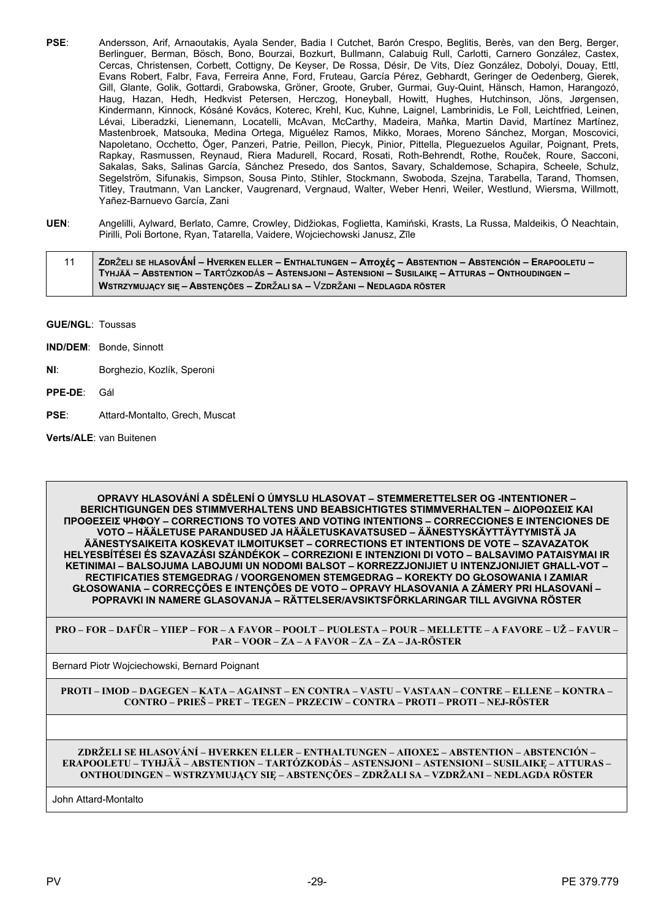**PSE**: Andersson, Arif, Arnaoutakis, Ayala Sender, Badia I Cutchet, Barón Crespo, Beglitis, Berès, van den Berg, Berger, Berlinguer, Berman, Bösch, Bono, Bourzai, Bozkurt, Bullmann, Calabuig Rull, Carlotti, Carnero González, Castex, Cercas, Christensen, Corbett, Cottigny, De Keyser, De Rossa, Désir, De Vits, Díez González, Dobolyi, Douay, Ettl, Evans Robert, Falbr, Fava, Ferreira Anne, Ford, Fruteau, García Pérez, Gebhardt, Geringer de Oedenberg, Gierek, Gill, Glante, Golik, Gottardi, Grabowska, Gröner, Groote, Gruber, Gurmai, Guy-Quint, Hänsch, Hamon, Harangozó, Haug, Hazan, Hedh, Hedkvist Petersen, Herczog, Honeyball, Howitt, Hughes, Hutchinson, Jöns, Jørgensen, Kindermann, Kinnock, Kósáné Kovács, Koterec, Krehl, Kuc, Kuhne, Laignel, Lambrinidis, Le Foll, Leichtfried, Leinen, Lévai, Liberadzki, Lienemann, Locatelli, McAvan, McCarthy, Madeira, Maňka, Martin David, Martínez Martínez, Mastenbroek, Matsouka, Medina Ortega, Miguélez Ramos, Mikko, Moraes, Moreno Sánchez, Morgan, Moscovici, Napoletano, Occhetto, Öger, Panzeri, Patrie, Peillon, Piecyk, Pinior, Pittella, Pleguezuelos Aguilar, Poignant, Prets, Rapkay, Rasmussen, Reynaud, Riera Madurell, Rocard, Rosati, Roth-Behrendt, Rothe, Rouček, Roure, Sacconi, Sakalas, Saks, Salinas García, Sánchez Presedo, dos Santos, Savary, Schaldemose, Schapira, Scheele, Schulz, Segelström, Sifunakis, Simpson, Sousa Pinto, Stihler, Stockmann, Swoboda, Szejna, Tarabella, Tarand, Thomsen, Titley, Trautmann, Van Lancker, Vaugrenard, Vergnaud, Walter, Weber Henri, Weiler, Westlund, Wiersma, Willmott, Yañez-Barnuevo García, Zani

**UEN**: Angelilli, Aylward, Berlato, Camre, Crowley, Didžiokas, Foglietta, Kamiński, Krasts, La Russa, Maldeikis, Ó Neachtain, Pirilli, Poli Bortone, Ryan, Tatarella, Vaidere, Wojciechowski Janusz, Zīle

| 11 | **ZDRŽELI SE HLASOVÁNÍ – HVERKEN ELLER – ENTHALTUNGEN – Αποχές – ABSTENTION – ABSTENCIÓN – ERAPOOLETU – TYHJÄÄ – ABSTENTION – TARTÓZKODÁS – ASTENSJONI – ASTENSIONI – SUSILAIKĘ – ATTURAS – ONTHOUDINGEN – WSTRZYMUJĄCY SIĘ – ABSTENÇÕES – ZDRŽALI SA – VZDRŽANI – NEDLAGDA RÖSTER** |
|---|---|

**GUE/NGL**: Toussas

**IND/DEM**: Bonde, Sinnott

**NI**: Borghezio, Kozlík, Speroni

**PPE-DE**: Gál

**PSE**: Attard-Montalto, Grech, Muscat

**Verts/ALE**: van Buitenen

| **OPRAVY HLASOVÁNÍ A SDĚLENÍ O ÚMYSLU HLASOVAT – STEMMERETTELSER OG -INTENTIONER – BERICHTIGUNGEN DES STIMMVERHALTENS UND BEABSICHTIGTES STIMMVERHALTEN – ΔΙΟΡΘΩΣΕΙΣ ΚΑΙ ΠΡΟΘΕΣΕΙΣ ΨΗΦΟΥ – CORRECTIONS TO VOTES AND VOTING INTENTIONS – CORRECCIONES E INTENCIONES DE VOTO – HÄÄLETUSE PARANDUSED JA HÄÄLETUSKAVATSUSED – ÄÄNESTYSKÄYTTÄYTYMISTÄ JA ÄÄNESTYSAIKEITA KOSKEVAT ILMOITUKSET – CORRECTIONS ET INTENTIONS DE VOTE – SZAVAZATOK HELYESBÍTÉSEI ÉS SZAVAZÁSI SZÁNDÉKOK – CORREZIONI E INTENZIONI DI VOTO – BALSAVIMO PATAISYMAI IR KETINIMAI – BALSOJUMA LABOJUMI UN NODOMI BALSOT – KORREZZJONIJIET U INTENZJONIJIET GĦALL-VOT – RECTIFICATIES STEMGEDRAG / VOORGENOMEN STEMGEDRAG – KOREKTY DO GŁOSOWANIA I ZAMIAR GŁOSOWANIA – CORRECÇÕES E INTENÇÕES DE VOTO – OPRAVY HLASOVANIA A ZÁMERY PRI HLASOVANÍ – POPRAVKI IN NAMERE GLASOVANJA – RÄTTELSER/AVSIKTSFÖRKLARINGAR TILL AVGIVNA RÖSTER** |
|---|
| **PRO – FOR – DAFÜR – ΥΠΕΡ – FOR – A FAVOR – POOLT – PUOLESTA – POUR – MELLETTE – A FAVORE – UŽ – FAVUR – PAR – VOOR – ZA – A FAVOR – ZA – ZA – JA-RÖSTER** |
| Bernard Piotr Wojciechowski, Bernard Poignant |
| **PROTI – IMOD – DAGEGEN – ΚΑΤΑ – AGAINST – EN CONTRA – VASTU – VASTAAN – CONTRE – ELLENE – KONTRA – CONTRO – PRIEŠ – PRET – TEGEN – PRZECIW – CONTRA – PROTI – PROTI – NEJ-RÖSTER** |
| |
| **ZDRŽELI SE HLASOVÁNÍ – HVERKEN ELLER – ENTHALTUNGEN – ΑΠΟΧΕΣ – ABSTENTION – ABSTENCIÓN – ERAPOOLETU – TYHJÄÄ – ABSTENTION – TARTÓZKODÁS – ASTENSJONI – ASTENSIONI – SUSILAIKĘ – ATTURAS – ONTHOUDINGEN – WSTRZYMUJĄCY SIĘ – ABSTENÇÕES – ZDRŽALI SA – VZDRŽANI – NEDLAGDA RÖSTER** |
| John Attard-Montalto |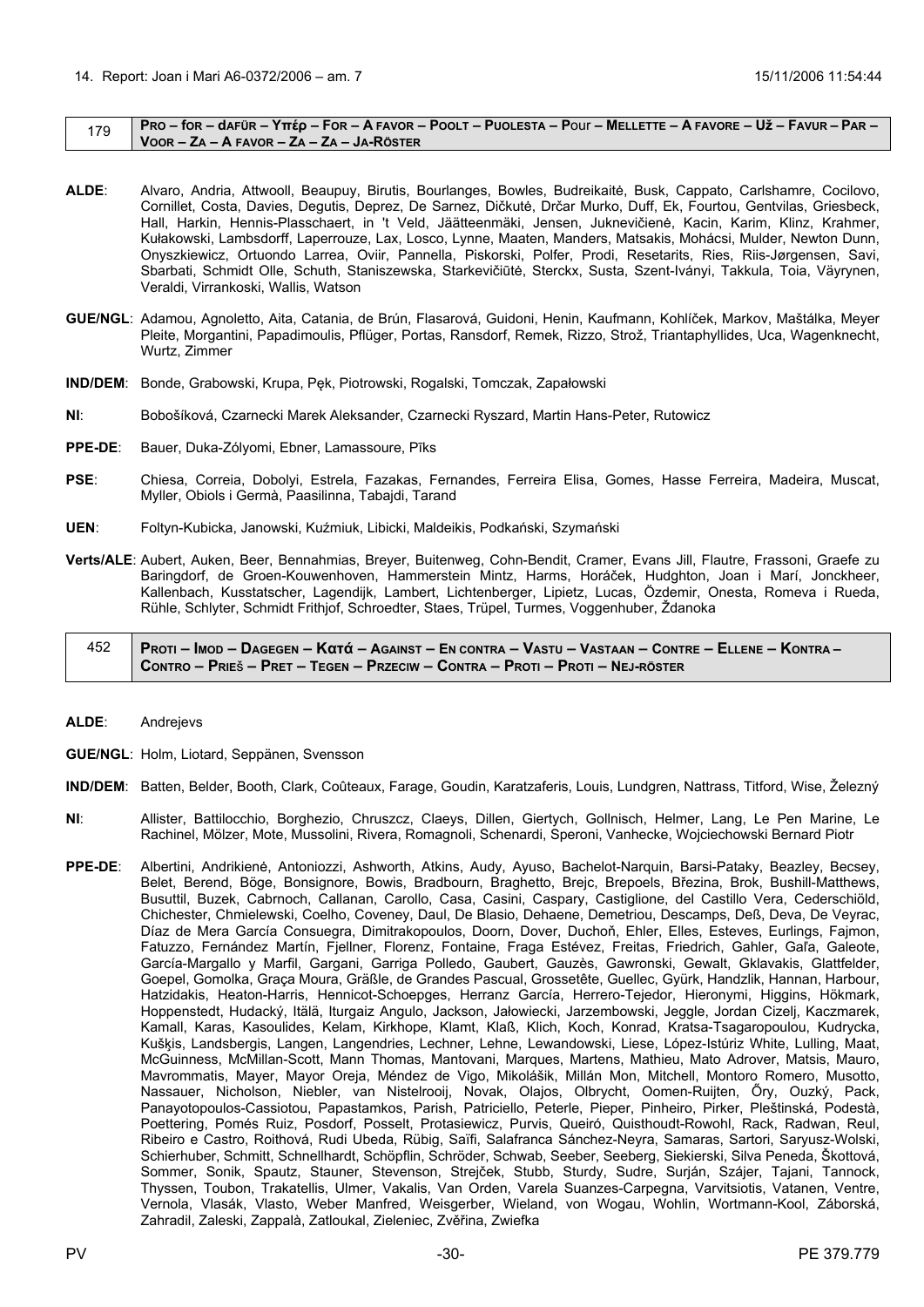14. Report: Joan i Marí A6-0372/2006 – am. 7 15/11/2006 11:54:44

| 179 | **PRO – for – dAFÜR – Υπέρ – FOR – A FAVOR – POOLT – PUOLESTA – POur – MELLETTE – A FAVORE – UŽ – FAVUR – PAR – VOOR – ZA – A FAVOR – ZA – ZA – JA-RÖSTER** |
|---|---|

**ALDE**: Alvaro, Andria, Attwooll, Beaupuy, Birutis, Bourlanges, Bowles, Budreikaitė, Busk, Cappato, Carlshamre, Cocilovo, Cornillet, Costa, Davies, Degutis, Deprez, De Sarnez, Dičkutė, Drčar Murko, Duff, Ek, Fourtou, Gentvilas, Griesbeck, Hall, Harkin, Hennis-Plasschaert, in 't Veld, Jäätteenmäki, Jensen, Juknevičienė, Kacin, Karim, Klinz, Krahmer, Kułakowski, Lambsdorff, Laperrouze, Lax, Losco, Lynne, Maaten, Manders, Matsakis, Mohácsi, Mulder, Newton Dunn, Onyszkiewicz, Ortuondo Larrea, Oviir, Pannella, Piskorski, Polfer, Prodi, Resetarits, Ries, Riis-Jørgensen, Savi, Sbarbati, Schmidt Olle, Schuth, Staniszewska, Starkevičiūtė, Sterckx, Susta, Szent-Iványi, Takkula, Toia, Väyrynen, Veraldi, Virrankoski, Wallis, Watson

**GUE/NGL**: Adamou, Agnoletto, Aita, Catania, de Brún, Flasarová, Guidoni, Henin, Kaufmann, Kohlíček, Markov, Maštálka, Meyer Pleite, Morgantini, Papadimoulis, Pflüger, Portas, Ransdorf, Remek, Rizzo, Strož, Triantaphyllides, Uca, Wagenknecht, Wurtz, Zimmer

**IND/DEM**: Bonde, Grabowski, Krupa, Pęk, Piotrowski, Rogalski, Tomczak, Zapałowski

**NI**: Bobošíková, Czarnecki Marek Aleksander, Czarnecki Ryszard, Martin Hans-Peter, Rutowicz

**PPE-DE**: Bauer, Duka-Zólyomi, Ebner, Lamassoure, Pīks

**PSE**: Chiesa, Correia, Dobolyi, Estrela, Fazakas, Fernandes, Ferreira Elisa, Gomes, Hasse Ferreira, Madeira, Muscat, Myller, Obiols i Germà, Paasilinna, Tabajdi, Tarand

**UEN**: Foltyn-Kubicka, Janowski, Kuźmiuk, Libicki, Maldeikis, Podkański, Szymański

**Verts/ALE**: Aubert, Auken, Beer, Bennahmias, Breyer, Buitenweg, Cohn-Bendit, Cramer, Evans Jill, Flautre, Frassoni, Graefe zu Baringdorf, de Groen-Kouwenhoven, Hammerstein Mintz, Harms, Horáček, Hudghton, Joan i Marí, Jonckheer, Kallenbach, Kusstatscher, Lagendijk, Lambert, Lichtenberger, Lipietz, Lucas, Özdemir, Onesta, Romeva i Rueda, Rühle, Schlyter, Schmidt Frithjof, Schroedter, Staes, Trüpel, Turmes, Voggenhuber, Ždanoka

| 452 | **PROTI – IMOD – DAGEGEN – Κατά – AGAINST – EN CONTRA – VASTU – VASTAAN – CONTRE – ELLENE – KONTRA – CONTRO – PRIEŠ – PRET – TEGEN – PRZECIW – CONTRA – PROTI – PROTI – NEJ-RÖSTER** |
|---|---|

**ALDE**: Andrejevs

**GUE/NGL**: Holm, Liotard, Seppänen, Svensson

**IND/DEM**: Batten, Belder, Booth, Clark, Coûteaux, Farage, Goudin, Karatzaferis, Louis, Lundgren, Nattrass, Titford, Wise, Železný

**NI**: Allister, Battilocchio, Borghezio, Chruszcz, Claeys, Dillen, Giertych, Gollnisch, Helmer, Lang, Le Pen Marine, Le Rachinel, Mölzer, Mote, Mussolini, Rivera, Romagnoli, Schenardi, Speroni, Vanhecke, Wojciechowski Bernard Piotr

**PPE-DE**: Albertini, Andrikienė, Antoniozzi, Ashworth, Atkins, Audy, Ayuso, Bachelot-Narquin, Barsi-Pataky, Beazley, Becsey, Belet, Berend, Böge, Bonsignore, Bowis, Bradbourn, Braghetto, Brejc, Brepoels, Březina, Brok, Bushill-Matthews, Busuttil, Buzek, Cabrnoch, Callanan, Carollo, Casa, Casini, Caspary, Castiglione, del Castillo Vera, Cederschiöld, Chichester, Chmielewski, Coelho, Coveney, Daul, De Blasio, Dehaene, Demetriou, Descamps, Deß, Deva, De Veyrac, Díaz de Mera García Consuegra, Dimitrakopoulos, Doorn, Dover, Duchoň, Ehler, Elles, Esteves, Eurlings, Fajmon, Fatuzzo, Fernández Martín, Fjellner, Florenz, Fontaine, Fraga Estévez, Freitas, Friedrich, Gahler, Gaľa, Galeote, García-Margallo y Marfil, Gargani, Garriga Polledo, Gaubert, Gauzès, Gawronski, Gewalt, Gklavakis, Glattfelder, Goepel, Gomolka, Graça Moura, Gräßle, de Grandes Pascual, Grossetête, Guellec, Gyürk, Handzlik, Hannan, Harbour, Hatzidakis, Heaton-Harris, Hennicot-Schoepges, Herranz García, Herrero-Tejedor, Hieronymi, Higgins, Hökmark, Hoppenstedt, Hudacký, Itälä, Iturgaiz Angulo, Jackson, Jałowiecki, Jarzembowski, Jeggle, Jordan Cizelj, Kaczmarek, Kamall, Karas, Kasoulides, Kelam, Kirkhope, Klamt, Klaß, Klich, Koch, Konrad, Kratsa-Tsagaropoulou, Kudrycka, Kušķis, Landsbergis, Langen, Langendries, Lechner, Lehne, Lewandowski, Liese, López-Istúriz White, Lulling, Maat, McGuinness, McMillan-Scott, Mann Thomas, Mantovani, Marques, Martens, Mathieu, Mato Adrover, Matsis, Mauro, Mavrommatis, Mayer, Mayor Oreja, Méndez de Vigo, Mikolášik, Millán Mon, Mitchell, Montoro Romero, Musotto, Nassauer, Nicholson, Niebler, van Nistelrooij, Novak, Olajos, Olbrycht, Oomen-Ruijten, Őry, Ouzký, Pack, Panayotopoulos-Cassiotou, Papastamkos, Parish, Patriciello, Peterle, Pieper, Pinheiro, Pirker, Pleštinská, Podestà, Poettering, Pomés Ruiz, Posdorf, Posselt, Protasiewicz, Purvis, Queiró, Quisthoudt-Rowohl, Rack, Radwan, Reul, Ribeiro e Castro, Roithová, Rudi Ubeda, Rübig, Saïfi, Salafranca Sánchez-Neyra, Samaras, Sartori, Saryusz-Wolski, Schierhuber, Schmitt, Schnellhardt, Schöpflin, Schröder, Schwab, Seeber, Seeberg, Siekierski, Silva Peneda, Škottová, Sommer, Sonik, Spautz, Stauner, Stevenson, Strejček, Stubb, Sturdy, Sudre, Surján, Szájer, Tajani, Tannock, Thyssen, Toubon, Trakatellis, Ulmer, Vakalis, Van Orden, Varela Suanzes-Carpegna, Varvitsiotis, Vatanen, Ventre, Vernola, Vlasák, Vlasto, Weber Manfred, Weisgerber, Wieland, von Wogau, Wohlin, Wortmann-Kool, Záborská, Zahradil, Zaleski, Zappalà, Zatloukal, Zieleniec, Zvěřina, Zwiefka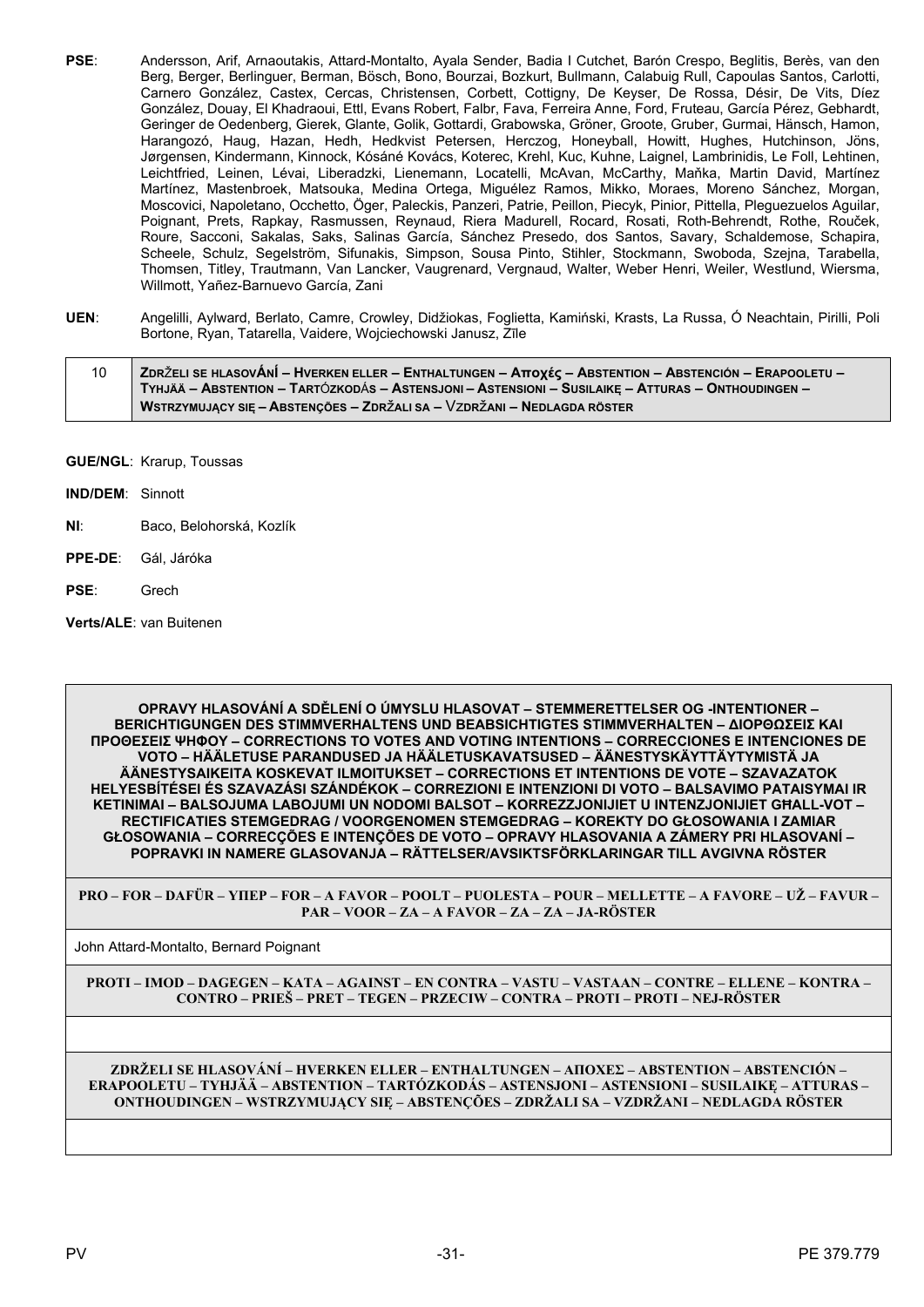**PSE**: Andersson, Arif, Arnaoutakis, Attard-Montalto, Ayala Sender, Badia I Cutchet, Barón Crespo, Beglitis, Berès, van den Berg, Berger, Berlinguer, Berman, Bösch, Bono, Bourzai, Bozkurt, Bullmann, Calabuig Rull, Capoulas Santos, Carlotti, Carnero González, Castex, Cercas, Christensen, Corbett, Cottigny, De Keyser, De Rossa, Désir, De Vits, Díez González, Douay, El Khadraoui, Ettl, Evans Robert, Falbr, Fava, Ferreira Anne, Ford, Fruteau, García Pérez, Gebhardt, Geringer de Oedenberg, Gierek, Glante, Golik, Gottardi, Grabowska, Gröner, Groote, Gruber, Gurmai, Hänsch, Hamon, Harangozó, Haug, Hazan, Hedh, Hedkvist Petersen, Herczog, Honeyball, Howitt, Hughes, Hutchinson, Jöns, Jørgensen, Kindermann, Kinnock, Kósáné Kovács, Koterec, Krehl, Kuc, Kuhne, Laignel, Lambrinidis, Le Foll, Lehtinen, Leichtfried, Leinen, Lévai, Liberadzki, Lienemann, Locatelli, McAvan, McCarthy, Maňka, Martin David, Martínez Martínez, Mastenbroek, Matsouka, Medina Ortega, Miguélez Ramos, Mikko, Moraes, Moreno Sánchez, Morgan, Moscovici, Napoletano, Occhetto, Öger, Paleckis, Panzeri, Patrie, Peillon, Piecyk, Pinior, Pittella, Pleguezuelos Aguilar, Poignant, Prets, Rapkay, Rasmussen, Reynaud, Riera Madurell, Rocard, Rosati, Roth-Behrendt, Rothe, Rouček, Roure, Sacconi, Sakalas, Saks, Salinas García, Sánchez Presedo, dos Santos, Savary, Schaldemose, Schapira, Scheele, Schulz, Segelström, Sifunakis, Simpson, Sousa Pinto, Stihler, Stockmann, Swoboda, Szejna, Tarabella, Thomsen, Titley, Trautmann, Van Lancker, Vaugrenard, Vergnaud, Walter, Weber Henri, Weiler, Westlund, Wiersma, Willmott, Yañez-Barnuevo García, Zani

**UEN**: Angelilli, Aylward, Berlato, Camre, Crowley, Didžiokas, Foglietta, Kamiński, Krasts, La Russa, Ó Neachtain, Pirilli, Poli Bortone, Ryan, Tatarella, Vaidere, Wojciechowski Janusz, Zīle

| 10 | **ZDRŽELI SE HLASOVÁNÍ – HVERKEN ELLER – ENTHALTUNGEN – Αποχές – ABSTENTION – ABSTENCIÓN – ERAPOOLETU – TYHJÄÄ – ABSTENTION – TARTÓZKODÁS – ASTENSJONI – ASTENSIONI – SUSILAIKĘ – ATTURAS – ONTHOUDINGEN – WSTRZYMUJĄCY SIĘ – ABSTENÇÕES – ZDRŽALI SA – VZDRŽANI – NEDLAGDA RÖSTER** |
|---|---|

**GUE/NGL**: Krarup, Toussas

**IND/DEM**: Sinnott

**NI**: Baco, Belohorská, Kozlík

**PPE-DE**: Gál, Járóka

**PSE**: Grech

**Verts/ALE**: van Buitenen

| **OPRAVY HLASOVÁNÍ A SDĚLENÍ O ÚMYSLU HLASOVAT – STEMMERETTELSER OG -INTENTIONER – BERICHTIGUNGEN DES STIMMVERHALTENS UND BEABSICHTIGTES STIMMVERHALTEN – ΔΙΟΡΘΩΣΕΙΣ ΚΑΙ ΠΡΟΘΕΣΕΙΣ ΨΗΦΟΥ – CORRECTIONS TO VOTES AND VOTING INTENTIONS – CORRECCIONES E INTENCIONES DE VOTO – HÄÄLETUSE PARANDUSED JA HÄÄLETUSKAVATSUSED – ÄÄNESTYSKÄYTTÄYTYMISTÄ JA ÄÄNESTYSAIKEITA KOSKEVAT ILMOITUKSET – CORRECTIONS ET INTENTIONS DE VOTE – SZAVAZATOK HELYESBÍTÉSEI ÉS SZAVAZÁSI SZÁNDÉKOK – CORREZIONI E INTENZIONI DI VOTO – BALSAVIMO PATAISYMAI IR KETINIMAI – BALSOJUMA LABOJUMI UN NODOMI BALSOT – KORREZZJONIJIET U INTENZJONIJIET GĦALL-VOT – RECTIFICATIES STEMGEDRAG / VOORGENOMEN STEMGEDRAG – KOREKTY DO GŁOSOWANIA I ZAMIAR GŁOSOWANIA – CORRECÇÕES E INTENÇÕES DE VOTO – OPRAVY HLASOVANIA A ZÁMERY PRI HLASOVANÍ – POPRAVKI IN NAMERE GLASOVANJA – RÄTTELSER/AVSIKTSFÖRKLARINGAR TILL AVGIVNA RÖSTER** |
|---|
| **PRO – FOR – DAFÜR – ΥΠΕΡ – FOR – A FAVOR – POOLT – PUOLESTA – POUR – MELLETTE – A FAVORE – UŽ – FAVUR – PAR – VOOR – ZA – A FAVOR – ZA – ZA – JA-RÖSTER** |
| John Attard-Montalto, Bernard Poignant |
| **PROTI – IMOD – DAGEGEN – ΚΑΤΑ – AGAINST – EN CONTRA – VASTU – VASTAAN – CONTRE – ELLENE – KONTRA – CONTRO – PRIEŠ – PRET – TEGEN – PRZECIW – CONTRA – PROTI – PROTI – NEJ-RÖSTER** |
| |
| **ZDRŽELI SE HLASOVÁNÍ – HVERKEN ELLER – ENTHALTUNGEN – ΑΠΟΧΕΣ – ABSTENTION – ABSTENCIÓN – ERAPOOLETU – TYHJÄÄ – ABSTENTION – TARTÓZKODÁS – ASTENSJONI – ASTENSIONI – SUSILAIKĘ – ATTURAS – ONTHOUDINGEN – WSTRZYMUJĄCY SIĘ – ABSTENÇÕES – ZDRŽALI SA – VZDRŽANI – NEDLAGDA RÖSTER** |
| |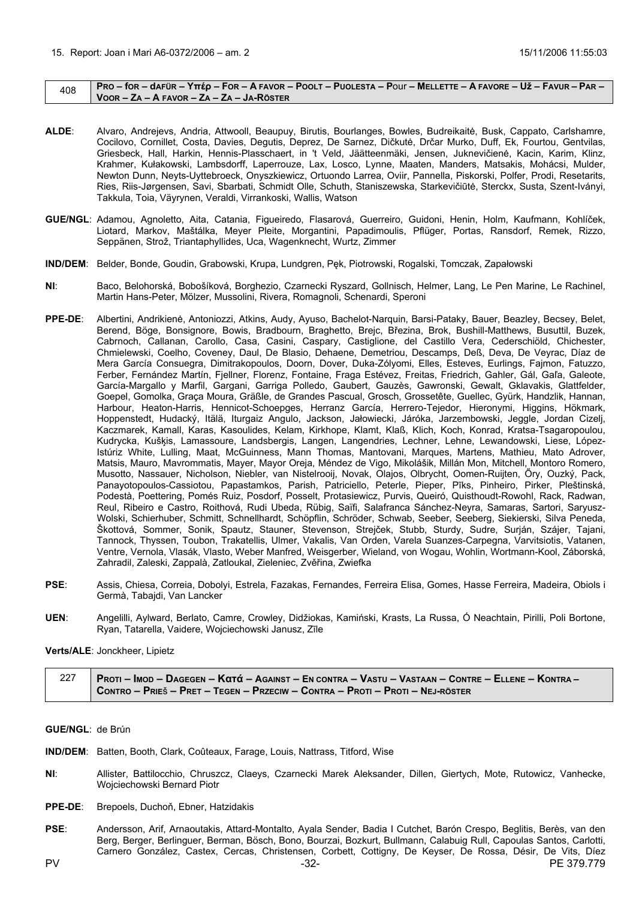15. Report: Joan i Mari A6-0372/2006 – am. 2 15/11/2006 11:55:03

| 408 | PRO – for – dafür – Υπέρ – FOR – A FAVOR – POOLT – PUOLESTA – Pour – MELLETTE – A FAVORE – UŽ – FAVUR – PAR – VOOR – ZA – A FAVOR – ZA – ZA – JA-RÖSTER |
|---|---|

**ALDE**: Alvaro, Andrejevs, Andria, Attwooll, Beaupuy, Birutis, Bourlanges, Bowles, Budreikaitė, Busk, Cappato, Carlshamre, Cocilovo, Cornillet, Costa, Davies, Degutis, Deprez, De Sarnez, Dičkutė, Drčar Murko, Duff, Ek, Fourtou, Gentvilas, Griesbeck, Hall, Harkin, Hennis-Plasschaert, in 't Veld, Jäätteenmäki, Jensen, Juknevičienė, Kacin, Karim, Klinz, Krahmer, Kułakowski, Lambsdorff, Laperrouze, Lax, Losco, Lynne, Maaten, Manders, Matsakis, Mohácsi, Mulder, Newton Dunn, Neyts-Uyttebroeck, Onyszkiewicz, Ortuondo Larrea, Oviir, Pannella, Piskorski, Polfer, Prodi, Resetarits, Ries, Riis-Jørgensen, Savi, Sbarbati, Schmidt Olle, Schuth, Staniszewska, Starkevičiūtė, Sterckx, Susta, Szent-Iványi, Takkula, Toia, Väyrynen, Veraldi, Virrankoski, Wallis, Watson

**GUE/NGL**: Adamou, Agnoletto, Aita, Catania, Figueiredo, Flasarová, Guerreiro, Guidoni, Henin, Holm, Kaufmann, Kohlíček, Liotard, Markov, Maštálka, Meyer Pleite, Morgantini, Papadimoulis, Pflüger, Portas, Ransdorf, Remek, Rizzo, Seppänen, Strož, Triantaphyllides, Uca, Wagenknecht, Wurtz, Zimmer

**IND/DEM**: Belder, Bonde, Goudin, Grabowski, Krupa, Lundgren, Pęk, Piotrowski, Rogalski, Tomczak, Zapałowski

**NI**: Baco, Belohorská, Bobošíková, Borghezio, Czarnecki Ryszard, Gollnisch, Helmer, Lang, Le Pen Marine, Le Rachinel, Martin Hans-Peter, Mölzer, Mussolini, Rivera, Romagnoli, Schenardi, Speroni

**PPE-DE**: Albertini, Andrikienė, Antoniozzi, Atkins, Audy, Ayuso, Bachelot-Narquin, Barsi-Pataky, Bauer, Beazley, Becsey, Belet, Berend, Böge, Bonsignore, Bowis, Bradbourn, Braghetto, Brejc, Březina, Brok, Bushill-Matthews, Busuttil, Buzek, Cabrnoch, Callanan, Carollo, Casa, Casini, Caspary, Castiglione, del Castillo Vera, Cederschiöld, Chichester, Chmielewski, Coelho, Coveney, Daul, De Blasio, Dehaene, Demetriou, Descamps, Deß, Deva, De Veyrac, Díaz de Mera García Consuegra, Dimitrakopoulos, Doorn, Dover, Duka-Zólyomi, Elles, Esteves, Eurlings, Fajmon, Fatuzzo, Ferber, Fernández Martín, Fjellner, Florenz, Fontaine, Fraga Estévez, Freitas, Friedrich, Gahler, Gál, Gaľa, Galeote, García-Margallo y Marfil, Gargani, Garriga Polledo, Gaubert, Gauzès, Gawronski, Gewalt, Gklavakis, Glattfelder, Goepel, Gomolka, Graça Moura, Gräßle, de Grandes Pascual, Grosch, Grossetête, Guellec, Gyürk, Handzlik, Hannan, Harbour, Heaton-Harris, Hennicot-Schoepges, Herranz García, Herrero-Tejedor, Hieronymi, Higgins, Hökmark, Hoppenstedt, Hudacký, Itälä, Iturgaiz Angulo, Jackson, Jałowiecki, Járóka, Jarzembowski, Jeggle, Jordan Cizelj, Kaczmarek, Kamall, Karas, Kasoulides, Kelam, Kirkhope, Klamt, Klaß, Klich, Koch, Konrad, Kratsa-Tsagaropoulou, Kudrycka, Kušķis, Lamassoure, Landsbergis, Langen, Langendries, Lechner, Lehne, Lewandowski, Liese, López-Istúriz White, Lulling, Maat, McGuinness, Mann Thomas, Mantovani, Marques, Martens, Mathieu, Mato Adrover, Matsis, Mauro, Mavrommatis, Mayer, Mayor Oreja, Méndez de Vigo, Mikolášik, Millán Mon, Mitchell, Montoro Romero, Musotto, Nassauer, Nicholson, Niebler, van Nistelrooij, Novak, Olajos, Olbrycht, Oomen-Ruijten, Őry, Ouzký, Pack, Panayotopoulos-Cassiotou, Papastamkos, Parish, Patriciello, Peterle, Pieper, Pīks, Pinheiro, Pirker, Pleštinská, Podestà, Poettering, Pomés Ruiz, Posdorf, Posselt, Protasiewicz, Purvis, Queiró, Quisthoudt-Rowohl, Rack, Radwan, Reul, Ribeiro e Castro, Roithová, Rudi Ubeda, Rübig, Saïfi, Salafranca Sánchez-Neyra, Samaras, Sartori, Saryusz-Wolski, Schierhuber, Schmitt, Schnellhardt, Schöpflin, Schröder, Schwab, Seeber, Seeberg, Siekierski, Silva Peneda, Škottová, Sommer, Sonik, Spautz, Stauner, Stevenson, Strejček, Stubb, Sturdy, Sudre, Surján, Szájer, Tajani, Tannock, Thyssen, Toubon, Trakatellis, Ulmer, Vakalis, Van Orden, Varela Suanzes-Carpegna, Varvitsiotis, Vatanen, Ventre, Vernola, Vlasák, Vlasto, Weber Manfred, Weisgerber, Wieland, von Wogau, Wohlin, Wortmann-Kool, Záborská, Zahradil, Zaleski, Zappalà, Zatloukal, Zieleniec, Zvěřina, Zwiefka

**PSE**: Assis, Chiesa, Correia, Dobolyi, Estrela, Fazakas, Fernandes, Ferreira Elisa, Gomes, Hasse Ferreira, Madeira, Obiols i Germà, Tabajdi, Van Lancker

**UEN**: Angelilli, Aylward, Berlato, Camre, Crowley, Didžiokas, Kamiński, Krasts, La Russa, Ó Neachtain, Pirilli, Poli Bortone, Ryan, Tatarella, Vaidere, Wojciechowski Janusz, Zīle

**Verts/ALE**: Jonckheer, Lipietz

| 227 | PROTI – IMOD – DAGEGEN – Κατά – AGAINST – EN CONTRA – VASTU – VASTAAN – CONTRE – ELLENE – KONTRA – CONTRO – PRIEŠ – PRET – TEGEN – PRZECIW – CONTRA – PROTI – PROTI – NEJ-RÖSTER |
|---|---|

**GUE/NGL**: de Brún

**IND/DEM**: Batten, Booth, Clark, Coûteaux, Farage, Louis, Nattrass, Titford, Wise

**NI**: Allister, Battilocchio, Chruszcz, Claeys, Czarnecki Marek Aleksander, Dillen, Giertych, Mote, Rutowicz, Vanhecke, Wojciechowski Bernard Piotr

**PPE-DE**: Brepoels, Duchoň, Ebner, Hatzidakis

**PSE**: Andersson, Arif, Arnaoutakis, Attard-Montalto, Ayala Sender, Badia I Cutchet, Barón Crespo, Beglitis, Berès, van den Berg, Berger, Berlinguer, Berman, Bösch, Bono, Bourzai, Bozkurt, Bullmann, Calabuig Rull, Capoulas Santos, Carlotti, Carnero González, Castex, Cercas, Christensen, Corbett, Cottigny, De Keyser, De Rossa, Désir, De Vits, Díez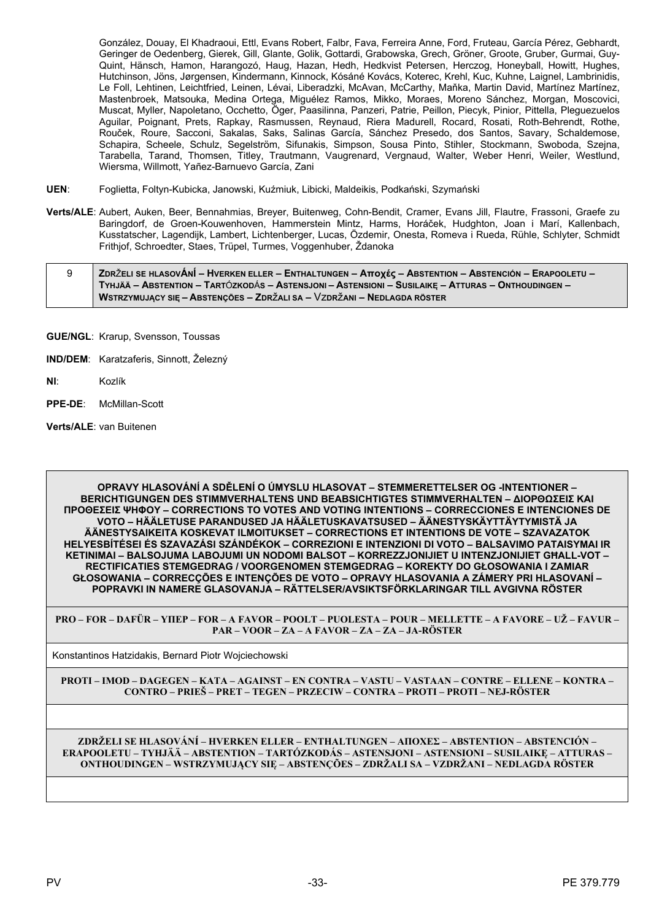González, Douay, El Khadraoui, Ettl, Evans Robert, Falbr, Fava, Ferreira Anne, Ford, Fruteau, García Pérez, Gebhardt, Geringer de Oedenberg, Gierek, Gill, Glante, Golik, Gottardi, Grabowska, Grech, Gröner, Groote, Gruber, Gurmai, Guy-Quint, Hänsch, Hamon, Harangozó, Haug, Hazan, Hedh, Hedkvist Petersen, Herczog, Honeyball, Howitt, Hughes, Hutchinson, Jöns, Jørgensen, Kindermann, Kinnock, Kósáné Kovács, Koterec, Krehl, Kuc, Kuhne, Laignel, Lambrinidis, Le Foll, Lehtinen, Leichtfried, Leinen, Lévai, Liberadzki, McAvan, McCarthy, Maňka, Martin David, Martínez Martínez, Mastenbroek, Matsouka, Medina Ortega, Miguélez Ramos, Mikko, Moraes, Moreno Sánchez, Morgan, Moscovici, Muscat, Myller, Napoletano, Occhetto, Öger, Paasilinna, Panzeri, Patrie, Peillon, Piecyk, Pinior, Pittella, Pleguezuelos Aguilar, Poignant, Prets, Rapkay, Rasmussen, Reynaud, Riera Madurell, Rocard, Rosati, Roth-Behrendt, Rothe, Rouček, Roure, Sacconi, Sakalas, Saks, Salinas García, Sánchez Presedo, dos Santos, Savary, Schaldemose, Schapira, Scheele, Schulz, Segelström, Sifunakis, Simpson, Sousa Pinto, Stihler, Stockmann, Swoboda, Szejna, Tarabella, Tarand, Thomsen, Titley, Trautmann, Vaugrenard, Vergnaud, Walter, Weber Henri, Weiler, Westlund, Wiersma, Willmott, Yañez-Barnuevo García, Zani

**UEN**: Foglietta, Foltyn-Kubicka, Janowski, Kuźmiuk, Libicki, Maldeikis, Podkański, Szymański

**Verts/ALE**: Aubert, Auken, Beer, Bennahmias, Breyer, Buitenweg, Cohn-Bendit, Cramer, Evans Jill, Flautre, Frassoni, Graefe zu Baringdorf, de Groen-Kouwenhoven, Hammerstein Mintz, Harms, Horáček, Hudghton, Joan i Marí, Kallenbach, Kusstatscher, Lagendijk, Lambert, Lichtenberger, Lucas, Özdemir, Onesta, Romeva i Rueda, Rühle, Schlyter, Schmidt Frithjof, Schroedter, Staes, Trüpel, Turmes, Voggenhuber, Ždanoka

| 9 | **ZDRŽELI SE HLASOVÁNÍ – HVERKEN ELLER – ENTHALTUNGEN – Αποχές – ABSTENTION – ABSTENCIÓN – ERAPOOLETU – TYHJÄÄ – ABSTENTION – TARTÓZKODÁS – ASTENSJONI – ASTENSIONI – SUSILAIKĘ – ATTURAS – ONTHOUDINGEN – WSTRZYMUJĄCY SIĘ – ABSTENÇÕES – ZDRŽALI SA – VZDRŽANI – NEDLAGDA RÖSTER** |
|---|---|

**GUE/NGL**: Krarup, Svensson, Toussas

**IND/DEM**: Karatzaferis, Sinnott, Železný

**NI**: Kozlík

**PPE-DE**: McMillan-Scott

**Verts/ALE**: van Buitenen

| **OPRAVY HLASOVÁNÍ A SDĚLENÍ O ÚMYSLU HLASOVAT – STEMMERETTELSER OG -INTENTIONER – BERICHTIGUNGEN DES STIMMVERHALTENS UND BEABSICHTIGTES STIMMVERHALTEN – ΔΙΟΡΘΩΣΕΙΣ ΚΑΙ ΠΡΟΘΕΣΕΙΣ ΨΗΦΟΥ – CORRECTIONS TO VOTES AND VOTING INTENTIONS – CORRECCIONES E INTENCIONES DE VOTO – HÄÄLETUSE PARANDUSED JA HÄÄLETUSKAVATSUSED – ÄÄNESTYSKÄYTTÄYTYMISTÄ JA ÄÄNESTYSAIKEITA KOSKEVAT ILMOITUKSET – CORRECTIONS ET INTENTIONS DE VOTE – SZAVAZATOK HELYESBÍTÉSEI ÉS SZAVAZÁSI SZÁNDÉKOK – CORREZIONI E INTENZIONI DI VOTO – BALSAVIMO PATAISYMAI IR KETINIMAI – BALSOJUMA LABOJUMI UN NODOMI BALSOT – KORREZZJONIJIET U INTENZJONIJIET GĦALL-VOT – RECTIFICATIES STEMGEDRAG / VOORGENOMEN STEMGEDRAG – KOREKTY DO GŁOSOWANIA I ZAMIAR GŁOSOWANIA – CORRECÇÕES E INTENÇÕES DE VOTO – OPRAVY HLASOVANIA A ZÁMERY PRI HLASOVANÍ – POPRAVKI IN NAMERE GLASOVANJA – RÄTTELSER/AVSIKTSFÖRKLARINGAR TILL AVGIVNA RÖSTER** |
|---|
| **PRO – FOR – DAFÜR – ΥΠΕΡ – FOR – A FAVOR – POOLT – PUOLESTA – POUR – MELLETTE – A FAVORE – UŽ – FAVUR – PAR – VOOR – ZA – A FAVOR – ZA – ZA – JA-RÖSTER** |
| Konstantinos Hatzidakis, Bernard Piotr Wojciechowski |
| **PROTI – IMOD – DAGEGEN – ΚΑΤΑ – AGAINST – EN CONTRA – VASTU – VASTAAN – CONTRE – ELLENE – KONTRA – CONTRO – PRIEŠ – PRET – TEGEN – PRZECIW – CONTRA – PROTI – PROTI – NEJ-RÖSTER** |
| |
| **ZDRŽELI SE HLASOVÁNÍ – HVERKEN ELLER – ENTHALTUNGEN – ΑΠΟΧΕΣ – ABSTENTION – ABSTENCIÓN – ERAPOOLETU – TYHJÄÄ – ABSTENTION – TARTÓZKODÁS – ASTENSJONI – ASTENSIONI – SUSILAIKĘ – ATTURAS – ONTHOUDINGEN – WSTRZYMUJĄCY SIĘ – ABSTENÇÕES – ZDRŽALI SA – VZDRŽANI – NEDLAGDA RÖSTER** |
| |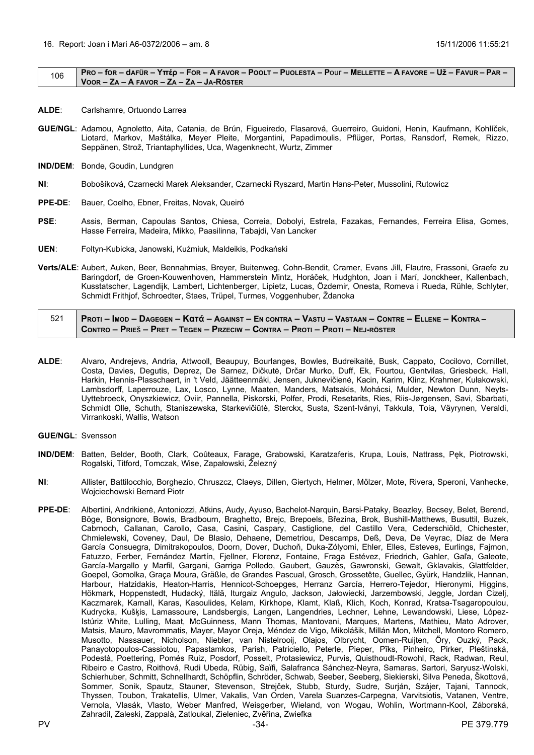16. Report: Joan i Marí A6-0372/2006 – am. 8 15/11/2006 11:55:21

| 106 | **PRO – for – dafür – Υπέρ – For – A favor – Poolt – Puolesta – Pour – Mellette – A favore – Už – Favur – Par – Voor – Za – A favor – Za – Za – Ja-röster** |
|---|---|

**ALDE**: Carlshamre, Ortuondo Larrea

**GUE/NGL**: Adamou, Agnoletto, Aita, Catania, de Brún, Figueiredo, Flasarová, Guerreiro, Guidoni, Henin, Kaufmann, Kohlíček, Liotard, Markov, Maštálka, Meyer Pleite, Morgantini, Papadimoulis, Pflüger, Portas, Ransdorf, Remek, Rizzo, Seppänen, Strož, Triantaphyllides, Uca, Wagenknecht, Wurtz, Zimmer

**IND/DEM**: Bonde, Goudin, Lundgren

**NI**: Bobošíková, Czarnecki Marek Aleksander, Czarnecki Ryszard, Martin Hans-Peter, Mussolini, Rutowicz

**PPE-DE**: Bauer, Coelho, Ebner, Freitas, Novak, Queiró

**PSE**: Assis, Berman, Capoulas Santos, Chiesa, Correia, Dobolyi, Estrela, Fazakas, Fernandes, Ferreira Elisa, Gomes, Hasse Ferreira, Madeira, Mikko, Paasilinna, Tabajdi, Van Lancker

**UEN**: Foltyn-Kubicka, Janowski, Kuźmiuk, Maldeikis, Podkański

**Verts/ALE**: Aubert, Auken, Beer, Bennahmias, Breyer, Buitenweg, Cohn-Bendit, Cramer, Evans Jill, Flautre, Frassoni, Graefe zu Baringdorf, de Groen-Kouwenhoven, Hammerstein Mintz, Horáček, Hudghton, Joan i Marí, Jonckheer, Kallenbach, Kusstatscher, Lagendijk, Lambert, Lichtenberger, Lipietz, Lucas, Özdemir, Onesta, Romeva i Rueda, Rühle, Schlyter, Schmidt Frithjof, Schroedter, Staes, Trüpel, Turmes, Voggenhuber, Ždanoka

| 521 | **Proti – Imod – Dagegen – Κατά – Against – En contra – Vastu – Vastaan – Contre – Ellene – Kontra – Contro – Prieš – Pret – Tegen – Przeciw – Contra – Proti – Proti – Nej-röster** |
|---|---|

**ALDE**: Alvaro, Andrejevs, Andria, Attwooll, Beaupuy, Bourlanges, Bowles, Budreikaitė, Busk, Cappato, Cocilovo, Cornillet, Costa, Davies, Degutis, Deprez, De Sarnez, Dičkutė, Drčar Murko, Duff, Ek, Fourtou, Gentvilas, Griesbeck, Hall, Harkin, Hennis-Plasschaert, in 't Veld, Jäätteenmäki, Jensen, Juknevičienė, Kacin, Karim, Klinz, Krahmer, Kułakowski, Lambsdorff, Laperrouze, Lax, Losco, Lynne, Maaten, Manders, Matsakis, Mohácsi, Mulder, Newton Dunn, Neyts-Uyttebroeck, Onyszkiewicz, Oviir, Pannella, Piskorski, Polfer, Prodi, Resetarits, Ries, Riis-Jørgensen, Savi, Sbarbati, Schmidt Olle, Schuth, Staniszewska, Starkevičiūtė, Sterckx, Susta, Szent-Iványi, Takkula, Toia, Väyrynen, Veraldi, Virrankoski, Wallis, Watson

**GUE/NGL**: Svensson

**IND/DEM**: Batten, Belder, Booth, Clark, Coûteaux, Farage, Grabowski, Karatzaferis, Krupa, Louis, Nattrass, Pęk, Piotrowski, Rogalski, Titford, Tomczak, Wise, Zapałowski, Železný

**NI**: Allister, Battilocchio, Borghezio, Chruszcz, Claeys, Dillen, Giertych, Helmer, Mölzer, Mote, Rivera, Speroni, Vanhecke, Wojciechowski Bernard Piotr

**PPE-DE**: Albertini, Andrikienė, Antoniozzi, Atkins, Audy, Ayuso, Bachelot-Narquin, Barsi-Pataky, Beazley, Becsey, Belet, Berend, Böge, Bonsignore, Bowis, Bradbourn, Braghetto, Brejc, Brepoels, Březina, Brok, Bushill-Matthews, Busuttil, Buzek, Cabrnoch, Callanan, Carollo, Casa, Casini, Caspary, Castiglione, del Castillo Vera, Cederschiöld, Chichester, Chmielewski, Coveney, Daul, De Blasio, Dehaene, Demetriou, Descamps, Deß, Deva, De Veyrac, Díaz de Mera García Consuegra, Dimitrakopoulos, Doorn, Dover, Duchoň, Duka-Zólyomi, Ehler, Elles, Esteves, Eurlings, Fajmon, Fatuzzo, Ferber, Fernández Martín, Fjellner, Florenz, Fontaine, Fraga Estévez, Friedrich, Gahler, Gaľa, Galeote, García-Margallo y Marfil, Gargani, Garriga Polledo, Gaubert, Gauzès, Gawronski, Gewalt, Gklavakis, Glattfelder, Goepel, Gomolka, Graça Moura, Gräßle, de Grandes Pascual, Grosch, Grossetête, Guellec, Gyürk, Handzlik, Hannan, Harbour, Hatzidakis, Heaton-Harris, Hennicot-Schoepges, Herranz García, Herrero-Tejedor, Hieronymi, Higgins, Hökmark, Hoppenstedt, Hudacký, Itälä, Iturgaiz Angulo, Jackson, Jałowiecki, Jarzembowski, Jeggle, Jordan Cizelj, Kaczmarek, Kamall, Karas, Kasoulides, Kelam, Kirkhope, Klamt, Klaß, Klich, Koch, Konrad, Kratsa-Tsagaropoulou, Kudrycka, Kušķis, Lamassoure, Landsbergis, Langen, Langendries, Lechner, Lehne, Lewandowski, Liese, López-Istúriz White, Lulling, Maat, McGuinness, Mann Thomas, Mantovani, Marques, Martens, Mathieu, Mato Adrover, Matsis, Mauro, Mavrommatis, Mayer, Mayor Oreja, Méndez de Vigo, Mikolášik, Millán Mon, Mitchell, Montoro Romero, Musotto, Nassauer, Nicholson, Niebler, van Nistelrooij, Olajos, Olbrycht, Oomen-Ruijten, Őry, Ouzký, Pack, Panayotopoulos-Cassiotou, Papastamkos, Parish, Patriciello, Peterle, Pieper, Pīks, Pinheiro, Pirker, Pleštinská, Podestà, Poettering, Pomés Ruiz, Posdorf, Posselt, Protasiewicz, Purvis, Quisthoudt-Rowohl, Rack, Radwan, Reul, Ribeiro e Castro, Roithová, Rudi Ubeda, Rübig, Saïfi, Salafranca Sánchez-Neyra, Samaras, Sartori, Saryusz-Wolski, Schierhuber, Schmitt, Schnellhardt, Schöpflin, Schröder, Schwab, Seeber, Seeberg, Siekierski, Silva Peneda, Škottová, Sommer, Sonik, Spautz, Stauner, Stevenson, Strejček, Stubb, Sturdy, Sudre, Surján, Szájer, Tajani, Tannock, Thyssen, Toubon, Trakatellis, Ulmer, Vakalis, Van Orden, Varela Suanzes-Carpegna, Varvitsiotis, Vatanen, Ventre, Vernola, Vlasák, Vlasto, Weber Manfred, Weisgerber, Wieland, von Wogau, Wohlin, Wortmann-Kool, Záborská, Zahradil, Zaleski, Zappalà, Zatloukal, Zieleniec, Zvěřina, Zwiefka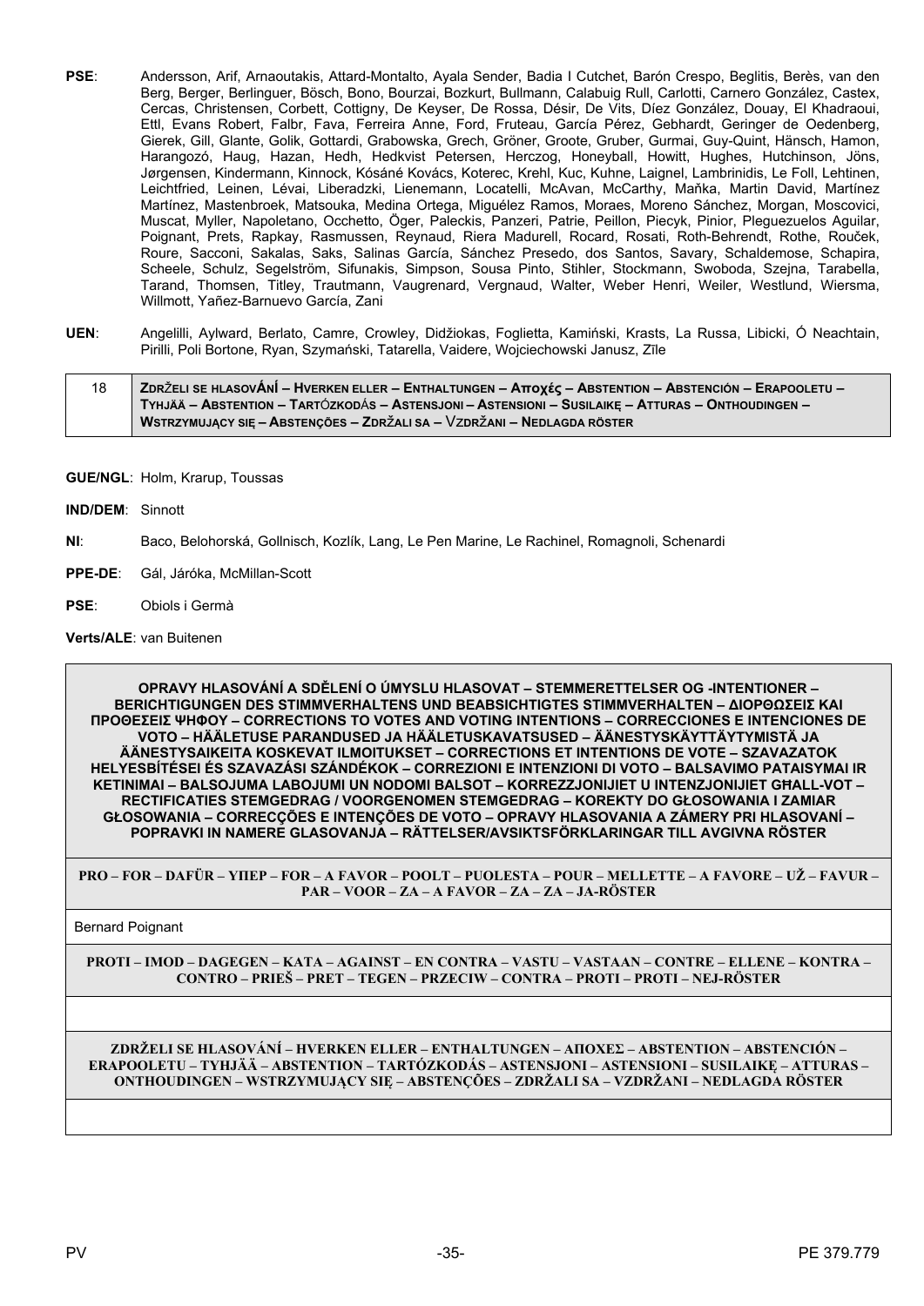**PSE**: Andersson, Arif, Arnaoutakis, Attard-Montalto, Ayala Sender, Badia I Cutchet, Barón Crespo, Beglitis, Berès, van den Berg, Berger, Berlinguer, Bösch, Bono, Bourzai, Bozkurt, Bullmann, Calabuig Rull, Carlotti, Carnero González, Castex, Cercas, Christensen, Corbett, Cottigny, De Keyser, De Rossa, Désir, De Vits, Díez González, Douay, El Khadraoui, Ettl, Evans Robert, Falbr, Fava, Ferreira Anne, Ford, Fruteau, García Pérez, Gebhardt, Geringer de Oedenberg, Gierek, Gill, Glante, Golik, Gottardi, Grabowska, Grech, Gröner, Groote, Gruber, Gurmai, Guy-Quint, Hänsch, Hamon, Harangozó, Haug, Hazan, Hedh, Hedkvist Petersen, Herczog, Honeyball, Howitt, Hughes, Hutchinson, Jöns, Jørgensen, Kindermann, Kinnock, Kósáné Kovács, Koterec, Krehl, Kuc, Kuhne, Laignel, Lambrinidis, Le Foll, Lehtinen, Leichtfried, Leinen, Lévai, Liberadzki, Lienemann, Locatelli, McAvan, McCarthy, Maňka, Martin David, Martínez Martínez, Mastenbroek, Matsouka, Medina Ortega, Miguélez Ramos, Moraes, Moreno Sánchez, Morgan, Moscovici, Muscat, Myller, Napoletano, Occhetto, Öger, Paleckis, Panzeri, Patrie, Peillon, Piecyk, Pinior, Pleguezuelos Aguilar, Poignant, Prets, Rapkay, Rasmussen, Reynaud, Riera Madurell, Rocard, Rosati, Roth-Behrendt, Rothe, Rouček, Roure, Sacconi, Sakalas, Saks, Salinas García, Sánchez Presedo, dos Santos, Savary, Schaldemose, Schapira, Scheele, Schulz, Segelström, Sifunakis, Simpson, Sousa Pinto, Stihler, Stockmann, Swoboda, Szejna, Tarabella, Tarand, Thomsen, Titley, Trautmann, Vaugrenard, Vergnaud, Walter, Weber Henri, Weiler, Westlund, Wiersma, Willmott, Yañez-Barnuevo García, Zani

**UEN**: Angelilli, Aylward, Berlato, Camre, Crowley, Didžiokas, Foglietta, Kamiński, Krasts, La Russa, Libicki, Ó Neachtain, Pirilli, Poli Bortone, Ryan, Szymański, Tatarella, Vaidere, Wojciechowski Janusz, Zīle

| 18 | **ZDRŽELI SE HLASOVÁNÍ – HVERKEN ELLER – ENTHALTUNGEN – Αποχές – ABSTENTION – ABSTENCIÓN – ERAPOOLETU – TYHJÄÄ – ABSTENTION – TARTÓZKODÁS – ASTENSJONI – ASTENSIONI – SUSILAIKĘ – ATTURAS – ONTHOUDINGEN – WSTRZYMUJĄCY SIĘ – ABSTENÇÕES – ZDRŽALI SA – VZDRŽANI – NEDLAGDA RÖSTER** |
|---|---|

**GUE/NGL**: Holm, Krarup, Toussas

**IND/DEM**: Sinnott

**NI**: Baco, Belohorská, Gollnisch, Kozlík, Lang, Le Pen Marine, Le Rachinel, Romagnoli, Schenardi

**PPE-DE**: Gál, Járóka, McMillan-Scott

**PSE**: Obiols i Germà

**Verts/ALE**: van Buitenen

| **OPRAVY HLASOVÁNÍ A SDĚLENÍ O ÚMYSLU HLASOVAT – STEMMERETTELSER OG -INTENTIONER – BERICHTIGUNGEN DES STIMMVERHALTENS UND BEABSICHTIGTES STIMMVERHALTEN – ΔΙΟΡΘΩΣΕΙΣ ΚΑΙ ΠΡΟΘΕΣΕΙΣ ΨΗΦΟΥ – CORRECTIONS TO VOTES AND VOTING INTENTIONS – CORRECCIONES E INTENCIONES DE VOTO – HÄÄLETUSE PARANDUSED JA HÄÄLETUSKAVATSUSED – ÄÄNESTYSKÄYTTÄYTYMISTÄ JA ÄÄNESTYSAIKEITA KOSKEVAT ILMOITUKSET – CORRECTIONS ET INTENTIONS DE VOTE – SZAVAZATOK HELYESBÍTÉSEI ÉS SZAVAZÁSI SZÁNDÉKOK – CORREZIONI E INTENZIONI DI VOTO – BALSAVIMO PATAISYMAI IR KETINIMAI – BALSOJUMA LABOJUMI UN NODOMI BALSOT – KORREZZJONIJIET U INTENZJONIJIET GĦALL-VOT – RECTIFICATIES STEMGEDRAG / VOORGENOMEN STEMGEDRAG – KOREKTY DO GŁOSOWANIA I ZAMIAR GŁOSOWANIA – CORRECÇÕES E INTENÇÕES DE VOTO – OPRAVY HLASOVANIA A ZÁMERY PRI HLASOVANÍ – POPRAVKI IN NAMERE GLASOVANJA – RÄTTELSER/AVSIKTSFÖRKLARINGAR TILL AVGIVNA RÖSTER** |
|---|
| **PRO – FOR – DAFÜR – ΥΠΕΡ – FOR – A FAVOR – POOLT – PUOLESTA – POUR – MELLETTE – A FAVORE – UŽ – FAVUR – PAR – VOOR – ZA – A FAVOR – ZA – ZA – JA-RÖSTER** |
| Bernard Poignant |
| **PROTI – IMOD – DAGEGEN – ΚΑΤΑ – AGAINST – EN CONTRA – VASTU – VASTAAN – CONTRE – ELLENE – KONTRA – CONTRO – PRIEŠ – PRET – TEGEN – PRZECIW – CONTRA – PROTI – PROTI – NEJ-RÖSTER** |
| |
| **ZDRŽELI SE HLASOVÁNÍ – HVERKEN ELLER – ENTHALTUNGEN – ΑΠΟΧΕΣ – ABSTENTION – ABSTENCIÓN – ERAPOOLETU – TYHJÄÄ – ABSTENTION – TARTÓZKODÁS – ASTENSJONI – ASTENSIONI – SUSILAIKĘ – ATTURAS – ONTHOUDINGEN – WSTRZYMUJĄCY SIĘ – ABSTENÇÕES – ZDRŽALI SA – VZDRŽANI – NEDLAGDA RÖSTER** |
| |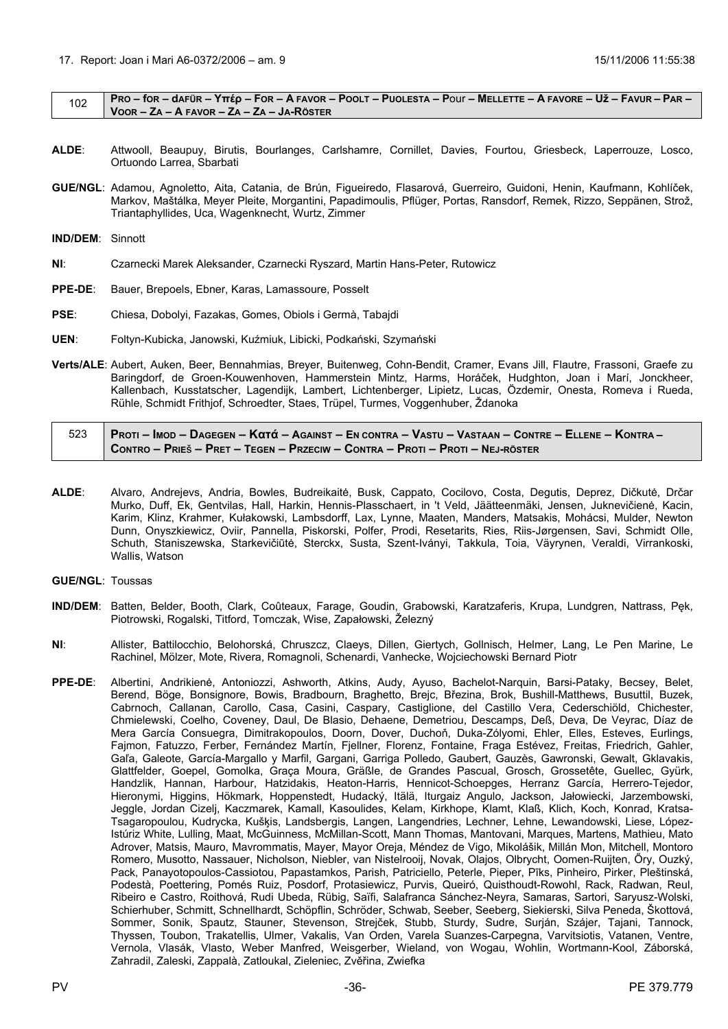17. Report: Joan i Mari A6-0372/2006 – am. 9 15/11/2006 11:55:38

| 102 | **Pro – for – dafür – Υπέρ – For – A favor – Poolt – Puolesta – Pour – Mellette – A favore – Už – Favur – Par – Voor – Za – A favor – Za – Za – Ja-Röster** |
|---|---|

**ALDE**: Attwooll, Beaupuy, Birutis, Bourlanges, Carlshamre, Cornillet, Davies, Fourtou, Griesbeck, Laperrouze, Losco, Ortuondo Larrea, Sbarbati

**GUE/NGL**: Adamou, Agnoletto, Aita, Catania, de Brún, Figueiredo, Flasarová, Guerreiro, Guidoni, Henin, Kaufmann, Kohlíček, Markov, Maštálka, Meyer Pleite, Morgantini, Papadimoulis, Pflüger, Portas, Ransdorf, Remek, Rizzo, Seppänen, Strož, Triantaphyllides, Uca, Wagenknecht, Wurtz, Zimmer

**IND/DEM**: Sinnott

**NI**: Czarnecki Marek Aleksander, Czarnecki Ryszard, Martin Hans-Peter, Rutowicz

**PPE-DE**: Bauer, Brepoels, Ebner, Karas, Lamassoure, Posselt

**PSE**: Chiesa, Dobolyi, Fazakas, Gomes, Obiols i Germà, Tabajdi

**UEN**: Foltyn-Kubicka, Janowski, Kuźmiuk, Libicki, Podkański, Szymański

**Verts/ALE**: Aubert, Auken, Beer, Bennahmias, Breyer, Buitenweg, Cohn-Bendit, Cramer, Evans Jill, Flautre, Frassoni, Graefe zu Baringdorf, de Groen-Kouwenhoven, Hammerstein Mintz, Harms, Horáček, Hudghton, Joan i Marí, Jonckheer, Kallenbach, Kusstatscher, Lagendijk, Lambert, Lichtenberger, Lipietz, Lucas, Özdemir, Onesta, Romeva i Rueda, Rühle, Schmidt Frithjof, Schroedter, Staes, Trüpel, Turmes, Voggenhuber, Ždanoka

| 523 | **Proti – Imod – Dagegen – Κατά – Against – En contra – Vastu – Vastaan – Contre – Ellene – Kontra – Contro – Prieš – Pret – Tegen – Przeciw – Contra – Proti – Proti – Nej-röster** |
|---|---|

**ALDE**: Alvaro, Andrejevs, Andria, Bowles, Budreikaitė, Busk, Cappato, Cocilovo, Costa, Degutis, Deprez, Dičkutė, Drčar Murko, Duff, Ek, Gentvilas, Hall, Harkin, Hennis-Plasschaert, in 't Veld, Jäätteenmäki, Jensen, Juknevičienė, Kacin, Karim, Klinz, Krahmer, Kułakowski, Lambsdorff, Lax, Lynne, Maaten, Manders, Matsakis, Mohácsi, Mulder, Newton Dunn, Onyszkiewicz, Oviir, Pannella, Piskorski, Polfer, Prodi, Resetarits, Ries, Riis-Jørgensen, Savi, Schmidt Olle, Schuth, Staniszewska, Starkevičiūtė, Sterckx, Susta, Szent-Iványi, Takkula, Toia, Väyrynen, Veraldi, Virrankoski, Wallis, Watson

**GUE/NGL**: Toussas

**IND/DEM**: Batten, Belder, Booth, Clark, Coûteaux, Farage, Goudin, Grabowski, Karatzaferis, Krupa, Lundgren, Nattrass, Pęk, Piotrowski, Rogalski, Titford, Tomczak, Wise, Zapałowski, Železný

**NI**: Allister, Battilocchio, Belohorská, Chruszcz, Claeys, Dillen, Giertych, Gollnisch, Helmer, Lang, Le Pen Marine, Le Rachinel, Mölzer, Mote, Rivera, Romagnoli, Schenardi, Vanhecke, Wojciechowski Bernard Piotr

**PPE-DE**: Albertini, Andrikienė, Antoniozzi, Ashworth, Atkins, Audy, Ayuso, Bachelot-Narquin, Barsi-Pataky, Becsey, Belet, Berend, Böge, Bonsignore, Bowis, Bradbourn, Braghetto, Brejc, Březina, Brok, Bushill-Matthews, Busuttil, Buzek, Cabrnoch, Callanan, Carollo, Casa, Casini, Caspary, Castiglione, del Castillo Vera, Cederschiöld, Chichester, Chmielewski, Coelho, Coveney, Daul, De Blasio, Dehaene, Demetriou, Descamps, Deß, Deva, De Veyrac, Díaz de Mera García Consuegra, Dimitrakopoulos, Doorn, Dover, Duchoň, Duka-Zólyomi, Ehler, Elles, Esteves, Eurlings, Fajmon, Fatuzzo, Ferber, Fernández Martín, Fjellner, Florenz, Fontaine, Fraga Estévez, Freitas, Friedrich, Gahler, Gaľa, Galeote, García-Margallo y Marfil, Gargani, Garriga Polledo, Gaubert, Gauzès, Gawronski, Gewalt, Gklavakis, Glattfelder, Goepel, Gomolka, Graça Moura, Gräßle, de Grandes Pascual, Grosch, Grossetête, Guellec, Gyürk, Handzlik, Hannan, Harbour, Hatzidakis, Heaton-Harris, Hennicot-Schoepges, Herranz García, Herrero-Tejedor, Hieronymi, Higgins, Hökmark, Hoppenstedt, Hudacký, Itälä, Iturgaiz Angulo, Jackson, Jałowiecki, Jarzembowski, Jeggle, Jordan Cizelj, Kaczmarek, Kamall, Kasoulides, Kelam, Kirkhope, Klamt, Klaß, Klich, Koch, Konrad, Kratsa-Tsagaropoulou, Kudrycka, Kušķis, Landsbergis, Langen, Langendries, Lechner, Lehne, Lewandowski, Liese, López-Istúriz White, Lulling, Maat, McGuinness, McMillan-Scott, Mann Thomas, Mantovani, Marques, Martens, Mathieu, Mato Adrover, Matsis, Mauro, Mavrommatis, Mayer, Mayor Oreja, Méndez de Vigo, Mikolášik, Millán Mon, Mitchell, Montoro Romero, Musotto, Nassauer, Nicholson, Niebler, van Nistelrooij, Novak, Olajos, Olbrycht, Oomen-Ruijten, Őry, Ouzký, Pack, Panayotopoulos-Cassiotou, Papastamkos, Parish, Patriciello, Peterle, Pieper, Pīks, Pinheiro, Pirker, Pleštinská, Podestà, Poettering, Pomés Ruiz, Posdorf, Protasiewicz, Purvis, Queiró, Quisthoudt-Rowohl, Rack, Radwan, Reul, Ribeiro e Castro, Roithová, Rudi Ubeda, Rübig, Saïfi, Salafranca Sánchez-Neyra, Samaras, Sartori, Saryusz-Wolski, Schierhuber, Schmitt, Schnellhardt, Schöpflin, Schröder, Schwab, Seeber, Seeberg, Siekierski, Silva Peneda, Škottová, Sommer, Sonik, Spautz, Stauner, Stevenson, Strejček, Stubb, Sturdy, Sudre, Surján, Szájer, Tajani, Tannock, Thyssen, Toubon, Trakatellis, Ulmer, Vakalis, Van Orden, Varela Suanzes-Carpegna, Varvitsiotis, Vatanen, Ventre, Vernola, Vlasák, Vlasto, Weber Manfred, Weisgerber, Wieland, von Wogau, Wohlin, Wortmann-Kool, Záborská, Zahradil, Zaleski, Zappalà, Zatloukal, Zieleniec, Zvěřina, Zwiefka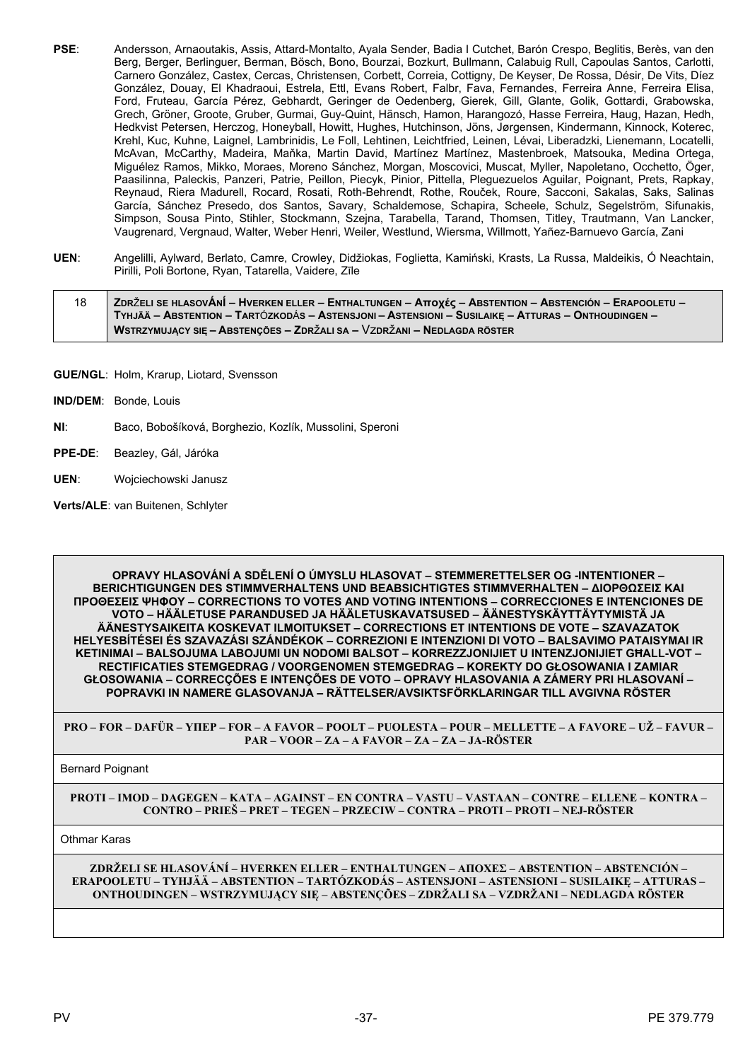**PSE**: Andersson, Arnaoutakis, Assis, Attard-Montalto, Ayala Sender, Badia I Cutchet, Barón Crespo, Beglitis, Berès, van den Berg, Berger, Berlinguer, Berman, Bösch, Bono, Bourzai, Bozkurt, Bullmann, Calabuig Rull, Capoulas Santos, Carlotti, Carnero González, Castex, Cercas, Christensen, Corbett, Correia, Cottigny, De Keyser, De Rossa, Désir, De Vits, Díez González, Douay, El Khadraoui, Estrela, Ettl, Evans Robert, Falbr, Fava, Fernandes, Ferreira Anne, Ferreira Elisa, Ford, Fruteau, García Pérez, Gebhardt, Geringer de Oedenberg, Gierek, Gill, Glante, Golik, Gottardi, Grabowska, Grech, Gröner, Groote, Gruber, Gurmai, Guy-Quint, Hänsch, Hamon, Harangozó, Hasse Ferreira, Haug, Hazan, Hedh, Hedkvist Petersen, Herczog, Honeyball, Howitt, Hughes, Hutchinson, Jöns, Jørgensen, Kindermann, Kinnock, Koterec, Krehl, Kuc, Kuhne, Laignel, Lambrinidis, Le Foll, Lehtinen, Leichtfried, Leinen, Lévai, Liberadzki, Lienemann, Locatelli, McAvan, McCarthy, Madeira, Maňka, Martin David, Martínez Martínez, Mastenbroek, Matsouka, Medina Ortega, Miguélez Ramos, Mikko, Moraes, Moreno Sánchez, Morgan, Moscovici, Muscat, Myller, Napoletano, Occhetto, Öger, Paasilinna, Paleckis, Panzeri, Patrie, Peillon, Piecyk, Pinior, Pittella, Pleguezuelos Aguilar, Poignant, Prets, Rapkay, Reynaud, Riera Madurell, Rocard, Rosati, Roth-Behrendt, Rothe, Rouček, Roure, Sacconi, Sakalas, Saks, Salinas García, Sánchez Presedo, dos Santos, Savary, Schaldemose, Schapira, Scheele, Schulz, Segelström, Sifunakis, Simpson, Sousa Pinto, Stihler, Stockmann, Szejna, Tarabella, Tarand, Thomsen, Titley, Trautmann, Van Lancker, Vaugrenard, Vergnaud, Walter, Weber Henri, Weiler, Westlund, Wiersma, Willmott, Yañez-Barnuevo García, Zani

**UEN**: Angelilli, Aylward, Berlato, Camre, Crowley, Didžiokas, Foglietta, Kamiński, Krasts, La Russa, Maldeikis, Ó Neachtain, Pirilli, Poli Bortone, Ryan, Tatarella, Vaidere, Zīle

| 18 | **ZDRŽELI SE HLASOVÁNÍ – HVERKEN ELLER – ENTHALTUNGEN – Αποχές – ABSTENTION – ABSTENCIÓN – ERAPOOLETU – TYHJÄÄ – ABSTENTION – TARTÓZKODÁS – ASTENSJONI – ASTENSIONI – SUSILAIKĘ – ATTURAS – ONTHOUDINGEN – WSTRZYMUJĄCY SIĘ – ABSTENÇÕES – ZDRŽALI SA – VZDRŽANI – NEDLAGDA RÖSTER** |
|---|---|

**GUE/NGL**: Holm, Krarup, Liotard, Svensson

**IND/DEM**: Bonde, Louis

**NI**: Baco, Bobošíková, Borghezio, Kozlík, Mussolini, Speroni

**PPE-DE**: Beazley, Gál, Járóka

**UEN**: Wojciechowski Janusz

**Verts/ALE**: van Buitenen, Schlyter

| **OPRAVY HLASOVÁNÍ A SDĚLENÍ O ÚMYSLU HLASOVAT – STEMMERETTELSER OG -INTENTIONER – BERICHTIGUNGEN DES STIMMVERHALTENS UND BEABSICHTIGTES STIMMVERHALTEN – ΔΙΟΡΘΩΣΕΙΣ ΚΑΙ ΠΡΟΘΕΣΕΙΣ ΨΗΦΟΥ – CORRECTIONS TO VOTES AND VOTING INTENTIONS – CORRECCIONES E INTENCIONES DE VOTO – HÄÄLETUSE PARANDUSED JA HÄÄLETUSKAVATSUSED – ÄÄNESTYSKÄYTTÄYTYMISTÄ JA ÄÄNESTYSAIKEITA KOSKEVAT ILMOITUKSET – CORRECTIONS ET INTENTIONS DE VOTE – SZAVAZATOK HELYESBÍTÉSEI ÉS SZAVAZÁSI SZÁNDÉKOK – CORREZIONI E INTENZIONI DI VOTO – BALSAVIMO PATAISYMAI IR KETINIMAI – BALSOJUMA LABOJUMI UN NODOMI BALSOT – KORREZZJONIJIET U INTENZJONIJIET GĦALL-VOT – RECTIFICATIES STEMGEDRAG / VOORGENOMEN STEMGEDRAG – KOREKTY DO GŁOSOWANIA I ZAMIAR GŁOSOWANIA – CORRECÇÕES E INTENÇÕES DE VOTO – OPRAVY HLASOVANIA A ZÁMERY PRI HLASOVANÍ – POPRAVKI IN NAMERE GLASOVANJA – RÄTTELSER/AVSIKTSFÖRKLARINGAR TILL AVGIVNA RÖSTER** |
|---|
| **PRO – FOR – DAFÜR – ΥΠΕΡ – FOR – A FAVOR – POOLT – PUOLESTA – POUR – MELLETTE – A FAVORE – UŽ – FAVUR – PAR – VOOR – ZA – A FAVOR – ZA – ZA – JA-RÖSTER** |
| Bernard Poignant |
| **PROTI – IMOD – DAGEGEN – ΚΑΤΑ – AGAINST – EN CONTRA – VASTU – VASTAAN – CONTRE – ELLENE – KONTRA – CONTRO – PRIEŠ – PRET – TEGEN – PRZECIW – CONTRA – PROTI – PROTI – NEJ-RÖSTER** |
| Othmar Karas |
| **ZDRŽELI SE HLASOVÁNÍ – HVERKEN ELLER – ENTHALTUNGEN – ΑΠΟΧΕΣ – ABSTENTION – ABSTENCIÓN – ERAPOOLETU – TYHJÄÄ – ABSTENTION – TARTÓZKODÁS – ASTENSJONI – ASTENSIONI – SUSILAIKĘ – ATTURAS – ONTHOUDINGEN – WSTRZYMUJĄCY SIĘ – ABSTENÇÕES – ZDRŽALI SA – VZDRŽANI – NEDLAGDA RÖSTER** |
| |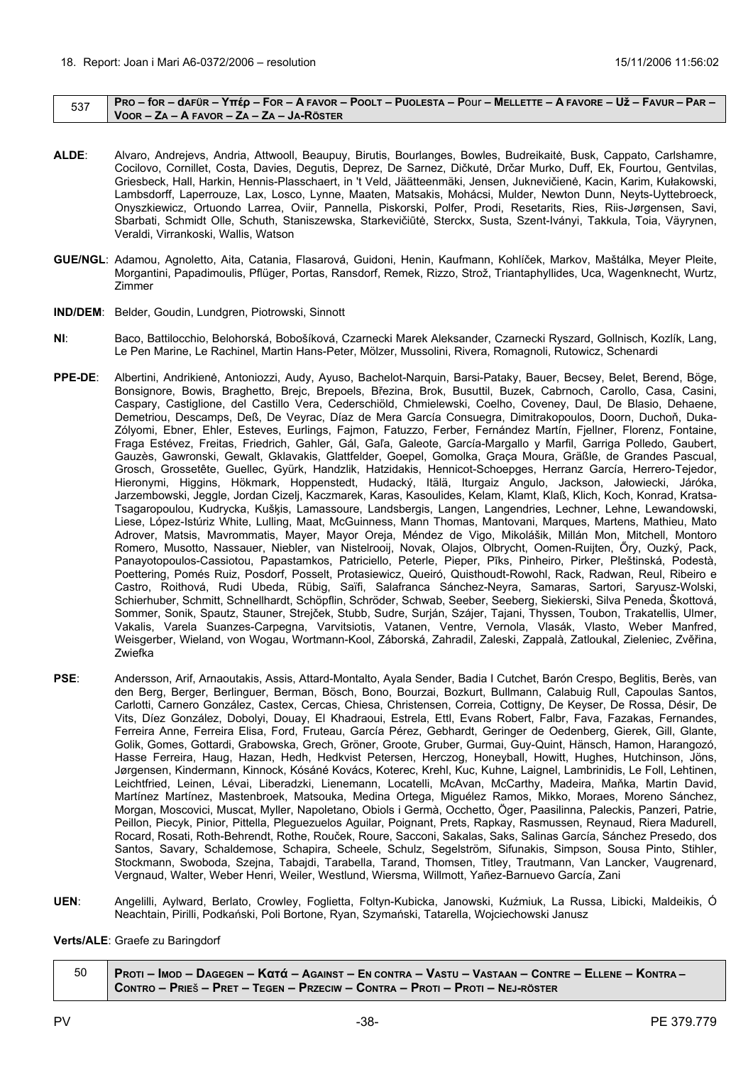18. Report: Joan i Mari A6-0372/2006 – resolution 15/11/2006 11:56:02

| 537 | **PRO – for – dafür – Υπέρ – For – A favor – Poolt – Puolesta – Pour – Mellette – A favore – Už – Favur – Par – Voor – Za – A favor – Za – Za – Ja-Röster** |
|---|---|

**ALDE**: Alvaro, Andrejevs, Andria, Attwooll, Beaupuy, Birutis, Bourlanges, Bowles, Budreikaitė, Busk, Cappato, Carlshamre, Cocilovo, Cornillet, Costa, Davies, Degutis, Deprez, De Sarnez, Dičkutė, Drčar Murko, Duff, Ek, Fourtou, Gentvilas, Griesbeck, Hall, Harkin, Hennis-Plasschaert, in 't Veld, Jäätteenmäki, Jensen, Juknevičienė, Kacin, Karim, Kułakowski, Lambsdorff, Laperrouze, Lax, Losco, Lynne, Maaten, Matsakis, Mohácsi, Mulder, Newton Dunn, Neyts-Uyttebroeck, Onyszkiewicz, Ortuondo Larrea, Oviir, Pannella, Piskorski, Polfer, Prodi, Resetarits, Ries, Riis-Jørgensen, Savi, Sbarbati, Schmidt Olle, Schuth, Staniszewska, Starkevičiūtė, Sterckx, Susta, Szent-Iványi, Takkula, Toia, Väyrynen, Veraldi, Virrankoski, Wallis, Watson

**GUE/NGL**: Adamou, Agnoletto, Aita, Catania, Flasarová, Guidoni, Henin, Kaufmann, Kohlíček, Markov, Maštálka, Meyer Pleite, Morgantini, Papadimoulis, Pflüger, Portas, Ransdorf, Remek, Rizzo, Strož, Triantaphyllides, Uca, Wagenknecht, Wurtz, Zimmer

**IND/DEM**: Belder, Goudin, Lundgren, Piotrowski, Sinnott

**NI**: Baco, Battilocchio, Belohorská, Bobošíková, Czarnecki Marek Aleksander, Czarnecki Ryszard, Gollnisch, Kozlík, Lang, Le Pen Marine, Le Rachinel, Martin Hans-Peter, Mölzer, Mussolini, Rivera, Romagnoli, Rutowicz, Schenardi

**PPE-DE**: Albertini, Andrikienė, Antoniozzi, Audy, Ayuso, Bachelot-Narquin, Barsi-Pataky, Bauer, Becsey, Belet, Berend, Böge, Bonsignore, Bowis, Braghetto, Brejc, Brepoels, Březina, Brok, Busuttil, Buzek, Cabrnoch, Carollo, Casa, Casini, Caspary, Castiglione, del Castillo Vera, Cederschiöld, Chmielewski, Coelho, Coveney, Daul, De Blasio, Dehaene, Demetriou, Descamps, Deß, De Veyrac, Díaz de Mera García Consuegra, Dimitrakopoulos, Doorn, Duchoň, Duka-Zólyomi, Ebner, Ehler, Esteves, Eurlings, Fajmon, Fatuzzo, Ferber, Fernández Martín, Fjellner, Florenz, Fontaine, Fraga Estévez, Freitas, Friedrich, Gahler, Gál, Gaľa, Galeote, García-Margallo y Marfil, Garriga Polledo, Gaubert, Gauzès, Gawronski, Gewalt, Gklavakis, Glattfelder, Goepel, Gomolka, Graça Moura, Gräßle, de Grandes Pascual, Grosch, Grossetête, Guellec, Gyürk, Handzlik, Hatzidakis, Hennicot-Schoepges, Herranz García, Herrero-Tejedor, Hieronymi, Higgins, Hökmark, Hoppenstedt, Hudacký, Itälä, Iturgaiz Angulo, Jackson, Jałowiecki, Járóka, Jarzembowski, Jeggle, Jordan Cizelj, Kaczmarek, Karas, Kasoulides, Kelam, Klamt, Klaß, Klich, Koch, Konrad, Kratsa-Tsagaropoulou, Kudrycka, Kušķis, Lamassoure, Landsbergis, Langen, Langendries, Lechner, Lehne, Lewandowski, Liese, López-Istúriz White, Lulling, Maat, McGuinness, Mann Thomas, Mantovani, Marques, Martens, Mathieu, Mato Adrover, Matsis, Mavrommatis, Mayer, Mayor Oreja, Méndez de Vigo, Mikolášik, Millán Mon, Mitchell, Montoro Romero, Musotto, Nassauer, Niebler, van Nistelrooij, Novak, Olajos, Olbrycht, Oomen-Ruijten, Őry, Ouzký, Pack, Panayotopoulos-Cassiotou, Papastamkos, Patriciello, Peterle, Pieper, Pīks, Pinheiro, Pirker, Pleštinská, Podestà, Poettering, Pomés Ruiz, Posdorf, Posselt, Protasiewicz, Queiró, Quisthoudt-Rowohl, Rack, Radwan, Reul, Ribeiro e Castro, Roithová, Rudi Ubeda, Rübig, Saïfi, Salafranca Sánchez-Neyra, Samaras, Sartori, Saryusz-Wolski, Schierhuber, Schmitt, Schnellhardt, Schöpflin, Schröder, Schwab, Seeber, Seeberg, Siekierski, Silva Peneda, Škottová, Sommer, Sonik, Spautz, Stauner, Strejček, Stubb, Sudre, Surján, Szájer, Tajani, Thyssen, Toubon, Trakatellis, Ulmer, Vakalis, Varela Suanzes-Carpegna, Varvitsiotis, Vatanen, Ventre, Vernola, Vlasák, Vlasto, Weber Manfred, Weisgerber, Wieland, von Wogau, Wortmann-Kool, Záborská, Zahradil, Zaleski, Zappalà, Zatloukal, Zieleniec, Zvěřina, Zwiefka

**PSE**: Andersson, Arif, Arnaoutakis, Assis, Attard-Montalto, Ayala Sender, Badia I Cutchet, Barón Crespo, Beglitis, Berès, van den Berg, Berger, Berlinguer, Berman, Bösch, Bono, Bourzai, Bozkurt, Bullmann, Calabuig Rull, Capoulas Santos, Carlotti, Carnero González, Castex, Cercas, Chiesa, Christensen, Correia, Cottigny, De Keyser, De Rossa, Désir, De Vits, Díez González, Dobolyi, Douay, El Khadraoui, Estrela, Ettl, Evans Robert, Falbr, Fava, Fazakas, Fernandes, Ferreira Anne, Ferreira Elisa, Ford, Fruteau, García Pérez, Gebhardt, Geringer de Oedenberg, Gierek, Gill, Glante, Golik, Gomes, Gottardi, Grabowska, Grech, Gröner, Groote, Gruber, Gurmai, Guy-Quint, Hänsch, Hamon, Harangozó, Hasse Ferreira, Haug, Hazan, Hedh, Hedkvist Petersen, Herczog, Honeyball, Howitt, Hughes, Hutchinson, Jöns, Jørgensen, Kindermann, Kinnock, Kósáné Kovács, Koterec, Krehl, Kuc, Kuhne, Laignel, Lambrinidis, Le Foll, Lehtinen, Leichtfried, Leinen, Lévai, Liberadzki, Lienemann, Locatelli, McAvan, McCarthy, Madeira, Maňka, Martin David, Martínez Martínez, Mastenbroek, Matsouka, Medina Ortega, Miguélez Ramos, Mikko, Moraes, Moreno Sánchez, Morgan, Moscovici, Muscat, Myller, Napoletano, Obiols i Germà, Occhetto, Öger, Paasilinna, Paleckis, Panzeri, Patrie, Peillon, Piecyk, Pinior, Pittella, Pleguezuelos Aguilar, Poignant, Prets, Rapkay, Rasmussen, Reynaud, Riera Madurell, Rocard, Rosati, Roth-Behrendt, Rothe, Rouček, Roure, Sacconi, Sakalas, Saks, Salinas García, Sánchez Presedo, dos Santos, Savary, Schaldemose, Schapira, Scheele, Schulz, Segelström, Sifunakis, Simpson, Sousa Pinto, Stihler, Stockmann, Swoboda, Szejna, Tabajdi, Tarabella, Tarand, Thomsen, Titley, Trautmann, Van Lancker, Vaugrenard, Vergnaud, Walter, Weber Henri, Weiler, Westlund, Wiersma, Willmott, Yañez-Barnuevo García, Zani

**UEN**: Angelilli, Aylward, Berlato, Crowley, Foglietta, Foltyn-Kubicka, Janowski, Kuźmiuk, La Russa, Libicki, Maldeikis, Ó Neachtain, Pirilli, Podkański, Poli Bortone, Ryan, Szymański, Tatarella, Wojciechowski Janusz

**Verts/ALE**: Graefe zu Baringdorf

| 50 | **Proti – Imod – Dagegen – Κατά – Against – En contra – Vastu – Vastaan – Contre – Ellene – Kontra – Contro – Prieš – Pret – Tegen – Przeciw – Contra – Proti – Proti – Nej-röster** |
|---|---|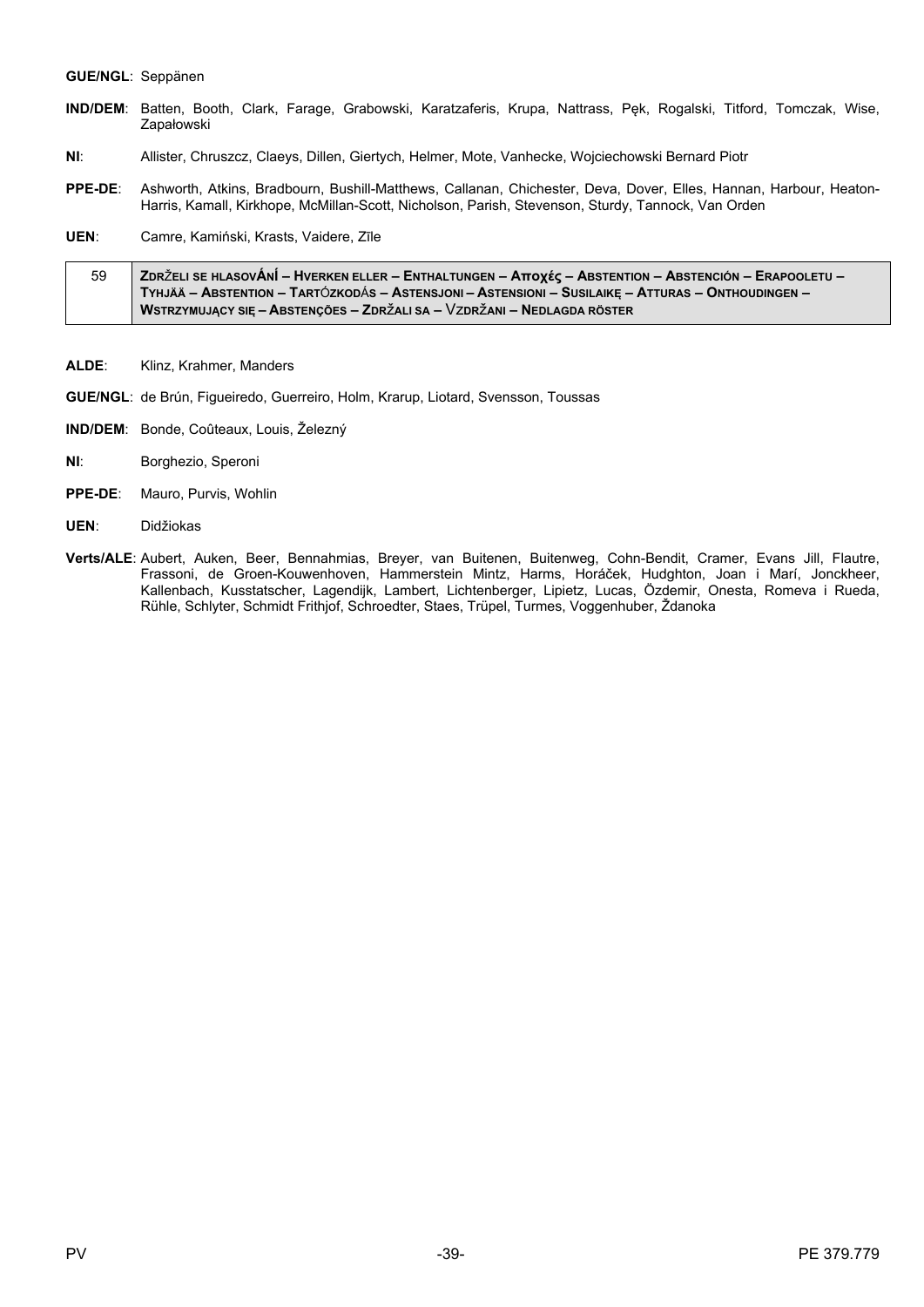**GUE/NGL**: Seppänen

**IND/DEM**: Batten, Booth, Clark, Farage, Grabowski, Karatzaferis, Krupa, Nattrass, Pęk, Rogalski, Titford, Tomczak, Wise, Zapałowski

**NI**: Allister, Chruszcz, Claeys, Dillen, Giertych, Helmer, Mote, Vanhecke, Wojciechowski Bernard Piotr

**PPE-DE**: Ashworth, Atkins, Bradbourn, Bushill-Matthews, Callanan, Chichester, Deva, Dover, Elles, Hannan, Harbour, Heaton-Harris, Kamall, Kirkhope, McMillan-Scott, Nicholson, Parish, Stevenson, Sturdy, Tannock, Van Orden

**UEN**: Camre, Kamiński, Krasts, Vaidere, Zīle

| 59 | **ZDRŽELI SE HLASOVÁNÍ – HVERKEN ELLER – ENTHALTUNGEN – Αποχές – ABSTENTION – ABSTENCIÓN – ERAPOOLETU – TYHJÄÄ – ABSTENTION – TARTÓZKODÁS – ASTENSJONI – ASTENSIONI – SUSILAIKĘ – ATTURAS – ONTHOUDINGEN – WSTRZYMUJĄCY SIĘ – ABSTENÇÕES – ZDRŽALI SA – VZDRŽANI – NEDLAGDA RÖSTER** |
|---|---|

**ALDE**: Klinz, Krahmer, Manders

**GUE/NGL**: de Brún, Figueiredo, Guerreiro, Holm, Krarup, Liotard, Svensson, Toussas

**IND/DEM**: Bonde, Coûteaux, Louis, Železný

**NI**: Borghezio, Speroni

**PPE-DE**: Mauro, Purvis, Wohlin

**UEN**: Didžiokas

**Verts/ALE**: Aubert, Auken, Beer, Bennahmias, Breyer, van Buitenen, Buitenweg, Cohn-Bendit, Cramer, Evans Jill, Flautre, Frassoni, de Groen-Kouwenhoven, Hammerstein Mintz, Harms, Horáček, Hudghton, Joan i Marí, Jonckheer, Kallenbach, Kusstatscher, Lagendijk, Lambert, Lichtenberger, Lipietz, Lucas, Özdemir, Onesta, Romeva i Rueda, Rühle, Schlyter, Schmidt Frithjof, Schroedter, Staes, Trüpel, Turmes, Voggenhuber, Ždanoka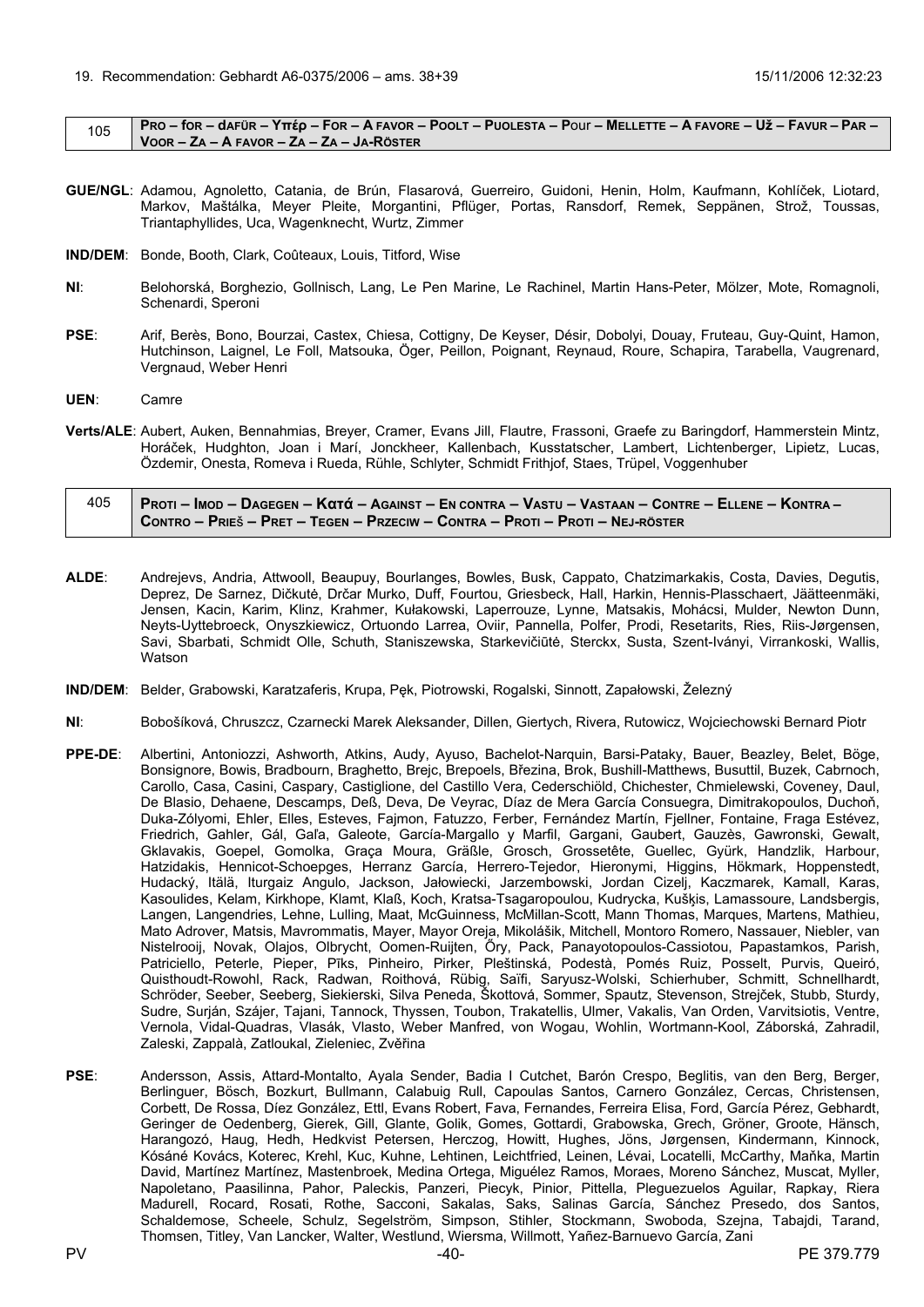## 19. Recommendation: Gebhardt A6-0375/2006 – ams. 38+39

15/11/2006 12:32:23

| 105 | **Pro – for – dafür – Υπέρ – For – A favor – Poolt – Puolesta – Pour – Mellette – A favore – Už – Favur – Par – Voor – Za – A favor – Za – Za – Ja-Röster** |
|---|---|

**GUE/NGL**: Adamou, Agnoletto, Catania, de Brún, Flasarová, Guerreiro, Guidoni, Henin, Holm, Kaufmann, Kohlíček, Liotard, Markov, Maštálka, Meyer Pleite, Morgantini, Pflüger, Portas, Ransdorf, Remek, Seppänen, Strož, Toussas, Triantaphyllides, Uca, Wagenknecht, Wurtz, Zimmer

**IND/DEM**: Bonde, Booth, Clark, Coûteaux, Louis, Titford, Wise

**NI**: Belohorská, Borghezio, Gollnisch, Lang, Le Pen Marine, Le Rachinel, Martin Hans-Peter, Mölzer, Mote, Romagnoli, Schenardi, Speroni

**PSE**: Arif, Berès, Bono, Bourzai, Castex, Chiesa, Cottigny, De Keyser, Désir, Dobolyi, Douay, Fruteau, Guy-Quint, Hamon, Hutchinson, Laignel, Le Foll, Matsouka, Öger, Peillon, Poignant, Reynaud, Roure, Schapira, Tarabella, Vaugrenard, Vergnaud, Weber Henri

**UEN**: Camre

**Verts/ALE**: Aubert, Auken, Bennahmias, Breyer, Cramer, Evans Jill, Flautre, Frassoni, Graefe zu Baringdorf, Hammerstein Mintz, Horáček, Hudghton, Joan i Marí, Jonckheer, Kallenbach, Kusstatscher, Lambert, Lichtenberger, Lipietz, Lucas, Özdemir, Onesta, Romeva i Rueda, Rühle, Schlyter, Schmidt Frithjof, Staes, Trüpel, Voggenhuber

| 405 | **Proti – Imod – Dagegen – Κατά – Against – En contra – Vastu – Vastaan – Contre – Ellene – Kontra – Contro – Prieš – Pret – Tegen – Przeciw – Contra – Proti – Proti – Nej-röster** |
|---|---|

**ALDE**: Andrejevs, Andria, Attwooll, Beaupuy, Bourlanges, Bowles, Busk, Cappato, Chatzimarkakis, Costa, Davies, Degutis, Deprez, De Sarnez, Dičkutė, Drčar Murko, Duff, Fourtou, Griesbeck, Hall, Harkin, Hennis-Plasschaert, Jäätteenmäki, Jensen, Kacin, Karim, Klinz, Krahmer, Kułakowski, Laperrouze, Lynne, Matsakis, Mohácsi, Mulder, Newton Dunn, Neyts-Uyttebroeck, Onyszkiewicz, Ortuondo Larrea, Oviir, Pannella, Polfer, Prodi, Resetarits, Ries, Riis-Jørgensen, Savi, Sbarbati, Schmidt Olle, Schuth, Staniszewska, Starkevičiūtė, Sterckx, Susta, Szent-Iványi, Virrankoski, Wallis, Watson

**IND/DEM**: Belder, Grabowski, Karatzaferis, Krupa, Pęk, Piotrowski, Rogalski, Sinnott, Zapałowski, Železný

**NI**: Bobošíková, Chruszcz, Czarnecki Marek Aleksander, Dillen, Giertych, Rivera, Rutowicz, Wojciechowski Bernard Piotr

**PPE-DE**: Albertini, Antoniozzi, Ashworth, Atkins, Audy, Ayuso, Bachelot-Narquin, Barsi-Pataky, Bauer, Beazley, Belet, Böge, Bonsignore, Bowis, Bradbourn, Braghetto, Brejc, Brepoels, Březina, Brok, Bushill-Matthews, Busuttil, Buzek, Cabrnoch, Carollo, Casa, Casini, Caspary, Castiglione, del Castillo Vera, Cederschiöld, Chichester, Chmielewski, Coveney, Daul, De Blasio, Dehaene, Descamps, Deß, Deva, De Veyrac, Díaz de Mera García Consuegra, Dimitrakopoulos, Duchoň, Duka-Zólyomi, Ehler, Elles, Esteves, Fajmon, Fatuzzo, Ferber, Fernández Martín, Fjellner, Fontaine, Fraga Estévez, Friedrich, Gahler, Gál, Gaľa, Galeote, García-Margallo y Marfil, Gargani, Gaubert, Gauzès, Gawronski, Gewalt, Gklavakis, Goepel, Gomolka, Graça Moura, Gräßle, Grosch, Grossetête, Guellec, Gyürk, Handzlik, Harbour, Hatzidakis, Hennicot-Schoepges, Herranz García, Herrero-Tejedor, Hieronymi, Higgins, Hökmark, Hoppenstedt, Hudacký, Itälä, Iturgaiz Angulo, Jackson, Jałowiecki, Jarzembowski, Jordan Cizelj, Kaczmarek, Kamall, Karas, Kasoulides, Kelam, Kirkhope, Klamt, Klaß, Koch, Kratsa-Tsagaropoulou, Kudrycka, Kušķis, Lamassoure, Landsbergis, Langen, Langendries, Lehne, Lulling, Maat, McGuinness, McMillan-Scott, Mann Thomas, Marques, Martens, Mathieu, Mato Adrover, Matsis, Mavrommatis, Mayer, Mayor Oreja, Mikolášik, Mitchell, Montoro Romero, Nassauer, Niebler, van Nistelrooij, Novak, Olajos, Olbrycht, Oomen-Ruijten, Őry, Pack, Panayotopoulos-Cassiotou, Papastamkos, Parish, Patriciello, Peterle, Pieper, Pīks, Pinheiro, Pirker, Pleštinská, Podestà, Pomés Ruiz, Posselt, Purvis, Queiró, Quisthoudt-Rowohl, Rack, Radwan, Roithová, Rübig, Saïfi, Saryusz-Wolski, Schierhuber, Schmitt, Schnellhardt, Schröder, Seeber, Seeberg, Siekierski, Silva Peneda, Škottová, Sommer, Spautz, Stevenson, Strejček, Stubb, Sturdy, Sudre, Surján, Szájer, Tajani, Tannock, Thyssen, Toubon, Trakatellis, Ulmer, Vakalis, Van Orden, Varvitsiotis, Ventre, Vernola, Vidal-Quadras, Vlasák, Vlasto, Weber Manfred, von Wogau, Wohlin, Wortmann-Kool, Záborská, Zahradil, Zaleski, Zappalà, Zatloukal, Zieleniec, Zvěřina

**PSE**: Andersson, Assis, Attard-Montalto, Ayala Sender, Badia I Cutchet, Barón Crespo, Beglitis, van den Berg, Berger, Berlinguer, Bösch, Bozkurt, Bullmann, Calabuig Rull, Capoulas Santos, Carnero González, Cercas, Christensen, Corbett, De Rossa, Díez González, Ettl, Evans Robert, Fava, Fernandes, Ferreira Elisa, Ford, García Pérez, Gebhardt, Geringer de Oedenberg, Gierek, Gill, Glante, Golik, Gomes, Gottardi, Grabowska, Grech, Gröner, Groote, Hänsch, Harangozó, Haug, Hedh, Hedkvist Petersen, Herczog, Howitt, Hughes, Jöns, Jørgensen, Kindermann, Kinnock, Kósáné Kovács, Koterec, Krehl, Kuc, Kuhne, Lehtinen, Leichtfried, Leinen, Lévai, Locatelli, McCarthy, Maňka, Martin David, Martínez Martínez, Mastenbroek, Medina Ortega, Miguélez Ramos, Moraes, Moreno Sánchez, Muscat, Myller, Napoletano, Paasilinna, Pahor, Paleckis, Panzeri, Piecyk, Pinior, Pittella, Pleguezuelos Aguilar, Rapkay, Riera Madurell, Rocard, Rosati, Rothe, Sacconi, Sakalas, Saks, Salinas García, Sánchez Presedo, dos Santos, Schaldemose, Scheele, Schulz, Segelström, Simpson, Stihler, Stockmann, Swoboda, Szejna, Tabajdi, Tarand, Thomsen, Titley, Van Lancker, Walter, Westlund, Wiersma, Willmott, Yañez-Barnuevo García, Zani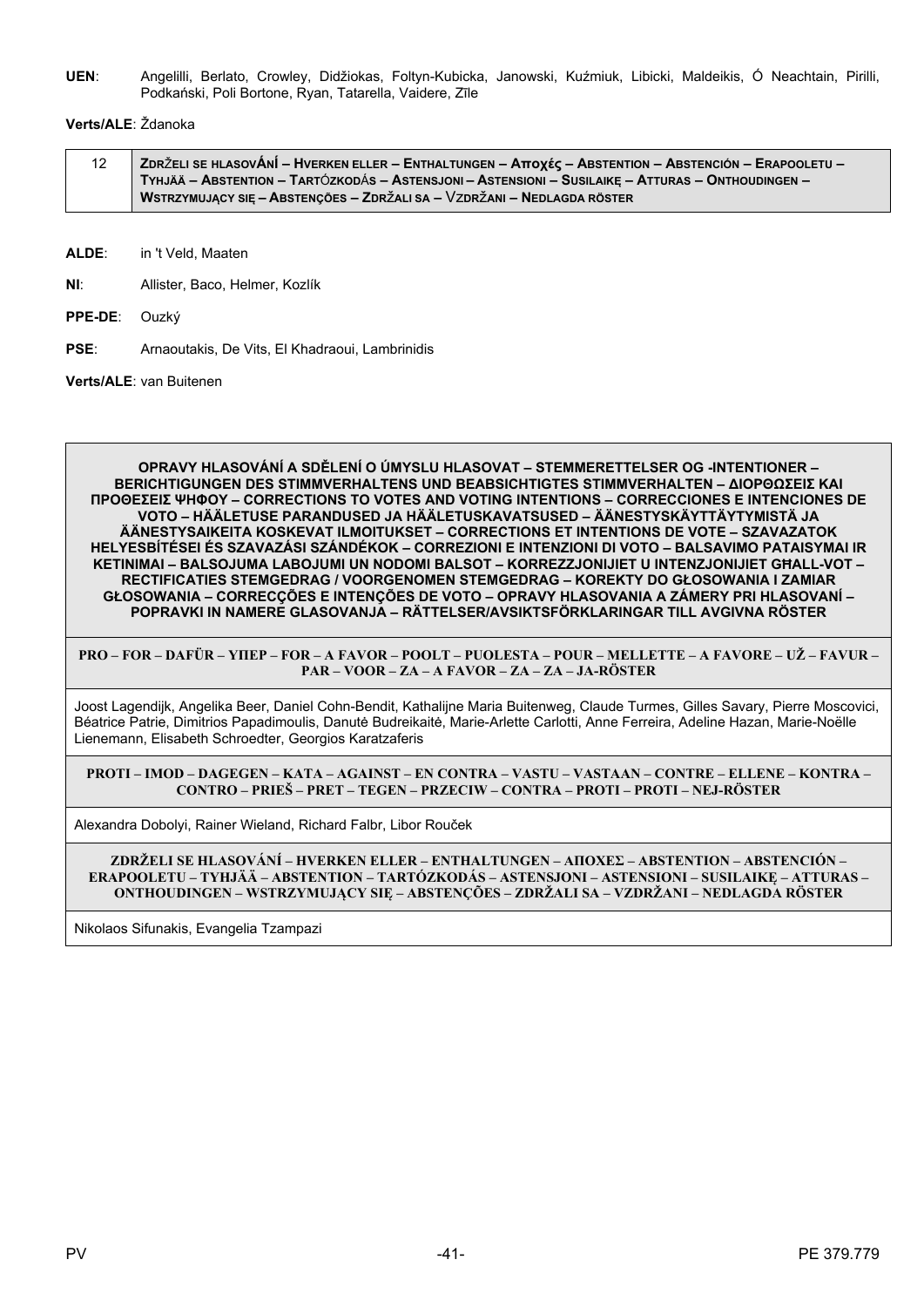**UEN**: Angelilli, Berlato, Crowley, Didžiokas, Foltyn-Kubicka, Janowski, Kuźmiuk, Libicki, Maldeikis, Ó Neachtain, Pirilli, Podkański, Poli Bortone, Ryan, Tatarella, Vaidere, Zīle

**Verts/ALE**: Ždanoka

| 12 | **ZDRŽELI SE HLASOVÁNÍ – HVERKEN ELLER – ENTHALTUNGEN – Αποχές – ABSTENTION – ABSTENCIÓN – ERAPOOLETU – TYHJÄÄ – ABSTENTION – TARTÓZKODÁS – ASTENSJONI – ASTENSIONI – SUSILAIKĘ – ATTURAS – ONTHOUDINGEN – WSTRZYMUJĄCY SIĘ – ABSTENÇÕES – ZDRŽALI SA – VZDRŽANI – NEDLAGDA RÖSTER** |
|---|---|

**ALDE**: in 't Veld, Maaten

**NI**: Allister, Baco, Helmer, Kozlík

**PPE-DE**: Ouzký

**PSE**: Arnaoutakis, De Vits, El Khadraoui, Lambrinidis

**Verts/ALE**: van Buitenen

| **OPRAVY HLASOVÁNÍ A SDĚLENÍ O ÚMYSLU HLASOVAT – STEMMERETTELSER OG -INTENTIONER – BERICHTIGUNGEN DES STIMMVERHALTENS UND BEABSICHTIGTES STIMMVERHALTEN – ΔΙΟΡΘΩΣΕΙΣ ΚΑΙ ΠΡΟΘΕΣΕΙΣ ΨΗΦΟΥ – CORRECTIONS TO VOTES AND VOTING INTENTIONS – CORRECCIONES E INTENCIONES DE VOTO – HÄÄLETUSE PARANDUSED JA HÄÄLETUSKAVATSUSED – ÄÄNESTYSKÄYTTÄYTYMISTÄ JA ÄÄNESTYSAIKEITA KOSKEVAT ILMOITUKSET – CORRECTIONS ET INTENTIONS DE VOTE – SZAVAZATOK HELYESBÍTÉSEI ÉS SZAVAZÁSI SZÁNDÉKOK – CORREZIONI E INTENZIONI DI VOTO – BALSAVIMO PATAISYMAI IR KETINIMAI – BALSOJUMA LABOJUMI UN NODOMI BALSOT – KORREZZJONIJIET U INTENZJONIJIET GĦALL-VOT – RECTIFICATIES STEMGEDRAG / VOORGENOMEN STEMGEDRAG – KOREKTY DO GŁOSOWANIA I ZAMIAR GŁOSOWANIA – CORRECÇÕES E INTENÇÕES DE VOTO – OPRAVY HLASOVANIA A ZÁMERY PRI HLASOVANÍ – POPRAVKI IN NAMERE GLASOVANJA – RÄTTELSER/AVSIKTSFÖRKLARINGAR TILL AVGIVNA RÖSTER** |
|---|
| **PRO – FOR – DAFÜR – ΥΠΕΡ – FOR – A FAVOR – POOLT – PUOLESTA – POUR – MELLETTE – A FAVORE – UŽ – FAVUR – PAR – VOOR – ZA – A FAVOR – ZA – ZA – JA-RÖSTER** |
| Joost Lagendijk, Angelika Beer, Daniel Cohn-Bendit, Kathalijne Maria Buitenweg, Claude Turmes, Gilles Savary, Pierre Moscovici, Béatrice Patrie, Dimitrios Papadimoulis, Danutė Budreikaitė, Marie-Arlette Carlotti, Anne Ferreira, Adeline Hazan, Marie-Noëlle Lienemann, Elisabeth Schroedter, Georgios Karatzaferis |
| **PROTI – IMOD – DAGEGEN – ΚΑΤΑ – AGAINST – EN CONTRA – VASTU – VASTAAN – CONTRE – ELLENE – KONTRA – CONTRO – PRIEŠ – PRET – TEGEN – PRZECIW – CONTRA – PROTI – PROTI – NEJ-RÖSTER** |
| Alexandra Dobolyi, Rainer Wieland, Richard Falbr, Libor Rouček |
| **ZDRŽELI SE HLASOVÁNÍ – HVERKEN ELLER – ENTHALTUNGEN – ΑΠΟΧΕΣ – ABSTENTION – ABSTENCIÓN – ERAPOOLETU – TYHJÄÄ – ABSTENTION – TARTÓZKODÁS – ASTENSJONI – ASTENSIONI – SUSILAIKĘ – ATTURAS – ONTHOUDINGEN – WSTRZYMUJĄCY SIĘ – ABSTENÇÕES – ZDRŽALI SA – VZDRŽANI – NEDLAGDA RÖSTER** |
| Nikolaos Sifunakis, Evangelia Tzampazi |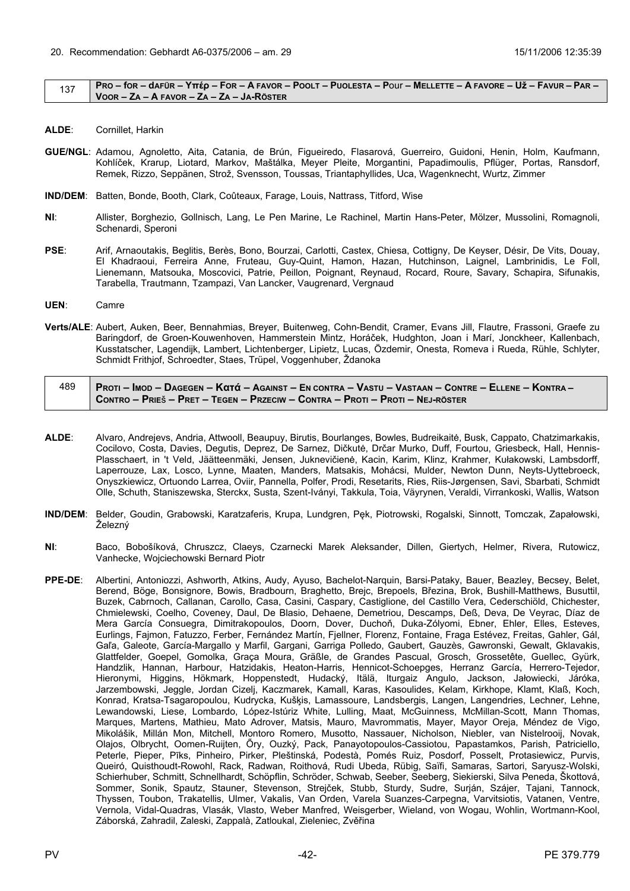20. Recommendation: Gebhardt A6-0375/2006 – am. 29 15/11/2006 12:35:39

| 137 | **Pro – for – dafür – Υπέρ – For – A favor – Poolt – Puolesta – Pour – Mellette – A favore – Už – Favur – Par – Voor – Za – A favor – Za – Za – Ja-röster** |
|---|---|

**ALDE**: Cornillet, Harkin

**GUE/NGL**: Adamou, Agnoletto, Aita, Catania, de Brún, Figueiredo, Flasarová, Guerreiro, Guidoni, Henin, Holm, Kaufmann, Kohlíček, Krarup, Liotard, Markov, Maštálka, Meyer Pleite, Morgantini, Papadimoulis, Pflüger, Portas, Ransdorf, Remek, Rizzo, Seppänen, Strož, Svensson, Toussas, Triantaphyllides, Uca, Wagenknecht, Wurtz, Zimmer

**IND/DEM**: Batten, Bonde, Booth, Clark, Coûteaux, Farage, Louis, Nattrass, Titford, Wise

**NI**: Allister, Borghezio, Gollnisch, Lang, Le Pen Marine, Le Rachinel, Martin Hans-Peter, Mölzer, Mussolini, Romagnoli, Schenardi, Speroni

**PSE**: Arif, Arnaoutakis, Beglitis, Berès, Bono, Bourzai, Carlotti, Castex, Chiesa, Cottigny, De Keyser, Désir, De Vits, Douay, El Khadraoui, Ferreira Anne, Fruteau, Guy-Quint, Hamon, Hazan, Hutchinson, Laignel, Lambrinidis, Le Foll, Lienemann, Matsouka, Moscovici, Patrie, Peillon, Poignant, Reynaud, Rocard, Roure, Savary, Schapira, Sifunakis, Tarabella, Trautmann, Tzampazi, Van Lancker, Vaugrenard, Vergnaud

**UEN**: Camre

**Verts/ALE**: Aubert, Auken, Beer, Bennahmias, Breyer, Buitenweg, Cohn-Bendit, Cramer, Evans Jill, Flautre, Frassoni, Graefe zu Baringdorf, de Groen-Kouwenhoven, Hammerstein Mintz, Horáček, Hudghton, Joan i Marí, Jonckheer, Kallenbach, Kusstatscher, Lagendijk, Lambert, Lichtenberger, Lipietz, Lucas, Özdemir, Onesta, Romeva i Rueda, Rühle, Schlyter, Schmidt Frithjof, Schroedter, Staes, Trüpel, Voggenhuber, Ždanoka

| 489 | **Proti – Imod – Dagegen – Κατά – Against – En contra – Vastu – Vastaan – Contre – Ellene – Kontra – Contro – Prieš – Pret – Tegen – Przeciw – Contra – Proti – Proti – Nej-röster** |
|---|---|

**ALDE**: Alvaro, Andrejevs, Andria, Attwooll, Beaupuy, Birutis, Bourlanges, Bowles, Budreikaitė, Busk, Cappato, Chatzimarkakis, Cocilovo, Costa, Davies, Degutis, Deprez, De Sarnez, Dičkutė, Drčar Murko, Duff, Fourtou, Griesbeck, Hall, Hennis-Plasschaert, in 't Veld, Jäätteenmäki, Jensen, Juknevičienė, Kacin, Karim, Klinz, Krahmer, Kułakowski, Lambsdorff, Laperrouze, Lax, Losco, Lynne, Maaten, Manders, Matsakis, Mohácsi, Mulder, Newton Dunn, Neyts-Uyttebroeck, Onyszkiewicz, Ortuondo Larrea, Oviir, Pannella, Polfer, Prodi, Resetarits, Ries, Riis-Jørgensen, Savi, Sbarbati, Schmidt Olle, Schuth, Staniszewska, Sterckx, Susta, Szent-Iványi, Takkula, Toia, Väyrynen, Veraldi, Virrankoski, Wallis, Watson

**IND/DEM**: Belder, Goudin, Grabowski, Karatzaferis, Krupa, Lundgren, Pęk, Piotrowski, Rogalski, Sinnott, Tomczak, Zapałowski, Železný

**NI**: Baco, Bobošíková, Chruszcz, Claeys, Czarnecki Marek Aleksander, Dillen, Giertych, Helmer, Rivera, Rutowicz, Vanhecke, Wojciechowski Bernard Piotr

**PPE-DE**: Albertini, Antoniozzi, Ashworth, Atkins, Audy, Ayuso, Bachelot-Narquin, Barsi-Pataky, Bauer, Beazley, Becsey, Belet, Berend, Böge, Bonsignore, Bowis, Bradbourn, Braghetto, Brejc, Brepoels, Březina, Brok, Bushill-Matthews, Busuttil, Buzek, Cabrnoch, Callanan, Carollo, Casa, Casini, Caspary, Castiglione, del Castillo Vera, Cederschiöld, Chichester, Chmielewski, Coelho, Coveney, Daul, De Blasio, Dehaene, Demetriou, Descamps, Deß, Deva, De Veyrac, Díaz de Mera García Consuegra, Dimitrakopoulos, Doorn, Dover, Duchoň, Duka-Zólyomi, Ebner, Ehler, Elles, Esteves, Eurlings, Fajmon, Fatuzzo, Ferber, Fernández Martín, Fjellner, Florenz, Fontaine, Fraga Estévez, Freitas, Gahler, Gál, Gaľa, Galeote, García-Margallo y Marfil, Gargani, Garriga Polledo, Gaubert, Gauzès, Gawronski, Gewalt, Gklavakis, Glattfelder, Goepel, Gomolka, Graça Moura, Gräßle, de Grandes Pascual, Grosch, Grossetête, Guellec, Gyürk, Handzlik, Hannan, Harbour, Hatzidakis, Heaton-Harris, Hennicot-Schoepges, Herranz García, Herrero-Tejedor, Hieronymi, Higgins, Hökmark, Hoppenstedt, Hudacký, Itälä, Iturgaiz Angulo, Jackson, Jałowiecki, Járóka, Jarzembowski, Jeggle, Jordan Cizelj, Kaczmarek, Kamall, Karas, Kasoulides, Kelam, Kirkhope, Klamt, Klaß, Koch, Konrad, Kratsa-Tsagaropoulou, Kudrycka, Kušķis, Lamassoure, Landsbergis, Langen, Langendries, Lechner, Lehne, Lewandowski, Liese, Lombardo, López-Istúriz White, Lulling, Maat, McGuinness, McMillan-Scott, Mann Thomas, Marques, Martens, Mathieu, Mato Adrover, Matsis, Mauro, Mavrommatis, Mayer, Mayor Oreja, Méndez de Vigo, Mikolášik, Millán Mon, Mitchell, Montoro Romero, Musotto, Nassauer, Nicholson, Niebler, van Nistelrooij, Novak, Olajos, Olbrycht, Oomen-Ruijten, Őry, Ouzký, Pack, Panayotopoulos-Cassiotou, Papastamkos, Parish, Patriciello, Peterle, Pieper, Pīks, Pinheiro, Pirker, Pleštinská, Podestà, Pomés Ruiz, Posdorf, Posselt, Protasiewicz, Purvis, Queiró, Quisthoudt-Rowohl, Rack, Radwan, Roithová, Rudi Ubeda, Rübig, Saïfi, Samaras, Sartori, Saryusz-Wolski, Schierhuber, Schmitt, Schnellhardt, Schöpflin, Schröder, Schwab, Seeber, Seeberg, Siekierski, Silva Peneda, Škottová, Sommer, Sonik, Spautz, Stauner, Stevenson, Strejček, Stubb, Sturdy, Sudre, Surján, Szájer, Tajani, Tannock, Thyssen, Toubon, Trakatellis, Ulmer, Vakalis, Van Orden, Varela Suanzes-Carpegna, Varvitsiotis, Vatanen, Ventre, Vernola, Vidal-Quadras, Vlasák, Vlasto, Weber Manfred, Weisgerber, Wieland, von Wogau, Wohlin, Wortmann-Kool, Záborská, Zahradil, Zaleski, Zappalà, Zatloukal, Zieleniec, Zvěřina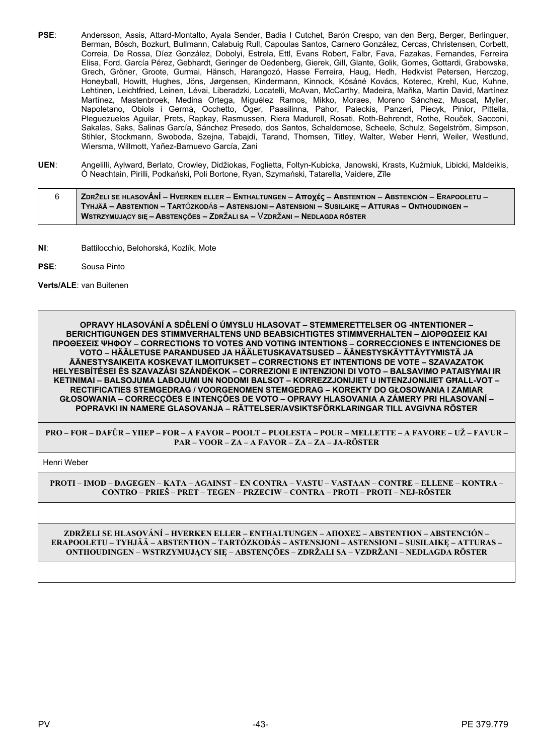**PSE**: Andersson, Assis, Attard-Montalto, Ayala Sender, Badia I Cutchet, Barón Crespo, van den Berg, Berger, Berlinguer, Berman, Bösch, Bozkurt, Bullmann, Calabuig Rull, Capoulas Santos, Carnero González, Cercas, Christensen, Corbett, Correia, De Rossa, Díez González, Dobolyi, Estrela, Ettl, Evans Robert, Falbr, Fava, Fazakas, Fernandes, Ferreira Elisa, Ford, García Pérez, Gebhardt, Geringer de Oedenberg, Gierek, Gill, Glante, Golik, Gomes, Gottardi, Grabowska, Grech, Gröner, Groote, Gurmai, Hänsch, Harangozó, Hasse Ferreira, Haug, Hedh, Hedkvist Petersen, Herczog, Honeyball, Howitt, Hughes, Jöns, Jørgensen, Kindermann, Kinnock, Kósáné Kovács, Koterec, Krehl, Kuc, Kuhne, Lehtinen, Leichtfried, Leinen, Lévai, Liberadzki, Locatelli, McAvan, McCarthy, Madeira, Maňka, Martin David, Martínez Martínez, Mastenbroek, Medina Ortega, Miguélez Ramos, Mikko, Moraes, Moreno Sánchez, Muscat, Myller, Napoletano, Obiols i Germà, Occhetto, Öger, Paasilinna, Pahor, Paleckis, Panzeri, Piecyk, Pinior, Pittella, Pleguezuelos Aguilar, Prets, Rapkay, Rasmussen, Riera Madurell, Rosati, Roth-Behrendt, Rothe, Rouček, Sacconi, Sakalas, Saks, Salinas García, Sánchez Presedo, dos Santos, Schaldemose, Scheele, Schulz, Segelström, Simpson, Stihler, Stockmann, Swoboda, Szejna, Tabajdi, Tarand, Thomsen, Titley, Walter, Weber Henri, Weiler, Westlund, Wiersma, Willmott, Yañez-Barnuevo García, Zani

**UEN**: Angelilli, Aylward, Berlato, Crowley, Didžiokas, Foglietta, Foltyn-Kubicka, Janowski, Krasts, Kuźmiuk, Libicki, Maldeikis, Ó Neachtain, Pirilli, Podkański, Poli Bortone, Ryan, Szymański, Tatarella, Vaidere, Zīle

| 6 | **ZDRŽELI SE HLASOVÁNÍ – HVERKEN ELLER – ENTHALTUNGEN – Αποχές – ABSTENTION – ABSTENCIÓN – ERAPOOLETU – TYHJÄÄ – ABSTENTION – TARTÓZKODÁS – ASTENSJONI – ASTENSIONI – SUSILAIKĘ – ATTURAS – ONTHOUDINGEN – WSTRZYMUJĄCY SIĘ – ABSTENÇÕES – ZDRŽALI SA – VZDRŽANI – NEDLAGDA RÖSTER** |
|---|---|

**NI**: Battilocchio, Belohorská, Kozlík, Mote

**PSE**: Sousa Pinto

**Verts/ALE**: van Buitenen

| **OPRAVY HLASOVÁNÍ A SDĚLENÍ O ÚMYSLU HLASOVAT – STEMMERETTELSER OG -INTENTIONER – BERICHTIGUNGEN DES STIMMVERHALTENS UND BEABSICHTIGTES STIMMVERHALTEN – ΔΙΟΡΘΩΣΕΙΣ ΚΑΙ ΠΡΟΘΕΣΕΙΣ ΨΗΦΟΥ – CORRECTIONS TO VOTES AND VOTING INTENTIONS – CORRECCIONES E INTENCIONES DE VOTO – HÄÄLETUSE PARANDUSED JA HÄÄLETUSKAVATSUSED – ÄÄNESTYSKÄYTTÄYTYMISTÄ JA ÄÄNESTYSAIKEITA KOSKEVAT ILMOITUKSET – CORRECTIONS ET INTENTIONS DE VOTE – SZAVAZATOK HELYESBÍTÉSEI ÉS SZAVAZÁSI SZÁNDÉKOK – CORREZIONI E INTENZIONI DI VOTO – BALSAVIMO PATAISYMAI IR KETINIMAI – BALSOJUMA LABOJUMI UN NODOMI BALSOT – KORREZZJONIJIET U INTENZJONIJIET GĦALL-VOT – RECTIFICATIES STEMGEDRAG / VOORGENOMEN STEMGEDRAG – KOREKTY DO GŁOSOWANIA I ZAMIAR GŁOSOWANIA – CORRECÇÕES E INTENÇÕES DE VOTO – OPRAVY HLASOVANIA A ZÁMERY PRI HLASOVANÍ – POPRAVKI IN NAMERE GLASOVANJA – RÄTTELSER/AVSIKTSFÖRKLARINGAR TILL AVGIVNA RÖSTER** |
|---|
| **PRO – FOR – DAFÜR – ΥΠΕΡ – FOR – A FAVOR – POOLT – PUOLESTA – POUR – MELLETTE – A FAVORE – UŽ – FAVUR – PAR – VOOR – ZA – A FAVOR – ZA – ZA – JA-RÖSTER** |
| Henri Weber |
| **PROTI – IMOD – DAGEGEN – ΚΑΤΑ – AGAINST – EN CONTRA – VASTU – VASTAAN – CONTRE – ELLENE – KONTRA – CONTRO – PRIEŠ – PRET – TEGEN – PRZECIW – CONTRA – PROTI – PROTI – NEJ-RÖSTER** |
| |
| **ZDRŽELI SE HLASOVÁNÍ – HVERKEN ELLER – ENTHALTUNGEN – ΑΠΟΧΕΣ – ABSTENTION – ABSTENCIÓN – ERAPOOLETU – TYHJÄÄ – ABSTENTION – TARTÓZKODÁS – ASTENSJONI – ASTENSIONI – SUSILAIKĘ – ATTURAS – ONTHOUDINGEN – WSTRZYMUJĄCY SIĘ – ABSTENÇÕES – ZDRŽALI SA – VZDRŽANI – NEDLAGDA RÖSTER** |
| |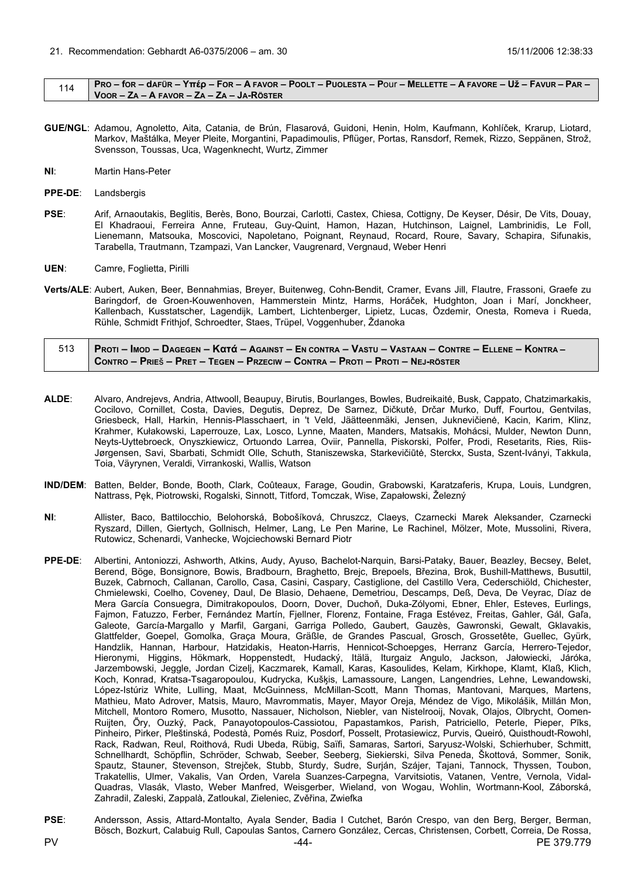21. Recommendation: Gebhardt A6-0375/2006 – am. 30 15/11/2006 12:38:33

| 114 | **Pro – for – dafür – Υπέρ – For – A favor – Poolt – Puolesta – Pour – Mellette – A favore – Už – Favur – Par – Voor – Za – A favor – Za – Za – Ja-röster** |
|---|---|

**GUE/NGL**: Adamou, Agnoletto, Aita, Catania, de Brún, Flasarová, Guidoni, Henin, Holm, Kaufmann, Kohlíček, Krarup, Liotard, Markov, Maštálka, Meyer Pleite, Morgantini, Papadimoulis, Pflüger, Portas, Ransdorf, Remek, Rizzo, Seppänen, Strož, Svensson, Toussas, Uca, Wagenknecht, Wurtz, Zimmer

**NI**: Martin Hans-Peter

**PPE-DE**: Landsbergis

**PSE**: Arif, Arnaoutakis, Beglitis, Berès, Bono, Bourzai, Carlotti, Castex, Chiesa, Cottigny, De Keyser, Désir, De Vits, Douay, El Khadraoui, Ferreira Anne, Fruteau, Guy-Quint, Hamon, Hazan, Hutchinson, Laignel, Lambrinidis, Le Foll, Lienemann, Matsouka, Moscovici, Napoletano, Poignant, Reynaud, Rocard, Roure, Savary, Schapira, Sifunakis, Tarabella, Trautmann, Tzampazi, Van Lancker, Vaugrenard, Vergnaud, Weber Henri

**UEN**: Camre, Foglietta, Pirilli

**Verts/ALE**: Aubert, Auken, Beer, Bennahmias, Breyer, Buitenweg, Cohn-Bendit, Cramer, Evans Jill, Flautre, Frassoni, Graefe zu Baringdorf, de Groen-Kouwenhoven, Hammerstein Mintz, Harms, Horáček, Hudghton, Joan i Marí, Jonckheer, Kallenbach, Kusstatscher, Lagendijk, Lambert, Lichtenberger, Lipietz, Lucas, Özdemir, Onesta, Romeva i Rueda, Rühle, Schmidt Frithjof, Schroedter, Staes, Trüpel, Voggenhuber, Ždanoka

| 513 | **Proti – Imod – Dagegen – Κατά – Against – En contra – Vastu – Vastaan – Contre – Ellene – Kontra – Contro – Prieš – Pret – Tegen – Przeciw – Contra – Proti – Proti – Nej-röster** |
|---|---|

**ALDE**: Alvaro, Andrejevs, Andria, Attwooll, Beaupuy, Birutis, Bourlanges, Bowles, Budreikaitė, Busk, Cappato, Chatzimarkakis, Cocilovo, Cornillet, Costa, Davies, Degutis, Deprez, De Sarnez, Dičkutė, Drčar Murko, Duff, Fourtou, Gentvilas, Griesbeck, Hall, Harkin, Hennis-Plasschaert, in 't Veld, Jäätteenmäki, Jensen, Juknevičienė, Kacin, Karim, Klinz, Krahmer, Kułakowski, Laperrouze, Lax, Losco, Lynne, Maaten, Manders, Matsakis, Mohácsi, Mulder, Newton Dunn, Neyts-Uyttebroeck, Onyszkiewicz, Ortuondo Larrea, Oviir, Pannella, Piskorski, Polfer, Prodi, Resetarits, Ries, Riis-Jørgensen, Savi, Sbarbati, Schmidt Olle, Schuth, Staniszewska, Starkevičiūtė, Sterckx, Susta, Szent-Iványi, Takkula, Toia, Väyrynen, Veraldi, Virrankoski, Wallis, Watson

**IND/DEM**: Batten, Belder, Bonde, Booth, Clark, Coûteaux, Farage, Goudin, Grabowski, Karatzaferis, Krupa, Louis, Lundgren, Nattrass, Pęk, Piotrowski, Rogalski, Sinnott, Titford, Tomczak, Wise, Zapałowski, Železný

**NI**: Allister, Baco, Battilocchio, Belohorská, Bobošíková, Chruszcz, Claeys, Czarnecki Marek Aleksander, Czarnecki Ryszard, Dillen, Giertych, Gollnisch, Helmer, Lang, Le Pen Marine, Le Rachinel, Mölzer, Mote, Mussolini, Rivera, Rutowicz, Schenardi, Vanhecke, Wojciechowski Bernard Piotr

**PPE-DE**: Albertini, Antoniozzi, Ashworth, Atkins, Audy, Ayuso, Bachelot-Narquin, Barsi-Pataky, Bauer, Beazley, Becsey, Belet, Berend, Böge, Bonsignore, Bowis, Bradbourn, Braghetto, Brejc, Brepoels, Březina, Brok, Bushill-Matthews, Busuttil, Buzek, Cabrnoch, Callanan, Carollo, Casa, Casini, Caspary, Castiglione, del Castillo Vera, Cederschiöld, Chichester, Chmielewski, Coelho, Coveney, Daul, De Blasio, Dehaene, Demetriou, Descamps, Deß, Deva, De Veyrac, Díaz de Mera García Consuegra, Dimitrakopoulos, Doorn, Dover, Duchoň, Duka-Zólyomi, Ebner, Ehler, Esteves, Eurlings, Fajmon, Fatuzzo, Ferber, Fernández Martín, Fjellner, Florenz, Fontaine, Fraga Estévez, Freitas, Gahler, Gál, Gaľa, Galeote, García-Margallo y Marfil, Gargani, Garriga Polledo, Gaubert, Gauzès, Gawronski, Gewalt, Gklavakis, Glattfelder, Goepel, Gomolka, Graça Moura, Gräßle, de Grandes Pascual, Grosch, Grossetête, Guellec, Gyürk, Handzlik, Hannan, Harbour, Hatzidakis, Heaton-Harris, Hennicot-Schoepges, Herranz García, Herrero-Tejedor, Hieronymi, Higgins, Hökmark, Hoppenstedt, Hudacký, Itälä, Iturgaiz Angulo, Jackson, Jałowiecki, Járóka, Jarzembowski, Jeggle, Jordan Cizelj, Kaczmarek, Kamall, Karas, Kasoulides, Kelam, Kirkhope, Klamt, Klaß, Klich, Koch, Konrad, Kratsa-Tsagaropoulou, Kudrycka, Kušķis, Lamassoure, Langen, Langendries, Lehne, Lewandowski, López-Istúriz White, Lulling, Maat, McGuinness, McMillan-Scott, Mann Thomas, Mantovani, Marques, Martens, Mathieu, Mato Adrover, Matsis, Mauro, Mavrommatis, Mayer, Mayor Oreja, Méndez de Vigo, Mikolášik, Millán Mon, Mitchell, Montoro Romero, Musotto, Nassauer, Nicholson, Niebler, van Nistelrooij, Novak, Olajos, Olbrycht, Oomen-Ruijten, Őry, Ouzký, Pack, Panayotopoulos-Cassiotou, Papastamkos, Parish, Patriciello, Peterle, Pieper, Pīks, Pinheiro, Pirker, Pleštinská, Podestà, Pomés Ruiz, Posdorf, Posselt, Protasiewicz, Purvis, Queiró, Quisthoudt-Rowohl, Rack, Radwan, Reul, Roithová, Rudi Ubeda, Rübig, Saïfi, Samaras, Sartori, Saryusz-Wolski, Schierhuber, Schmitt, Schnellhardt, Schöpflin, Schröder, Schwab, Seeber, Seeberg, Siekierski, Silva Peneda, Škottová, Sommer, Sonik, Spautz, Stauner, Stevenson, Strejček, Stubb, Sturdy, Sudre, Surján, Szájer, Tajani, Tannock, Thyssen, Toubon, Trakatellis, Ulmer, Vakalis, Van Orden, Varela Suanzes-Carpegna, Varvitsiotis, Vatanen, Ventre, Vernola, Vidal-Quadras, Vlasák, Vlasto, Weber Manfred, Weisgerber, Wieland, von Wogau, Wohlin, Wortmann-Kool, Záborská, Zahradil, Zaleski, Zappalà, Zatloukal, Zieleniec, Zvěřina, Zwiefka

**PSE**: Andersson, Assis, Attard-Montalto, Ayala Sender, Badia I Cutchet, Barón Crespo, van den Berg, Berger, Berman, Bösch, Bozkurt, Calabuig Rull, Capoulas Santos, Carnero González, Cercas, Christensen, Corbett, Correia, De Rossa,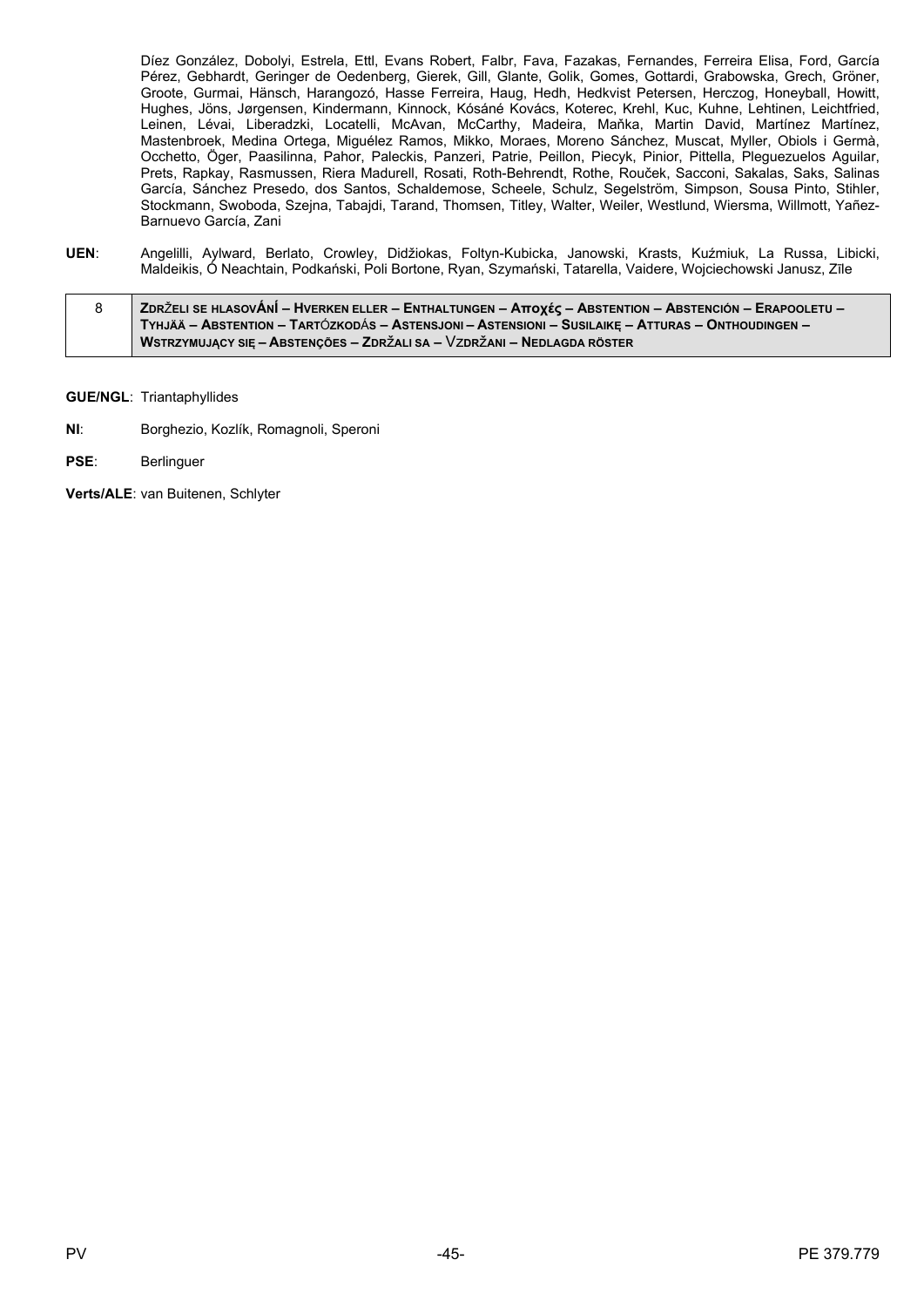Díez González, Dobolyi, Estrela, Ettl, Evans Robert, Falbr, Fava, Fazakas, Fernandes, Ferreira Elisa, Ford, García Pérez, Gebhardt, Geringer de Oedenberg, Gierek, Gill, Glante, Golik, Gomes, Gottardi, Grabowska, Grech, Gröner, Groote, Gurmai, Hänsch, Harangozó, Hasse Ferreira, Haug, Hedh, Hedkvist Petersen, Herczog, Honeyball, Howitt, Hughes, Jöns, Jørgensen, Kindermann, Kinnock, Kósáné Kovács, Koterec, Krehl, Kuc, Kuhne, Lehtinen, Leichtfried, Leinen, Lévai, Liberadzki, Locatelli, McAvan, McCarthy, Madeira, Maňka, Martin David, Martínez Martínez, Mastenbroek, Medina Ortega, Miguélez Ramos, Mikko, Moraes, Moreno Sánchez, Muscat, Myller, Obiols i Germà, Occhetto, Öger, Paasilinna, Pahor, Paleckis, Panzeri, Patrie, Peillon, Piecyk, Pinior, Pittella, Pleguezuelos Aguilar, Prets, Rapkay, Rasmussen, Riera Madurell, Rosati, Roth-Behrendt, Rothe, Rouček, Sacconi, Sakalas, Saks, Salinas García, Sánchez Presedo, dos Santos, Schaldemose, Scheele, Schulz, Segelström, Simpson, Sousa Pinto, Stihler, Stockmann, Swoboda, Szejna, Tabajdi, Tarand, Thomsen, Titley, Walter, Weiler, Westlund, Wiersma, Willmott, Yañez-Barnuevo García, Zani

**UEN**: Angelilli, Aylward, Berlato, Crowley, Didžiokas, Foltyn-Kubicka, Janowski, Krasts, Kuźmiuk, La Russa, Libicki, Maldeikis, Ó Neachtain, Podkański, Poli Bortone, Ryan, Szymański, Tatarella, Vaidere, Wojciechowski Janusz, Zīle

| 8 | **ZDRŽELI SE HLASOVÁNÍ – HVERKEN ELLER – ENTHALTUNGEN – Αποχές – ABSTENTION – ABSTENCIÓN – ERAPOOLETU – TYHJÄÄ – ABSTENTION – TARTÓZKODÁS – ASTENSJONI – ASTENSIONI – SUSILAIKĘ – ATTURAS – ONTHOUDINGEN – WSTRZYMUJĄCY SIĘ – ABSTENÇÕES – ZDRŽALI SA – VZDRŽANI – NEDLAGDA RÖSTER** |
|---|---|

**GUE/NGL**: Triantaphyllides

**NI**: Borghezio, Kozlík, Romagnoli, Speroni

**PSE**: Berlinguer

**Verts/ALE**: van Buitenen, Schlyter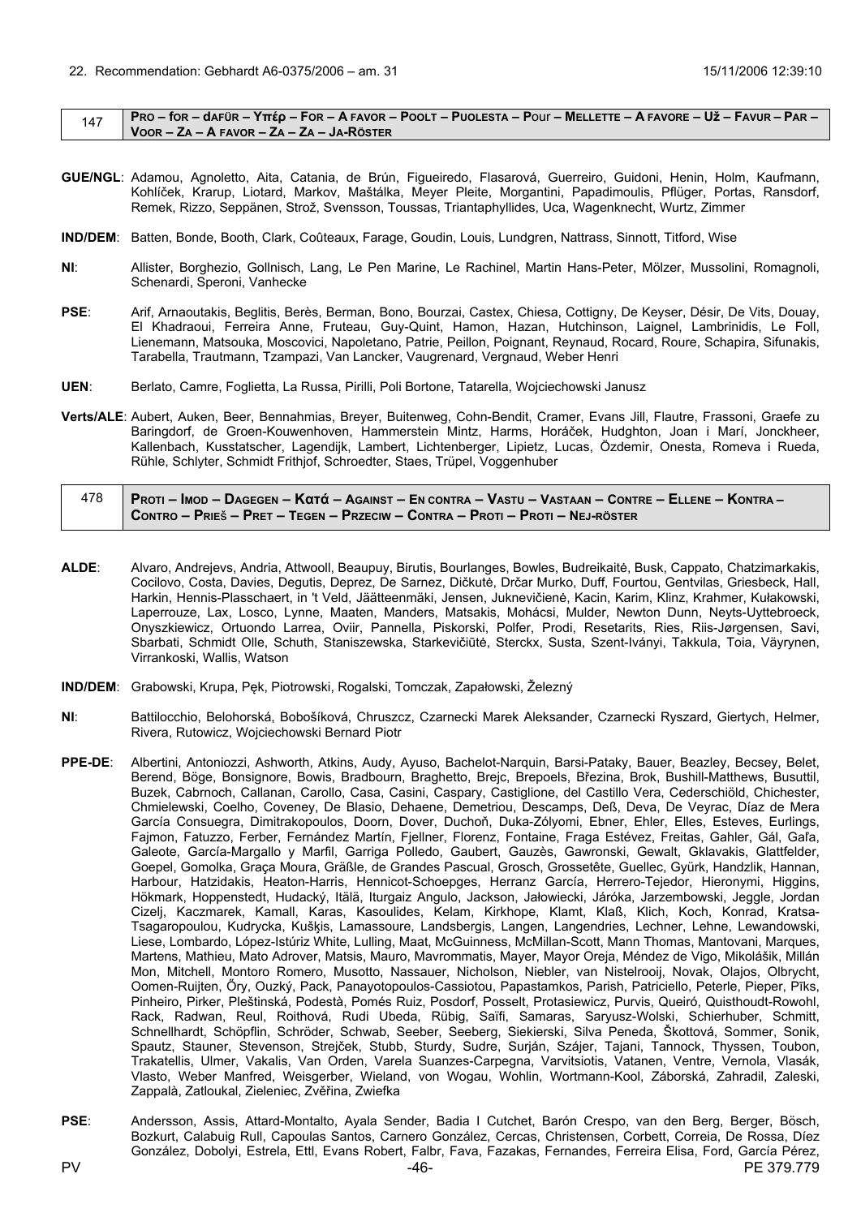22. Recommendation: Gebhardt A6-0375/2006 – am. 31 15/11/2006 12:39:10

| 147 | **Pro – for – dafür – Υπέρ – For – A favor – Poolt – Puolesta – Pour – Mellette – A favore – Už – Favur – Par – Voor – Za – A favor – Za – Za – Ja-Röster** |
|---|---|

**GUE/NGL**: Adamou, Agnoletto, Aita, Catania, de Brún, Figueiredo, Flasarová, Guerreiro, Guidoni, Henin, Holm, Kaufmann, Kohlíček, Krarup, Liotard, Markov, Maštálka, Meyer Pleite, Morgantini, Papadimoulis, Pflüger, Portas, Ransdorf, Remek, Rizzo, Seppänen, Strož, Svensson, Toussas, Triantaphyllides, Uca, Wagenknecht, Wurtz, Zimmer

**IND/DEM**: Batten, Bonde, Booth, Clark, Coûteaux, Farage, Goudin, Louis, Lundgren, Nattrass, Sinnott, Titford, Wise

**NI**: Allister, Borghezio, Gollnisch, Lang, Le Pen Marine, Le Rachinel, Martin Hans-Peter, Mölzer, Mussolini, Romagnoli, Schenardi, Speroni, Vanhecke

**PSE**: Arif, Arnaoutakis, Beglitis, Berès, Berman, Bono, Bourzai, Castex, Chiesa, Cottigny, De Keyser, Désir, De Vits, Douay, El Khadraoui, Ferreira Anne, Fruteau, Guy-Quint, Hamon, Hazan, Hutchinson, Laignel, Lambrinidis, Le Foll, Lienemann, Matsouka, Moscovici, Napoletano, Patrie, Peillon, Poignant, Reynaud, Rocard, Roure, Schapira, Sifunakis, Tarabella, Trautmann, Tzampazi, Van Lancker, Vaugrenard, Vergnaud, Weber Henri

**UEN**: Berlato, Camre, Foglietta, La Russa, Pirilli, Poli Bortone, Tatarella, Wojciechowski Janusz

**Verts/ALE**: Aubert, Auken, Beer, Bennahmias, Breyer, Buitenweg, Cohn-Bendit, Cramer, Evans Jill, Flautre, Frassoni, Graefe zu Baringdorf, de Groen-Kouwenhoven, Hammerstein Mintz, Harms, Horáček, Hudghton, Joan i Marí, Jonckheer, Kallenbach, Kusstatscher, Lagendijk, Lambert, Lichtenberger, Lipietz, Lucas, Özdemir, Onesta, Romeva i Rueda, Rühle, Schlyter, Schmidt Frithjof, Schroedter, Staes, Trüpel, Voggenhuber

| 478 | **Proti – Imod – Dagegen – Κατά – Against – En contra – Vastu – Vastaan – Contre – Ellene – Kontra – Contro – Prieš – Pret – Tegen – Przeciw – Contra – Proti – Proti – Nej-röster** |
|---|---|

**ALDE**: Alvaro, Andrejevs, Andria, Attwooll, Beaupuy, Birutis, Bourlanges, Bowles, Budreikaitė, Busk, Cappato, Chatzimarkakis, Cocilovo, Costa, Davies, Degutis, Deprez, De Sarnez, Dičkutė, Drčar Murko, Duff, Fourtou, Gentvilas, Griesbeck, Hall, Harkin, Hennis-Plasschaert, in 't Veld, Jäätteenmäki, Jensen, Juknevičienė, Kacin, Karim, Klinz, Krahmer, Kułakowski, Laperrouze, Lax, Losco, Lynne, Maaten, Manders, Matsakis, Mohácsi, Mulder, Newton Dunn, Neyts-Uyttebroeck, Onyszkiewicz, Ortuondo Larrea, Oviir, Pannella, Piskorski, Polfer, Prodi, Resetarits, Ries, Riis-Jørgensen, Savi, Sbarbati, Schmidt Olle, Schuth, Staniszewska, Starkevičiūtė, Sterckx, Susta, Szent-Iványi, Takkula, Toia, Väyrynen, Virrankoski, Wallis, Watson

**IND/DEM**: Grabowski, Krupa, Pęk, Piotrowski, Rogalski, Tomczak, Zapałowski, Železný

**NI**: Battilocchio, Belohorská, Bobošíková, Chruszcz, Czarnecki Marek Aleksander, Czarnecki Ryszard, Giertych, Helmer, Rivera, Rutowicz, Wojciechowski Bernard Piotr

**PPE-DE**: Albertini, Antoniozzi, Ashworth, Atkins, Audy, Ayuso, Bachelot-Narquin, Barsi-Pataky, Bauer, Beazley, Becsey, Belet, Berend, Böge, Bonsignore, Bowis, Bradbourn, Braghetto, Brejc, Brepoels, Březina, Brok, Bushill-Matthews, Busuttil, Buzek, Cabrnoch, Callanan, Carollo, Casa, Casini, Caspary, Castiglione, del Castillo Vera, Cederschiöld, Chichester, Chmielewski, Coelho, Coveney, De Blasio, Dehaene, Demetriou, Descamps, Deß, Deva, De Veyrac, Díaz de Mera García Consuegra, Dimitrakopoulos, Doorn, Dover, Duchoň, Duka-Zólyomi, Ebner, Ehler, Elles, Esteves, Eurlings, Fajmon, Fatuzzo, Ferber, Fernández Martín, Fjellner, Florenz, Fontaine, Fraga Estévez, Freitas, Gahler, Gál, Gaľa, Galeote, García-Margallo y Marfil, Garriga Polledo, Gaubert, Gauzès, Gawronski, Gewalt, Gklavakis, Glattfelder, Goepel, Gomolka, Graça Moura, Gräßle, de Grandes Pascual, Grosch, Grossetête, Guellec, Gyürk, Handzlik, Hannan, Harbour, Hatzidakis, Heaton-Harris, Hennicot-Schoepges, Herranz García, Herrero-Tejedor, Hieronymi, Higgins, Hökmark, Hoppenstedt, Hudacký, Itälä, Iturgaiz Angulo, Jackson, Jałowiecki, Járóka, Jarzembowski, Jeggle, Jordan Cizelj, Kaczmarek, Kamall, Karas, Kasoulides, Kelam, Kirkhope, Klamt, Klaß, Klich, Koch, Konrad, Kratsa-Tsagaropoulou, Kudrycka, Kušķis, Lamassoure, Landsbergis, Langen, Langendries, Lechner, Lehne, Lewandowski, Liese, Lombardo, López-Istúriz White, Lulling, Maat, McGuinness, McMillan-Scott, Mann Thomas, Mantovani, Marques, Martens, Mathieu, Mato Adrover, Matsis, Mauro, Mavrommatis, Mayer, Mayor Oreja, Méndez de Vigo, Mikolášik, Millán Mon, Mitchell, Montoro Romero, Musotto, Nassauer, Nicholson, Niebler, van Nistelrooij, Novak, Olajos, Olbrycht, Oomen-Ruijten, Őry, Ouzký, Pack, Panayotopoulos-Cassiotou, Papastamkos, Parish, Patriciello, Peterle, Pieper, Pīks, Pinheiro, Pirker, Pleštinská, Podestà, Pomés Ruiz, Posdorf, Posselt, Protasiewicz, Purvis, Queiró, Quisthoudt-Rowohl, Rack, Radwan, Reul, Roithová, Rudi Ubeda, Rübig, Saïfi, Samaras, Saryusz-Wolski, Schierhuber, Schmitt, Schnellhardt, Schöpflin, Schröder, Schwab, Seeber, Seeberg, Siekierski, Silva Peneda, Škottová, Sommer, Sonik, Spautz, Stauner, Stevenson, Strejček, Stubb, Sturdy, Sudre, Surján, Szájer, Tajani, Tannock, Thyssen, Toubon, Trakatellis, Ulmer, Vakalis, Van Orden, Varela Suanzes-Carpegna, Varvitsiotis, Vatanen, Ventre, Vernola, Vlasák, Vlasto, Weber Manfred, Weisgerber, Wieland, von Wogau, Wohlin, Wortmann-Kool, Záborská, Zahradil, Zaleski, Zappalà, Zatloukal, Zieleniec, Zvěřina, Zwiefka

**PSE**: Andersson, Assis, Attard-Montalto, Ayala Sender, Badia I Cutchet, Barón Crespo, van den Berg, Berger, Bösch, Bozkurt, Calabuig Rull, Capoulas Santos, Carnero González, Cercas, Christensen, Corbett, Correia, De Rossa, Díez González, Dobolyi, Estrela, Ettl, Evans Robert, Falbr, Fava, Fazakas, Fernandes, Ferreira Elisa, Ford, García Pérez,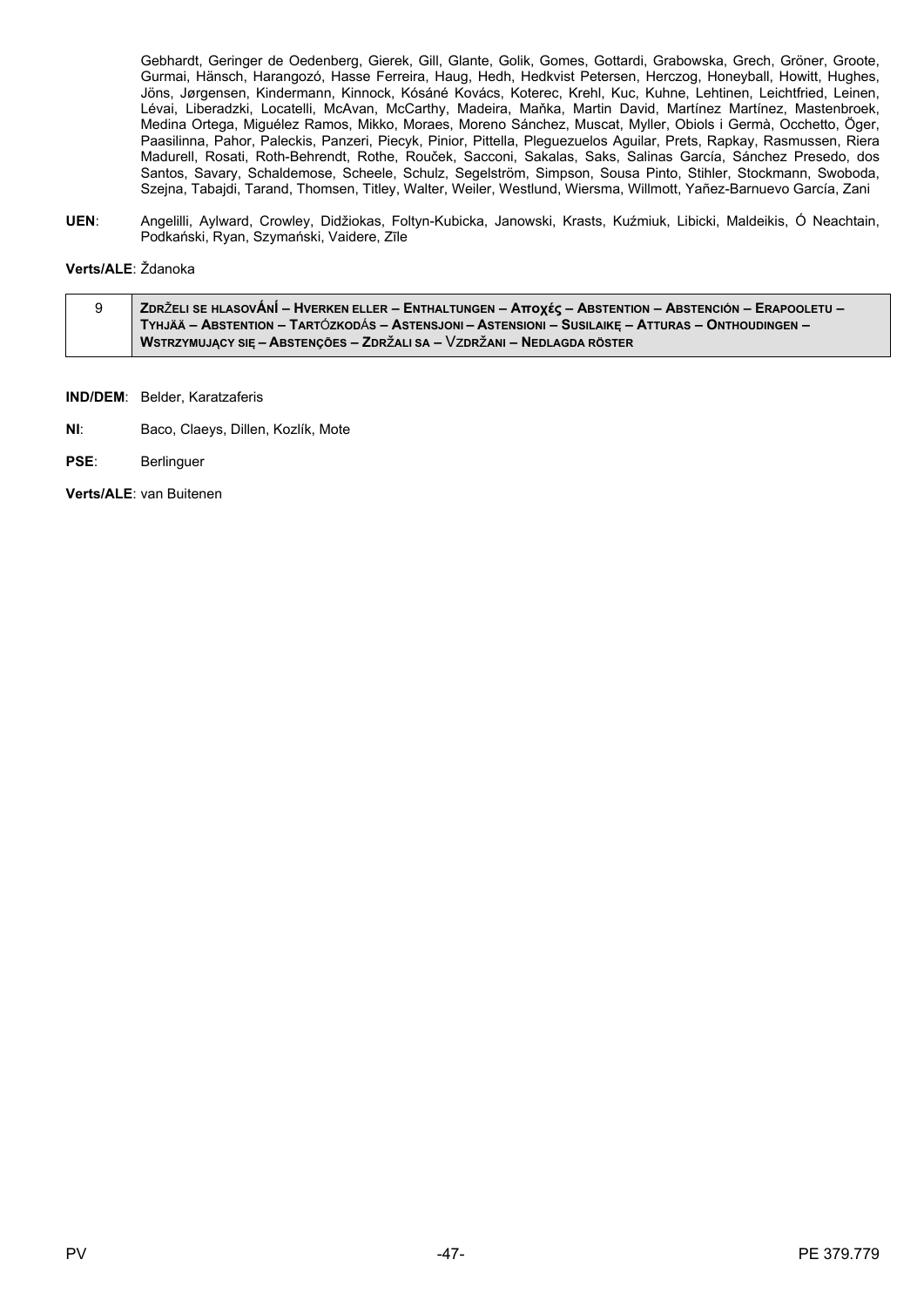Gebhardt, Geringer de Oedenberg, Gierek, Gill, Glante, Golik, Gomes, Gottardi, Grabowska, Grech, Gröner, Groote, Gurmai, Hänsch, Harangozó, Hasse Ferreira, Haug, Hedh, Hedkvist Petersen, Herczog, Honeyball, Howitt, Hughes, Jöns, Jørgensen, Kindermann, Kinnock, Kósáné Kovács, Koterec, Krehl, Kuc, Kuhne, Lehtinen, Leichtfried, Leinen, Lévai, Liberadzki, Locatelli, McAvan, McCarthy, Madeira, Maňka, Martin David, Martínez Martínez, Mastenbroek, Medina Ortega, Miguélez Ramos, Mikko, Moraes, Moreno Sánchez, Muscat, Myller, Obiols i Germà, Occhetto, Öger, Paasilinna, Pahor, Paleckis, Panzeri, Piecyk, Pinior, Pittella, Pleguezuelos Aguilar, Prets, Rapkay, Rasmussen, Riera Madurell, Rosati, Roth-Behrendt, Rothe, Rouček, Sacconi, Sakalas, Saks, Salinas García, Sánchez Presedo, dos Santos, Savary, Schaldemose, Scheele, Schulz, Segelström, Simpson, Sousa Pinto, Stihler, Stockmann, Swoboda, Szejna, Tabajdi, Tarand, Thomsen, Titley, Walter, Weiler, Westlund, Wiersma, Willmott, Yañez-Barnuevo García, Zani

**UEN**: Angelilli, Aylward, Crowley, Didžiokas, Foltyn-Kubicka, Janowski, Krasts, Kuźmiuk, Libicki, Maldeikis, Ó Neachtain, Podkański, Ryan, Szymański, Vaidere, Zīle

**Verts/ALE**: Ždanoka

| 9 | **ZDRŽELI SE HLASOVÁNÍ – HVERKEN ELLER – ENTHALTUNGEN – Αποχές – ABSTENTION – ABSTENCIÓN – ERAPOOLETU – TYHJÄÄ – ABSTENTION – TARTÓZKODÁS – ASTENSJONI – ASTENSIONI – SUSILAIKĘ – ATTURAS – ONTHOUDINGEN – WSTRZYMUJĄCY SIĘ – ABSTENÇÕES – ZDRŽALI SA – VZDRŽANI – NEDLAGDA RÖSTER** |
|---|---|

**IND/DEM**: Belder, Karatzaferis

**NI**: Baco, Claeys, Dillen, Kozlík, Mote

**PSE**: Berlinguer

**Verts/ALE**: van Buitenen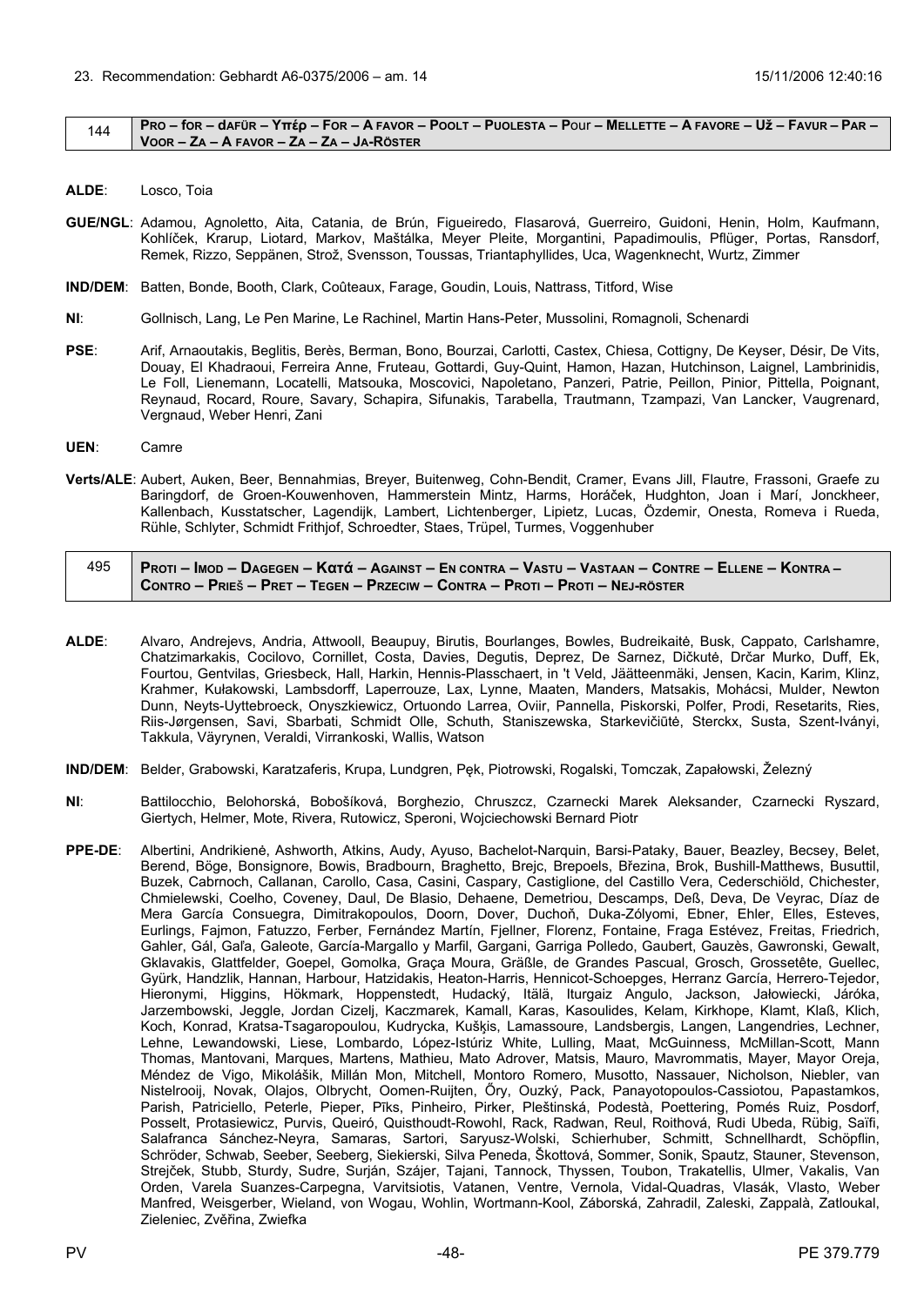23. Recommendation: Gebhardt A6-0375/2006 – am. 14 15/11/2006 12:40:16

| 144 | **Pro – for – dafür – Υπέρ – For – A favor – Poolt – Puolesta – Pour – Mellette – A favore – Už – Favur – Par – Voor – Za – A favor – Za – Za – Ja-Röster** |
|---|---|

**ALDE**: Losco, Toia

**GUE/NGL**: Adamou, Agnoletto, Aita, Catania, de Brún, Figueiredo, Flasarová, Guerreiro, Guidoni, Henin, Holm, Kaufmann, Kohlíček, Krarup, Liotard, Markov, Maštálka, Meyer Pleite, Morgantini, Papadimoulis, Pflüger, Portas, Ransdorf, Remek, Rizzo, Seppänen, Strož, Svensson, Toussas, Triantaphyllides, Uca, Wagenknecht, Wurtz, Zimmer

**IND/DEM**: Batten, Bonde, Booth, Clark, Coûteaux, Farage, Goudin, Louis, Nattrass, Titford, Wise

**NI**: Gollnisch, Lang, Le Pen Marine, Le Rachinel, Martin Hans-Peter, Mussolini, Romagnoli, Schenardi

**PSE**: Arif, Arnaoutakis, Beglitis, Berès, Berman, Bono, Bourzai, Carlotti, Castex, Chiesa, Cottigny, De Keyser, Désir, De Vits, Douay, El Khadraoui, Ferreira Anne, Fruteau, Gottardi, Guy-Quint, Hamon, Hazan, Hutchinson, Laignel, Lambrinidis, Le Foll, Lienemann, Locatelli, Matsouka, Moscovici, Napoletano, Panzeri, Patrie, Peillon, Pinior, Pittella, Poignant, Reynaud, Rocard, Roure, Savary, Schapira, Sifunakis, Tarabella, Trautmann, Tzampazi, Van Lancker, Vaugrenard, Vergnaud, Weber Henri, Zani

**UEN**: Camre

**Verts/ALE**: Aubert, Auken, Beer, Bennahmias, Breyer, Buitenweg, Cohn-Bendit, Cramer, Evans Jill, Flautre, Frassoni, Graefe zu Baringdorf, de Groen-Kouwenhoven, Hammerstein Mintz, Harms, Horáček, Hudghton, Joan i Marí, Jonckheer, Kallenbach, Kusstatscher, Lagendijk, Lambert, Lichtenberger, Lipietz, Lucas, Özdemir, Onesta, Romeva i Rueda, Rühle, Schlyter, Schmidt Frithjof, Schroedter, Staes, Trüpel, Turmes, Voggenhuber

| 495 | **Proti – Imod – Dagegen – Κατά – Against – En contra – Vastu – Vastaan – Contre – Ellene – Kontra – Contro – Prieš – Pret – Tegen – Przeciw – Contra – Proti – Proti – Nej-röster** |
|---|---|

**ALDE**: Alvaro, Andrejevs, Andria, Attwooll, Beaupuy, Birutis, Bourlanges, Bowles, Budreikaitė, Busk, Cappato, Carlshamre, Chatzimarkakis, Cocilovo, Cornillet, Costa, Davies, Degutis, Deprez, De Sarnez, Dičkutė, Drčar Murko, Duff, Ek, Fourtou, Gentvilas, Griesbeck, Hall, Harkin, Hennis-Plasschaert, in 't Veld, Jäätteenmäki, Jensen, Kacin, Karim, Klinz, Krahmer, Kułakowski, Lambsdorff, Laperrouze, Lax, Lynne, Maaten, Manders, Matsakis, Mohácsi, Mulder, Newton Dunn, Neyts-Uyttebroeck, Onyszkiewicz, Ortuondo Larrea, Oviir, Pannella, Piskorski, Polfer, Prodi, Resetarits, Ries, Riis-Jørgensen, Savi, Sbarbati, Schmidt Olle, Schuth, Staniszewska, Starkevičiūtė, Sterckx, Susta, Szent-Iványi, Takkula, Väyrynen, Veraldi, Virrankoski, Wallis, Watson

**IND/DEM**: Belder, Grabowski, Karatzaferis, Krupa, Lundgren, Pęk, Piotrowski, Rogalski, Tomczak, Zapałowski, Železný

**NI**: Battilocchio, Belohorská, Bobošíková, Borghezio, Chruszcz, Czarnecki Marek Aleksander, Czarnecki Ryszard, Giertych, Helmer, Mote, Rivera, Rutowicz, Speroni, Wojciechowski Bernard Piotr

**PPE-DE**: Albertini, Andrikienė, Ashworth, Atkins, Audy, Ayuso, Bachelot-Narquin, Barsi-Pataky, Bauer, Beazley, Becsey, Belet, Berend, Böge, Bonsignore, Bowis, Bradbourn, Braghetto, Brejc, Brepoels, Březina, Brok, Bushill-Matthews, Busuttil, Buzek, Cabrnoch, Callanan, Carollo, Casa, Casini, Caspary, Castiglione, del Castillo Vera, Cederschiöld, Chichester, Chmielewski, Coelho, Coveney, Daul, De Blasio, Dehaene, Demetriou, Descamps, Deß, Deva, De Veyrac, Díaz de Mera García Consuegra, Dimitrakopoulos, Doorn, Dover, Duchoň, Duka-Zólyomi, Ebner, Ehler, Elles, Esteves, Eurlings, Fajmon, Fatuzzo, Ferber, Fernández Martín, Fjellner, Florenz, Fontaine, Fraga Estévez, Freitas, Friedrich, Gahler, Gál, Gaľa, Galeote, García-Margallo y Marfil, Gargani, Garriga Polledo, Gaubert, Gauzès, Gawronski, Gewalt, Gklavakis, Glattfelder, Goepel, Gomolka, Graça Moura, Gräßle, de Grandes Pascual, Grosch, Grossetête, Guellec, Gyürk, Handzlik, Hannan, Harbour, Hatzidakis, Heaton-Harris, Hennicot-Schoepges, Herranz García, Herrero-Tejedor, Hieronymi, Higgins, Hökmark, Hoppenstedt, Hudacký, Itälä, Iturgaiz Angulo, Jackson, Jałowiecki, Járóka, Jarzembowski, Jeggle, Jordan Cizelj, Kaczmarek, Kamall, Karas, Kasoulides, Kelam, Kirkhope, Klamt, Klaß, Klich, Koch, Konrad, Kratsa-Tsagaropoulou, Kudrycka, Kušķis, Lamassoure, Landsbergis, Langen, Langendries, Lechner, Lehne, Lewandowski, Liese, Lombardo, López-Istúriz White, Lulling, Maat, McGuinness, McMillan-Scott, Mann Thomas, Mantovani, Marques, Martens, Mathieu, Mato Adrover, Matsis, Mauro, Mavrommatis, Mayer, Mayor Oreja, Méndez de Vigo, Mikolášik, Millán Mon, Mitchell, Montoro Romero, Musotto, Nassauer, Nicholson, Niebler, van Nistelrooij, Novak, Olajos, Olbrycht, Oomen-Ruijten, Őry, Ouzký, Pack, Panayotopoulos-Cassiotou, Papastamkos, Parish, Patriciello, Peterle, Pieper, Pīks, Pinheiro, Pirker, Pleštinská, Podestà, Poettering, Pomés Ruiz, Posdorf, Posselt, Protasiewicz, Purvis, Queiró, Quisthoudt-Rowohl, Rack, Radwan, Reul, Roithová, Rudi Ubeda, Rübig, Saïfi, Salafranca Sánchez-Neyra, Samaras, Sartori, Saryusz-Wolski, Schierhuber, Schmitt, Schnellhardt, Schöpflin, Schröder, Schwab, Seeber, Seeberg, Siekierski, Silva Peneda, Škottová, Sommer, Sonik, Spautz, Stauner, Stevenson, Strejček, Stubb, Sturdy, Sudre, Surján, Szájer, Tajani, Tannock, Thyssen, Toubon, Trakatellis, Ulmer, Vakalis, Van Orden, Varela Suanzes-Carpegna, Varvitsiotis, Vatanen, Ventre, Vernola, Vidal-Quadras, Vlasák, Vlasto, Weber Manfred, Weisgerber, Wieland, von Wogau, Wohlin, Wortmann-Kool, Záborská, Zahradil, Zaleski, Zappalà, Zatloukal, Zieleniec, Zvěřina, Zwiefka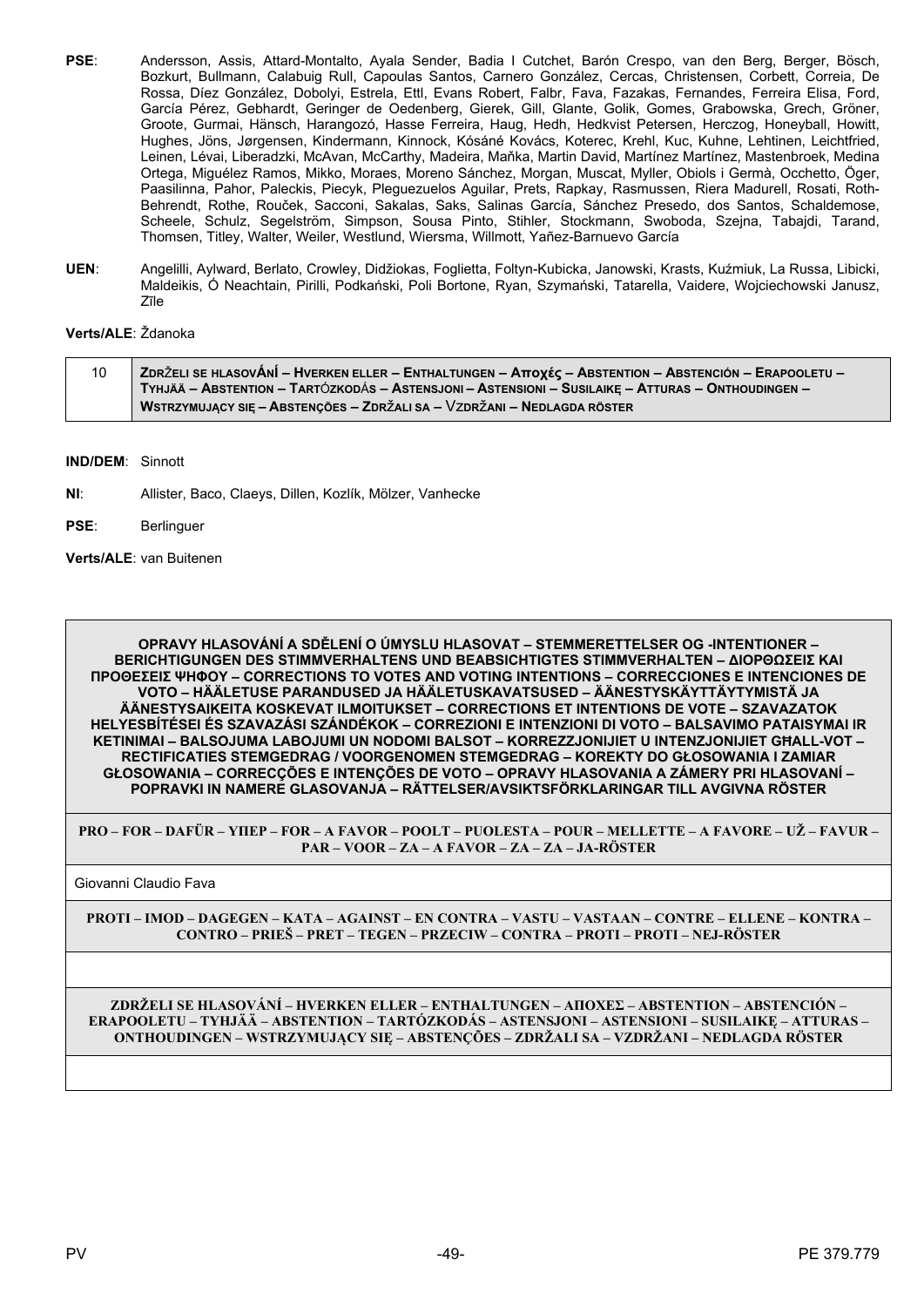**PSE**: Andersson, Assis, Attard-Montalto, Ayala Sender, Badia I Cutchet, Barón Crespo, van den Berg, Berger, Bösch, Bozkurt, Bullmann, Calabuig Rull, Capoulas Santos, Carnero González, Cercas, Christensen, Corbett, Correia, De Rossa, Díez González, Dobolyi, Estrela, Ettl, Evans Robert, Falbr, Fava, Fazakas, Fernandes, Ferreira Elisa, Ford, García Pérez, Gebhardt, Geringer de Oedenberg, Gierek, Gill, Glante, Golik, Gomes, Grabowska, Grech, Gröner, Groote, Gurmai, Hänsch, Harangozó, Hasse Ferreira, Haug, Hedh, Hedkvist Petersen, Herczog, Honeyball, Howitt, Hughes, Jöns, Jørgensen, Kindermann, Kinnock, Kósáné Kovács, Koterec, Krehl, Kuc, Kuhne, Lehtinen, Leichtfried, Leinen, Lévai, Liberadzki, McAvan, McCarthy, Madeira, Maňka, Martin David, Martínez Martínez, Mastenbroek, Medina Ortega, Miguélez Ramos, Mikko, Moraes, Moreno Sánchez, Morgan, Muscat, Myller, Obiols i Germà, Occhetto, Öger, Paasilinna, Pahor, Paleckis, Piecyk, Pleguezuelos Aguilar, Prets, Rapkay, Rasmussen, Riera Madurell, Rosati, Roth-Behrendt, Rothe, Rouček, Sacconi, Sakalas, Saks, Salinas García, Sánchez Presedo, dos Santos, Schaldemose, Scheele, Schulz, Segelström, Simpson, Sousa Pinto, Stihler, Stockmann, Swoboda, Szejna, Tabajdi, Tarand, Thomsen, Titley, Walter, Weiler, Westlund, Wiersma, Willmott, Yañez-Barnuevo García

**UEN**: Angelilli, Aylward, Berlato, Crowley, Didžiokas, Foglietta, Foltyn-Kubicka, Janowski, Krasts, Kuźmiuk, La Russa, Libicki, Maldeikis, Ó Neachtain, Pirilli, Podkański, Poli Bortone, Ryan, Szymański, Tatarella, Vaidere, Wojciechowski Janusz, Zīle

**Verts/ALE**: Ždanoka

| 10 | ZDRŽELI SE HLASOVÁNÍ – HVERKEN ELLER – ENTHALTUNGEN – Αποχές – ABSTENTION – ABSTENCIÓN – ERAPOOLETU – TYHJÄÄ – ABSTENTION – TARTÓZKODÁS – ASTENSJONI – ASTENSIONI – SUSILAIKĘ – ATTURAS – ONTHOUDINGEN – WSTRZYMUJĄCY SIĘ – ABSTENÇÕES – ZDRŽALI SA – VZDRŽANI – NEDLAGDA RÖSTER |
|---|---|

**IND/DEM**: Sinnott

**NI**: Allister, Baco, Claeys, Dillen, Kozlík, Mölzer, Vanhecke

**PSE**: Berlinguer

**Verts/ALE**: van Buitenen

| OPRAVY HLASOVÁNÍ A SDĚLENÍ O ÚMYSLU HLASOVAT – STEMMERETTELSER OG -INTENTIONER – BERICHTIGUNGEN DES STIMMVERHALTENS UND BEABSICHTIGTES STIMMVERHALTEN – ΔΙΟΡΘΩΣΕΙΣ ΚΑΙ ΠΡΟΘΕΣΕΙΣ ΨΗΦΟΥ – CORRECTIONS TO VOTES AND VOTING INTENTIONS – CORRECCIONES E INTENCIONES DE VOTO – HÄÄLETUSE PARANDUSED JA HÄÄLETUSKAVATSUSED – ÄÄNESTYSKÄYTTÄYTYMISTÄ JA ÄÄNESTYSAIKEITA KOSKEVAT ILMOITUKSET – CORRECTIONS ET INTENTIONS DE VOTE – SZAVAZATOK HELYESBÍTÉSEI ÉS SZAVAZÁSI SZÁNDÉKOK – CORREZIONI E INTENZIONI DI VOTO – BALSAVIMO PATAISYMAI IR KETINIMAI – BALSOJUMA LABOJUMI UN NODOMI BALSOT – KORREZZJONIJIET U INTENZJONIJIET GĦALL-VOT – RECTIFICATIES STEMGEDRAG / VOORGENOMEN STEMGEDRAG – KOREKTY DO GŁOSOWANIA I ZAMIAR GŁOSOWANIA – CORRECÇÕES E INTENÇÕES DE VOTO – OPRAVY HLASOVANIA A ZÁMERY PRI HLASOVANÍ – POPRAVKI IN NAMERE GLASOVANJA – RÄTTELSER/AVSIKTSFÖRKLARINGAR TILL AVGIVNA RÖSTER |
|---|
| **PRO – FOR – DAFÜR – ΥΠΕΡ – FOR – A FAVOR – POOLT – PUOLESTA – POUR – MELLETTE – A FAVORE – UŽ – FAVUR – PAR – VOOR – ZA – A FAVOR – ZA – ZA – JA-RÖSTER** |
| Giovanni Claudio Fava |
| **PROTI – IMOD – DAGEGEN – ΚΑΤΑ – AGAINST – EN CONTRA – VASTU – VASTAAN – CONTRE – ELLENE – KONTRA – CONTRO – PRIEŠ – PRET – TEGEN – PRZECIW – CONTRA – PROTI – PROTI – NEJ-RÖSTER** |
| |
| **ZDRŽELI SE HLASOVÁNÍ – HVERKEN ELLER – ENTHALTUNGEN – ΑΠΟΧΕΣ – ABSTENTION – ABSTENCIÓN – ERAPOOLETU – TYHJÄÄ – ABSTENTION – TARTÓZKODÁS – ASTENSJONI – ASTENSIONI – SUSILAIKĘ – ATTURAS – ONTHOUDINGEN – WSTRZYMUJĄCY SIĘ – ABSTENÇÕES – ZDRŽALI SA – VZDRŽANI – NEDLAGDA RÖSTER** |
| |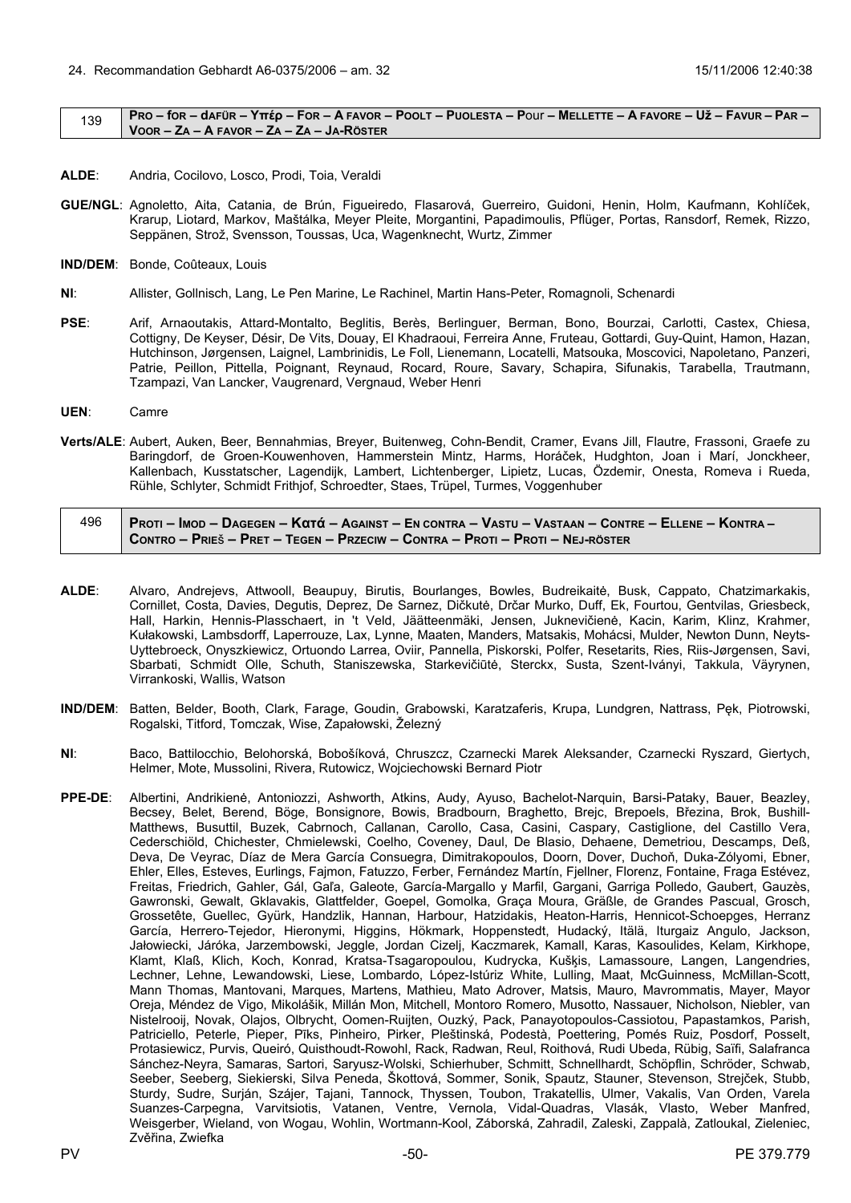24. Recommandation Gebhardt A6-0375/2006 – am. 32 15/11/2006 12:40:38

| 139 | **Pro – for – dafür – Υπέρ – For – A favor – Poolt – Puolesta – Pour – Mellette – A favore – Už – Favur – Par – Voor – Za – A favor – Za – Za – Ja-röster** |
|---|---|

**ALDE**: Andria, Cocilovo, Losco, Prodi, Toia, Veraldi

**GUE/NGL**: Agnoletto, Aita, Catania, de Brún, Figueiredo, Flasarová, Guerreiro, Guidoni, Henin, Holm, Kaufmann, Kohlíček, Krarup, Liotard, Markov, Maštálka, Meyer Pleite, Morgantini, Papadimoulis, Pflüger, Portas, Ransdorf, Remek, Rizzo, Seppänen, Strož, Svensson, Toussas, Uca, Wagenknecht, Wurtz, Zimmer

**IND/DEM**: Bonde, Coûteaux, Louis

**NI**: Allister, Gollnisch, Lang, Le Pen Marine, Le Rachinel, Martin Hans-Peter, Romagnoli, Schenardi

**PSE**: Arif, Arnaoutakis, Attard-Montalto, Beglitis, Berès, Berlinguer, Berman, Bono, Bourzai, Carlotti, Castex, Chiesa, Cottigny, De Keyser, Désir, De Vits, Douay, El Khadraoui, Ferreira Anne, Fruteau, Gottardi, Guy-Quint, Hamon, Hazan, Hutchinson, Jørgensen, Laignel, Lambrinidis, Le Foll, Lienemann, Locatelli, Matsouka, Moscovici, Napoletano, Panzeri, Patrie, Peillon, Pittella, Poignant, Reynaud, Rocard, Roure, Savary, Schapira, Sifunakis, Tarabella, Trautmann, Tzampazi, Van Lancker, Vaugrenard, Vergnaud, Weber Henri

**UEN**: Camre

**Verts/ALE**: Aubert, Auken, Beer, Bennahmias, Breyer, Buitenweg, Cohn-Bendit, Cramer, Evans Jill, Flautre, Frassoni, Graefe zu Baringdorf, de Groen-Kouwenhoven, Hammerstein Mintz, Harms, Horáček, Hudghton, Joan i Marí, Jonckheer, Kallenbach, Kusstatscher, Lagendijk, Lambert, Lichtenberger, Lipietz, Lucas, Özdemir, Onesta, Romeva i Rueda, Rühle, Schlyter, Schmidt Frithjof, Schroedter, Staes, Trüpel, Turmes, Voggenhuber

| 496 | **Proti – Imod – Dagegen – Κατά – Against – En contra – Vastu – Vastaan – Contre – Ellene – Kontra – Contro – Prieš – Pret – Tegen – Przeciw – Contra – Proti – Proti – Nej-röster** |
|---|---|

**ALDE**: Alvaro, Andrejevs, Attwooll, Beaupuy, Birutis, Bourlanges, Bowles, Budreikaitė, Busk, Cappato, Chatzimarkakis, Cornillet, Costa, Davies, Degutis, Deprez, De Sarnez, Dičkutė, Drčar Murko, Duff, Ek, Fourtou, Gentvilas, Griesbeck, Hall, Harkin, Hennis-Plasschaert, in 't Veld, Jäätteenmäki, Jensen, Juknevičienė, Kacin, Karim, Klinz, Krahmer, Kułakowski, Lambsdorff, Laperrouze, Lax, Lynne, Maaten, Manders, Matsakis, Mohácsi, Mulder, Newton Dunn, Neyts-Uyttebroeck, Onyszkiewicz, Ortuondo Larrea, Oviir, Pannella, Piskorski, Polfer, Resetarits, Ries, Riis-Jørgensen, Savi, Sbarbati, Schmidt Olle, Schuth, Staniszewska, Starkevičiūtė, Sterckx, Susta, Szent-Iványi, Takkula, Väyrynen, Virrankoski, Wallis, Watson

**IND/DEM**: Batten, Belder, Booth, Clark, Farage, Goudin, Grabowski, Karatzaferis, Krupa, Lundgren, Nattrass, Pęk, Piotrowski, Rogalski, Titford, Tomczak, Wise, Zapałowski, Železný

**NI**: Baco, Battilocchio, Belohorská, Bobošíková, Chruszcz, Czarnecki Marek Aleksander, Czarnecki Ryszard, Giertych, Helmer, Mote, Mussolini, Rivera, Rutowicz, Wojciechowski Bernard Piotr

**PPE-DE**: Albertini, Andrikienė, Antoniozzi, Ashworth, Atkins, Audy, Ayuso, Bachelot-Narquin, Barsi-Pataky, Bauer, Beazley, Becsey, Belet, Berend, Böge, Bonsignore, Bowis, Bradbourn, Braghetto, Brejc, Brepoels, Březina, Brok, Bushill-Matthews, Busuttil, Buzek, Cabrnoch, Callanan, Carollo, Casa, Casini, Caspary, Castiglione, del Castillo Vera, Cederschiöld, Chichester, Chmielewski, Coelho, Coveney, Daul, De Blasio, Dehaene, Demetriou, Descamps, Deß, Deva, De Veyrac, Díaz de Mera García Consuegra, Dimitrakopoulos, Doorn, Dover, Duchoň, Duka-Zólyomi, Ebner, Ehler, Elles, Esteves, Eurlings, Fajmon, Fatuzzo, Ferber, Fernández Martín, Fjellner, Florenz, Fontaine, Fraga Estévez, Freitas, Friedrich, Gahler, Gál, Gaľa, Galeote, García-Margallo y Marfil, Gargani, Garriga Polledo, Gaubert, Gauzès, Gawronski, Gewalt, Gklavakis, Glattfelder, Goepel, Gomolka, Graça Moura, Gräßle, de Grandes Pascual, Grosch, Grossetête, Guellec, Gyürk, Handzlik, Hannan, Harbour, Hatzidakis, Heaton-Harris, Hennicot-Schoepges, Herranz García, Herrero-Tejedor, Hieronymi, Higgins, Hökmark, Hoppenstedt, Hudacký, Itälä, Iturgaiz Angulo, Jackson, Jałowiecki, Járóka, Jarzembowski, Jeggle, Jordan Cizelj, Kaczmarek, Kamall, Karas, Kasoulides, Kelam, Kirkhope, Klamt, Klaß, Klich, Koch, Konrad, Kratsa-Tsagaropoulou, Kudrycka, Kušķis, Lamassoure, Langen, Langendries, Lechner, Lehne, Lewandowski, Liese, Lombardo, López-Istúriz White, Lulling, Maat, McGuinness, McMillan-Scott, Mann Thomas, Mantovani, Marques, Martens, Mathieu, Mato Adrover, Matsis, Mauro, Mavrommatis, Mayer, Mayor Oreja, Méndez de Vigo, Mikolášik, Millán Mon, Mitchell, Montoro Romero, Musotto, Nassauer, Nicholson, Niebler, van Nistelrooij, Novak, Olajos, Olbrycht, Oomen-Ruijten, Ouzký, Pack, Panayotopoulos-Cassiotou, Papastamkos, Parish, Patriciello, Peterle, Pieper, Pīks, Pinheiro, Pirker, Pleštinská, Podestà, Poettering, Pomés Ruiz, Posdorf, Posselt, Protasiewicz, Purvis, Queiró, Quisthoudt-Rowohl, Rack, Radwan, Reul, Roithová, Rudi Ubeda, Rübig, Saïfi, Salafranca Sánchez-Neyra, Samaras, Sartori, Saryusz-Wolski, Schierhuber, Schmitt, Schnellhardt, Schöpflin, Schröder, Schwab, Seeber, Seeberg, Siekierski, Silva Peneda, Škottová, Sommer, Sonik, Spautz, Stauner, Stevenson, Strejček, Stubb, Sturdy, Sudre, Surján, Szájer, Tajani, Tannock, Thyssen, Toubon, Trakatellis, Ulmer, Vakalis, Van Orden, Varela Suanzes-Carpegna, Varvitsiotis, Vatanen, Ventre, Vernola, Vidal-Quadras, Vlasák, Vlasto, Weber Manfred, Weisgerber, Wieland, von Wogau, Wohlin, Wortmann-Kool, Záborská, Zahradil, Zaleski, Zappalà, Zatloukal, Zieleniec, Zvěřina, Zwiefka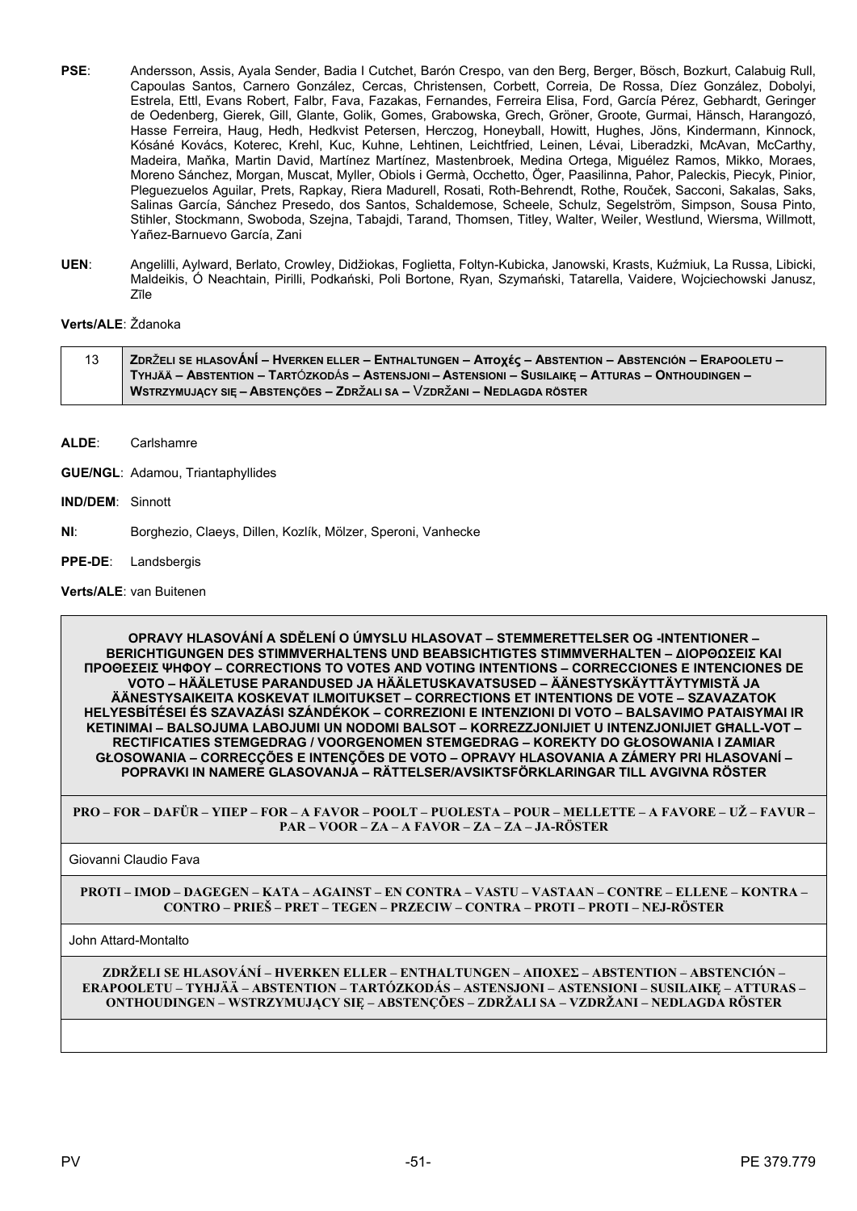**PSE**: Andersson, Assis, Ayala Sender, Badia I Cutchet, Barón Crespo, van den Berg, Berger, Bösch, Bozkurt, Calabuig Rull, Capoulas Santos, Carnero González, Cercas, Christensen, Corbett, Correia, De Rossa, Díez González, Dobolyi, Estrela, Ettl, Evans Robert, Falbr, Fava, Fazakas, Fernandes, Ferreira Elisa, Ford, García Pérez, Gebhardt, Geringer de Oedenberg, Gierek, Gill, Glante, Golik, Gomes, Grabowska, Grech, Gröner, Groote, Gurmai, Hänsch, Harangozó, Hasse Ferreira, Haug, Hedh, Hedkvist Petersen, Herczog, Honeyball, Howitt, Hughes, Jöns, Kindermann, Kinnock, Kósáné Kovács, Koterec, Krehl, Kuc, Kuhne, Lehtinen, Leichtfried, Leinen, Lévai, Liberadzki, McAvan, McCarthy, Madeira, Maňka, Martin David, Martínez Martínez, Mastenbroek, Medina Ortega, Miguélez Ramos, Mikko, Moraes, Moreno Sánchez, Morgan, Muscat, Myller, Obiols i Germà, Occhetto, Öger, Paasilinna, Pahor, Paleckis, Piecyk, Pinior, Pleguezuelos Aguilar, Prets, Rapkay, Riera Madurell, Rosati, Roth-Behrendt, Rothe, Rouček, Sacconi, Sakalas, Saks, Salinas García, Sánchez Presedo, dos Santos, Schaldemose, Scheele, Schulz, Segelström, Simpson, Sousa Pinto, Stihler, Stockmann, Swoboda, Szejna, Tabajdi, Tarand, Thomsen, Titley, Walter, Weiler, Westlund, Wiersma, Willmott, Yañez-Barnuevo García, Zani

**UEN**: Angelilli, Aylward, Berlato, Crowley, Didžiokas, Foglietta, Foltyn-Kubicka, Janowski, Krasts, Kuźmiuk, La Russa, Libicki, Maldeikis, Ó Neachtain, Pirilli, Podkański, Poli Bortone, Ryan, Szymański, Tatarella, Vaidere, Wojciechowski Janusz, Zīle

**Verts/ALE**: Ždanoka

| 13 | **ZDRŽELI SE HLASOVÁNÍ – HVERKEN ELLER – ENTHALTUNGEN – Αποχές – ABSTENTION – ABSTENCIÓN – ERAPOOLETU – TYHJÄÄ – ABSTENTION – TARTÓZKODÁS – ASTENSJONI – ASTENSIONI – SUSILAIKĘ – ATTURAS – ONTHOUDINGEN – WSTRZYMUJĄCY SIĘ – ABSTENÇÕES – ZDRŽALI SA – VZDRŽANI – NEDLAGDA RÖSTER** |
|---|---|

**ALDE**: Carlshamre

**GUE/NGL**: Adamou, Triantaphyllides

**IND/DEM**: Sinnott

**NI**: Borghezio, Claeys, Dillen, Kozlík, Mölzer, Speroni, Vanhecke

**PPE-DE**: Landsbergis

**Verts/ALE**: van Buitenen

| **OPRAVY HLASOVÁNÍ A SDĚLENÍ O ÚMYSLU HLASOVAT – STEMMERETTELSER OG -INTENTIONER – BERICHTIGUNGEN DES STIMMVERHALTENS UND BEABSICHTIGTES STIMMVERHALTEN – ΔΙΟΡΘΩΣΕΙΣ ΚΑΙ ΠΡΟΘΕΣΕΙΣ ΨΗΦΟΥ – CORRECTIONS TO VOTES AND VOTING INTENTIONS – CORRECCIONES E INTENCIONES DE VOTO – HÄÄLETUSE PARANDUSED JA HÄÄLETUSKAVATSUSED – ÄÄNESTYSKÄYTTÄYTYMISTÄ JA ÄÄNESTYSAIKEITA KOSKEVAT ILMOITUKSET – CORRECTIONS ET INTENTIONS DE VOTE – SZAVAZATOK HELYESBÍTÉSEI ÉS SZAVAZÁSI SZÁNDÉKOK – CORREZIONI E INTENZIONI DI VOTO – BALSAVIMO PATAISYMAI IR KETINIMAI – BALSOJUMA LABOJUMI UN NODOMI BALSOT – KORREZZJONIJIET U INTENZJONIJIET GĦALL-VOT – RECTIFICATIES STEMGEDRAG / VOORGENOMEN STEMGEDRAG – KOREKTY DO GŁOSOWANIA I ZAMIAR GŁOSOWANIA – CORRECÇÕES E INTENÇÕES DE VOTO – OPRAVY HLASOVANIA A ZÁMERY PRI HLASOVANÍ – POPRAVKI IN NAMERE GLASOVANJA – RÄTTELSER/AVSIKTSFÖRKLARINGAR TILL AVGIVNA RÖSTER** |
|---|
| **PRO – FOR – DAFÜR – ΥΠΕΡ – FOR – A FAVOR – POOLT – PUOLESTA – POUR – MELLETTE – A FAVORE – UŽ – FAVUR – PAR – VOOR – ZA – A FAVOR – ZA – ZA – JA-RÖSTER** |
| Giovanni Claudio Fava |
| **PROTI – IMOD – DAGEGEN – ΚΑΤΑ – AGAINST – EN CONTRA – VASTU – VASTAAN – CONTRE – ELLENE – KONTRA – CONTRO – PRIEŠ – PRET – TEGEN – PRZECIW – CONTRA – PROTI – PROTI – NEJ-RÖSTER** |
| John Attard-Montalto |
| **ZDRŽELI SE HLASOVÁNÍ – HVERKEN ELLER – ENTHALTUNGEN – ΑΠΟΧΕΣ – ABSTENTION – ABSTENCIÓN – ERAPOOLETU – TYHJÄÄ – ABSTENTION – TARTÓZKODÁS – ASTENSJONI – ASTENSIONI – SUSILAIKĘ – ATTURAS – ONTHOUDINGEN – WSTRZYMUJĄCY SIĘ – ABSTENÇÕES – ZDRŽALI SA – VZDRŽANI – NEDLAGDA RÖSTER** |
| |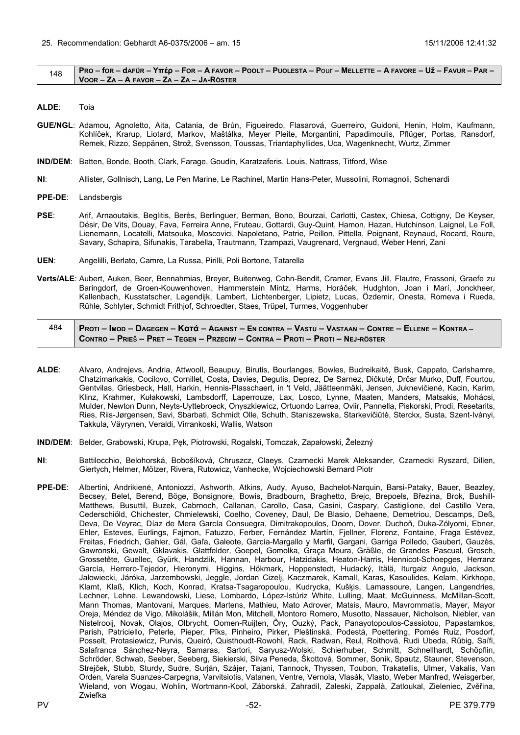25. Recommendation: Gebhardt A6-0375/2006 – am. 15 15/11/2006 12:41:32

| 148 | **PRO – for – dAFÜR – Υπέρ – FOR – A FAVOR – POOLT – PUOLESTA – POur – MELLETTE – A FAVORE – Už – FAVUR – PAR – VOOR – ZA – A FAVOR – ZA – ZA – JA-RÖSTER** |
|---|---|

**ALDE**: Toia

**GUE/NGL**: Adamou, Agnoletto, Aita, Catania, de Brún, Figueiredo, Flasarová, Guerreiro, Guidoni, Henin, Holm, Kaufmann, Kohlíček, Krarup, Liotard, Markov, Maštálka, Meyer Pleite, Morgantini, Papadimoulis, Pflüger, Portas, Ransdorf, Remek, Rizzo, Seppänen, Strož, Svensson, Toussas, Triantaphyllides, Uca, Wagenknecht, Wurtz, Zimmer

**IND/DEM**: Batten, Bonde, Booth, Clark, Farage, Goudin, Karatzaferis, Louis, Nattrass, Titford, Wise

**NI**: Allister, Gollnisch, Lang, Le Pen Marine, Le Rachinel, Martin Hans-Peter, Mussolini, Romagnoli, Schenardi

**PPE-DE**: Landsbergis

**PSE**: Arif, Arnaoutakis, Beglitis, Berès, Berlinguer, Berman, Bono, Bourzai, Carlotti, Castex, Chiesa, Cottigny, De Keyser, Désir, De Vits, Douay, Fava, Ferreira Anne, Fruteau, Gottardi, Guy-Quint, Hamon, Hazan, Hutchinson, Laignel, Le Foll, Lienemann, Locatelli, Matsouka, Moscovici, Napoletano, Patrie, Peillon, Pittella, Poignant, Reynaud, Rocard, Roure, Savary, Schapira, Sifunakis, Tarabella, Trautmann, Tzampazi, Vaugrenard, Vergnaud, Weber Henri, Zani

**UEN**: Angelilli, Berlato, Camre, La Russa, Pirilli, Poli Bortone, Tatarella

**Verts/ALE**: Aubert, Auken, Beer, Bennahmias, Breyer, Buitenweg, Cohn-Bendit, Cramer, Evans Jill, Flautre, Frassoni, Graefe zu Baringdorf, de Groen-Kouwenhoven, Hammerstein Mintz, Harms, Horáček, Hudghton, Joan i Marí, Jonckheer, Kallenbach, Kusstatscher, Lagendijk, Lambert, Lichtenberger, Lipietz, Lucas, Özdemir, Onesta, Romeva i Rueda, Rühle, Schlyter, Schmidt Frithjof, Schroedter, Staes, Trüpel, Turmes, Voggenhuber

| 484 | **PROTI – IMOD – DAGEGEN – Κατά – AGAINST – EN CONTRA – VASTU – VASTAAN – CONTRE – ELLENE – KONTRA – CONTRO – PRIEŠ – PRET – TEGEN – PRZECIW – CONTRA – PROTI – PROTI – NEJ-RÖSTER** |
|---|---|

**ALDE**: Alvaro, Andrejevs, Andria, Attwooll, Beaupuy, Birutis, Bourlanges, Bowles, Budreikaitė, Busk, Cappato, Carlshamre, Chatzimarkakis, Cocilovo, Cornillet, Costa, Davies, Degutis, Deprez, De Sarnez, Dičkutė, Drčar Murko, Duff, Fourtou, Gentvilas, Griesbeck, Hall, Harkin, Hennis-Plasschaert, in 't Veld, Jäätteenmäki, Jensen, Juknevičienė, Kacin, Karim, Klinz, Krahmer, Kułakowski, Lambsdorff, Laperrouze, Lax, Losco, Lynne, Maaten, Manders, Matsakis, Mohácsi, Mulder, Newton Dunn, Neyts-Uyttebroeck, Onyszkiewicz, Ortuondo Larrea, Oviir, Pannella, Piskorski, Prodi, Resetarits, Ries, Riis-Jørgensen, Savi, Sbarbati, Schmidt Olle, Schuth, Staniszewska, Starkevičiūtė, Sterckx, Susta, Szent-Iványi, Takkula, Väyrynen, Veraldi, Virrankoski, Wallis, Watson

**IND/DEM**: Belder, Grabowski, Krupa, Pęk, Piotrowski, Rogalski, Tomczak, Zapałowski, Železný

**NI**: Battilocchio, Belohorská, Bobošíková, Chruszcz, Claeys, Czarnecki Marek Aleksander, Czarnecki Ryszard, Dillen, Giertych, Helmer, Mölzer, Rivera, Rutowicz, Vanhecke, Wojciechowski Bernard Piotr

**PPE-DE**: Albertini, Andrikienė, Antoniozzi, Ashworth, Atkins, Audy, Ayuso, Bachelot-Narquin, Barsi-Pataky, Bauer, Beazley, Becsey, Belet, Berend, Böge, Bonsignore, Bowis, Bradbourn, Braghetto, Brejc, Brepoels, Březina, Brok, Bushill-Matthews, Busuttil, Buzek, Cabrnoch, Callanan, Carollo, Casa, Casini, Caspary, Castiglione, del Castillo Vera, Cederschiöld, Chichester, Chmielewski, Coelho, Coveney, Daul, De Blasio, Dehaene, Demetriou, Descamps, Deß, Deva, De Veyrac, Díaz de Mera García Consuegra, Dimitrakopoulos, Doorn, Dover, Duchoň, Duka-Zólyomi, Ebner, Ehler, Esteves, Eurlings, Fajmon, Fatuzzo, Ferber, Fernández Martín, Fjellner, Florenz, Fontaine, Fraga Estévez, Freitas, Friedrich, Gahler, Gál, Gaľa, Galeote, García-Margallo y Marfil, Gargani, Garriga Polledo, Gaubert, Gauzès, Gawronski, Gewalt, Gklavakis, Glattfelder, Goepel, Gomolka, Graça Moura, Gräßle, de Grandes Pascual, Grosch, Grossetête, Guellec, Gyürk, Handzlik, Hannan, Harbour, Hatzidakis, Heaton-Harris, Hennicot-Schoepges, Herranz García, Herrero-Tejedor, Hieronymi, Higgins, Hökmark, Hoppenstedt, Hudacký, Itälä, Iturgaiz Angulo, Jackson, Jałowiecki, Járóka, Jarzembowski, Jeggle, Jordan Cizelj, Kaczmarek, Kamall, Karas, Kasoulides, Kelam, Kirkhope, Klamt, Klaß, Klich, Koch, Konrad, Kratsa-Tsagaropoulou, Kudrycka, Kušķis, Lamassoure, Langen, Langendries, Lechner, Lehne, Lewandowski, Liese, Lombardo, López-Istúriz White, Lulling, Maat, McGuinness, McMillan-Scott, Mann Thomas, Mantovani, Marques, Martens, Mathieu, Mato Adrover, Matsis, Mauro, Mavrommatis, Mayer, Mayor Oreja, Méndez de Vigo, Mikolášik, Millán Mon, Mitchell, Montoro Romero, Musotto, Nassauer, Nicholson, Niebler, van Nistelrooij, Novak, Olajos, Olbrycht, Oomen-Ruijten, Őry, Ouzký, Pack, Panayotopoulos-Cassiotou, Papastamkos, Parish, Patriciello, Peterle, Pieper, Pīks, Pinheiro, Pirker, Pleštinská, Podestà, Poettering, Pomés Ruiz, Posdorf, Posselt, Protasiewicz, Purvis, Queiró, Quisthoudt-Rowohl, Rack, Radwan, Reul, Roithová, Rudi Ubeda, Rübig, Saïfi, Salafranca Sánchez-Neyra, Samaras, Sartori, Saryusz-Wolski, Schierhuber, Schmitt, Schnellhardt, Schöpflin, Schröder, Schwab, Seeber, Seeberg, Siekierski, Silva Peneda, Škottová, Sommer, Sonik, Spautz, Stauner, Stevenson, Strejček, Stubb, Sturdy, Sudre, Surján, Szájer, Tajani, Tannock, Thyssen, Toubon, Trakatellis, Ulmer, Vakalis, Van Orden, Varela Suanzes-Carpegna, Varvitsiotis, Vatanen, Ventre, Vernola, Vlasák, Vlasto, Weber Manfred, Weisgerber, Wieland, von Wogau, Wohlin, Wortmann-Kool, Záborská, Zahradil, Zaleski, Zappalà, Zatloukal, Zieleniec, Zvěřina, Zwiefka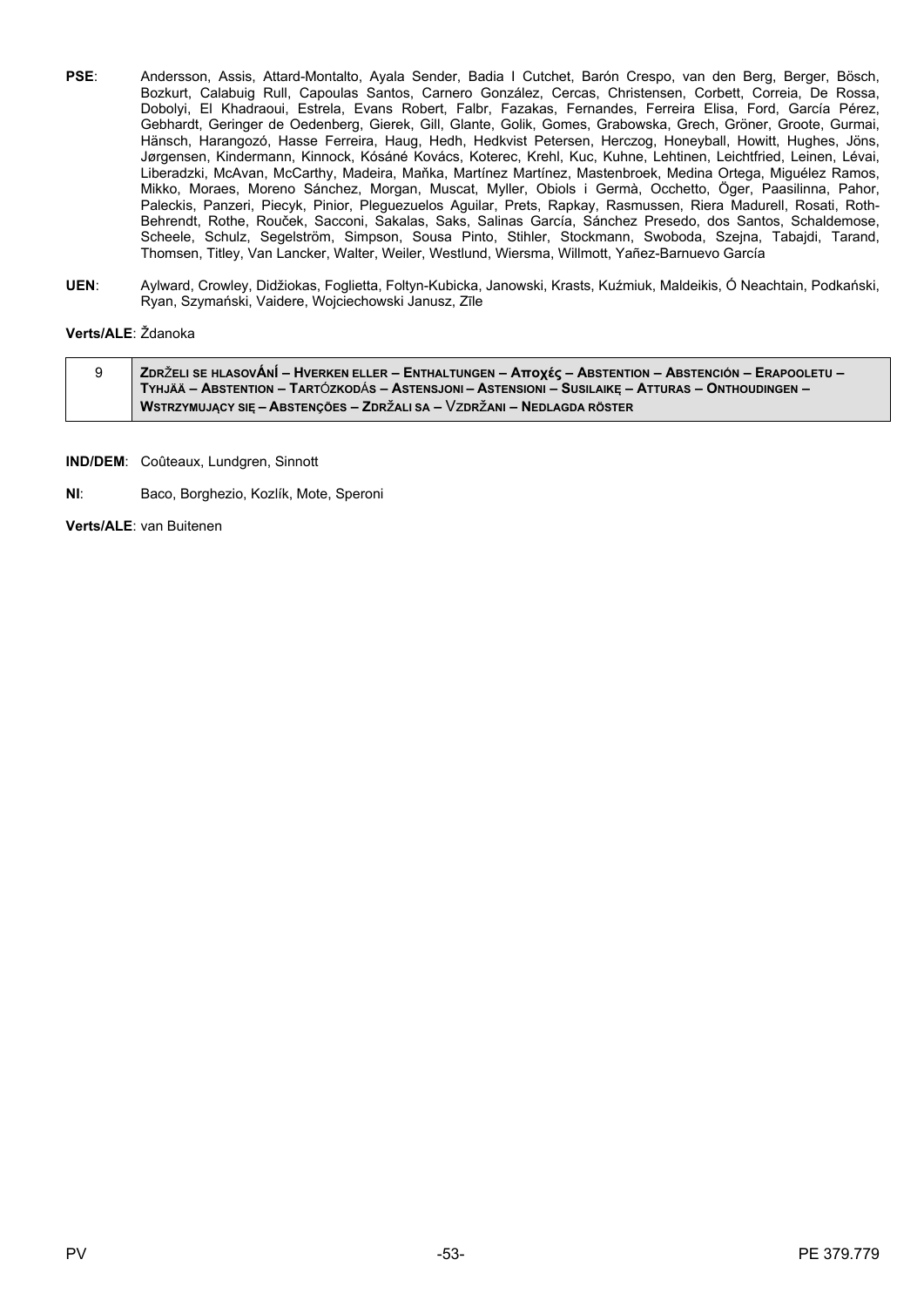**PSE**: Andersson, Assis, Attard-Montalto, Ayala Sender, Badia I Cutchet, Barón Crespo, van den Berg, Berger, Bösch, Bozkurt, Calabuig Rull, Capoulas Santos, Carnero González, Cercas, Christensen, Corbett, Correia, De Rossa, Dobolyi, El Khadraoui, Estrela, Evans Robert, Falbr, Fazakas, Fernandes, Ferreira Elisa, Ford, García Pérez, Gebhardt, Geringer de Oedenberg, Gierek, Gill, Glante, Golik, Gomes, Grabowska, Grech, Gröner, Groote, Gurmai, Hänsch, Harangozó, Hasse Ferreira, Haug, Hedh, Hedkvist Petersen, Herczog, Honeyball, Howitt, Hughes, Jöns, Jørgensen, Kindermann, Kinnock, Kósáné Kovács, Koterec, Krehl, Kuc, Kuhne, Lehtinen, Leichtfried, Leinen, Lévai, Liberadzki, McAvan, McCarthy, Madeira, Maňka, Martínez Martínez, Mastenbroek, Medina Ortega, Miguélez Ramos, Mikko, Moraes, Moreno Sánchez, Morgan, Muscat, Myller, Obiols i Germà, Occhetto, Öger, Paasilinna, Pahor, Paleckis, Panzeri, Piecyk, Pinior, Pleguezuelos Aguilar, Prets, Rapkay, Rasmussen, Riera Madurell, Rosati, Roth-Behrendt, Rothe, Rouček, Sacconi, Sakalas, Saks, Salinas García, Sánchez Presedo, dos Santos, Schaldemose, Scheele, Schulz, Segelström, Simpson, Sousa Pinto, Stihler, Stockmann, Swoboda, Szejna, Tabajdi, Tarand, Thomsen, Titley, Van Lancker, Walter, Weiler, Westlund, Wiersma, Willmott, Yañez-Barnuevo García

**UEN**: Aylward, Crowley, Didžiokas, Foglietta, Foltyn-Kubicka, Janowski, Krasts, Kuźmiuk, Maldeikis, Ó Neachtain, Podkański, Ryan, Szymański, Vaidere, Wojciechowski Janusz, Zīle

**Verts/ALE**: Ždanoka

| 9 | **ZDRŽELI SE HLASOVÁNÍ – HVERKEN ELLER – ENTHALTUNGEN – Αποχές – ABSTENTION – ABSTENCIÓN – ERAPOOLETU – TYHJÄÄ – ABSTENTION – TARTÓZKODÁS – ASTENSJONI – ASTENSIONI – SUSILAIKĘ – ATTURAS – ONTHOUDINGEN – WSTRZYMUJĄCY SIĘ – ABSTENÇÕES – ZDRŽALI SA – VZDRŽANI – NEDLAGDA RÖSTER** |
|---|---|

**IND/DEM**: Coûteaux, Lundgren, Sinnott

**NI**: Baco, Borghezio, Kozlík, Mote, Speroni

**Verts/ALE**: van Buitenen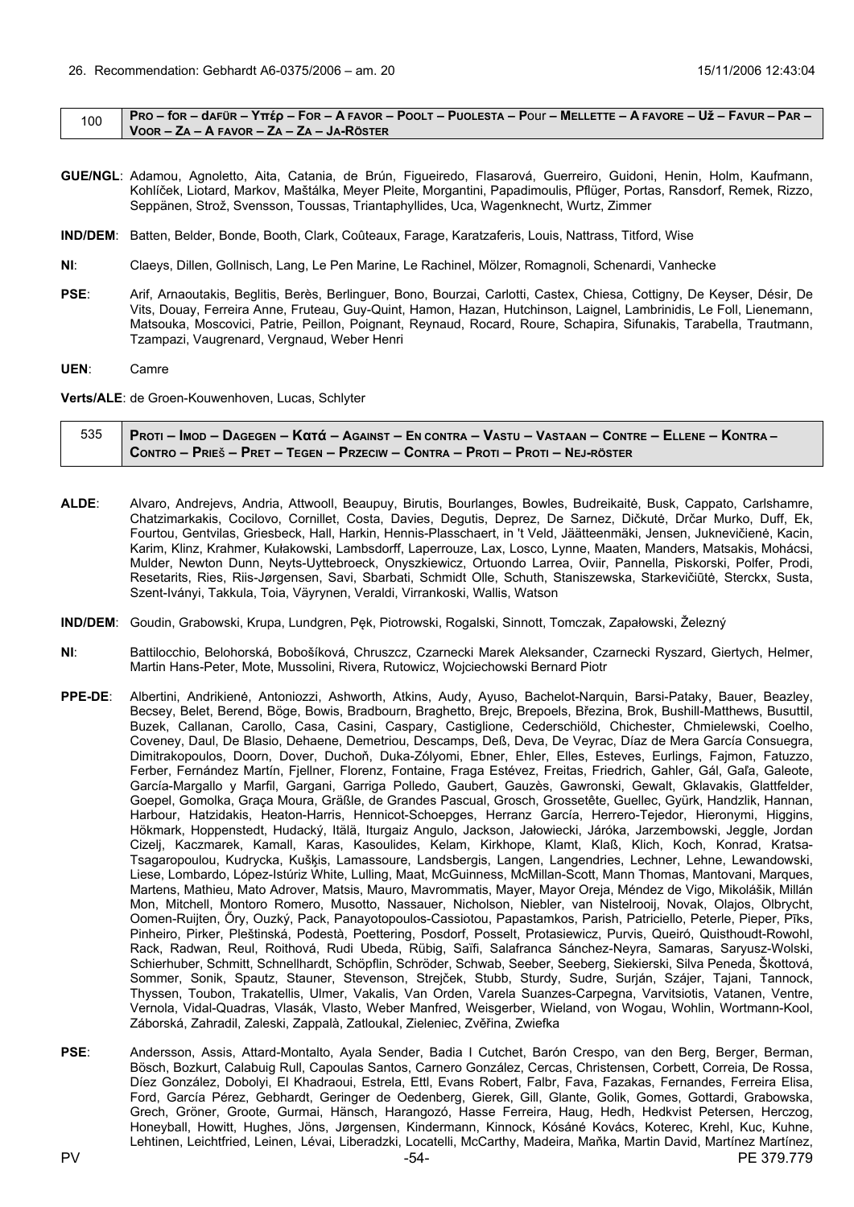26. Recommendation: Gebhardt A6-0375/2006 – am. 20 15/11/2006 12:43:04

| 100 | **Pro – for – dafür – Υπέρ – For – A favor – Poolt – Puolesta – Pour – Mellette – A favore – Už – Favur – Par – Voor – Za – A favor – Za – Za – Ja-röster** |
|---|---|

**GUE/NGL**: Adamou, Agnoletto, Aita, Catania, de Brún, Figueiredo, Flasarová, Guerreiro, Guidoni, Henin, Holm, Kaufmann, Kohlíček, Liotard, Markov, Maštálka, Meyer Pleite, Morgantini, Papadimoulis, Pflüger, Portas, Ransdorf, Remek, Rizzo, Seppänen, Strož, Svensson, Toussas, Triantaphyllides, Uca, Wagenknecht, Wurtz, Zimmer

**IND/DEM**: Batten, Belder, Bonde, Booth, Clark, Coûteaux, Farage, Karatzaferis, Louis, Nattrass, Titford, Wise

**NI**: Claeys, Dillen, Gollnisch, Lang, Le Pen Marine, Le Rachinel, Mölzer, Romagnoli, Schenardi, Vanhecke

**PSE**: Arif, Arnaoutakis, Beglitis, Berès, Berlinguer, Bono, Bourzai, Carlotti, Castex, Chiesa, Cottigny, De Keyser, Désir, De Vits, Douay, Ferreira Anne, Fruteau, Guy-Quint, Hamon, Hazan, Hutchinson, Laignel, Lambrinidis, Le Foll, Lienemann, Matsouka, Moscovici, Patrie, Peillon, Poignant, Reynaud, Rocard, Roure, Schapira, Sifunakis, Tarabella, Trautmann, Tzampazi, Vaugrenard, Vergnaud, Weber Henri

**UEN**: Camre

**Verts/ALE**: de Groen-Kouwenhoven, Lucas, Schlyter

| 535 | **Proti – Imod – Dagegen – Κατά – Against – En contra – Vastu – Vastaan – Contre – Ellene – Kontra – Contro – Prieš – Pret – Tegen – Przeciw – Contra – Proti – Proti – Nej-röster** |
|---|---|

**ALDE**: Alvaro, Andrejevs, Andria, Attwooll, Beaupuy, Birutis, Bourlanges, Bowles, Budreikaitė, Busk, Cappato, Carlshamre, Chatzimarkakis, Cocilovo, Cornillet, Costa, Davies, Degutis, Deprez, De Sarnez, Dičkutė, Drčar Murko, Duff, Ek, Fourtou, Gentvilas, Griesbeck, Hall, Harkin, Hennis-Plasschaert, in 't Veld, Jäätteenmäki, Jensen, Juknevičienė, Kacin, Karim, Klinz, Krahmer, Kułakowski, Lambsdorff, Laperrouze, Lax, Losco, Lynne, Maaten, Manders, Matsakis, Mohácsi, Mulder, Newton Dunn, Neyts-Uyttebroeck, Onyszkiewicz, Ortuondo Larrea, Oviir, Pannella, Piskorski, Polfer, Prodi, Resetarits, Ries, Riis-Jørgensen, Savi, Sbarbati, Schmidt Olle, Schuth, Staniszewska, Starkevičiūtė, Sterckx, Susta, Szent-Iványi, Takkula, Toia, Väyrynen, Veraldi, Virrankoski, Wallis, Watson

**IND/DEM**: Goudin, Grabowski, Krupa, Lundgren, Pęk, Piotrowski, Rogalski, Sinnott, Tomczak, Zapałowski, Železný

**NI**: Battilocchio, Belohorská, Bobošíková, Chruszcz, Czarnecki Marek Aleksander, Czarnecki Ryszard, Giertych, Helmer, Martin Hans-Peter, Mote, Mussolini, Rivera, Rutowicz, Wojciechowski Bernard Piotr

**PPE-DE**: Albertini, Andrikienė, Antoniozzi, Ashworth, Atkins, Audy, Ayuso, Bachelot-Narquin, Barsi-Pataky, Bauer, Beazley, Becsey, Belet, Berend, Böge, Bowis, Bradbourn, Braghetto, Brejc, Brepoels, Březina, Brok, Bushill-Matthews, Busuttil, Buzek, Callanan, Carollo, Casa, Casini, Caspary, Castiglione, Cederschiöld, Chichester, Chmielewski, Coelho, Coveney, Daul, De Blasio, Dehaene, Demetriou, Descamps, Deß, Deva, De Veyrac, Díaz de Mera García Consuegra, Dimitrakopoulos, Doorn, Dover, Duchoň, Duka-Zólyomi, Ebner, Ehler, Elles, Esteves, Eurlings, Fajmon, Fatuzzo, Ferber, Fernández Martín, Fjellner, Florenz, Fontaine, Fraga Estévez, Freitas, Friedrich, Gahler, Gál, Gaľa, Galeote, García-Margallo y Marfil, Gargani, Garriga Polledo, Gaubert, Gauzès, Gawronski, Gewalt, Gklavakis, Glattfelder, Goepel, Gomolka, Graça Moura, Gräßle, de Grandes Pascual, Grosch, Grossetête, Guellec, Gyürk, Handzlik, Hannan, Harbour, Hatzidakis, Heaton-Harris, Hennicot-Schoepges, Herranz García, Herrero-Tejedor, Hieronymi, Higgins, Hökmark, Hoppenstedt, Hudacký, Itälä, Iturgaiz Angulo, Jackson, Jałowiecki, Járóka, Jarzembowski, Jeggle, Jordan Cizelj, Kaczmarek, Kamall, Karas, Kasoulides, Kelam, Kirkhope, Klamt, Klaß, Klich, Koch, Konrad, Kratsa-Tsagaropoulou, Kudrycka, Kušķis, Lamassoure, Landsbergis, Langen, Langendries, Lechner, Lehne, Lewandowski, Liese, Lombardo, López-Istúriz White, Lulling, Maat, McGuinness, McMillan-Scott, Mann Thomas, Mantovani, Marques, Martens, Mathieu, Mato Adrover, Matsis, Mauro, Mavrommatis, Mayer, Mayor Oreja, Méndez de Vigo, Mikolášik, Millán Mon, Mitchell, Montoro Romero, Musotto, Nassauer, Nicholson, Niebler, van Nistelrooij, Novak, Olajos, Olbrycht, Oomen-Ruijten, Őry, Ouzký, Pack, Panayotopoulos-Cassiotou, Papastamkos, Parish, Patriciello, Peterle, Pieper, Pīks, Pinheiro, Pirker, Pleštinská, Podestà, Poettering, Posdorf, Posselt, Protasiewicz, Purvis, Queiró, Quisthoudt-Rowohl, Rack, Radwan, Reul, Roithová, Rudi Ubeda, Rübig, Saïfi, Salafranca Sánchez-Neyra, Samaras, Saryusz-Wolski, Schierhuber, Schmitt, Schnellhardt, Schöpflin, Schröder, Schwab, Seeber, Seeberg, Siekierski, Silva Peneda, Škottová, Sommer, Sonik, Spautz, Stauner, Stevenson, Strejček, Stubb, Sturdy, Sudre, Surján, Szájer, Tajani, Tannock, Thyssen, Toubon, Trakatellis, Ulmer, Vakalis, Van Orden, Varela Suanzes-Carpegna, Varvitsiotis, Vatanen, Ventre, Vernola, Vidal-Quadras, Vlasák, Vlasto, Weber Manfred, Weisgerber, Wieland, von Wogau, Wohlin, Wortmann-Kool, Záborská, Zahradil, Zaleski, Zappalà, Zatloukal, Zieleniec, Zvěřina, Zwiefka

**PSE**: Andersson, Assis, Attard-Montalto, Ayala Sender, Badia I Cutchet, Barón Crespo, van den Berg, Berger, Berman, Bösch, Bozkurt, Calabuig Rull, Capoulas Santos, Carnero González, Cercas, Christensen, Corbett, Correia, De Rossa, Díez González, Dobolyi, El Khadraoui, Estrela, Ettl, Evans Robert, Falbr, Fava, Fazakas, Fernandes, Ferreira Elisa, Ford, García Pérez, Gebhardt, Geringer de Oedenberg, Gierek, Gill, Glante, Golik, Gomes, Gottardi, Grabowska, Grech, Gröner, Groote, Gurmai, Hänsch, Harangozó, Hasse Ferreira, Haug, Hedh, Hedkvist Petersen, Herczog, Honeyball, Howitt, Hughes, Jöns, Jørgensen, Kindermann, Kinnock, Kósáné Kovács, Koterec, Krehl, Kuc, Kuhne, Lehtinen, Leichtfried, Leinen, Lévai, Liberadzki, Locatelli, McCarthy, Madeira, Maňka, Martin David, Martínez Martínez,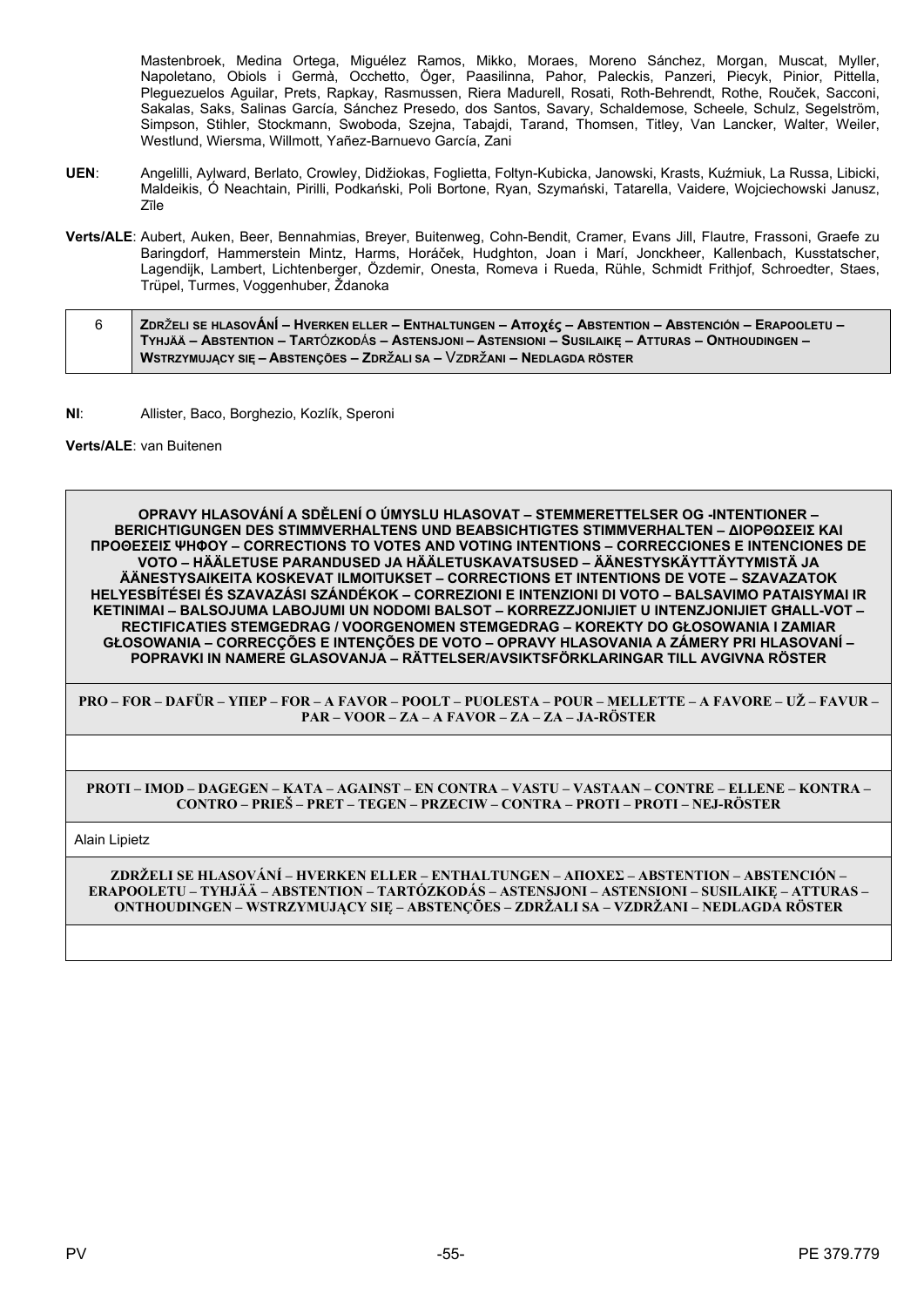Mastenbroek, Medina Ortega, Miguélez Ramos, Mikko, Moraes, Moreno Sánchez, Morgan, Muscat, Myller, Napoletano, Obiols i Germà, Occhetto, Öger, Paasilinna, Pahor, Paleckis, Panzeri, Piecyk, Pinior, Pittella, Pleguezuelos Aguilar, Prets, Rapkay, Rasmussen, Riera Madurell, Rosati, Roth-Behrendt, Rothe, Rouček, Sacconi, Sakalas, Saks, Salinas García, Sánchez Presedo, dos Santos, Savary, Schaldemose, Scheele, Schulz, Segelström, Simpson, Stihler, Stockmann, Swoboda, Szejna, Tabajdi, Tarand, Thomsen, Titley, Van Lancker, Walter, Weiler, Westlund, Wiersma, Willmott, Yañez-Barnuevo García, Zani

**UEN**: Angelilli, Aylward, Berlato, Crowley, Didžiokas, Foglietta, Foltyn-Kubicka, Janowski, Krasts, Kuźmiuk, La Russa, Libicki, Maldeikis, Ó Neachtain, Pirilli, Podkański, Poli Bortone, Ryan, Szymański, Tatarella, Vaidere, Wojciechowski Janusz, Zīle

**Verts/ALE**: Aubert, Auken, Beer, Bennahmias, Breyer, Buitenweg, Cohn-Bendit, Cramer, Evans Jill, Flautre, Frassoni, Graefe zu Baringdorf, Hammerstein Mintz, Harms, Horáček, Hudghton, Joan i Marí, Jonckheer, Kallenbach, Kusstatscher, Lagendijk, Lambert, Lichtenberger, Özdemir, Onesta, Romeva i Rueda, Rühle, Schmidt Frithjof, Schroedter, Staes, Trüpel, Turmes, Voggenhuber, Ždanoka

| 6 | **ZDRŽELI SE HLASOVÁNÍ – HVERKEN ELLER – ENTHALTUNGEN – Αποχές – ABSTENTION – ABSTENCIÓN – ERAPOOLETU – TYHJÄÄ – ABSTENTION – TARTÓZKODÁS – ASTENSJONI – ASTENSIONI – SUSILAIKĘ – ATTURAS – ONTHOUDINGEN – WSTRZYMUJĄCY SIĘ – ABSTENÇÕES – ZDRŽALI SA – VZDRŽANI – NEDLAGDA RÖSTER** |
|---|---|

**NI**: Allister, Baco, Borghezio, Kozlík, Speroni

**Verts/ALE**: van Buitenen

| **OPRAVY HLASOVÁNÍ A SDĚLENÍ O ÚMYSLU HLASOVAT – STEMMERETTELSER OG -INTENTIONER – BERICHTIGUNGEN DES STIMMVERHALTENS UND BEABSICHTIGTES STIMMVERHALTEN – ΔΙΟΡΘΩΣΕΙΣ ΚΑΙ ΠΡΟΘΕΣΕΙΣ ΨΗΦΟΥ – CORRECTIONS TO VOTES AND VOTING INTENTIONS – CORRECCIONES E INTENCIONES DE VOTO – HÄÄLETUSE PARANDUSED JA HÄÄLETUSKAVATSUSED – ÄÄNESTYSKÄYTTÄYTYMISTÄ JA ÄÄNESTYSAIKEITA KOSKEVAT ILMOITUKSET – CORRECTIONS ET INTENTIONS DE VOTE – SZAVAZATOK HELYESBÍTÉSEI ÉS SZAVAZÁSI SZÁNDÉKOK – CORREZIONI E INTENZIONI DI VOTO – BALSAVIMO PATAISYMAI IR KETINIMAI – BALSOJUMA LABOJUMI UN NODOMI BALSOT – KORREZZJONIJIET U INTENZJONIJIET GĦALL-VOT – RECTIFICATIES STEMGEDRAG / VOORGENOMEN STEMGEDRAG – KOREKTY DO GŁOSOWANIA I ZAMIAR GŁOSOWANIA – CORRECÇÕES E INTENÇÕES DE VOTO – OPRAVY HLASOVANIA A ZÁMERY PRI HLASOVANÍ – POPRAVKI IN NAMERE GLASOVANJA – RÄTTELSER/AVSIKTSFÖRKLARINGAR TILL AVGIVNA RÖSTER** |
|---|
| **PRO – FOR – DAFÜR – ΥΠΕΡ – FOR – A FAVOR – POOLT – PUOLESTA – POUR – MELLETTE – A FAVORE – UŽ – FAVUR – PAR – VOOR – ZA – A FAVOR – ZA – ZA – JA-RÖSTER** |
| |
| **PROTI – IMOD – DAGEGEN – ΚΑΤΑ – AGAINST – EN CONTRA – VASTU – VASTAAN – CONTRE – ELLENE – KONTRA – CONTRO – PRIEŠ – PRET – TEGEN – PRZECIW – CONTRA – PROTI – PROTI – NEJ-RÖSTER** |
| Alain Lipietz |
| **ZDRŽELI SE HLASOVÁNÍ – HVERKEN ELLER – ENTHALTUNGEN – ΑΠΟΧΕΣ – ABSTENTION – ABSTENCIÓN – ERAPOOLETU – TYHJÄÄ – ABSTENTION – TARTÓZKODÁS – ASTENSJONI – ASTENSIONI – SUSILAIKĘ – ATTURAS – ONTHOUDINGEN – WSTRZYMUJĄCY SIĘ – ABSTENÇÕES – ZDRŽALI SA – VZDRŽANI – NEDLAGDA RÖSTER** |
| |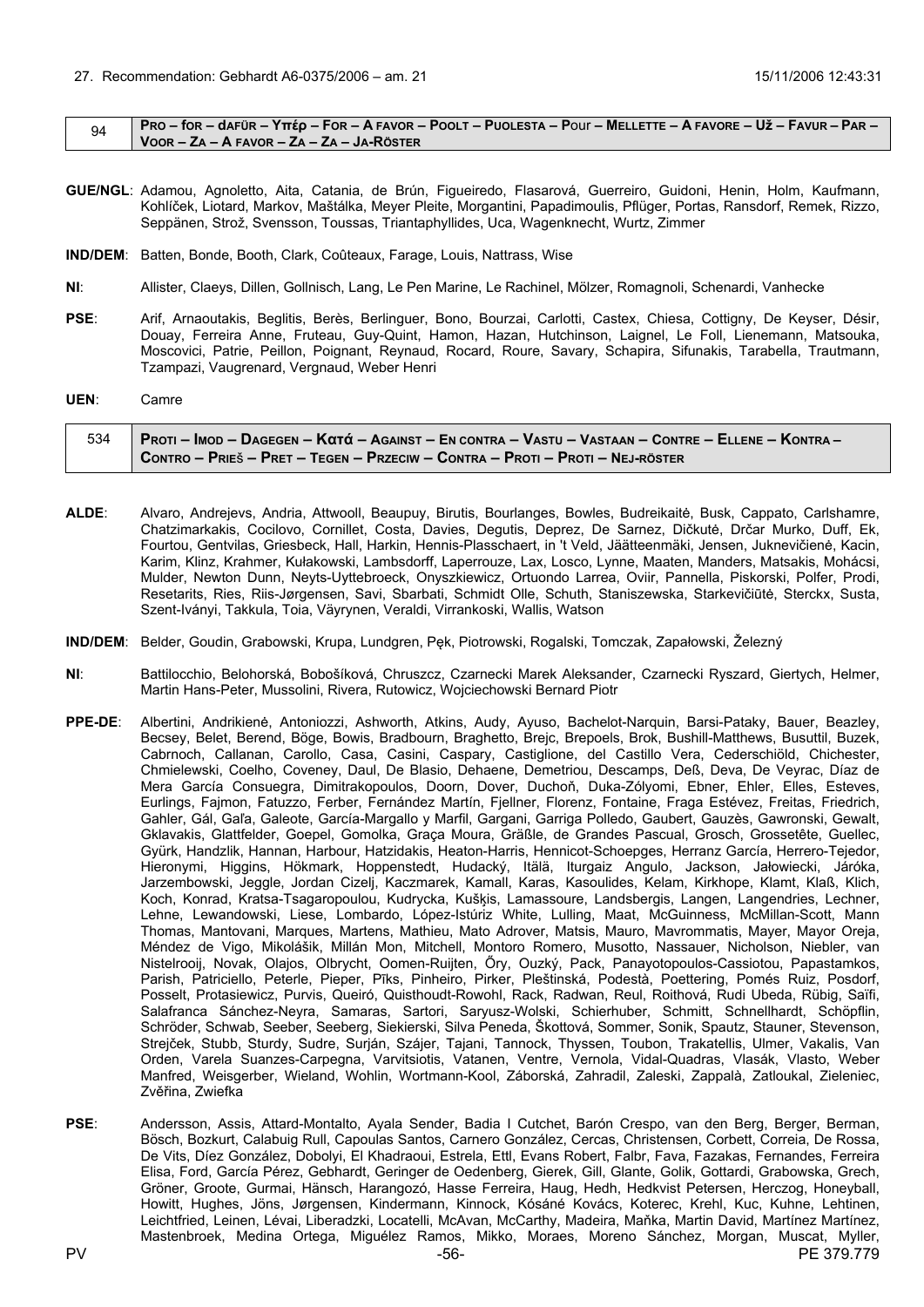27. Recommendation: Gebhardt A6-0375/2006 – am. 21 15/11/2006 12:43:31

| 94 | **PRO – for – dAFÜR – Υπέρ – FOR – A FAVOR – POOLT – PUOLESTA – Pour – MELLETTE – A FAVORE – UŽ – FAVUR – PAR – VOOR – ZA – A FAVOR – ZA – ZA – JA-RÖSTER** |
|---|---|

**GUE/NGL**: Adamou, Agnoletto, Aita, Catania, de Brún, Figueiredo, Flasarová, Guerreiro, Guidoni, Henin, Holm, Kaufmann, Kohlíček, Liotard, Markov, Maštálka, Meyer Pleite, Morgantini, Papadimoulis, Pflüger, Portas, Ransdorf, Remek, Rizzo, Seppänen, Strož, Svensson, Toussas, Triantaphyllides, Uca, Wagenknecht, Wurtz, Zimmer

**IND/DEM**: Batten, Bonde, Booth, Clark, Coûteaux, Farage, Louis, Nattrass, Wise

**NI**: Allister, Claeys, Dillen, Gollnisch, Lang, Le Pen Marine, Le Rachinel, Mölzer, Romagnoli, Schenardi, Vanhecke

**PSE**: Arif, Arnaoutakis, Beglitis, Berès, Berlinguer, Bono, Bourzai, Carlotti, Castex, Chiesa, Cottigny, De Keyser, Désir, Douay, Ferreira Anne, Fruteau, Guy-Quint, Hamon, Hazan, Hutchinson, Laignel, Le Foll, Lienemann, Matsouka, Moscovici, Patrie, Peillon, Poignant, Reynaud, Rocard, Roure, Savary, Schapira, Sifunakis, Tarabella, Trautmann, Tzampazi, Vaugrenard, Vergnaud, Weber Henri

**UEN**: Camre

| 534 | **PROTI – IMOD – DAGEGEN – Κατά – AGAINST – EN CONTRA – VASTU – VASTAAN – CONTRE – ELLENE – KONTRA – CONTRO – PRIEŠ – PRET – TEGEN – PRZECIW – CONTRA – PROTI – PROTI – NEJ-RÖSTER** |
|---|---|

**ALDE**: Alvaro, Andrejevs, Andria, Attwooll, Beaupuy, Birutis, Bourlanges, Bowles, Budreikaitė, Busk, Cappato, Carlshamre, Chatzimarkakis, Cocilovo, Cornillet, Costa, Davies, Degutis, Deprez, De Sarnez, Dičkutė, Drčar Murko, Duff, Ek, Fourtou, Gentvilas, Griesbeck, Hall, Harkin, Hennis-Plasschaert, in 't Veld, Jäätteenmäki, Jensen, Juknevičienė, Kacin, Karim, Klinz, Krahmer, Kułakowski, Lambsdorff, Laperrouze, Lax, Losco, Lynne, Maaten, Manders, Matsakis, Mohácsi, Mulder, Newton Dunn, Neyts-Uyttebroeck, Onyszkiewicz, Ortuondo Larrea, Oviir, Pannella, Piskorski, Polfer, Prodi, Resetarits, Ries, Riis-Jørgensen, Savi, Sbarbati, Schmidt Olle, Schuth, Staniszewska, Starkevičiūtė, Sterckx, Susta, Szent-Iványi, Takkula, Toia, Väyrynen, Veraldi, Virrankoski, Wallis, Watson

**IND/DEM**: Belder, Goudin, Grabowski, Krupa, Lundgren, Pęk, Piotrowski, Rogalski, Tomczak, Zapałowski, Železný

**NI**: Battilocchio, Belohorská, Bobošíková, Chruszcz, Czarnecki Marek Aleksander, Czarnecki Ryszard, Giertych, Helmer, Martin Hans-Peter, Mussolini, Rivera, Rutowicz, Wojciechowski Bernard Piotr

**PPE-DE**: Albertini, Andrikienė, Antoniozzi, Ashworth, Atkins, Audy, Ayuso, Bachelot-Narquin, Barsi-Pataky, Bauer, Beazley, Becsey, Belet, Berend, Böge, Bowis, Bradbourn, Braghetto, Brejc, Brepoels, Brok, Bushill-Matthews, Busuttil, Buzek, Cabrnoch, Callanan, Carollo, Casa, Casini, Caspary, Castiglione, del Castillo Vera, Cederschiöld, Chichester, Chmielewski, Coelho, Coveney, Daul, De Blasio, Dehaene, Demetriou, Descamps, Deß, Deva, De Veyrac, Díaz de Mera García Consuegra, Dimitrakopoulos, Doorn, Dover, Duchoň, Duka-Zólyomi, Ebner, Ehler, Elles, Esteves, Eurlings, Fajmon, Fatuzzo, Ferber, Fernández Martín, Fjellner, Florenz, Fontaine, Fraga Estévez, Freitas, Friedrich, Gahler, Gál, Gaľa, Galeote, García-Margallo y Marfil, Gargani, Garriga Polledo, Gaubert, Gauzès, Gawronski, Gewalt, Gklavakis, Glattfelder, Goepel, Gomolka, Graça Moura, Gräßle, de Grandes Pascual, Grosch, Grossetête, Guellec, Gyürk, Handzlik, Hannan, Harbour, Hatzidakis, Heaton-Harris, Hennicot-Schoepges, Herranz García, Herrero-Tejedor, Hieronymi, Higgins, Hökmark, Hoppenstedt, Hudacký, Itälä, Iturgaiz Angulo, Jackson, Jałowiecki, Járóka, Jarzembowski, Jeggle, Jordan Cizelj, Kaczmarek, Kamall, Karas, Kasoulides, Kelam, Kirkhope, Klamt, Klaß, Klich, Koch, Konrad, Kratsa-Tsagaropoulou, Kudrycka, Kušķis, Lamassoure, Landsbergis, Langen, Langendries, Lechner, Lehne, Lewandowski, Liese, Lombardo, López-Istúriz White, Lulling, Maat, McGuinness, McMillan-Scott, Mann Thomas, Mantovani, Marques, Martens, Mathieu, Mato Adrover, Matsis, Mauro, Mavrommatis, Mayer, Mayor Oreja, Méndez de Vigo, Mikolášik, Millán Mon, Mitchell, Montoro Romero, Musotto, Nassauer, Nicholson, Niebler, van Nistelrooij, Novak, Olajos, Olbrycht, Oomen-Ruijten, Őry, Ouzký, Pack, Panayotopoulos-Cassiotou, Papastamkos, Parish, Patriciello, Peterle, Pieper, Pīks, Pinheiro, Pirker, Pleštinská, Podestà, Poettering, Pomés Ruiz, Posdorf, Posselt, Protasiewicz, Purvis, Queiró, Quisthoudt-Rowohl, Rack, Radwan, Reul, Roithová, Rudi Ubeda, Rübig, Saïfi, Salafranca Sánchez-Neyra, Samaras, Sartori, Saryusz-Wolski, Schierhuber, Schmitt, Schnellhardt, Schöpflin, Schröder, Schwab, Seeber, Seeberg, Siekierski, Silva Peneda, Škottová, Sommer, Sonik, Spautz, Stauner, Stevenson, Strejček, Stubb, Sturdy, Sudre, Surján, Szájer, Tajani, Tannock, Thyssen, Toubon, Trakatellis, Ulmer, Vakalis, Van Orden, Varela Suanzes-Carpegna, Varvitsiotis, Vatanen, Ventre, Vernola, Vidal-Quadras, Vlasák, Vlasto, Weber Manfred, Weisgerber, Wieland, Wohlin, Wortmann-Kool, Záborská, Zahradil, Zaleski, Zappalà, Zatloukal, Zieleniec, Zvěřina, Zwiefka

**PSE**: Andersson, Assis, Attard-Montalto, Ayala Sender, Badia I Cutchet, Barón Crespo, van den Berg, Berger, Berman, Bösch, Bozkurt, Calabuig Rull, Capoulas Santos, Carnero González, Cercas, Christensen, Corbett, Correia, De Rossa, De Vits, Díez González, Dobolyi, El Khadraoui, Estrela, Ettl, Evans Robert, Falbr, Fava, Fazakas, Fernandes, Ferreira Elisa, Ford, García Pérez, Gebhardt, Geringer de Oedenberg, Gierek, Gill, Glante, Golik, Gottardi, Grabowska, Grech, Gröner, Groote, Gurmai, Hänsch, Harangozó, Hasse Ferreira, Haug, Hedh, Hedkvist Petersen, Herczog, Honeyball, Howitt, Hughes, Jöns, Jørgensen, Kindermann, Kinnock, Kósáné Kovács, Koterec, Krehl, Kuc, Kuhne, Lehtinen, Leichtfried, Leinen, Lévai, Liberadzki, Locatelli, McAvan, McCarthy, Madeira, Maňka, Martin David, Martínez Martínez, Mastenbroek, Medina Ortega, Miguélez Ramos, Mikko, Moraes, Moreno Sánchez, Morgan, Muscat, Myller,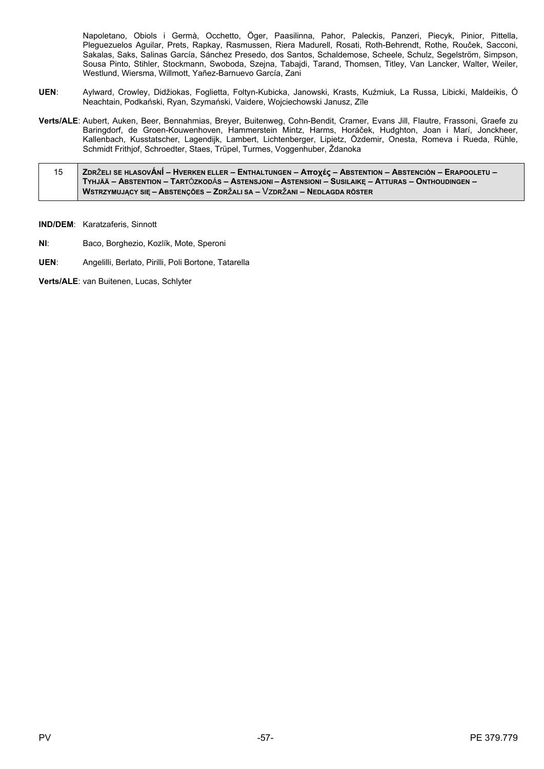Napoletano, Obiols i Germà, Occhetto, Öger, Paasilinna, Pahor, Paleckis, Panzeri, Piecyk, Pinior, Pittella, Pleguezuelos Aguilar, Prets, Rapkay, Rasmussen, Riera Madurell, Rosati, Roth-Behrendt, Rothe, Rouček, Sacconi, Sakalas, Saks, Salinas García, Sánchez Presedo, dos Santos, Schaldemose, Scheele, Schulz, Segelström, Simpson, Sousa Pinto, Stihler, Stockmann, Swoboda, Szejna, Tabajdi, Tarand, Thomsen, Titley, Van Lancker, Walter, Weiler, Westlund, Wiersma, Willmott, Yañez-Barnuevo García, Zani

**UEN**: Aylward, Crowley, Didžiokas, Foglietta, Foltyn-Kubicka, Janowski, Krasts, Kuźmiuk, La Russa, Libicki, Maldeikis, Ó Neachtain, Podkański, Ryan, Szymański, Vaidere, Wojciechowski Janusz, Zīle

**Verts/ALE**: Aubert, Auken, Beer, Bennahmias, Breyer, Buitenweg, Cohn-Bendit, Cramer, Evans Jill, Flautre, Frassoni, Graefe zu Baringdorf, de Groen-Kouwenhoven, Hammerstein Mintz, Harms, Horáček, Hudghton, Joan i Marí, Jonckheer, Kallenbach, Kusstatscher, Lagendijk, Lambert, Lichtenberger, Lipietz, Özdemir, Onesta, Romeva i Rueda, Rühle, Schmidt Frithjof, Schroedter, Staes, Trüpel, Turmes, Voggenhuber, Ždanoka

| 15 | **ZDRŽELI SE HLASOVÁNÍ – HVERKEN ELLER – ENTHALTUNGEN – Αποχές – ABSTENTION – ABSTENCIÓN – ERAPOOLETU – TYHJÄÄ – ABSTENTION – TARTÓZKODÁS – ASTENSJONI – ASTENSIONI – SUSILAIKĘ – ATTURAS – ONTHOUDINGEN – WSTRZYMUJĄCY SIĘ – ABSTENÇÕES – ZDRŽALI SA – VZDRŽANI – NEDLAGDA RÖSTER** |
|---|---|

**IND/DEM**: Karatzaferis, Sinnott

**NI**: Baco, Borghezio, Kozlík, Mote, Speroni

**UEN**: Angelilli, Berlato, Pirilli, Poli Bortone, Tatarella

**Verts/ALE**: van Buitenen, Lucas, Schlyter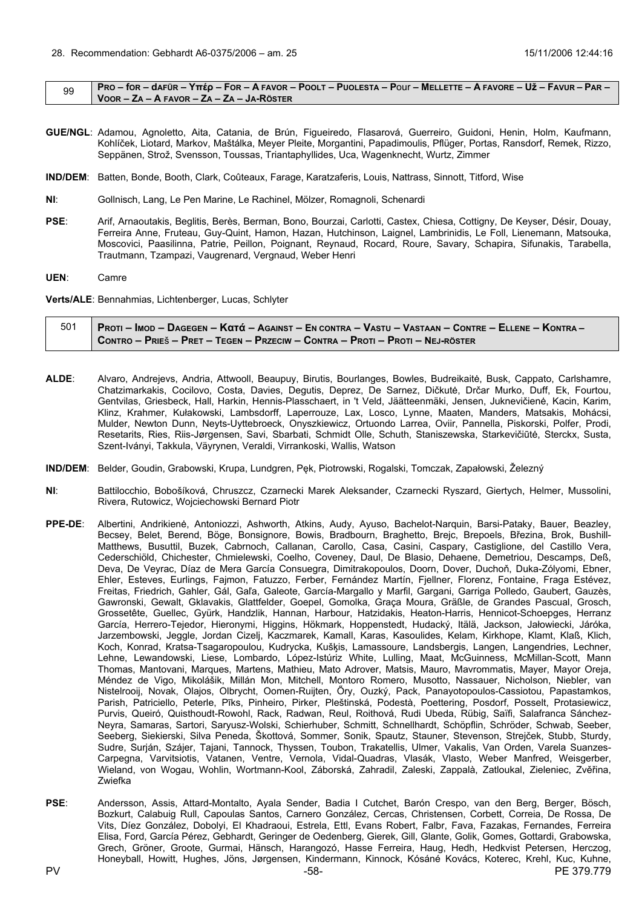28. Recommendation: Gebhardt A6-0375/2006 – am. 25 15/11/2006 12:44:16

| 99 | PRO – for – dAFÜR – Υπέρ – FOR – A FAVOR – POOLT – PUOLESTA – POur – MELLETTE – A FAVORE – UŽ – FAVUR – PAR – VOOR – ZA – A FAVOR – ZA – ZA – JA-RÖSTER |
|---|---|

**GUE/NGL**: Adamou, Agnoletto, Aita, Catania, de Brún, Figueiredo, Flasarová, Guerreiro, Guidoni, Henin, Holm, Kaufmann, Kohlíček, Liotard, Markov, Maštálka, Meyer Pleite, Morgantini, Papadimoulis, Pflüger, Portas, Ransdorf, Remek, Rizzo, Seppänen, Strož, Svensson, Toussas, Triantaphyllides, Uca, Wagenknecht, Wurtz, Zimmer

**IND/DEM**: Batten, Bonde, Booth, Clark, Coûteaux, Farage, Karatzaferis, Louis, Nattrass, Sinnott, Titford, Wise

**NI**: Gollnisch, Lang, Le Pen Marine, Le Rachinel, Mölzer, Romagnoli, Schenardi

**PSE**: Arif, Arnaoutakis, Beglitis, Berès, Berman, Bono, Bourzai, Carlotti, Castex, Chiesa, Cottigny, De Keyser, Désir, Douay, Ferreira Anne, Fruteau, Guy-Quint, Hamon, Hazan, Hutchinson, Laignel, Lambrinidis, Le Foll, Lienemann, Matsouka, Moscovici, Paasilinna, Patrie, Peillon, Poignant, Reynaud, Rocard, Roure, Savary, Schapira, Sifunakis, Tarabella, Trautmann, Tzampazi, Vaugrenard, Vergnaud, Weber Henri

**UEN**: Camre

**Verts/ALE**: Bennahmias, Lichtenberger, Lucas, Schlyter

| 501 | PROTI – IMOD – DAGEGEN – Κατά – AGAINST – EN CONTRA – VASTU – VASTAAN – CONTRE – ELLENE – KONTRA – CONTRO – PRIEŠ – PRET – TEGEN – PRZECIW – CONTRA – PROTI – PROTI – NEJ-RÖSTER |
|---|---|

**ALDE**: Alvaro, Andrejevs, Andria, Attwooll, Beaupuy, Birutis, Bourlanges, Bowles, Budreikaitė, Busk, Cappato, Carlshamre, Chatzimarkakis, Cocilovo, Costa, Davies, Degutis, Deprez, De Sarnez, Dičkutė, Drčar Murko, Duff, Ek, Fourtou, Gentvilas, Griesbeck, Hall, Harkin, Hennis-Plasschaert, in 't Veld, Jäätteenmäki, Jensen, Juknevičienė, Kacin, Karim, Klinz, Krahmer, Kułakowski, Lambsdorff, Laperrouze, Lax, Losco, Lynne, Maaten, Manders, Matsakis, Mohácsi, Mulder, Newton Dunn, Neyts-Uyttebroeck, Onyszkiewicz, Ortuondo Larrea, Oviir, Pannella, Piskorski, Polfer, Prodi, Resetarits, Ries, Riis-Jørgensen, Savi, Sbarbati, Schmidt Olle, Schuth, Staniszewska, Starkevičiūtė, Sterckx, Susta, Szent-Iványi, Takkula, Väyrynen, Veraldi, Virrankoski, Wallis, Watson

**IND/DEM**: Belder, Goudin, Grabowski, Krupa, Lundgren, Pęk, Piotrowski, Rogalski, Tomczak, Zapałowski, Železný

**NI**: Battilocchio, Bobošíková, Chruszcz, Czarnecki Marek Aleksander, Czarnecki Ryszard, Giertych, Helmer, Mussolini, Rivera, Rutowicz, Wojciechowski Bernard Piotr

**PPE-DE**: Albertini, Andrikienė, Antoniozzi, Ashworth, Atkins, Audy, Ayuso, Bachelot-Narquin, Barsi-Pataky, Bauer, Beazley, Becsey, Belet, Berend, Böge, Bonsignore, Bowis, Bradbourn, Braghetto, Brejc, Brepoels, Březina, Brok, Bushill-Matthews, Busuttil, Buzek, Cabrnoch, Callanan, Carollo, Casa, Casini, Caspary, Castiglione, del Castillo Vera, Cederschiöld, Chichester, Chmielewski, Coelho, Coveney, Daul, De Blasio, Dehaene, Demetriou, Descamps, Deß, Deva, De Veyrac, Díaz de Mera García Consuegra, Dimitrakopoulos, Doorn, Dover, Duchoň, Duka-Zólyomi, Ebner, Ehler, Esteves, Eurlings, Fajmon, Fatuzzo, Ferber, Fernández Martín, Fjellner, Florenz, Fontaine, Fraga Estévez, Freitas, Friedrich, Gahler, Gál, Gaľa, Galeote, García-Margallo y Marfil, Gargani, Garriga Polledo, Gaubert, Gauzès, Gawronski, Gewalt, Gklavakis, Glattfelder, Goepel, Gomolka, Graça Moura, Gräßle, de Grandes Pascual, Grosch, Grossetête, Guellec, Gyürk, Handzlik, Hannan, Harbour, Hatzidakis, Heaton-Harris, Hennicot-Schoepges, Herranz García, Herrero-Tejedor, Hieronymi, Higgins, Hökmark, Hoppenstedt, Hudacký, Itälä, Jackson, Jałowiecki, Járóka, Jarzembowski, Jeggle, Jordan Cizelj, Kaczmarek, Kamall, Karas, Kasoulides, Kelam, Kirkhope, Klamt, Klaß, Klich, Koch, Konrad, Kratsa-Tsagaropoulou, Kudrycka, Kušķis, Lamassoure, Landsbergis, Langen, Langendries, Lechner, Lehne, Lewandowski, Liese, Lombardo, López-Istúriz White, Lulling, Maat, McGuinness, McMillan-Scott, Mann Thomas, Mantovani, Marques, Martens, Mathieu, Mato Adrover, Matsis, Mauro, Mavrommatis, Mayer, Mayor Oreja, Méndez de Vigo, Mikolášik, Millán Mon, Mitchell, Montoro Romero, Musotto, Nassauer, Nicholson, Niebler, van Nistelrooij, Novak, Olajos, Olbrycht, Oomen-Ruijten, Őry, Ouzký, Pack, Panayotopoulos-Cassiotou, Papastamkos, Parish, Patriciello, Peterle, Pīks, Pinheiro, Pirker, Pleštinská, Podestà, Poettering, Posdorf, Posselt, Protasiewicz, Purvis, Queiró, Quisthoudt-Rowohl, Rack, Radwan, Reul, Roithová, Rudi Ubeda, Rübig, Saïfi, Salafranca Sánchez-Neyra, Samaras, Sartori, Saryusz-Wolski, Schierhuber, Schmitt, Schnellhardt, Schöpflin, Schröder, Schwab, Seeber, Seeberg, Siekierski, Silva Peneda, Škottová, Sommer, Sonik, Spautz, Stauner, Stevenson, Strejček, Stubb, Sturdy, Sudre, Surján, Szájer, Tajani, Tannock, Thyssen, Toubon, Trakatellis, Ulmer, Vakalis, Van Orden, Varela Suanzes-Carpegna, Varvitsiotis, Vatanen, Ventre, Vernola, Vidal-Quadras, Vlasák, Vlasto, Weber Manfred, Weisgerber, Wieland, von Wogau, Wohlin, Wortmann-Kool, Záborská, Zahradil, Zaleski, Zappalà, Zatloukal, Zieleniec, Zvěřina, Zwiefka

**PSE**: Andersson, Assis, Attard-Montalto, Ayala Sender, Badia I Cutchet, Barón Crespo, van den Berg, Berger, Bösch, Bozkurt, Calabuig Rull, Capoulas Santos, Carnero González, Cercas, Christensen, Corbett, Correia, De Rossa, De Vits, Díez González, Dobolyi, El Khadraoui, Estrela, Ettl, Evans Robert, Falbr, Fava, Fazakas, Fernandes, Ferreira Elisa, Ford, García Pérez, Gebhardt, Geringer de Oedenberg, Gierek, Gill, Glante, Golik, Gomes, Gottardi, Grabowska, Grech, Gröner, Groote, Gurmai, Hänsch, Harangozó, Hasse Ferreira, Haug, Hedh, Hedkvist Petersen, Herczog, Honeyball, Howitt, Hughes, Jöns, Jørgensen, Kindermann, Kinnock, Kósáné Kovács, Koterec, Krehl, Kuc, Kuhne,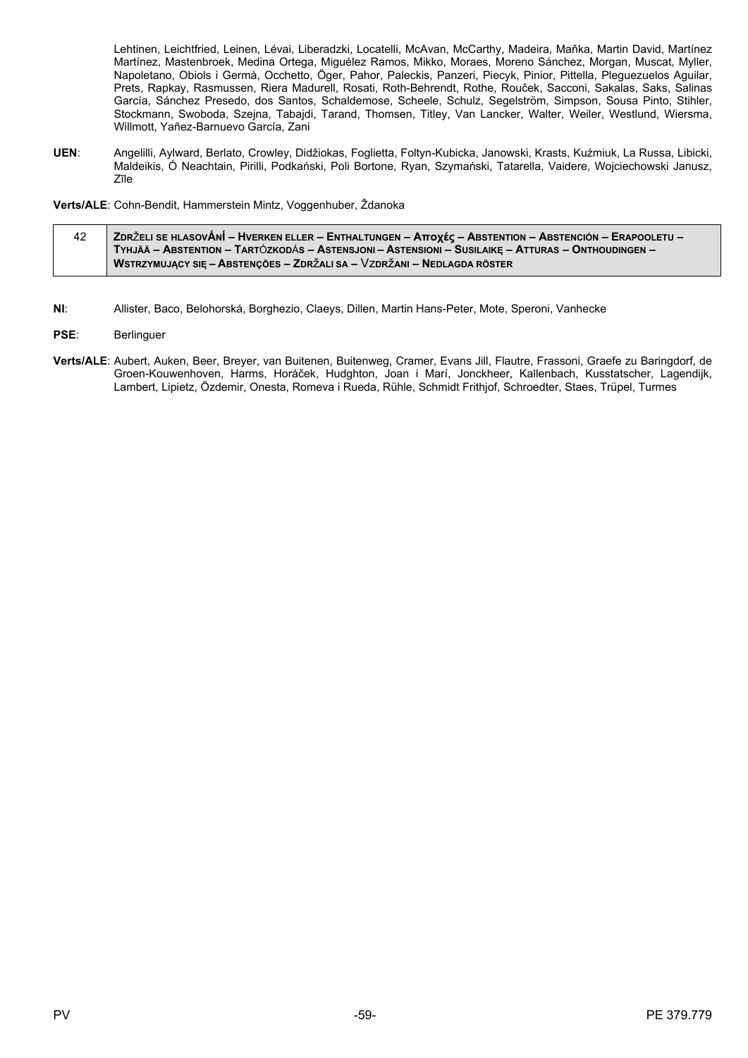Lehtinen, Leichtfried, Leinen, Lévai, Liberadzki, Locatelli, McAvan, McCarthy, Madeira, Maňka, Martin David, Martínez Martínez, Mastenbroek, Medina Ortega, Miguélez Ramos, Mikko, Moraes, Moreno Sánchez, Morgan, Muscat, Myller, Napoletano, Obiols i Germà, Occhetto, Öger, Pahor, Paleckis, Panzeri, Piecyk, Pinior, Pittella, Pleguezuelos Aguilar, Prets, Rapkay, Rasmussen, Riera Madurell, Rosati, Roth-Behrendt, Rothe, Rouček, Sacconi, Sakalas, Saks, Salinas García, Sánchez Presedo, dos Santos, Schaldemose, Scheele, Schulz, Segelström, Simpson, Sousa Pinto, Stihler, Stockmann, Swoboda, Szejna, Tabajdi, Tarand, Thomsen, Titley, Van Lancker, Walter, Weiler, Westlund, Wiersma, Willmott, Yañez-Barnuevo García, Zani

**UEN**: Angelilli, Aylward, Berlato, Crowley, Didžiokas, Foglietta, Foltyn-Kubicka, Janowski, Krasts, Kuźmiuk, La Russa, Libicki, Maldeikis, Ó Neachtain, Pirilli, Podkański, Poli Bortone, Ryan, Szymański, Tatarella, Vaidere, Wojciechowski Janusz, Zīle

**Verts/ALE**: Cohn-Bendit, Hammerstein Mintz, Voggenhuber, Ždanoka

| 42 | **ZDRŽELI SE HLASOVÁNÍ – HVERKEN ELLER – ENTHALTUNGEN – Αποχές – ABSTENTION – ABSTENCIÓN – ERAPOOLETU – TYHJÄÄ – ABSTENTION – TARTÓZKODÁS – ASTENSJONI – ASTENSIONI – SUSILAIKĘ – ATTURAS – ONTHOUDINGEN – WSTRZYMUJĄCY SIĘ – ABSTENÇÕES – ZDRŽALI SA – VZDRŽANI – NEDLAGDA RÖSTER** |
|---|---|

**NI**: Allister, Baco, Belohorská, Borghezio, Claeys, Dillen, Martin Hans-Peter, Mote, Speroni, Vanhecke

**PSE**: Berlinguer

**Verts/ALE**: Aubert, Auken, Beer, Breyer, van Buitenen, Buitenweg, Cramer, Evans Jill, Flautre, Frassoni, Graefe zu Baringdorf, de Groen-Kouwenhoven, Harms, Horáček, Hudghton, Joan i Marí, Jonckheer, Kallenbach, Kusstatscher, Lagendijk, Lambert, Lipietz, Özdemir, Onesta, Romeva i Rueda, Rühle, Schmidt Frithjof, Schroedter, Staes, Trüpel, Turmes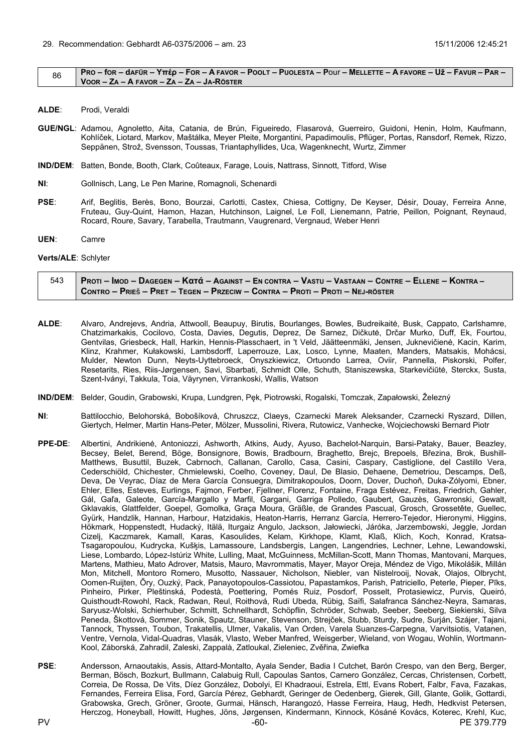29. Recommendation: Gebhardt A6-0375/2006 – am. 23 15/11/2006 12:45:21

| 86 | **PRO – for – dAFÜR – Υπέρ – FOR – A FAVOR – POOLT – PUOLESTA – Pour – MELLETTE – A FAVORE – UŽ – FAVUR – PAR – VOOR – ZA – A FAVOR – ZA – ZA – JA-RÖSTER** |
|---|---|

**ALDE**: Prodi, Veraldi

**GUE/NGL**: Adamou, Agnoletto, Aita, Catania, de Brún, Figueiredo, Flasarová, Guerreiro, Guidoni, Henin, Holm, Kaufmann, Kohlíček, Liotard, Markov, Maštálka, Meyer Pleite, Morgantini, Papadimoulis, Pflüger, Portas, Ransdorf, Remek, Rizzo, Seppänen, Strož, Svensson, Toussas, Triantaphyllides, Uca, Wagenknecht, Wurtz, Zimmer

**IND/DEM**: Batten, Bonde, Booth, Clark, Coûteaux, Farage, Louis, Nattrass, Sinnott, Titford, Wise

**NI**: Gollnisch, Lang, Le Pen Marine, Romagnoli, Schenardi

**PSE**: Arif, Beglitis, Berès, Bono, Bourzai, Carlotti, Castex, Chiesa, Cottigny, De Keyser, Désir, Douay, Ferreira Anne, Fruteau, Guy-Quint, Hamon, Hazan, Hutchinson, Laignel, Le Foll, Lienemann, Patrie, Peillon, Poignant, Reynaud, Rocard, Roure, Savary, Tarabella, Trautmann, Vaugrenard, Vergnaud, Weber Henri

**UEN**: Camre

**Verts/ALE**: Schlyter

| 543 | **PROTI – IMOD – DAGEGEN – Κατά – AGAINST – EN CONTRA – VASTU – VASTAAN – CONTRE – ELLENE – KONTRA – CONTRO – PRIEŠ – PRET – TEGEN – PRZECIW – CONTRA – PROTI – PROTI – NEJ-RÖSTER** |
|---|---|

**ALDE**: Alvaro, Andrejevs, Andria, Attwooll, Beaupuy, Birutis, Bourlanges, Bowles, Budreikaitė, Busk, Cappato, Carlshamre, Chatzimarkakis, Cocilovo, Costa, Davies, Degutis, Deprez, De Sarnez, Dičkutė, Drčar Murko, Duff, Ek, Fourtou, Gentvilas, Griesbeck, Hall, Harkin, Hennis-Plasschaert, in 't Veld, Jäätteenmäki, Jensen, Juknevičienė, Kacin, Karim, Klinz, Krahmer, Kułakowski, Lambsdorff, Laperrouze, Lax, Losco, Lynne, Maaten, Manders, Matsakis, Mohácsi, Mulder, Newton Dunn, Neyts-Uyttebroeck, Onyszkiewicz, Ortuondo Larrea, Oviir, Pannella, Piskorski, Polfer, Resetarits, Ries, Riis-Jørgensen, Savi, Sbarbati, Schmidt Olle, Schuth, Staniszewska, Starkevičiūtė, Sterckx, Susta, Szent-Iványi, Takkula, Toia, Väyrynen, Virrankoski, Wallis, Watson

**IND/DEM**: Belder, Goudin, Grabowski, Krupa, Lundgren, Pęk, Piotrowski, Rogalski, Tomczak, Zapałowski, Železný

**NI**: Battilocchio, Belohorská, Bobošíková, Chruszcz, Claeys, Czarnecki Marek Aleksander, Czarnecki Ryszard, Dillen, Giertych, Helmer, Martin Hans-Peter, Mölzer, Mussolini, Rivera, Rutowicz, Vanhecke, Wojciechowski Bernard Piotr

**PPE-DE**: Albertini, Andrikienė, Antoniozzi, Ashworth, Atkins, Audy, Ayuso, Bachelot-Narquin, Barsi-Pataky, Bauer, Beazley, Becsey, Belet, Berend, Böge, Bonsignore, Bowis, Bradbourn, Braghetto, Brejc, Brepoels, Březina, Brok, Bushill-Matthews, Busuttil, Buzek, Cabrnoch, Callanan, Carollo, Casa, Casini, Caspary, Castiglione, del Castillo Vera, Cederschiöld, Chichester, Chmielewski, Coelho, Coveney, Daul, De Blasio, Dehaene, Demetriou, Descamps, Deß, Deva, De Veyrac, Díaz de Mera García Consuegra, Dimitrakopoulos, Doorn, Dover, Duchoň, Duka-Zólyomi, Ebner, Ehler, Elles, Esteves, Eurlings, Fajmon, Ferber, Fjellner, Florenz, Fontaine, Fraga Estévez, Freitas, Friedrich, Gahler, Gál, Gaľa, Galeote, García-Margallo y Marfil, Gargani, Garriga Polledo, Gaubert, Gauzès, Gawronski, Gewalt, Gklavakis, Glattfelder, Goepel, Gomolka, Graça Moura, Gräßle, de Grandes Pascual, Grosch, Grossetête, Guellec, Gyürk, Handzlik, Hannan, Harbour, Hatzidakis, Heaton-Harris, Herranz García, Herrero-Tejedor, Hieronymi, Higgins, Hökmark, Hoppenstedt, Hudacký, Itälä, Iturgaiz Angulo, Jackson, Jałowiecki, Járóka, Jarzembowski, Jeggle, Jordan Cizelj, Kaczmarek, Kamall, Karas, Kasoulides, Kelam, Kirkhope, Klamt, Klaß, Klich, Koch, Konrad, Kratsa-Tsagaropoulou, Kudrycka, Kušķis, Lamassoure, Landsbergis, Langen, Langendries, Lechner, Lehne, Lewandowski, Liese, Lombardo, López-Istúriz White, Lulling, Maat, McGuinness, McMillan-Scott, Mann Thomas, Mantovani, Marques, Martens, Mathieu, Mato Adrover, Matsis, Mauro, Mavrommatis, Mayer, Mayor Oreja, Méndez de Vigo, Mikolášik, Millán Mon, Mitchell, Montoro Romero, Musotto, Nassauer, Nicholson, Niebler, van Nistelrooij, Novak, Olajos, Olbrycht, Oomen-Ruijten, Őry, Ouzký, Pack, Panayotopoulos-Cassiotou, Papastamkos, Parish, Patriciello, Peterle, Pieper, Pīks, Pinheiro, Pirker, Pleštinská, Podestà, Poettering, Pomés Ruiz, Posdorf, Posselt, Protasiewicz, Purvis, Queiró, Quisthoudt-Rowohl, Rack, Radwan, Reul, Roithová, Rudi Ubeda, Rübig, Saïfi, Salafranca Sánchez-Neyra, Samaras, Saryusz-Wolski, Schierhuber, Schmitt, Schnellhardt, Schöpflin, Schröder, Schwab, Seeber, Seeberg, Siekierski, Silva Peneda, Škottová, Sommer, Sonik, Spautz, Stauner, Stevenson, Strejček, Stubb, Sturdy, Sudre, Surján, Szájer, Tajani, Tannock, Thyssen, Toubon, Trakatellis, Ulmer, Vakalis, Van Orden, Varela Suanzes-Carpegna, Varvitsiotis, Vatanen, Ventre, Vernola, Vidal-Quadras, Vlasák, Vlasto, Weber Manfred, Weisgerber, Wieland, von Wogau, Wohlin, Wortmann-Kool, Záborská, Zahradil, Zaleski, Zappalà, Zatloukal, Zieleniec, Zvěřina, Zwiefka

**PSE**: Andersson, Arnaoutakis, Assis, Attard-Montalto, Ayala Sender, Badia I Cutchet, Barón Crespo, van den Berg, Berger, Berman, Bösch, Bozkurt, Bullmann, Calabuig Rull, Capoulas Santos, Carnero González, Cercas, Christensen, Corbett, Correia, De Rossa, De Vits, Díez González, Dobolyi, El Khadraoui, Estrela, Ettl, Evans Robert, Falbr, Fava, Fazakas, Fernandes, Ferreira Elisa, Ford, García Pérez, Gebhardt, Geringer de Oedenberg, Gierek, Gill, Glante, Golik, Gottardi, Grabowska, Grech, Gröner, Groote, Gurmai, Hänsch, Harangozó, Hasse Ferreira, Haug, Hedh, Hedkvist Petersen, Herczog, Honeyball, Howitt, Hughes, Jöns, Jørgensen, Kindermann, Kinnock, Kósáné Kovács, Koterec, Krehl, Kuc,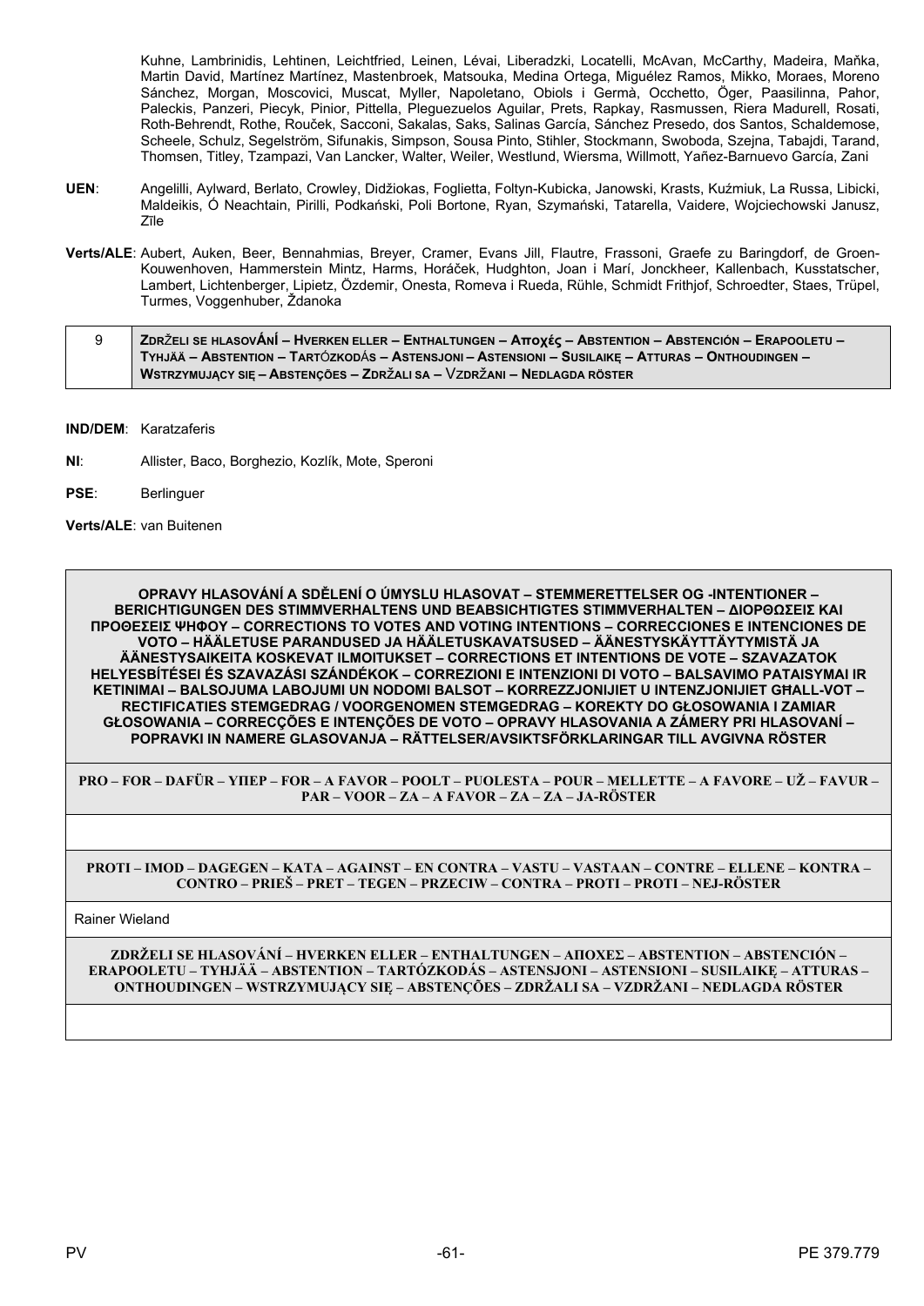Kuhne, Lambrinidis, Lehtinen, Leichtfried, Leinen, Lévai, Liberadzki, Locatelli, McAvan, McCarthy, Madeira, Maňka, Martin David, Martínez Martínez, Mastenbroek, Matsouka, Medina Ortega, Miguélez Ramos, Mikko, Moraes, Moreno Sánchez, Morgan, Moscovici, Muscat, Myller, Napoletano, Obiols i Germà, Occhetto, Öger, Paasilinna, Pahor, Paleckis, Panzeri, Piecyk, Pinior, Pittella, Pleguezuelos Aguilar, Prets, Rapkay, Rasmussen, Riera Madurell, Rosati, Roth-Behrendt, Rothe, Rouček, Sacconi, Sakalas, Saks, Salinas García, Sánchez Presedo, dos Santos, Schaldemose, Scheele, Schulz, Segelström, Sifunakis, Simpson, Sousa Pinto, Stihler, Stockmann, Swoboda, Szejna, Tabajdi, Tarand, Thomsen, Titley, Tzampazi, Van Lancker, Walter, Weiler, Westlund, Wiersma, Willmott, Yañez-Barnuevo García, Zani

**UEN**: Angelilli, Aylward, Berlato, Crowley, Didžiokas, Foglietta, Foltyn-Kubicka, Janowski, Krasts, Kuźmiuk, La Russa, Libicki, Maldeikis, Ó Neachtain, Pirilli, Podkański, Poli Bortone, Ryan, Szymański, Tatarella, Vaidere, Wojciechowski Janusz, Zīle

**Verts/ALE**: Aubert, Auken, Beer, Bennahmias, Breyer, Cramer, Evans Jill, Flautre, Frassoni, Graefe zu Baringdorf, de Groen-Kouwenhoven, Hammerstein Mintz, Harms, Horáček, Hudghton, Joan i Marí, Jonckheer, Kallenbach, Kusstatscher, Lambert, Lichtenberger, Lipietz, Özdemir, Onesta, Romeva i Rueda, Rühle, Schmidt Frithjof, Schroedter, Staes, Trüpel, Turmes, Voggenhuber, Ždanoka

| 9 | **ZDRŽELI SE HLASOVÁNÍ – HVERKEN ELLER – ENTHALTUNGEN – Αποχές – ABSTENTION – ABSTENCIÓN – ERAPOOLETU – TYHJÄÄ – ABSTENTION – TARTÓZKODÁS – ASTENSJONI – ASTENSIONI – SUSILAIKĘ – ATTURAS – ONTHOUDINGEN – WSTRZYMUJĄCY SIĘ – ABSTENÇÕES – ZDRŽALI SA – VZDRŽANI – NEDLAGDA RÖSTER** |
|---|---|

**IND/DEM**: Karatzaferis

**NI**: Allister, Baco, Borghezio, Kozlík, Mote, Speroni

**PSE**: Berlinguer

**Verts/ALE**: van Buitenen

| **OPRAVY HLASOVÁNÍ A SDĚLENÍ O ÚMYSLU HLASOVAT – STEMMERETTELSER OG -INTENTIONER – BERICHTIGUNGEN DES STIMMVERHALTENS UND BEABSICHTIGTES STIMMVERHALTEN – ΔΙΟΡΘΩΣΕΙΣ ΚΑΙ ΠΡΟΘΕΣΕΙΣ ΨΗΦΟΥ – CORRECTIONS TO VOTES AND VOTING INTENTIONS – CORRECCIONES E INTENCIONES DE VOTO – HÄÄLETUSE PARANDUSED JA HÄÄLETUSKAVATSUSED – ÄÄNESTYSKÄYTTÄYTYMISTÄ JA ÄÄNESTYSAIKEITA KOSKEVAT ILMOITUKSET – CORRECTIONS ET INTENTIONS DE VOTE – SZAVAZATOK HELYESBÍTÉSEI ÉS SZAVAZÁSI SZÁNDÉKOK – CORREZIONI E INTENZIONI DI VOTO – BALSAVIMO PATAISYMAI IR KETINIMAI – BALSOJUMA LABOJUMI UN NODOMI BALSOT – KORREZZJONIJIET U INTENZJONIJIET GĦALL-VOT – RECTIFICATIES STEMGEDRAG / VOORGENOMEN STEMGEDRAG – KOREKTY DO GŁOSOWANIA I ZAMIAR GŁOSOWANIA – CORRECÇÕES E INTENÇÕES DE VOTO – OPRAVY HLASOVANIA A ZÁMERY PRI HLASOVANÍ – POPRAVKI IN NAMERE GLASOVANJA – RÄTTELSER/AVSIKTSFÖRKLARINGAR TILL AVGIVNA RÖSTER** |
|---|
| **PRO – FOR – DAFÜR – ΥΠΕΡ – FOR – A FAVOR – POOLT – PUOLESTA – POUR – MELLETTE – A FAVORE – UŽ – FAVUR – PAR – VOOR – ZA – A FAVOR – ZA – ZA – JA-RÖSTER** |
| |
| **PROTI – IMOD – DAGEGEN – ΚΑΤΑ – AGAINST – EN CONTRA – VASTU – VASTAAN – CONTRE – ELLENE – KONTRA – CONTRO – PRIEŠ – PRET – TEGEN – PRZECIW – CONTRA – PROTI – PROTI – NEJ-RÖSTER** |
| Rainer Wieland |
| **ZDRŽELI SE HLASOVÁNÍ – HVERKEN ELLER – ENTHALTUNGEN – ΑΠΟΧΕΣ – ABSTENTION – ABSTENCIÓN – ERAPOOLETU – TYHJÄÄ – ABSTENTION – TARTÓZKODÁS – ASTENSJONI – ASTENSIONI – SUSILAIKĘ – ATTURAS – ONTHOUDINGEN – WSTRZYMUJĄCY SIĘ – ABSTENÇÕES – ZDRŽALI SA – VZDRŽANI – NEDLAGDA RÖSTER** |
| |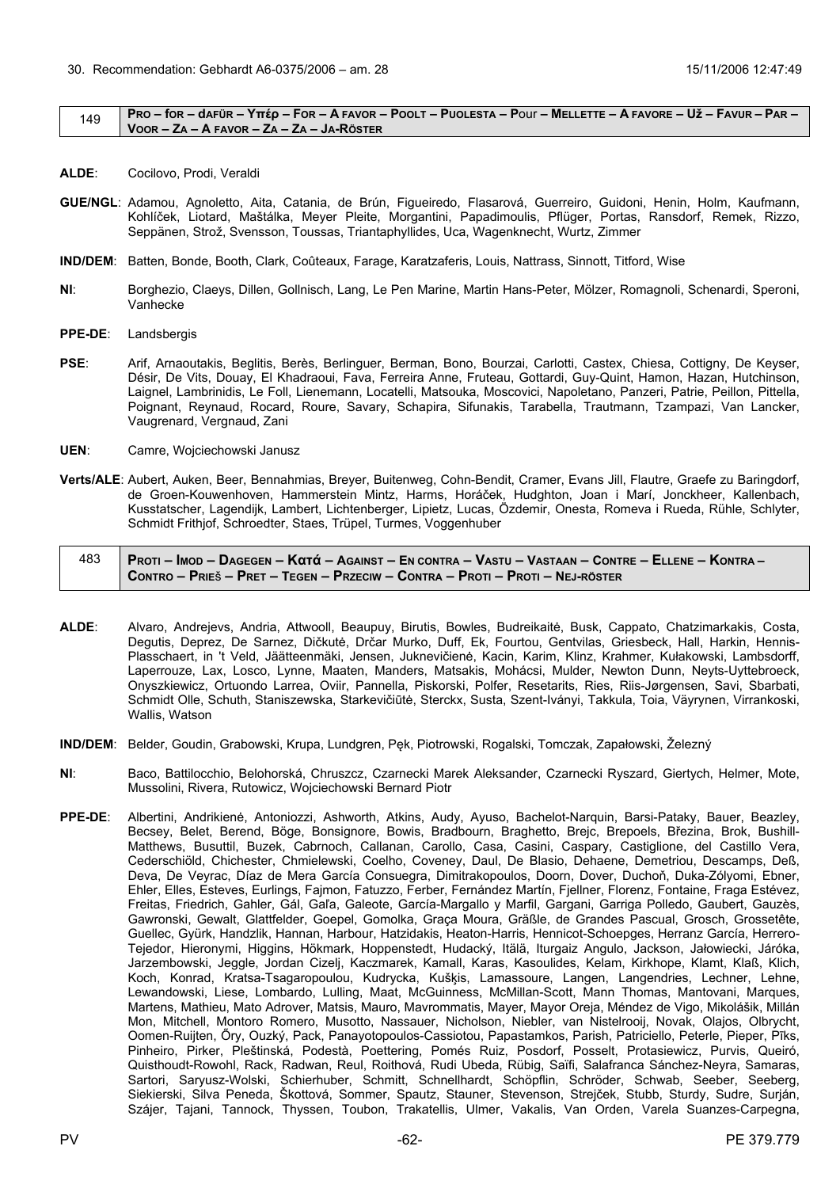30. Recommendation: Gebhardt A6-0375/2006 – am. 28 15/11/2006 12:47:49

| 149 | **Pro – for – dafür – Υπέρ – For – A favor – Poolt – Puolesta – Pour – Mellette – A favore – Už – Favur – Par – Voor – Za – A favor – Za – Za – Ja-röster** |
|---|---|

**ALDE**: Cocilovo, Prodi, Veraldi

**GUE/NGL**: Adamou, Agnoletto, Aita, Catania, de Brún, Figueiredo, Flasarová, Guerreiro, Guidoni, Henin, Holm, Kaufmann, Kohlíček, Liotard, Maštálka, Meyer Pleite, Morgantini, Papadimoulis, Pflüger, Portas, Ransdorf, Remek, Rizzo, Seppänen, Strož, Svensson, Toussas, Triantaphyllides, Uca, Wagenknecht, Wurtz, Zimmer

**IND/DEM**: Batten, Bonde, Booth, Clark, Coûteaux, Farage, Karatzaferis, Louis, Nattrass, Sinnott, Titford, Wise

**NI**: Borghezio, Claeys, Dillen, Gollnisch, Lang, Le Pen Marine, Martin Hans-Peter, Mölzer, Romagnoli, Schenardi, Speroni, Vanhecke

**PPE-DE**: Landsbergis

**PSE**: Arif, Arnaoutakis, Beglitis, Berès, Berlinguer, Berman, Bono, Bourzai, Carlotti, Castex, Chiesa, Cottigny, De Keyser, Désir, De Vits, Douay, El Khadraoui, Fava, Ferreira Anne, Fruteau, Gottardi, Guy-Quint, Hamon, Hazan, Hutchinson, Laignel, Lambrinidis, Le Foll, Lienemann, Locatelli, Matsouka, Moscovici, Napoletano, Panzeri, Patrie, Peillon, Pittella, Poignant, Reynaud, Rocard, Roure, Savary, Schapira, Sifunakis, Tarabella, Trautmann, Tzampazi, Van Lancker, Vaugrenard, Vergnaud, Zani

**UEN**: Camre, Wojciechowski Janusz

**Verts/ALE**: Aubert, Auken, Beer, Bennahmias, Breyer, Buitenweg, Cohn-Bendit, Cramer, Evans Jill, Flautre, Graefe zu Baringdorf, de Groen-Kouwenhoven, Hammerstein Mintz, Harms, Horáček, Hudghton, Joan i Marí, Jonckheer, Kallenbach, Kusstatscher, Lagendijk, Lambert, Lichtenberger, Lipietz, Lucas, Özdemir, Onesta, Romeva i Rueda, Rühle, Schlyter, Schmidt Frithjof, Schroedter, Staes, Trüpel, Turmes, Voggenhuber

| 483 | **Proti – Imod – Dagegen – Κατά – Against – En contra – Vastu – Vastaan – Contre – Ellene – Kontra – Contro – Prieš – Pret – Tegen – Przeciw – Contra – Proti – Proti – Nej-röster** |
|---|---|

**ALDE**: Alvaro, Andrejevs, Andria, Attwooll, Beaupuy, Birutis, Bowles, Budreikaitė, Busk, Cappato, Chatzimarkakis, Costa, Degutis, Deprez, De Sarnez, Dičkutė, Drčar Murko, Duff, Ek, Fourtou, Gentvilas, Griesbeck, Hall, Harkin, Hennis-Plasschaert, in 't Veld, Jäätteenmäki, Jensen, Juknevičienė, Kacin, Karim, Klinz, Krahmer, Kułakowski, Lambsdorff, Laperrouze, Lax, Losco, Lynne, Maaten, Manders, Matsakis, Mohácsi, Mulder, Newton Dunn, Neyts-Uyttebroeck, Onyszkiewicz, Ortuondo Larrea, Oviir, Pannella, Piskorski, Polfer, Resetarits, Ries, Riis-Jørgensen, Savi, Sbarbati, Schmidt Olle, Schuth, Staniszewska, Starkevičiūtė, Sterckx, Susta, Szent-Iványi, Takkula, Toia, Väyrynen, Virrankoski, Wallis, Watson

**IND/DEM**: Belder, Goudin, Grabowski, Krupa, Lundgren, Pęk, Piotrowski, Rogalski, Tomczak, Zapałowski, Železný

**NI**: Baco, Battilocchio, Belohorská, Chruszcz, Czarnecki Marek Aleksander, Czarnecki Ryszard, Giertych, Helmer, Mote, Mussolini, Rivera, Rutowicz, Wojciechowski Bernard Piotr

**PPE-DE**: Albertini, Andrikienė, Antoniozzi, Ashworth, Atkins, Audy, Ayuso, Bachelot-Narquin, Barsi-Pataky, Bauer, Beazley, Becsey, Belet, Berend, Böge, Bonsignore, Bowis, Bradbourn, Braghetto, Brejc, Brepoels, Březina, Brok, Bushill-Matthews, Busuttil, Buzek, Cabrnoch, Callanan, Carollo, Casa, Casini, Caspary, Castiglione, del Castillo Vera, Cederschiöld, Chichester, Chmielewski, Coelho, Coveney, Daul, De Blasio, Dehaene, Demetriou, Descamps, Deß, Deva, De Veyrac, Díaz de Mera García Consuegra, Dimitrakopoulos, Doorn, Dover, Duchoň, Duka-Zólyomi, Ebner, Ehler, Elles, Esteves, Eurlings, Fajmon, Fatuzzo, Ferber, Fernández Martín, Fjellner, Florenz, Fontaine, Fraga Estévez, Freitas, Friedrich, Gahler, Gál, Gaľa, Galeote, García-Margallo y Marfil, Gargani, Garriga Polledo, Gaubert, Gauzès, Gawronski, Gewalt, Glattfelder, Goepel, Gomolka, Graça Moura, Gräßle, de Grandes Pascual, Grosch, Grossetête, Guellec, Gyürk, Handzlik, Hannan, Harbour, Hatzidakis, Heaton-Harris, Hennicot-Schoepges, Herranz García, Herrero-Tejedor, Hieronymi, Higgins, Hökmark, Hoppenstedt, Hudacký, Itälä, Iturgaiz Angulo, Jackson, Jałowiecki, Járóka, Jarzembowski, Jeggle, Jordan Cizelj, Kaczmarek, Kamall, Karas, Kasoulides, Kelam, Kirkhope, Klamt, Klaß, Klich, Koch, Konrad, Kratsa-Tsagaropoulou, Kudrycka, Kušķis, Lamassoure, Langen, Langendries, Lechner, Lehne, Lewandowski, Liese, Lombardo, Lulling, Maat, McGuinness, McMillan-Scott, Mann Thomas, Mantovani, Marques, Martens, Mathieu, Mato Adrover, Matsis, Mauro, Mavrommatis, Mayer, Mayor Oreja, Méndez de Vigo, Mikolášik, Millán Mon, Mitchell, Montoro Romero, Musotto, Nassauer, Nicholson, Niebler, van Nistelrooij, Novak, Olajos, Olbrycht, Oomen-Ruijten, Őry, Ouzký, Pack, Panayotopoulos-Cassiotou, Papastamkos, Parish, Patriciello, Peterle, Pieper, Pīks, Pinheiro, Pirker, Pleštinská, Podestà, Poettering, Pomés Ruiz, Posdorf, Posselt, Protasiewicz, Purvis, Queiró, Quisthoudt-Rowohl, Rack, Radwan, Reul, Roithová, Rudi Ubeda, Rübig, Saïfi, Salafranca Sánchez-Neyra, Samaras, Sartori, Saryusz-Wolski, Schierhuber, Schmitt, Schnellhardt, Schöpflin, Schröder, Schwab, Seeber, Seeberg, Siekierski, Silva Peneda, Škottová, Sommer, Spautz, Stauner, Stevenson, Strejček, Stubb, Sturdy, Sudre, Surján, Szájer, Tajani, Tannock, Thyssen, Toubon, Trakatellis, Ulmer, Vakalis, Van Orden, Varela Suanzes-Carpegna,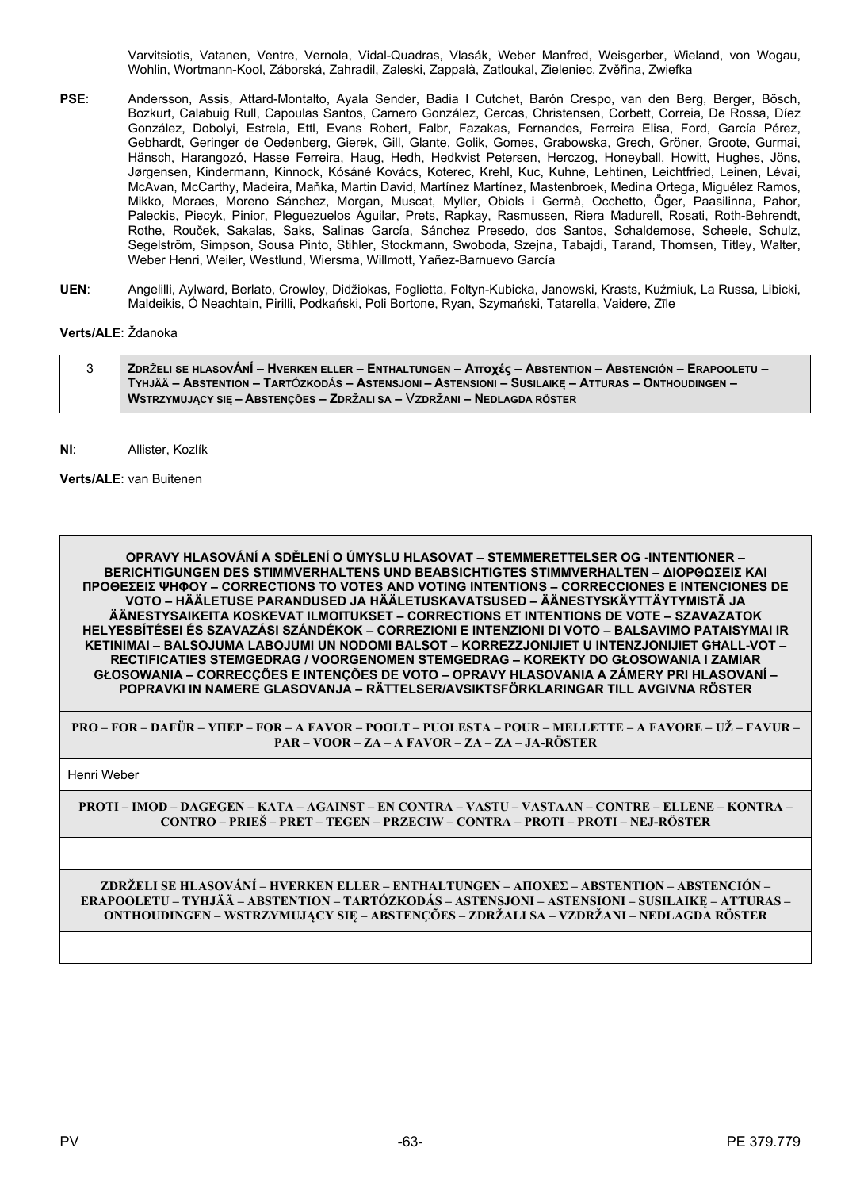Varvitsiotis, Vatanen, Ventre, Vernola, Vidal-Quadras, Vlasák, Weber Manfred, Weisgerber, Wieland, von Wogau, Wohlin, Wortmann-Kool, Záborská, Zahradil, Zaleski, Zappalà, Zatloukal, Zieleniec, Zvěřina, Zwiefka

**PSE**: Andersson, Assis, Attard-Montalto, Ayala Sender, Badia I Cutchet, Barón Crespo, van den Berg, Berger, Bösch, Bozkurt, Calabuig Rull, Capoulas Santos, Carnero González, Cercas, Christensen, Corbett, Correia, De Rossa, Díez González, Dobolyi, Estrela, Ettl, Evans Robert, Falbr, Fazakas, Fernandes, Ferreira Elisa, Ford, García Pérez, Gebhardt, Geringer de Oedenberg, Gierek, Gill, Glante, Golik, Gomes, Grabowska, Grech, Gröner, Groote, Gurmai, Hänsch, Harangozó, Hasse Ferreira, Haug, Hedh, Hedkvist Petersen, Herczog, Honeyball, Howitt, Hughes, Jöns, Jørgensen, Kindermann, Kinnock, Kósáné Kovács, Koterec, Krehl, Kuc, Kuhne, Lehtinen, Leichtfried, Leinen, Lévai, McAvan, McCarthy, Madeira, Maňka, Martin David, Martínez Martínez, Mastenbroek, Medina Ortega, Miguélez Ramos, Mikko, Moraes, Moreno Sánchez, Morgan, Muscat, Myller, Obiols i Germà, Occhetto, Öger, Paasilinna, Pahor, Paleckis, Piecyk, Pinior, Pleguezuelos Aguilar, Prets, Rapkay, Rasmussen, Riera Madurell, Rosati, Roth-Behrendt, Rothe, Rouček, Sakalas, Saks, Salinas García, Sánchez Presedo, dos Santos, Schaldemose, Scheele, Schulz, Segelström, Simpson, Sousa Pinto, Stihler, Stockmann, Swoboda, Szejna, Tabajdi, Tarand, Thomsen, Titley, Walter, Weber Henri, Weiler, Westlund, Wiersma, Willmott, Yañez-Barnuevo García

**UEN**: Angelilli, Aylward, Berlato, Crowley, Didžiokas, Foglietta, Foltyn-Kubicka, Janowski, Krasts, Kuźmiuk, La Russa, Libicki, Maldeikis, Ó Neachtain, Pirilli, Podkański, Poli Bortone, Ryan, Szymański, Tatarella, Vaidere, Zīle

**Verts/ALE**: Ždanoka

| | |
|---|---|
| 3 | **ZDRŽELI SE HLASOVÁNÍ – HVERKEN ELLER – ENTHALTUNGEN – Αποχές – ABSTENTION – ABSTENCIÓN – ERAPOOLETU – TYHJÄÄ – ABSTENTION – TARTÓZKODÁS – ASTENSJONI – ASTENSIONI – SUSILAIKĘ – ATTURAS – ONTHOUDINGEN – WSTRZYMUJĄCY SIĘ – ABSTENÇÕES – ZDRŽALI SA – VZDRŽANI – NEDLAGDA RÖSTER** |

**NI**: Allister, Kozlík

**Verts/ALE**: van Buitenen

| **OPRAVY HLASOVÁNÍ A SDĚLENÍ O ÚMYSLU HLASOVAT – STEMMERETTELSER OG -INTENTIONER – BERICHTIGUNGEN DES STIMMVERHALTENS UND BEABSICHTIGTES STIMMVERHALTEN – ΔΙΟΡΘΩΣΕΙΣ ΚΑΙ ΠΡΟΘΕΣΕΙΣ ΨΗΦΟΥ – CORRECTIONS TO VOTES AND VOTING INTENTIONS – CORRECCIONES E INTENCIONES DE VOTO – HÄÄLETUSE PARANDUSED JA HÄÄLETUSKAVATSUSED – ÄÄNESTYSKÄYTTÄYTYMISTÄ JA ÄÄNESTYSAIKEITA KOSKEVAT ILMOITUKSET – CORRECTIONS ET INTENTIONS DE VOTE – SZAVAZATOK HELYESBÍTÉSEI ÉS SZAVAZÁSI SZÁNDÉKOK – CORREZIONI E INTENZIONI DI VOTO – BALSAVIMO PATAISYMAI IR KETINIMAI – BALSOJUMA LABOJUMI UN NODOMI BALSOT – KORREZZJONIJIET U INTENZJONIJIET GĦALL-VOT – RECTIFICATIES STEMGEDRAG / VOORGENOMEN STEMGEDRAG – KOREKTY DO GŁOSOWANIA I ZAMIAR GŁOSOWANIA – CORRECÇÕES E INTENÇÕES DE VOTO – OPRAVY HLASOVANIA A ZÁMERY PRI HLASOVANÍ – POPRAVKI IN NAMERE GLASOVANJA – RÄTTELSER/AVSIKTSFÖRKLARINGAR TILL AVGIVNA RÖSTER** |
|---|
| **PRO – FOR – DAFÜR – ΥΠΕΡ – FOR – A FAVOR – POOLT – PUOLESTA – POUR – MELLETTE – A FAVORE – UŽ – FAVUR – PAR – VOOR – ZA – A FAVOR – ZA – ZA – JA-RÖSTER** |
| Henri Weber |
| **PROTI – IMOD – DAGEGEN – ΚΑΤΑ – AGAINST – EN CONTRA – VASTU – VASTAAN – CONTRE – ELLENE – KONTRA – CONTRO – PRIEŠ – PRET – TEGEN – PRZECIW – CONTRA – PROTI – PROTI – NEJ-RÖSTER** |
| |
| **ZDRŽELI SE HLASOVÁNÍ – HVERKEN ELLER – ENTHALTUNGEN – ΑΠΟΧΕΣ – ABSTENTION – ABSTENCIÓN – ERAPOOLETU – TYHJÄÄ – ABSTENTION – TARTÓZKODÁS – ASTENSJONI – ASTENSIONI – SUSILAIKĘ – ATTURAS – ONTHOUDINGEN – WSTRZYMUJĄCY SIĘ – ABSTENÇÕES – ZDRŽALI SA – VZDRŽANI – NEDLAGDA RÖSTER** |
| |